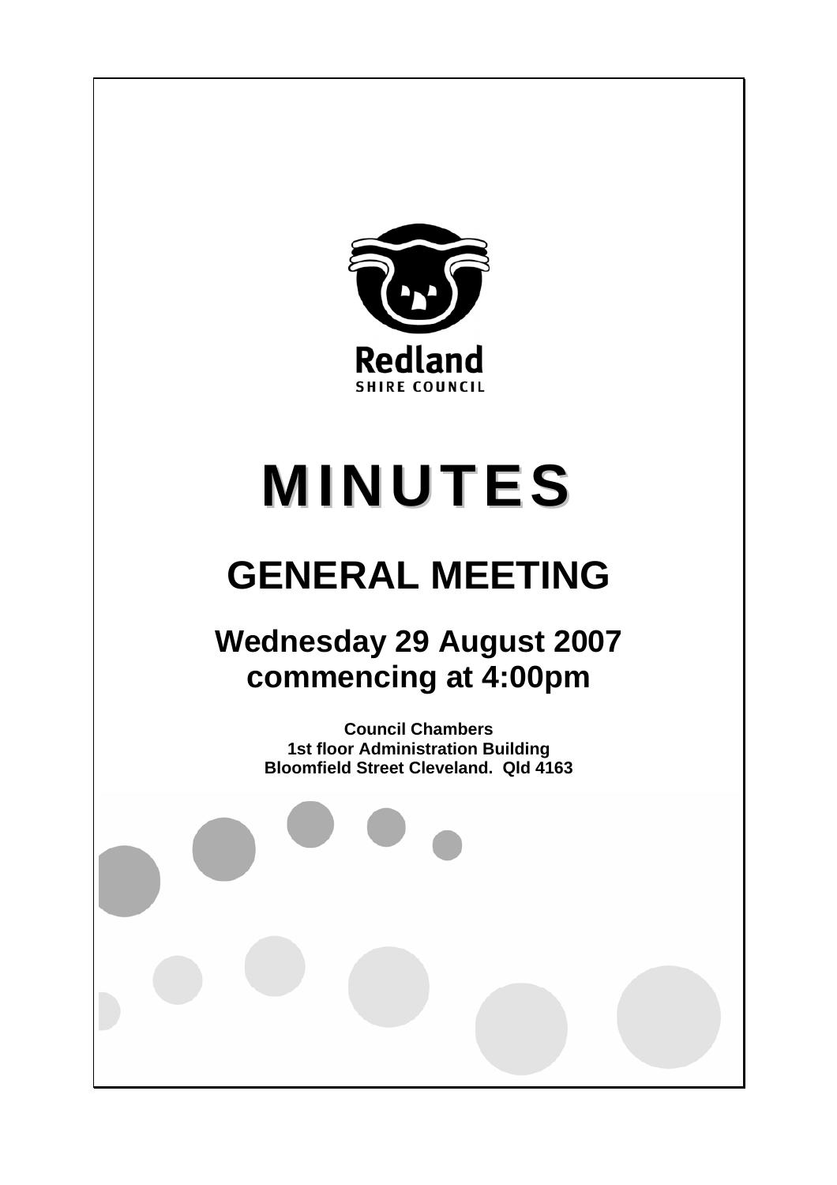Redland
SHIRE COUNCIL

# MINUTES

# GENERAL MEETING

## Wednesday 29 August 2007 commencing at 4:00pm

**Council Chambers**
**1st floor Administration Building**
**Bloomfield Street Cleveland. Qld 4163**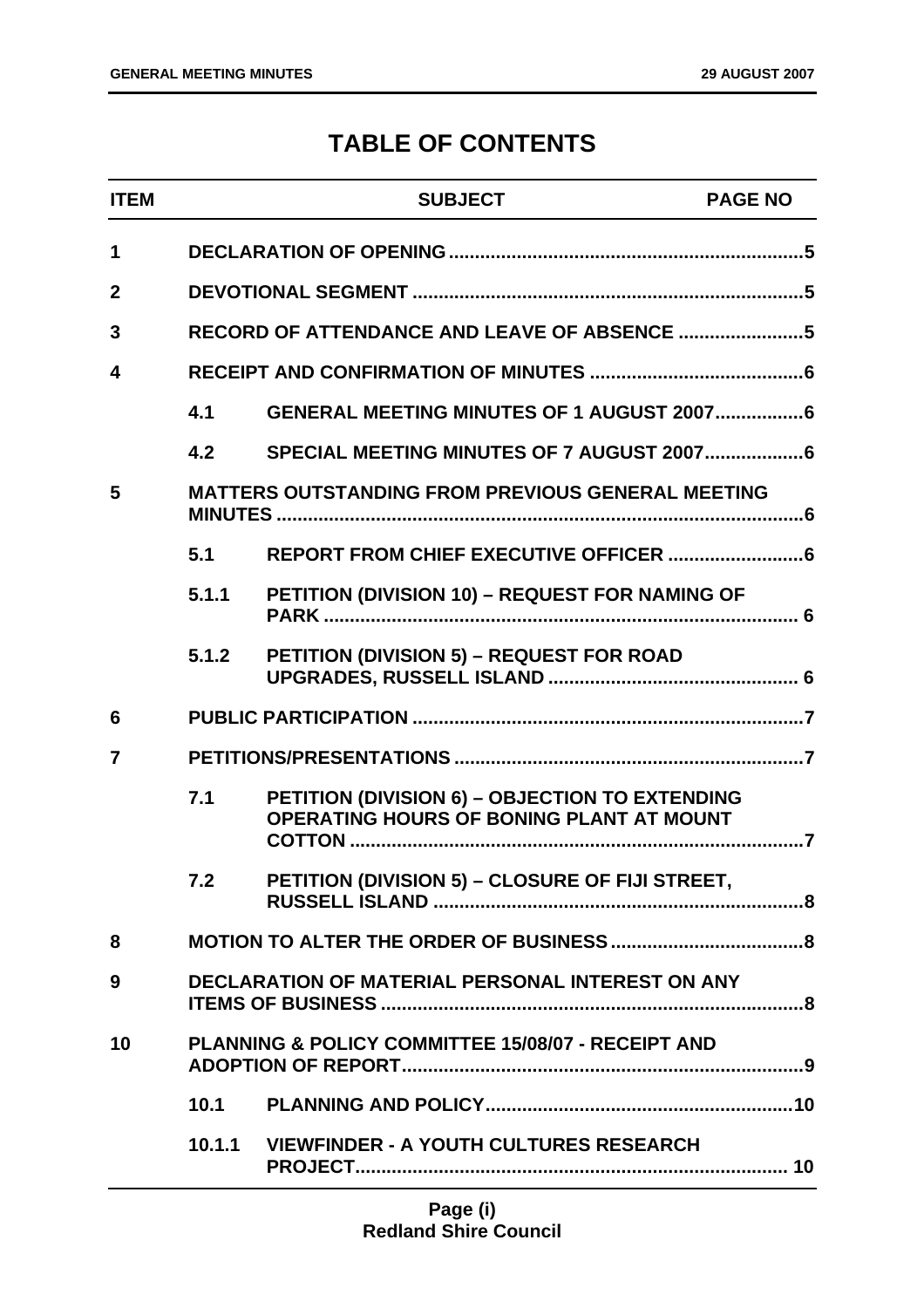# TABLE OF CONTENTS

| ITEM | | SUBJECT | PAGE NO |
|---|---|---|---|
| 1 | | DECLARATION OF OPENING | 5 |
| 2 | | DEVOTIONAL SEGMENT | 5 |
| 3 | | RECORD OF ATTENDANCE AND LEAVE OF ABSENCE | 5 |
| 4 | | RECEIPT AND CONFIRMATION OF MINUTES | 6 |
| | 4.1 | GENERAL MEETING MINUTES OF 1 AUGUST 2007 | 6 |
| | 4.2 | SPECIAL MEETING MINUTES OF 7 AUGUST 2007 | 6 |
| 5 | | MATTERS OUTSTANDING FROM PREVIOUS GENERAL MEETING MINUTES | 6 |
| | 5.1 | REPORT FROM CHIEF EXECUTIVE OFFICER | 6 |
| | 5.1.1 | PETITION (DIVISION 10) – REQUEST FOR NAMING OF PARK | 6 |
| | 5.1.2 | PETITION (DIVISION 5) – REQUEST FOR ROAD UPGRADES, RUSSELL ISLAND | 6 |
| 6 | | PUBLIC PARTICIPATION | 7 |
| 7 | | PETITIONS/PRESENTATIONS | 7 |
| | 7.1 | PETITION (DIVISION 6) – OBJECTION TO EXTENDING OPERATING HOURS OF BONING PLANT AT MOUNT COTTON | 7 |
| | 7.2 | PETITION (DIVISION 5) – CLOSURE OF FIJI STREET, RUSSELL ISLAND | 8 |
| 8 | | MOTION TO ALTER THE ORDER OF BUSINESS | 8 |
| 9 | | DECLARATION OF MATERIAL PERSONAL INTEREST ON ANY ITEMS OF BUSINESS | 8 |
| 10 | | PLANNING & POLICY COMMITTEE 15/08/07 - RECEIPT AND ADOPTION OF REPORT | 9 |
| | 10.1 | PLANNING AND POLICY | 10 |
| | 10.1.1 | VIEWFINDER - A YOUTH CULTURES RESEARCH PROJECT | 10 |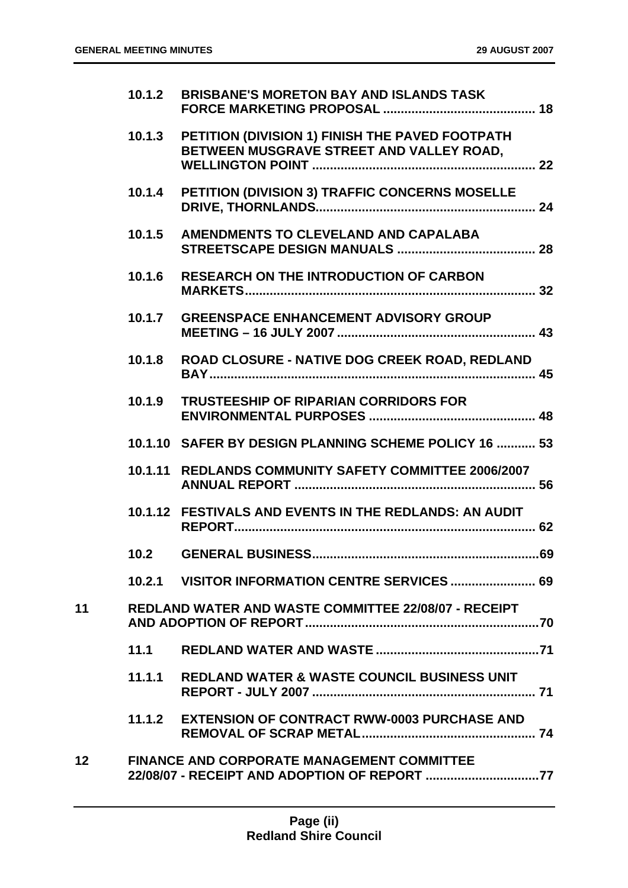| | | |
|---|---|---|
| 10.1.2 | BRISBANE'S MORETON BAY AND ISLANDS TASK FORCE MARKETING PROPOSAL | 18 |
| 10.1.3 | PETITION (DIVISION 1) FINISH THE PAVED FOOTPATH BETWEEN MUSGRAVE STREET AND VALLEY ROAD, WELLINGTON POINT | 22 |
| 10.1.4 | PETITION (DIVISION 3) TRAFFIC CONCERNS MOSELLE DRIVE, THORNLANDS | 24 |
| 10.1.5 | AMENDMENTS TO CLEVELAND AND CAPALABA STREETSCAPE DESIGN MANUALS | 28 |
| 10.1.6 | RESEARCH ON THE INTRODUCTION OF CARBON MARKETS | 32 |
| 10.1.7 | GREENSPACE ENHANCEMENT ADVISORY GROUP MEETING – 16 JULY 2007 | 43 |
| 10.1.8 | ROAD CLOSURE - NATIVE DOG CREEK ROAD, REDLAND BAY | 45 |
| 10.1.9 | TRUSTEESHIP OF RIPARIAN CORRIDORS FOR ENVIRONMENTAL PURPOSES | 48 |
| 10.1.10 | SAFER BY DESIGN PLANNING SCHEME POLICY 16 | 53 |
| 10.1.11 | REDLANDS COMMUNITY SAFETY COMMITTEE 2006/2007 ANNUAL REPORT | 56 |
| 10.1.12 | FESTIVALS AND EVENTS IN THE REDLANDS: AN AUDIT REPORT | 62 |
| 10.2 | GENERAL BUSINESS | 69 |
| 10.2.1 | VISITOR INFORMATION CENTRE SERVICES | 69 |

| | | |
|---|---|---|
| 11 | REDLAND WATER AND WASTE COMMITTEE 22/08/07 - RECEIPT AND ADOPTION OF REPORT | 70 |
| 11.1 | REDLAND WATER AND WASTE | 71 |
| 11.1.1 | REDLAND WATER & WASTE COUNCIL BUSINESS UNIT REPORT - JULY 2007 | 71 |
| 11.1.2 | EXTENSION OF CONTRACT RWW-0003 PURCHASE AND REMOVAL OF SCRAP METAL | 74 |
| 12 | FINANCE AND CORPORATE MANAGEMENT COMMITTEE 22/08/07 - RECEIPT AND ADOPTION OF REPORT | 77 |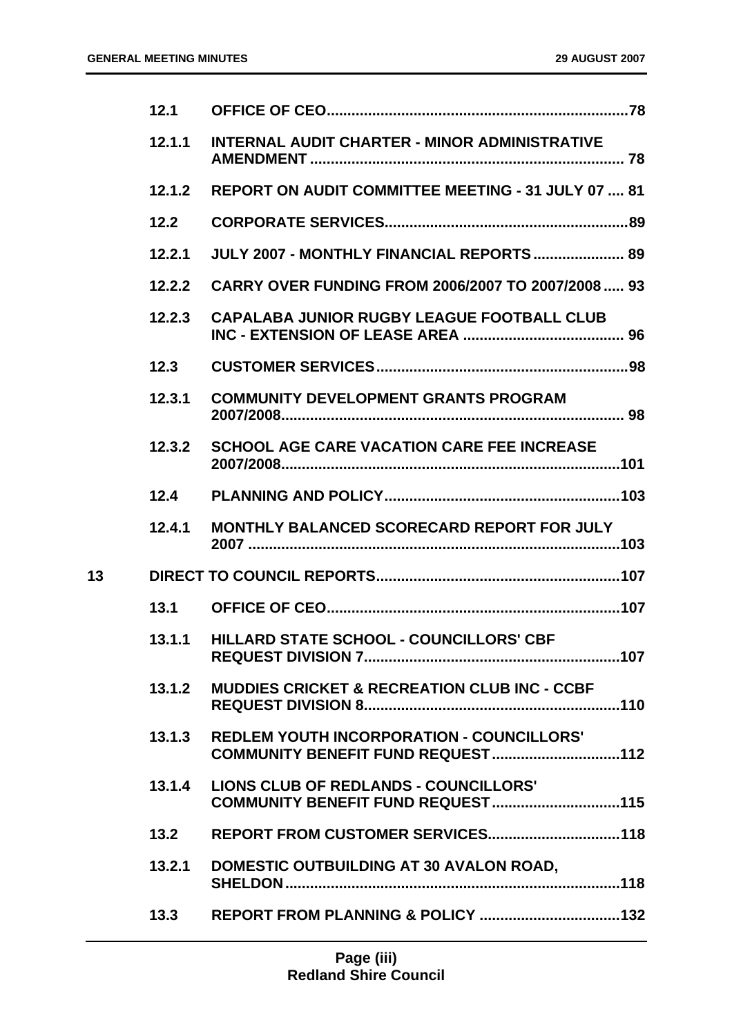| | | |
|---|---|---|
| | **12.1** | **OFFICE OF CEO........................................................................78** |
| | **12.1.1** | **INTERNAL AUDIT CHARTER - MINOR ADMINISTRATIVE AMENDMENT........................................................................... 78** |
| | **12.1.2** | **REPORT ON AUDIT COMMITTEE MEETING - 31 JULY 07 .... 81** |
| | **12.2** | **CORPORATE SERVICES..........................................................89** |
| | **12.2.1** | **JULY 2007 - MONTHLY FINANCIAL REPORTS ...................... 89** |
| | **12.2.2** | **CARRY OVER FUNDING FROM 2006/2007 TO 2007/2008 ..... 93** |
| | **12.2.3** | **CAPALABA JUNIOR RUGBY LEAGUE FOOTBALL CLUB INC - EXTENSION OF LEASE AREA ....................................... 96** |
| | **12.3** | **CUSTOMER SERVICES............................................................98** |
| | **12.3.1** | **COMMUNITY DEVELOPMENT GRANTS PROGRAM 2007/2008.................................................................................. 98** |
| | **12.3.2** | **SCHOOL AGE CARE VACATION CARE FEE INCREASE 2007/2008.................................................................................101** |
| | **12.4** | **PLANNING AND POLICY........................................................103** |
| | **12.4.1** | **MONTHLY BALANCED SCORECARD REPORT FOR JULY 2007 .........................................................................................103** |
| **13** | | **DIRECT TO COUNCIL REPORTS..........................................................107** |
| | **13.1** | **OFFICE OF CEO......................................................................107** |
| | **13.1.1** | **HILLARD STATE SCHOOL - COUNCILLORS' CBF REQUEST DIVISION 7.............................................................107** |
| | **13.1.2** | **MUDDIES CRICKET & RECREATION CLUB INC - CCBF REQUEST DIVISION 8.............................................................110** |
| | **13.1.3** | **REDLEM YOUTH INCORPORATION - COUNCILLORS' COMMUNITY BENEFIT FUND REQUEST...............................112** |
| | **13.1.4** | **LIONS CLUB OF REDLANDS - COUNCILLORS' COMMUNITY BENEFIT FUND REQUEST...............................115** |
| | **13.2** | **REPORT FROM CUSTOMER SERVICES................................118** |
| | **13.2.1** | **DOMESTIC OUTBUILDING AT 30 AVALON ROAD, SHELDON.................................................................................118** |
| | **13.3** | **REPORT FROM PLANNING & POLICY ..................................132** |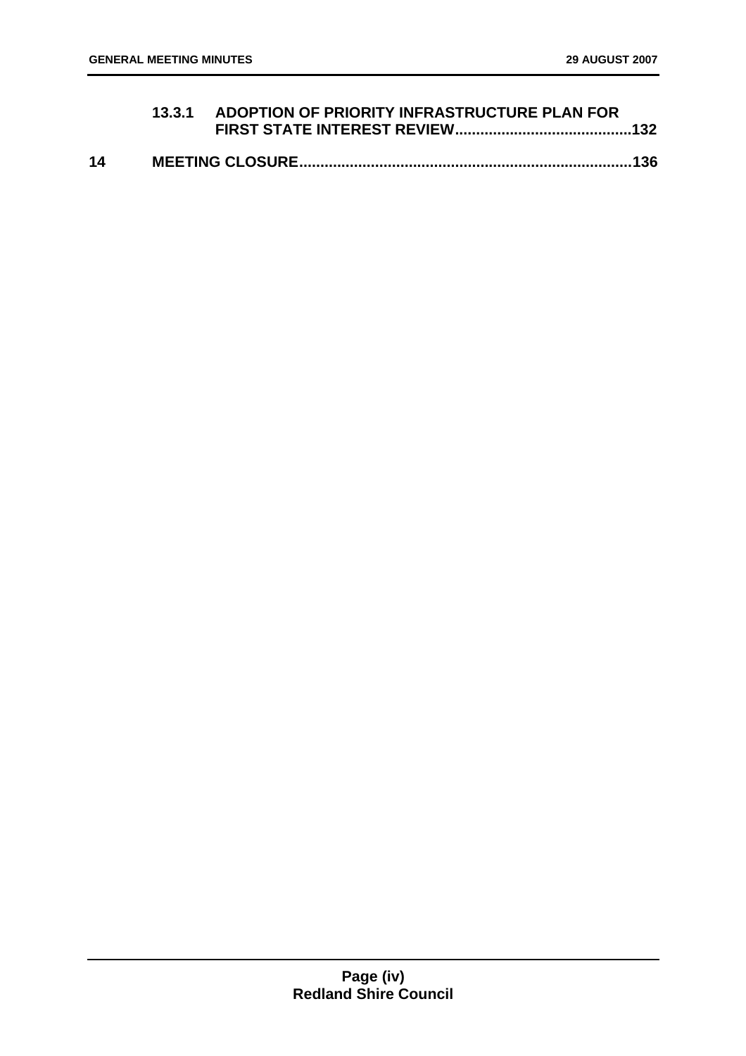**13.3.1 ADOPTION OF PRIORITY INFRASTRUCTURE PLAN FOR FIRST STATE INTEREST REVIEW.........................................132**

**14 MEETING CLOSURE..............................................................................136**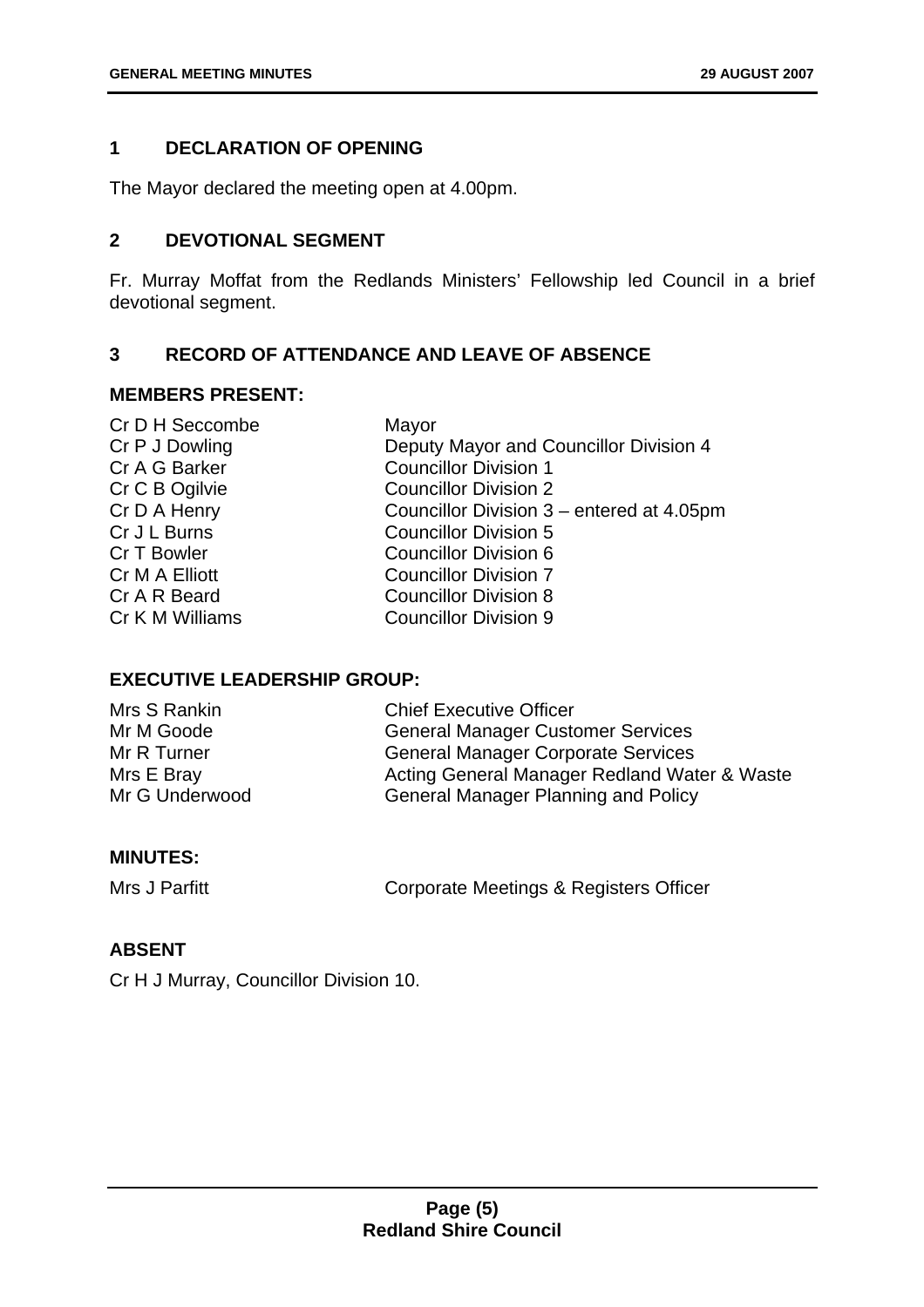## 1 DECLARATION OF OPENING

The Mayor declared the meeting open at 4.00pm.

## 2 DEVOTIONAL SEGMENT

Fr. Murray Moffat from the Redlands Ministers' Fellowship led Council in a brief devotional segment.

## 3 RECORD OF ATTENDANCE AND LEAVE OF ABSENCE

### MEMBERS PRESENT:

| | |
|---|---|
| Cr D H Seccombe | Mayor |
| Cr P J Dowling | Deputy Mayor and Councillor Division 4 |
| Cr A G Barker | Councillor Division 1 |
| Cr C B Ogilvie | Councillor Division 2 |
| Cr D A Henry | Councillor Division 3 – entered at 4.05pm |
| Cr J L Burns | Councillor Division 5 |
| Cr T Bowler | Councillor Division 6 |
| Cr M A Elliott | Councillor Division 7 |
| Cr A R Beard | Councillor Division 8 |
| Cr K M Williams | Councillor Division 9 |

### EXECUTIVE LEADERSHIP GROUP:

| | |
|---|---|
| Mrs S Rankin | Chief Executive Officer |
| Mr M Goode | General Manager Customer Services |
| Mr R Turner | General Manager Corporate Services |
| Mrs E Bray | Acting General Manager Redland Water & Waste |
| Mr G Underwood | General Manager Planning and Policy |

### MINUTES:

| | |
|---|---|
| Mrs J Parfitt | Corporate Meetings & Registers Officer |

### ABSENT

Cr H J Murray, Councillor Division 10.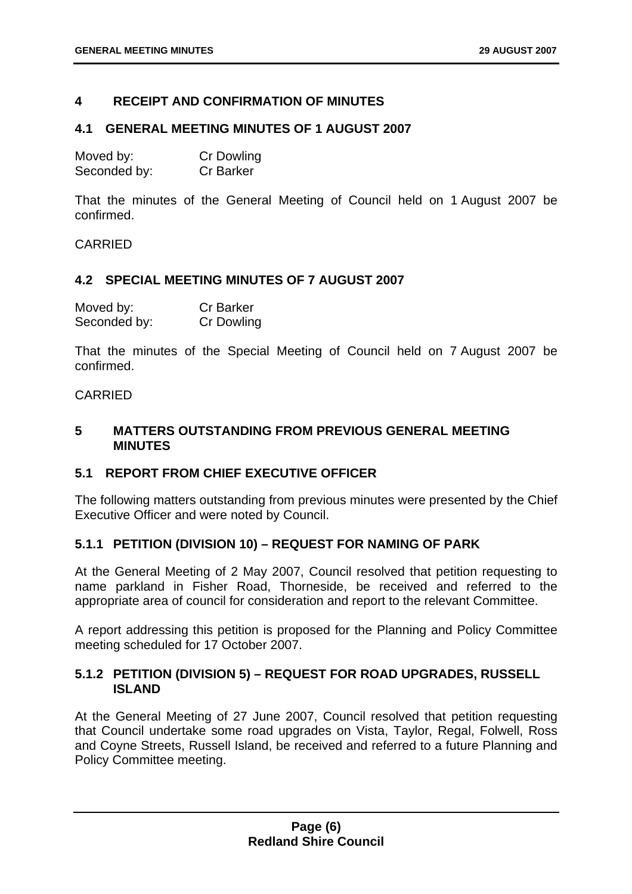## 4 RECEIPT AND CONFIRMATION OF MINUTES

### 4.1 GENERAL MEETING MINUTES OF 1 AUGUST 2007

Moved by: Cr Dowling
Seconded by: Cr Barker

That the minutes of the General Meeting of Council held on 1 August 2007 be confirmed.

CARRIED

### 4.2 SPECIAL MEETING MINUTES OF 7 AUGUST 2007

Moved by: Cr Barker
Seconded by: Cr Dowling

That the minutes of the Special Meeting of Council held on 7 August 2007 be confirmed.

CARRIED

## 5 MATTERS OUTSTANDING FROM PREVIOUS GENERAL MEETING MINUTES

### 5.1 REPORT FROM CHIEF EXECUTIVE OFFICER

The following matters outstanding from previous minutes were presented by the Chief Executive Officer and were noted by Council.

#### 5.1.1 PETITION (DIVISION 10) – REQUEST FOR NAMING OF PARK

At the General Meeting of 2 May 2007, Council resolved that petition requesting to name parkland in Fisher Road, Thorneside, be received and referred to the appropriate area of council for consideration and report to the relevant Committee.

A report addressing this petition is proposed for the Planning and Policy Committee meeting scheduled for 17 October 2007.

#### 5.1.2 PETITION (DIVISION 5) – REQUEST FOR ROAD UPGRADES, RUSSELL ISLAND

At the General Meeting of 27 June 2007, Council resolved that petition requesting that Council undertake some road upgrades on Vista, Taylor, Regal, Folwell, Ross and Coyne Streets, Russell Island, be received and referred to a future Planning and Policy Committee meeting.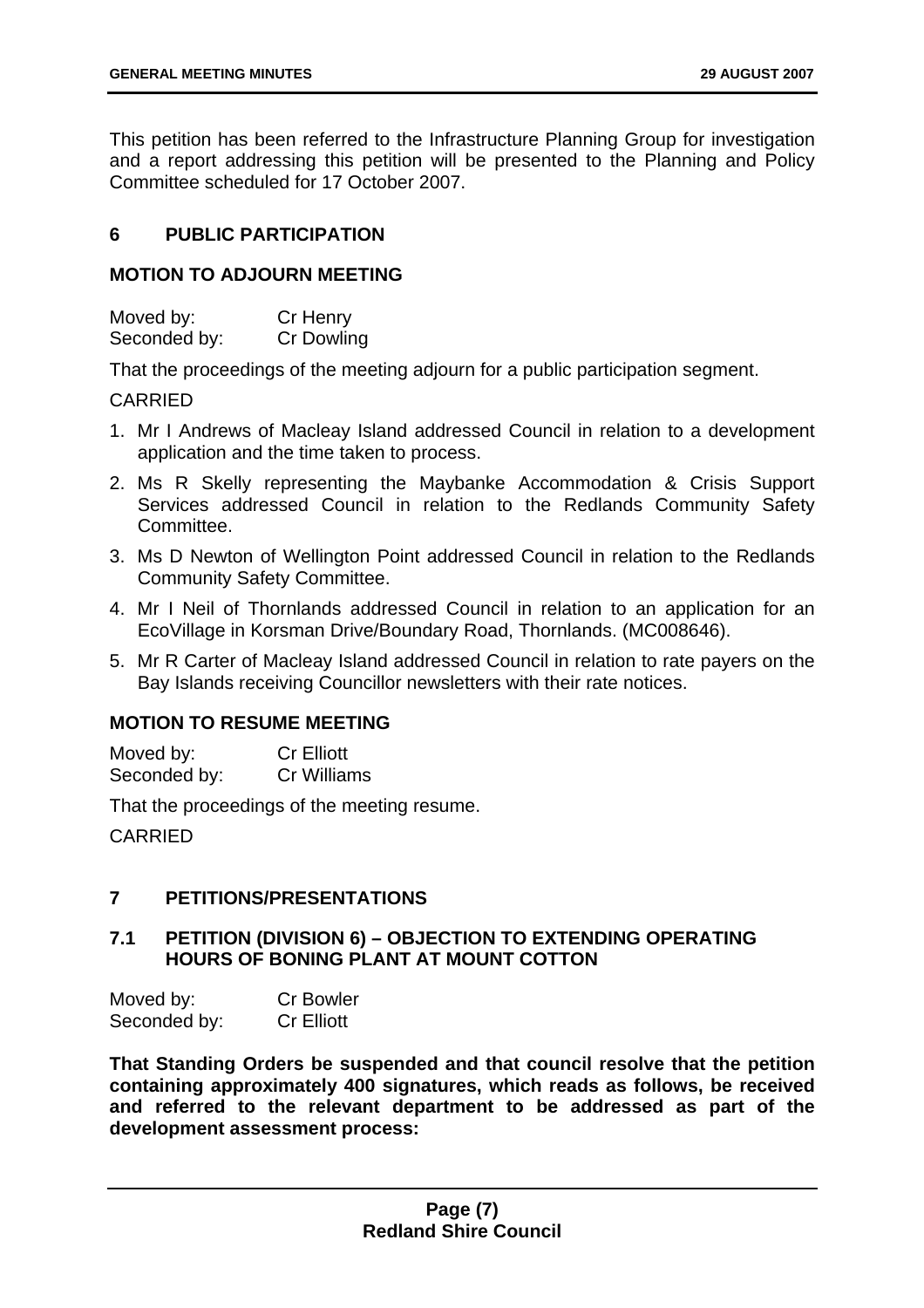This petition has been referred to the Infrastructure Planning Group for investigation and a report addressing this petition will be presented to the Planning and Policy Committee scheduled for 17 October 2007.

## 6 PUBLIC PARTICIPATION

### MOTION TO ADJOURN MEETING

Moved by: Cr Henry
Seconded by: Cr Dowling

That the proceedings of the meeting adjourn for a public participation segment.

CARRIED

1. Mr I Andrews of Macleay Island addressed Council in relation to a development application and the time taken to process.
2. Ms R Skelly representing the Maybanke Accommodation & Crisis Support Services addressed Council in relation to the Redlands Community Safety Committee.
3. Ms D Newton of Wellington Point addressed Council in relation to the Redlands Community Safety Committee.
4. Mr I Neil of Thornlands addressed Council in relation to an application for an EcoVillage in Korsman Drive/Boundary Road, Thornlands. (MC008646).
5. Mr R Carter of Macleay Island addressed Council in relation to rate payers on the Bay Islands receiving Councillor newsletters with their rate notices.

### MOTION TO RESUME MEETING

Moved by: Cr Elliott
Seconded by: Cr Williams

That the proceedings of the meeting resume.

CARRIED

## 7 PETITIONS/PRESENTATIONS

### 7.1 PETITION (DIVISION 6) – OBJECTION TO EXTENDING OPERATING HOURS OF BONING PLANT AT MOUNT COTTON

Moved by: Cr Bowler
Seconded by: Cr Elliott

**That Standing Orders be suspended and that council resolve that the petition containing approximately 400 signatures, which reads as follows, be received and referred to the relevant department to be addressed as part of the development assessment process:**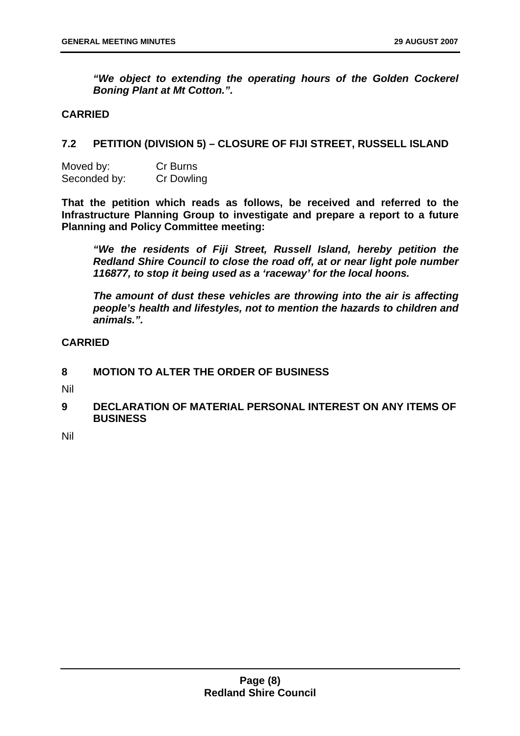***"We object to extending the operating hours of the Golden Cockerel Boning Plant at Mt Cotton.".***

**CARRIED**

## 7.2 PETITION (DIVISION 5) – CLOSURE OF FIJI STREET, RUSSELL ISLAND

Moved by: Cr Burns
Seconded by: Cr Dowling

**That the petition which reads as follows, be received and referred to the Infrastructure Planning Group to investigate and prepare a report to a future Planning and Policy Committee meeting:**

> ***"We the residents of Fiji Street, Russell Island, hereby petition the Redland Shire Council to close the road off, at or near light pole number 116877, to stop it being used as a 'raceway' for the local hoons.***
>
> ***The amount of dust these vehicles are throwing into the air is affecting people's health and lifestyles, not to mention the hazards to children and animals.".***

**CARRIED**

# 8 MOTION TO ALTER THE ORDER OF BUSINESS

Nil

# 9 DECLARATION OF MATERIAL PERSONAL INTEREST ON ANY ITEMS OF BUSINESS

Nil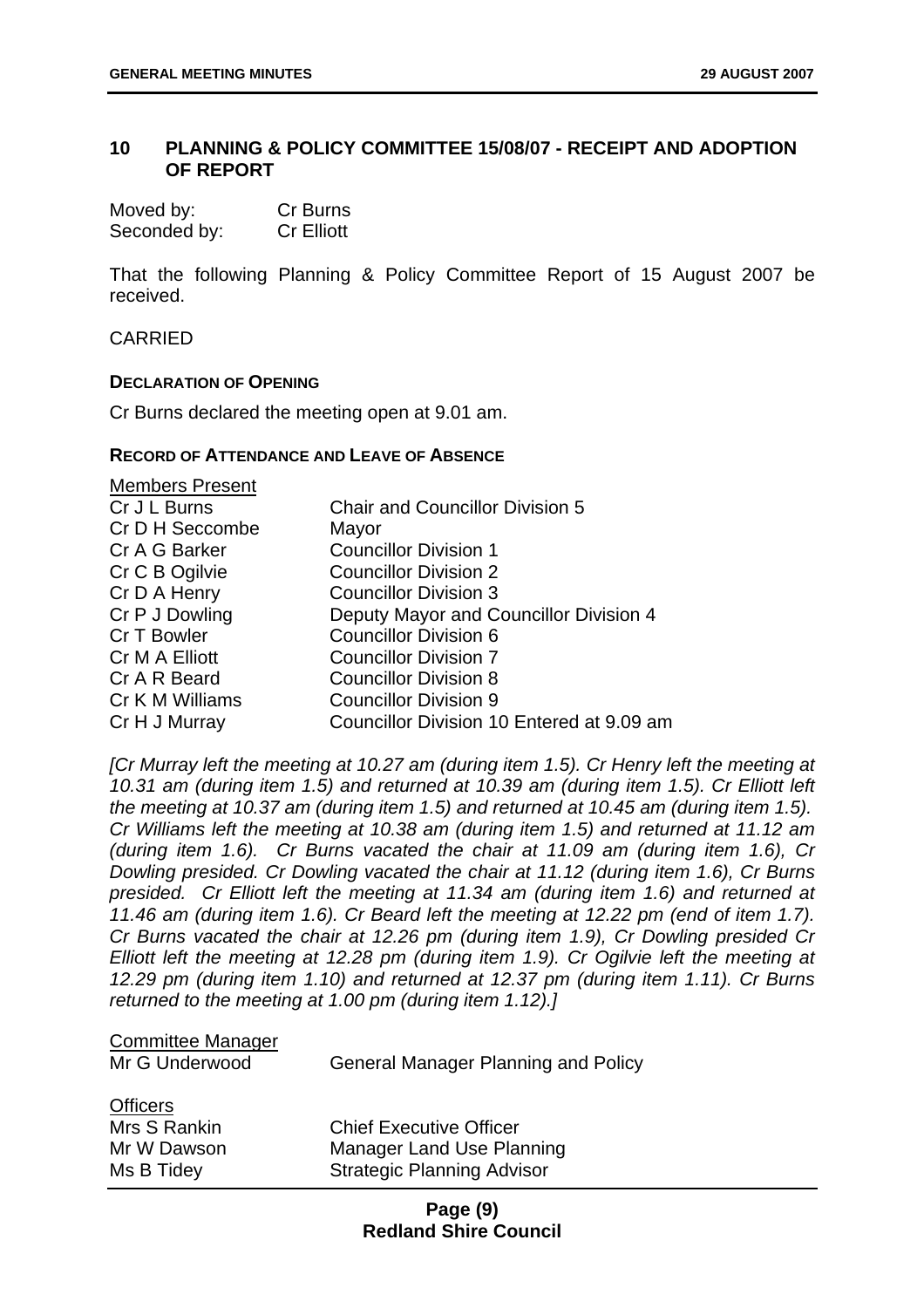## 10 PLANNING & POLICY COMMITTEE 15/08/07 - RECEIPT AND ADOPTION OF REPORT

Moved by: Cr Burns
Seconded by: Cr Elliott

That the following Planning & Policy Committee Report of 15 August 2007 be received.

CARRIED

**DECLARATION OF OPENING**

Cr Burns declared the meeting open at 9.01 am.

**RECORD OF ATTENDANCE AND LEAVE OF ABSENCE**

Members Present

| | |
|---|---|
| Cr J L Burns | Chair and Councillor Division 5 |
| Cr D H Seccombe | Mayor |
| Cr A G Barker | Councillor Division 1 |
| Cr C B Ogilvie | Councillor Division 2 |
| Cr D A Henry | Councillor Division 3 |
| Cr P J Dowling | Deputy Mayor and Councillor Division 4 |
| Cr T Bowler | Councillor Division 6 |
| Cr M A Elliott | Councillor Division 7 |
| Cr A R Beard | Councillor Division 8 |
| Cr K M Williams | Councillor Division 9 |
| Cr H J Murray | Councillor Division 10 Entered at 9.09 am |

*[Cr Murray left the meeting at 10.27 am (during item 1.5). Cr Henry left the meeting at 10.31 am (during item 1.5) and returned at 10.39 am (during item 1.5). Cr Elliott left the meeting at 10.37 am (during item 1.5) and returned at 10.45 am (during item 1.5). Cr Williams left the meeting at 10.38 am (during item 1.5) and returned at 11.12 am (during item 1.6). Cr Burns vacated the chair at 11.09 am (during item 1.6), Cr Dowling presided. Cr Dowling vacated the chair at 11.12 (during item 1.6), Cr Burns presided. Cr Elliott left the meeting at 11.34 am (during item 1.6) and returned at 11.46 am (during item 1.6). Cr Beard left the meeting at 12.22 pm (end of item 1.7). Cr Burns vacated the chair at 12.26 pm (during item 1.9), Cr Dowling presided Cr Elliott left the meeting at 12.28 pm (during item 1.9). Cr Ogilvie left the meeting at 12.29 pm (during item 1.10) and returned at 12.37 pm (during item 1.11). Cr Burns returned to the meeting at 1.00 pm (during item 1.12).]*

Committee Manager

| | |
|---|---|
| Mr G Underwood | General Manager Planning and Policy |

Officers

| | |
|---|---|
| Mrs S Rankin | Chief Executive Officer |
| Mr W Dawson | Manager Land Use Planning |
| Ms B Tidey | Strategic Planning Advisor |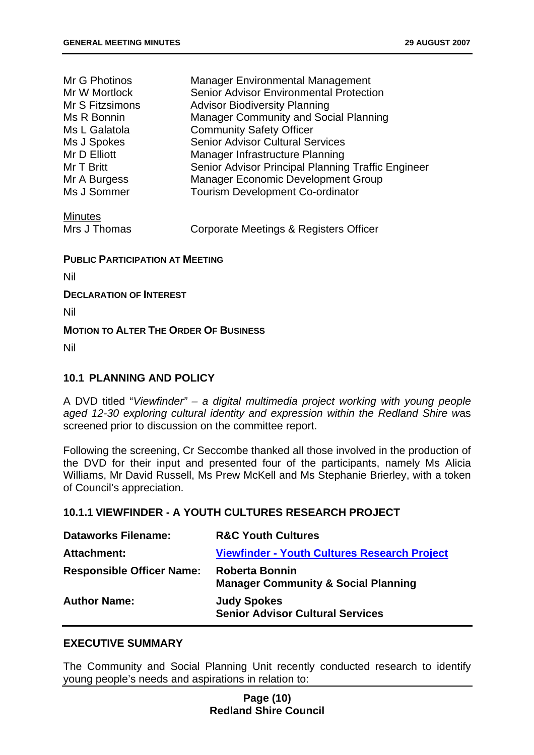| | |
|---|---|
| Mr G Photinos | Manager Environmental Management |
| Mr W Mortlock | Senior Advisor Environmental Protection |
| Mr S Fitzsimons | Advisor Biodiversity Planning |
| Ms R Bonnin | Manager Community and Social Planning |
| Ms L Galatola | Community Safety Officer |
| Ms J Spokes | Senior Advisor Cultural Services |
| Mr D Elliott | Manager Infrastructure Planning |
| Mr T Britt | Senior Advisor Principal Planning Traffic Engineer |
| Mr A Burgess | Manager Economic Development Group |
| Ms J Sommer | Tourism Development Co-ordinator |

Minutes

| | |
|---|---|
| Mrs J Thomas | Corporate Meetings & Registers Officer |

**PUBLIC PARTICIPATION AT MEETING**

Nil

**DECLARATION OF INTEREST**

Nil

**MOTION TO ALTER THE ORDER OF BUSINESS**

Nil

## 10.1 PLANNING AND POLICY

A DVD titled "*Viewfinder" – a digital multimedia project working with young people aged 12-30 exploring cultural identity and expression within the Redland Shire w*as screened prior to discussion on the committee report.

Following the screening, Cr Seccombe thanked all those involved in the production of the DVD for their input and presented four of the participants, namely Ms Alicia Williams, Mr David Russell, Ms Prew McKell and Ms Stephanie Brierley, with a token of Council's appreciation.

### 10.1.1 VIEWFINDER - A YOUTH CULTURES RESEARCH PROJECT

| | |
|---|---|
| **Dataworks Filename:** | **R&C Youth Cultures** |
| **Attachment:** | **Viewfinder - Youth Cultures Research Project** |
| **Responsible Officer Name:** | **Roberta Bonnin**<br>**Manager Community & Social Planning** |
| **Author Name:** | **Judy Spokes**<br>**Senior Advisor Cultural Services** |

**EXECUTIVE SUMMARY**

The Community and Social Planning Unit recently conducted research to identify young people's needs and aspirations in relation to: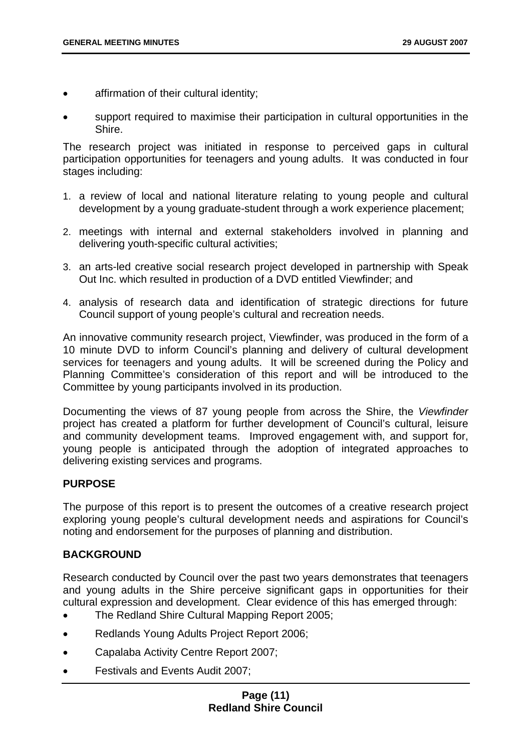- affirmation of their cultural identity;
- support required to maximise their participation in cultural opportunities in the Shire.

The research project was initiated in response to perceived gaps in cultural participation opportunities for teenagers and young adults. It was conducted in four stages including:

1. a review of local and national literature relating to young people and cultural development by a young graduate-student through a work experience placement;
2. meetings with internal and external stakeholders involved in planning and delivering youth-specific cultural activities;
3. an arts-led creative social research project developed in partnership with Speak Out Inc. which resulted in production of a DVD entitled Viewfinder; and
4. analysis of research data and identification of strategic directions for future Council support of young people's cultural and recreation needs.

An innovative community research project, Viewfinder, was produced in the form of a 10 minute DVD to inform Council's planning and delivery of cultural development services for teenagers and young adults. It will be screened during the Policy and Planning Committee's consideration of this report and will be introduced to the Committee by young participants involved in its production.

Documenting the views of 87 young people from across the Shire, the *Viewfinder* project has created a platform for further development of Council's cultural, leisure and community development teams. Improved engagement with, and support for, young people is anticipated through the adoption of integrated approaches to delivering existing services and programs.

**PURPOSE**

The purpose of this report is to present the outcomes of a creative research project exploring young people's cultural development needs and aspirations for Council's noting and endorsement for the purposes of planning and distribution.

**BACKGROUND**

Research conducted by Council over the past two years demonstrates that teenagers and young adults in the Shire perceive significant gaps in opportunities for their cultural expression and development. Clear evidence of this has emerged through:

- The Redland Shire Cultural Mapping Report 2005;
- Redlands Young Adults Project Report 2006;
- Capalaba Activity Centre Report 2007;
- Festivals and Events Audit 2007;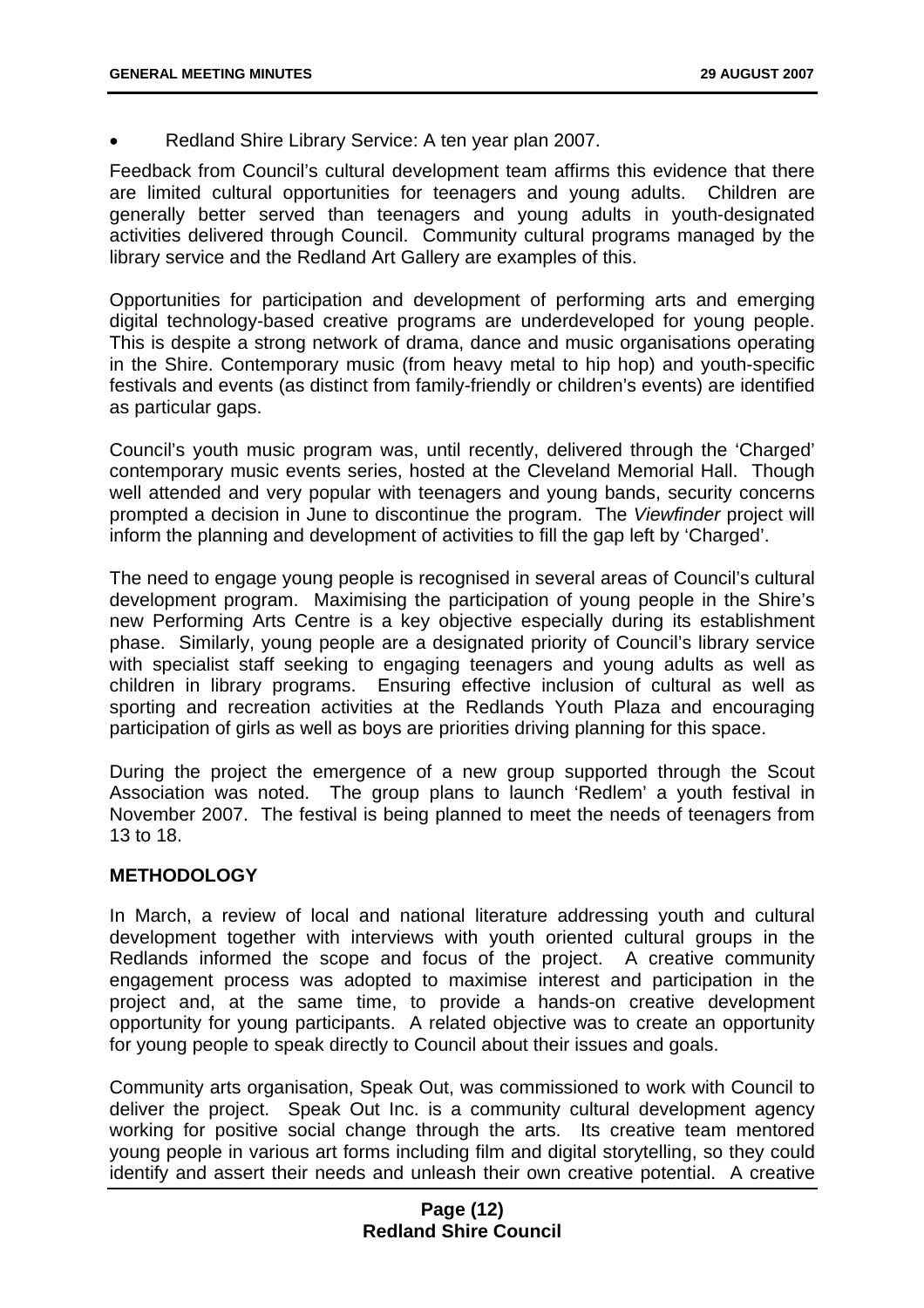- Redland Shire Library Service: A ten year plan 2007.

Feedback from Council's cultural development team affirms this evidence that there are limited cultural opportunities for teenagers and young adults. Children are generally better served than teenagers and young adults in youth-designated activities delivered through Council. Community cultural programs managed by the library service and the Redland Art Gallery are examples of this.

Opportunities for participation and development of performing arts and emerging digital technology-based creative programs are underdeveloped for young people. This is despite a strong network of drama, dance and music organisations operating in the Shire. Contemporary music (from heavy metal to hip hop) and youth-specific festivals and events (as distinct from family-friendly or children's events) are identified as particular gaps.

Council's youth music program was, until recently, delivered through the 'Charged' contemporary music events series, hosted at the Cleveland Memorial Hall. Though well attended and very popular with teenagers and young bands, security concerns prompted a decision in June to discontinue the program. The *Viewfinder* project will inform the planning and development of activities to fill the gap left by 'Charged'.

The need to engage young people is recognised in several areas of Council's cultural development program. Maximising the participation of young people in the Shire's new Performing Arts Centre is a key objective especially during its establishment phase. Similarly, young people are a designated priority of Council's library service with specialist staff seeking to engaging teenagers and young adults as well as children in library programs. Ensuring effective inclusion of cultural as well as sporting and recreation activities at the Redlands Youth Plaza and encouraging participation of girls as well as boys are priorities driving planning for this space.

During the project the emergence of a new group supported through the Scout Association was noted. The group plans to launch 'Redlem' a youth festival in November 2007. The festival is being planned to meet the needs of teenagers from 13 to 18.

**METHODOLOGY**

In March, a review of local and national literature addressing youth and cultural development together with interviews with youth oriented cultural groups in the Redlands informed the scope and focus of the project. A creative community engagement process was adopted to maximise interest and participation in the project and, at the same time, to provide a hands-on creative development opportunity for young participants. A related objective was to create an opportunity for young people to speak directly to Council about their issues and goals.

Community arts organisation, Speak Out, was commissioned to work with Council to deliver the project. Speak Out Inc. is a community cultural development agency working for positive social change through the arts. Its creative team mentored young people in various art forms including film and digital storytelling, so they could identify and assert their needs and unleash their own creative potential. A creative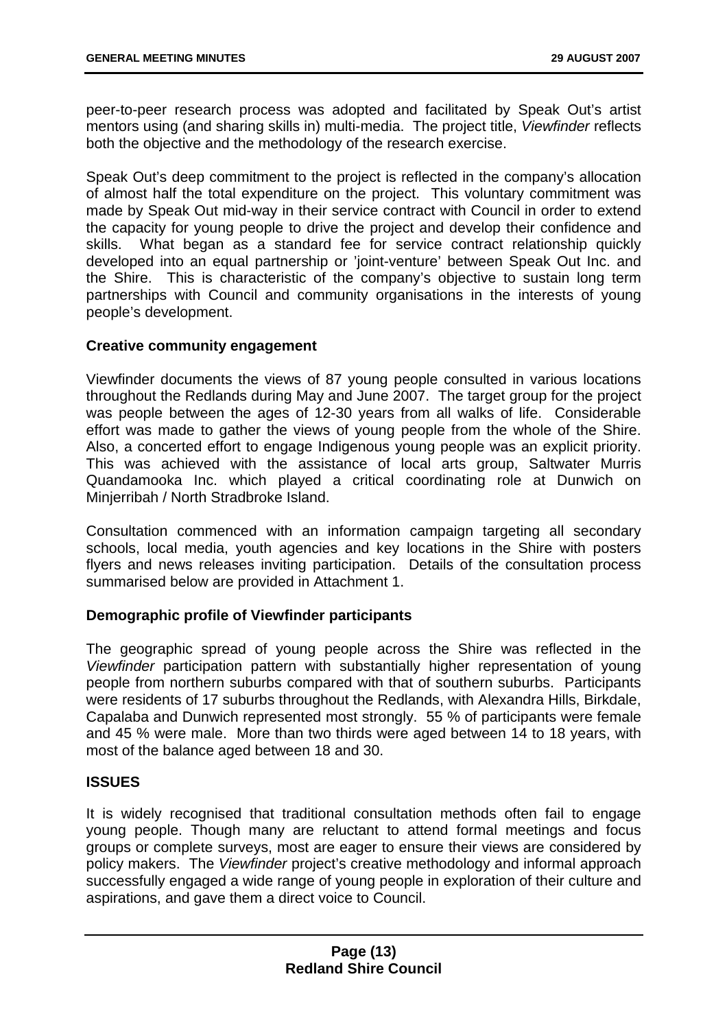peer-to-peer research process was adopted and facilitated by Speak Out's artist mentors using (and sharing skills in) multi-media. The project title, *Viewfinder* reflects both the objective and the methodology of the research exercise.

Speak Out's deep commitment to the project is reflected in the company's allocation of almost half the total expenditure on the project. This voluntary commitment was made by Speak Out mid-way in their service contract with Council in order to extend the capacity for young people to drive the project and develop their confidence and skills. What began as a standard fee for service contract relationship quickly developed into an equal partnership or 'joint-venture' between Speak Out Inc. and the Shire. This is characteristic of the company's objective to sustain long term partnerships with Council and community organisations in the interests of young people's development.

**Creative community engagement**

Viewfinder documents the views of 87 young people consulted in various locations throughout the Redlands during May and June 2007. The target group for the project was people between the ages of 12-30 years from all walks of life. Considerable effort was made to gather the views of young people from the whole of the Shire. Also, a concerted effort to engage Indigenous young people was an explicit priority. This was achieved with the assistance of local arts group, Saltwater Murris Quandamooka Inc. which played a critical coordinating role at Dunwich on Minjerribah / North Stradbroke Island.

Consultation commenced with an information campaign targeting all secondary schools, local media, youth agencies and key locations in the Shire with posters flyers and news releases inviting participation. Details of the consultation process summarised below are provided in Attachment 1.

**Demographic profile of Viewfinder participants**

The geographic spread of young people across the Shire was reflected in the *Viewfinder* participation pattern with substantially higher representation of young people from northern suburbs compared with that of southern suburbs. Participants were residents of 17 suburbs throughout the Redlands, with Alexandra Hills, Birkdale, Capalaba and Dunwich represented most strongly. 55 % of participants were female and 45 % were male. More than two thirds were aged between 14 to 18 years, with most of the balance aged between 18 and 30.

**ISSUES**

It is widely recognised that traditional consultation methods often fail to engage young people. Though many are reluctant to attend formal meetings and focus groups or complete surveys, most are eager to ensure their views are considered by policy makers. The *Viewfinder* project's creative methodology and informal approach successfully engaged a wide range of young people in exploration of their culture and aspirations, and gave them a direct voice to Council.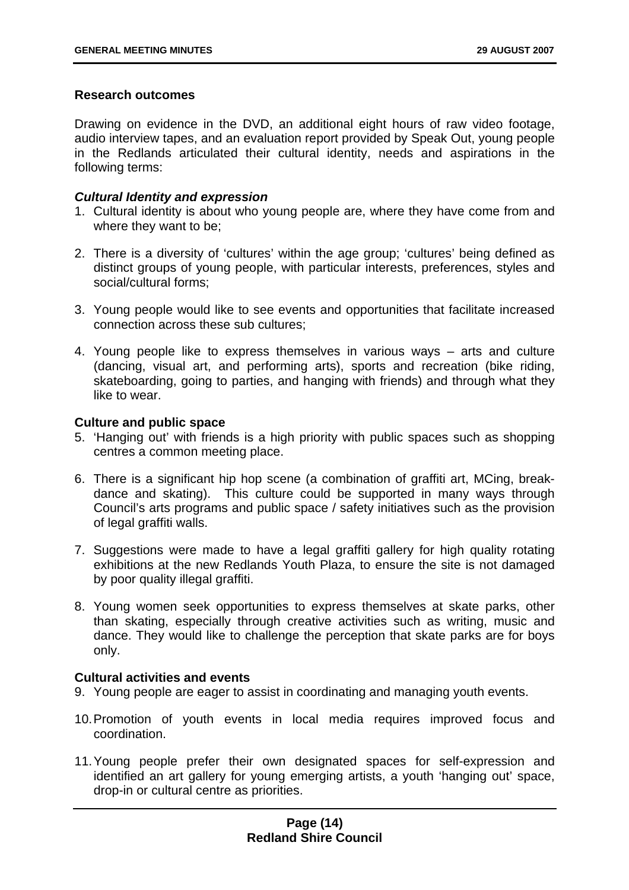**Research outcomes**

Drawing on evidence in the DVD, an additional eight hours of raw video footage, audio interview tapes, and an evaluation report provided by Speak Out, young people in the Redlands articulated their cultural identity, needs and aspirations in the following terms:

***Cultural Identity and expression***

1. Cultural identity is about who young people are, where they have come from and where they want to be;

2. There is a diversity of 'cultures' within the age group; 'cultures' being defined as distinct groups of young people, with particular interests, preferences, styles and social/cultural forms;

3. Young people would like to see events and opportunities that facilitate increased connection across these sub cultures;

4. Young people like to express themselves in various ways – arts and culture (dancing, visual art, and performing arts), sports and recreation (bike riding, skateboarding, going to parties, and hanging with friends) and through what they like to wear.

**Culture and public space**

5. 'Hanging out' with friends is a high priority with public spaces such as shopping centres a common meeting place.

6. There is a significant hip hop scene (a combination of graffiti art, MCing, break-dance and skating). This culture could be supported in many ways through Council's arts programs and public space / safety initiatives such as the provision of legal graffiti walls.

7. Suggestions were made to have a legal graffiti gallery for high quality rotating exhibitions at the new Redlands Youth Plaza, to ensure the site is not damaged by poor quality illegal graffiti.

8. Young women seek opportunities to express themselves at skate parks, other than skating, especially through creative activities such as writing, music and dance. They would like to challenge the perception that skate parks are for boys only.

**Cultural activities and events**

9. Young people are eager to assist in coordinating and managing youth events.

10. Promotion of youth events in local media requires improved focus and coordination.

11. Young people prefer their own designated spaces for self-expression and identified an art gallery for young emerging artists, a youth 'hanging out' space, drop-in or cultural centre as priorities.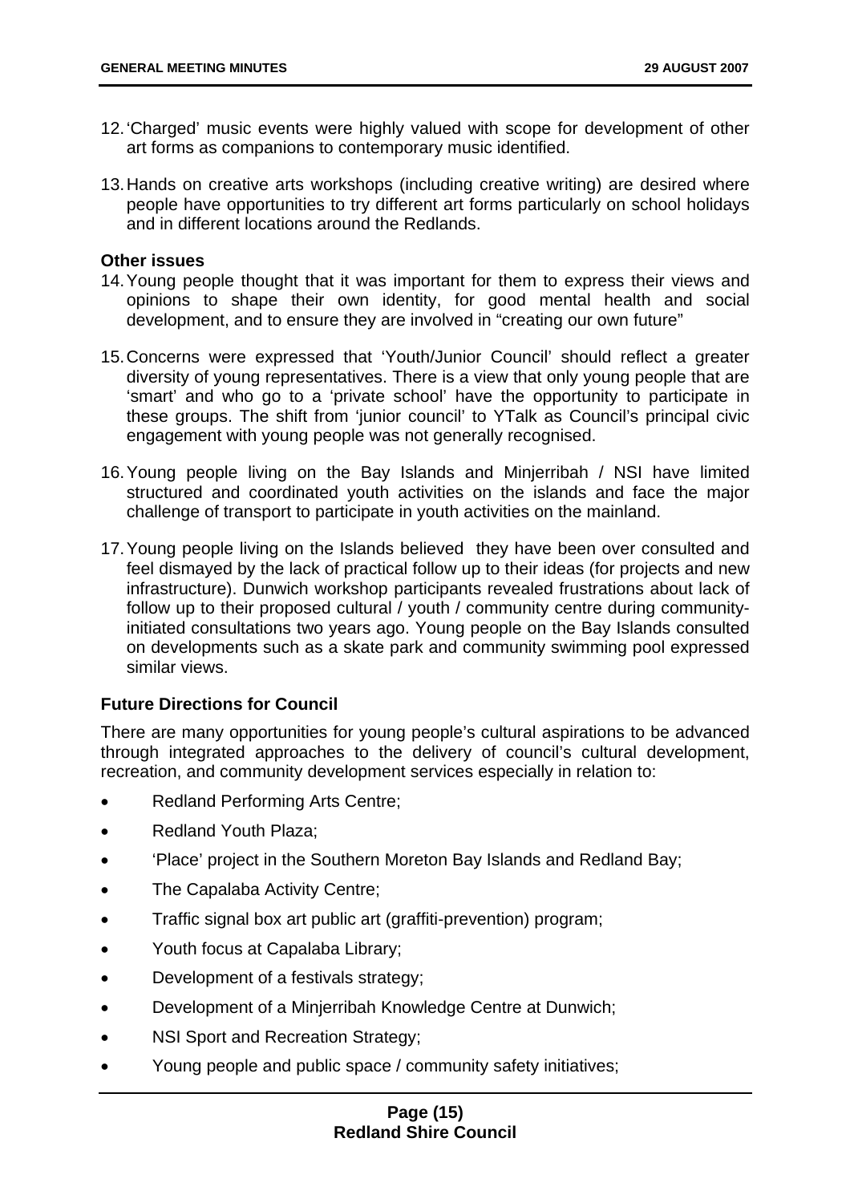12. 'Charged' music events were highly valued with scope for development of other art forms as companions to contemporary music identified.

13. Hands on creative arts workshops (including creative writing) are desired where people have opportunities to try different art forms particularly on school holidays and in different locations around the Redlands.

**Other issues**

14. Young people thought that it was important for them to express their views and opinions to shape their own identity, for good mental health and social development, and to ensure they are involved in "creating our own future"

15. Concerns were expressed that 'Youth/Junior Council' should reflect a greater diversity of young representatives. There is a view that only young people that are 'smart' and who go to a 'private school' have the opportunity to participate in these groups. The shift from 'junior council' to YTalk as Council's principal civic engagement with young people was not generally recognised.

16. Young people living on the Bay Islands and Minjerribah / NSI have limited structured and coordinated youth activities on the islands and face the major challenge of transport to participate in youth activities on the mainland.

17. Young people living on the Islands believed they have been over consulted and feel dismayed by the lack of practical follow up to their ideas (for projects and new infrastructure). Dunwich workshop participants revealed frustrations about lack of follow up to their proposed cultural / youth / community centre during community-initiated consultations two years ago. Young people on the Bay Islands consulted on developments such as a skate park and community swimming pool expressed similar views.

**Future Directions for Council**

There are many opportunities for young people's cultural aspirations to be advanced through integrated approaches to the delivery of council's cultural development, recreation, and community development services especially in relation to:

- Redland Performing Arts Centre;
- Redland Youth Plaza;
- 'Place' project in the Southern Moreton Bay Islands and Redland Bay;
- The Capalaba Activity Centre;
- Traffic signal box art public art (graffiti-prevention) program;
- Youth focus at Capalaba Library;
- Development of a festivals strategy;
- Development of a Minjerribah Knowledge Centre at Dunwich;
- NSI Sport and Recreation Strategy;
- Young people and public space / community safety initiatives;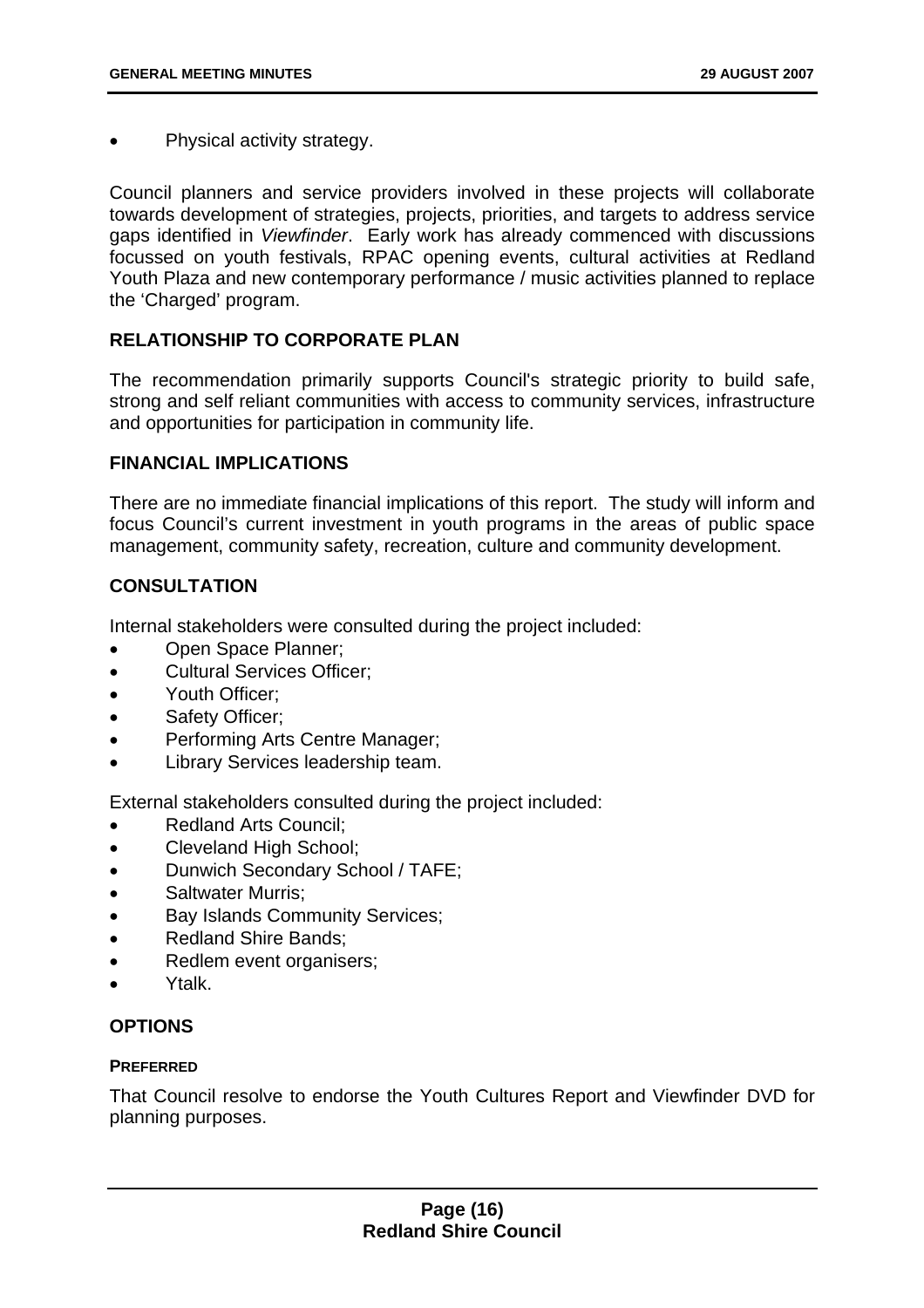- Physical activity strategy.

Council planners and service providers involved in these projects will collaborate towards development of strategies, projects, priorities, and targets to address service gaps identified in *Viewfinder*. Early work has already commenced with discussions focussed on youth festivals, RPAC opening events, cultural activities at Redland Youth Plaza and new contemporary performance / music activities planned to replace the 'Charged' program.

## RELATIONSHIP TO CORPORATE PLAN

The recommendation primarily supports Council's strategic priority to build safe, strong and self reliant communities with access to community services, infrastructure and opportunities for participation in community life.

## FINANCIAL IMPLICATIONS

There are no immediate financial implications of this report. The study will inform and focus Council's current investment in youth programs in the areas of public space management, community safety, recreation, culture and community development.

## CONSULTATION

Internal stakeholders were consulted during the project included:

- Open Space Planner;
- Cultural Services Officer;
- Youth Officer;
- Safety Officer;
- Performing Arts Centre Manager;
- Library Services leadership team.

External stakeholders consulted during the project included:

- Redland Arts Council;
- Cleveland High School;
- Dunwich Secondary School / TAFE;
- Saltwater Murris;
- Bay Islands Community Services;
- Redland Shire Bands;
- Redlem event organisers;
- Ytalk.

## OPTIONS

### PREFERRED

That Council resolve to endorse the Youth Cultures Report and Viewfinder DVD for planning purposes.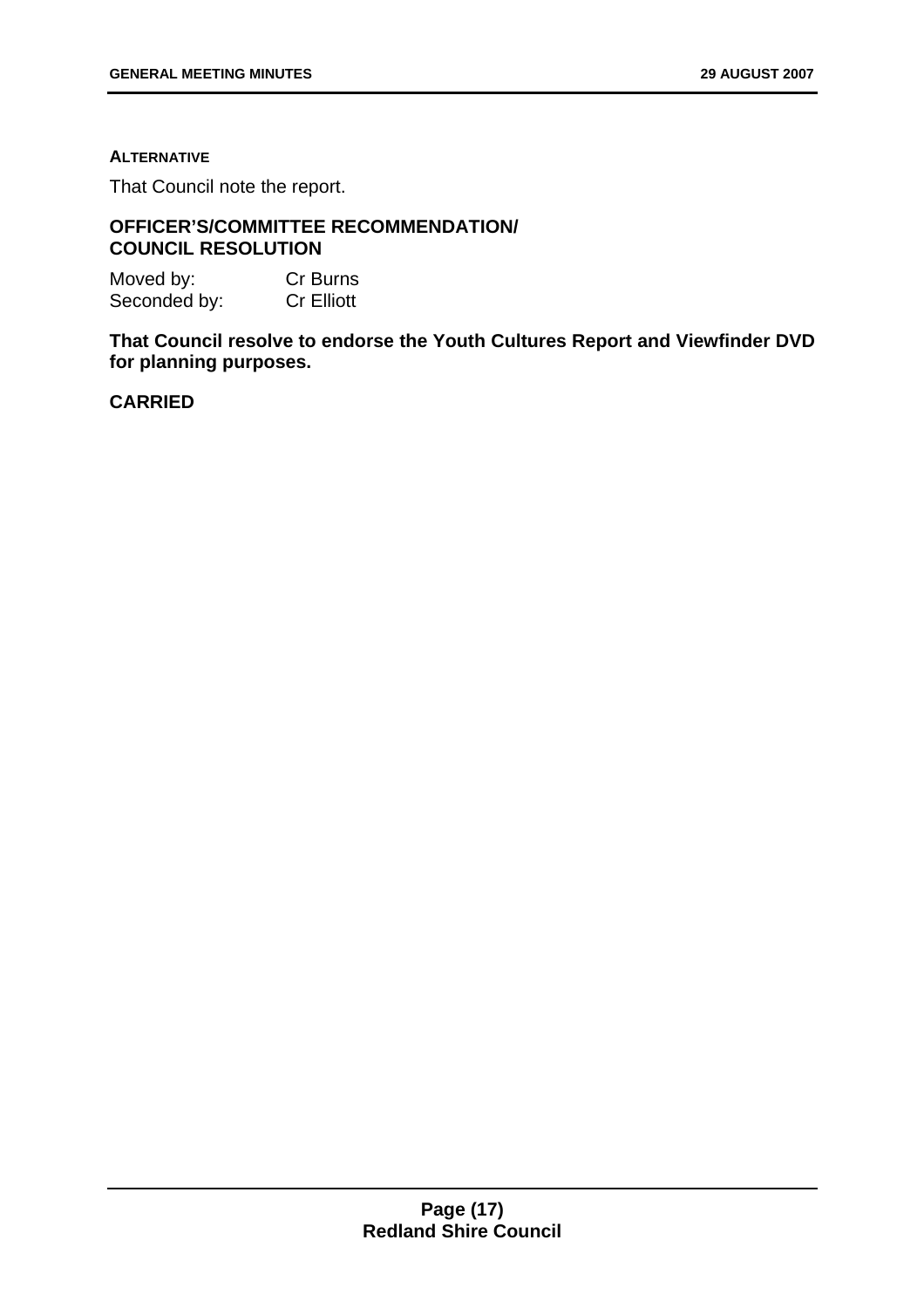**ALTERNATIVE**

That Council note the report.

**OFFICER'S/COMMITTEE RECOMMENDATION/ COUNCIL RESOLUTION**

Moved by: Cr Burns
Seconded by: Cr Elliott

**That Council resolve to endorse the Youth Cultures Report and Viewfinder DVD for planning purposes.**

**CARRIED**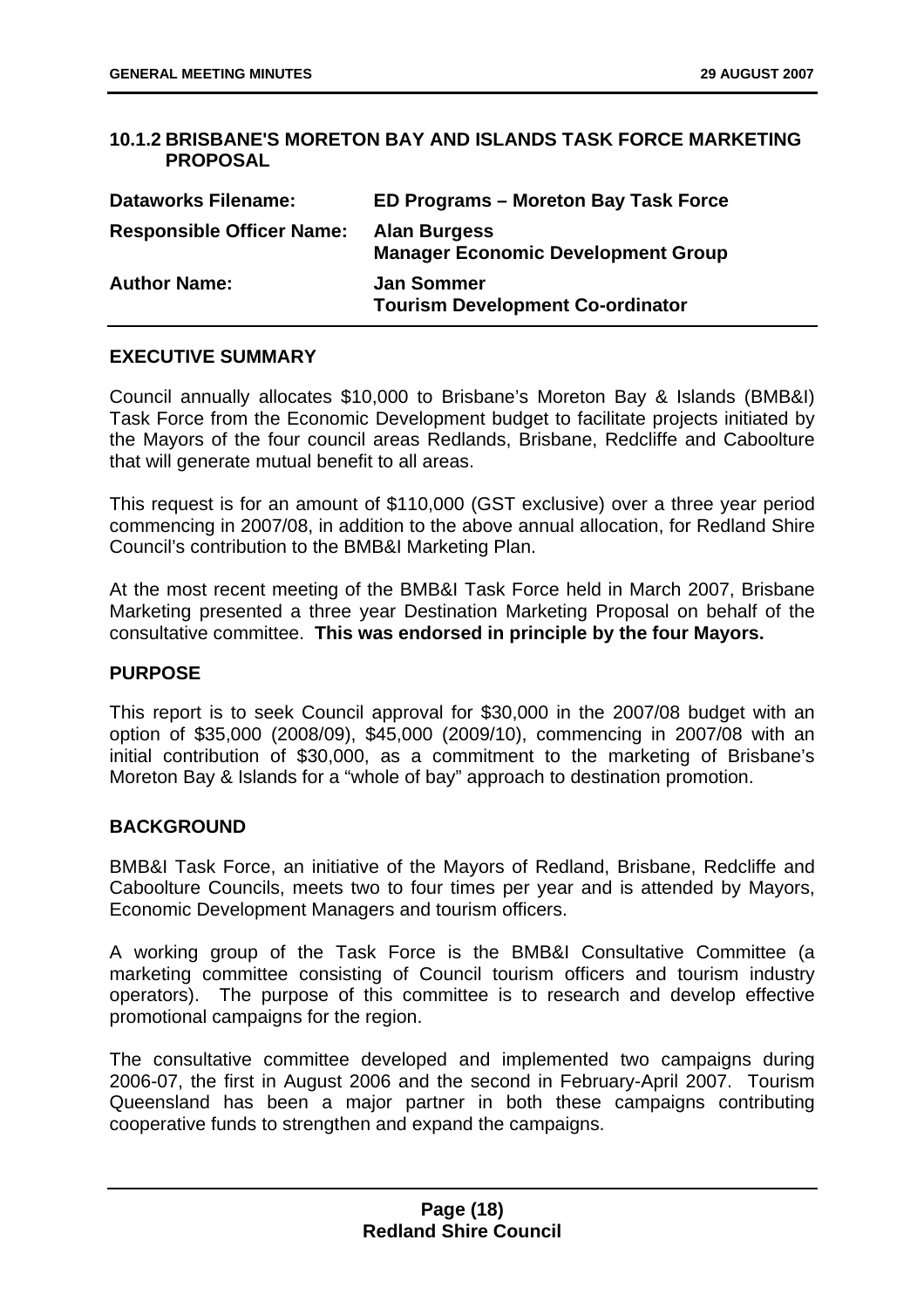### 10.1.2 BRISBANE'S MORETON BAY AND ISLANDS TASK FORCE MARKETING PROPOSAL

| | |
|---|---|
| **Dataworks Filename:** | **ED Programs – Moreton Bay Task Force** |
| **Responsible Officer Name:** | **Alan Burgess**<br>**Manager Economic Development Group** |
| **Author Name:** | **Jan Sommer**<br>**Tourism Development Co-ordinator** |

#### EXECUTIVE SUMMARY

Council annually allocates $10,000 to Brisbane's Moreton Bay & Islands (BMB&I) Task Force from the Economic Development budget to facilitate projects initiated by the Mayors of the four council areas Redlands, Brisbane, Redcliffe and Caboolture that will generate mutual benefit to all areas.

This request is for an amount of $110,000 (GST exclusive) over a three year period commencing in 2007/08, in addition to the above annual allocation, for Redland Shire Council's contribution to the BMB&I Marketing Plan.

At the most recent meeting of the BMB&I Task Force held in March 2007, Brisbane Marketing presented a three year Destination Marketing Proposal on behalf of the consultative committee. **This was endorsed in principle by the four Mayors.**

#### PURPOSE

This report is to seek Council approval for $30,000 in the 2007/08 budget with an option of $35,000 (2008/09), $45,000 (2009/10), commencing in 2007/08 with an initial contribution of $30,000, as a commitment to the marketing of Brisbane's Moreton Bay & Islands for a "whole of bay" approach to destination promotion.

#### BACKGROUND

BMB&I Task Force, an initiative of the Mayors of Redland, Brisbane, Redcliffe and Caboolture Councils, meets two to four times per year and is attended by Mayors, Economic Development Managers and tourism officers.

A working group of the Task Force is the BMB&I Consultative Committee (a marketing committee consisting of Council tourism officers and tourism industry operators). The purpose of this committee is to research and develop effective promotional campaigns for the region.

The consultative committee developed and implemented two campaigns during 2006-07, the first in August 2006 and the second in February-April 2007. Tourism Queensland has been a major partner in both these campaigns contributing cooperative funds to strengthen and expand the campaigns.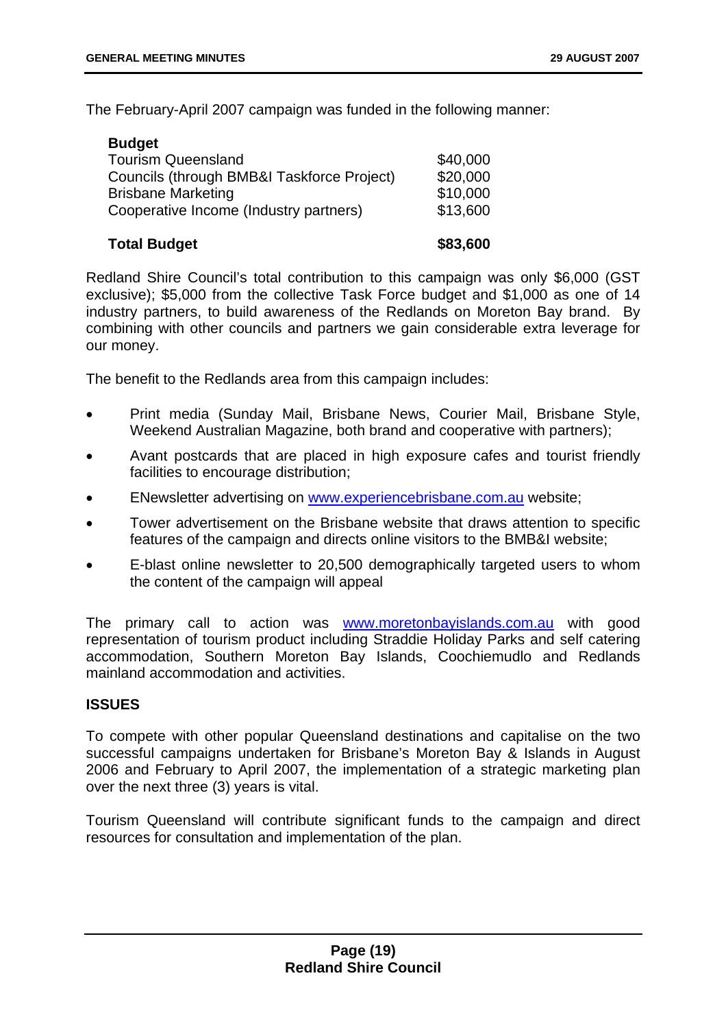The February-April 2007 campaign was funded in the following manner:

| **Budget** | |
| --- | --- |
| Tourism Queensland | $40,000 |
| Councils (through BMB&I Taskforce Project) | $20,000 |
| Brisbane Marketing | $10,000 |
| Cooperative Income (Industry partners) | $13,600 |
| **Total Budget** | **$83,600** |

Redland Shire Council's total contribution to this campaign was only $6,000 (GST exclusive); $5,000 from the collective Task Force budget and $1,000 as one of 14 industry partners, to build awareness of the Redlands on Moreton Bay brand. By combining with other councils and partners we gain considerable extra leverage for our money.

The benefit to the Redlands area from this campaign includes:

- Print media (Sunday Mail, Brisbane News, Courier Mail, Brisbane Style, Weekend Australian Magazine, both brand and cooperative with partners);
- Avant postcards that are placed in high exposure cafes and tourist friendly facilities to encourage distribution;
- ENewsletter advertising on www.experiencebrisbane.com.au website;
- Tower advertisement on the Brisbane website that draws attention to specific features of the campaign and directs online visitors to the BMB&I website;
- E-blast online newsletter to 20,500 demographically targeted users to whom the content of the campaign will appeal

The primary call to action was www.moretonbayislands.com.au with good representation of tourism product including Straddie Holiday Parks and self catering accommodation, Southern Moreton Bay Islands, Coochiemudlo and Redlands mainland accommodation and activities.

## ISSUES

To compete with other popular Queensland destinations and capitalise on the two successful campaigns undertaken for Brisbane's Moreton Bay & Islands in August 2006 and February to April 2007, the implementation of a strategic marketing plan over the next three (3) years is vital.

Tourism Queensland will contribute significant funds to the campaign and direct resources for consultation and implementation of the plan.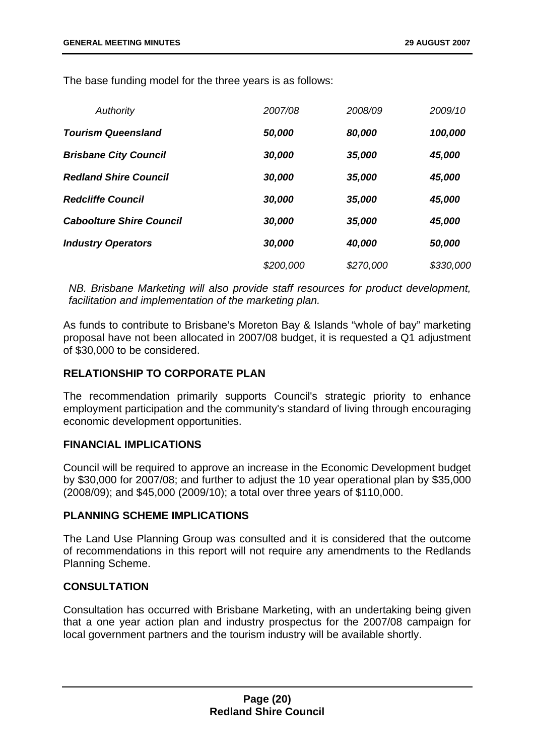The base funding model for the three years is as follows:

| *Authority* | *2007/08* | *2008/09* | *2009/10* |
|---|---|---|---|
| ***Tourism Queensland*** | ***50,000*** | ***80,000*** | ***100,000*** |
| ***Brisbane City Council*** | ***30,000*** | ***35,000*** | ***45,000*** |
| ***Redland Shire Council*** | ***30,000*** | ***35,000*** | ***45,000*** |
| ***Redcliffe Council*** | ***30,000*** | ***35,000*** | ***45,000*** |
| ***Caboolture Shire Council*** | ***30,000*** | ***35,000*** | ***45,000*** |
| ***Industry Operators*** | ***30,000*** | ***40,000*** | ***50,000*** |
| | *$200,000* | *$270,000* | *$330,000* |

*NB. Brisbane Marketing will also provide staff resources for product development, facilitation and implementation of the marketing plan.*

As funds to contribute to Brisbane's Moreton Bay & Islands "whole of bay" marketing proposal have not been allocated in 2007/08 budget, it is requested a Q1 adjustment of $30,000 to be considered.

## RELATIONSHIP TO CORPORATE PLAN

The recommendation primarily supports Council's strategic priority to enhance employment participation and the community's standard of living through encouraging economic development opportunities.

## FINANCIAL IMPLICATIONS

Council will be required to approve an increase in the Economic Development budget by $30,000 for 2007/08; and further to adjust the 10 year operational plan by $35,000 (2008/09); and $45,000 (2009/10); a total over three years of $110,000.

## PLANNING SCHEME IMPLICATIONS

The Land Use Planning Group was consulted and it is considered that the outcome of recommendations in this report will not require any amendments to the Redlands Planning Scheme.

## CONSULTATION

Consultation has occurred with Brisbane Marketing, with an undertaking being given that a one year action plan and industry prospectus for the 2007/08 campaign for local government partners and the tourism industry will be available shortly.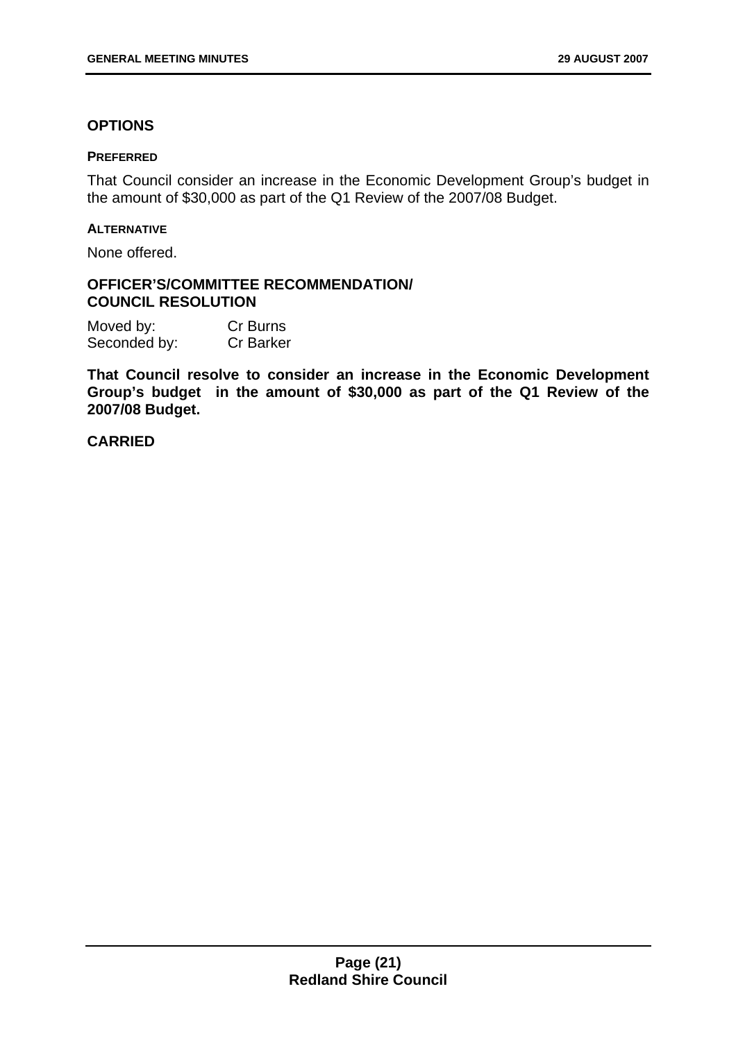## OPTIONS

### PREFERRED

That Council consider an increase in the Economic Development Group's budget in the amount of $30,000 as part of the Q1 Review of the 2007/08 Budget.

### ALTERNATIVE

None offered.

## OFFICER'S/COMMITTEE RECOMMENDATION/ COUNCIL RESOLUTION

Moved by: Cr Burns
Seconded by: Cr Barker

**That Council resolve to consider an increase in the Economic Development Group's budget in the amount of $30,000 as part of the Q1 Review of the 2007/08 Budget.**

**CARRIED**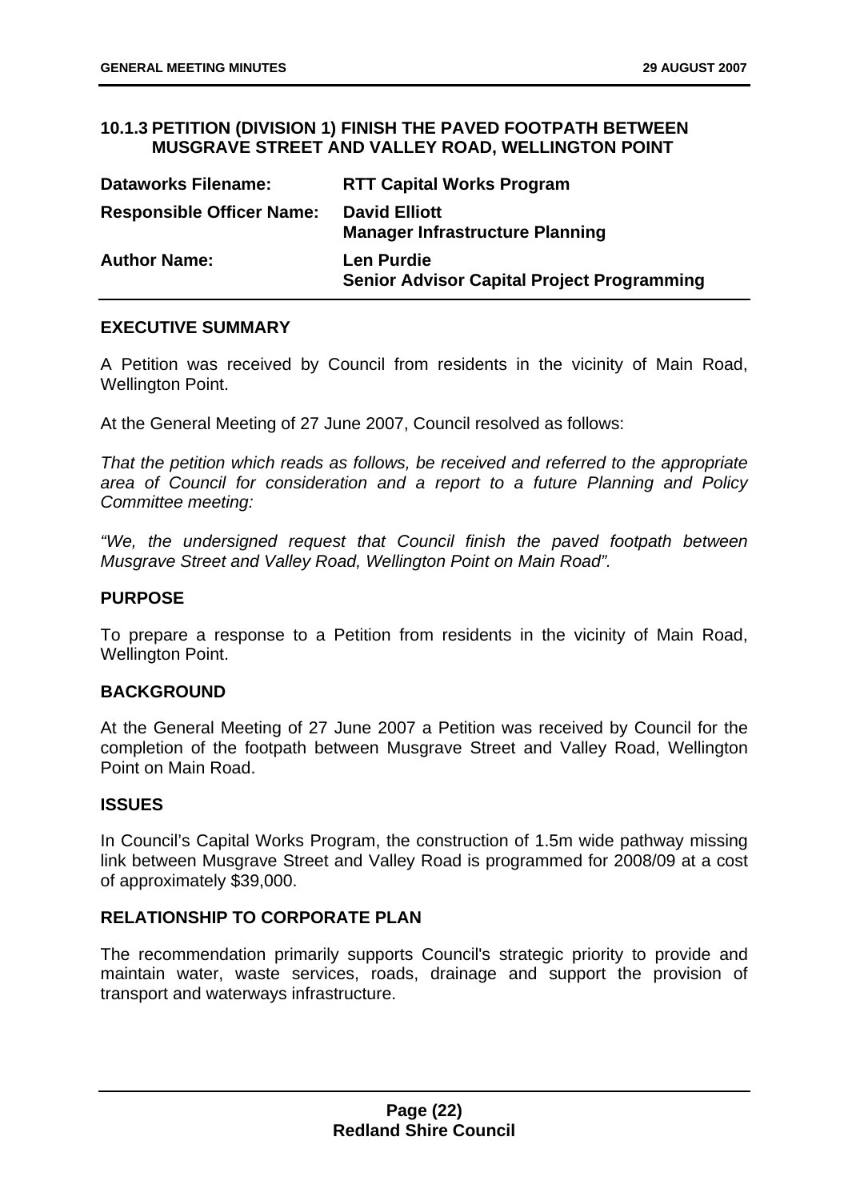### 10.1.3 PETITION (DIVISION 1) FINISH THE PAVED FOOTPATH BETWEEN MUSGRAVE STREET AND VALLEY ROAD, WELLINGTON POINT

| | |
|---|---|
| **Dataworks Filename:** | **RTT Capital Works Program** |
| **Responsible Officer Name:** | **David Elliott**<br>**Manager Infrastructure Planning** |
| **Author Name:** | **Len Purdie**<br>**Senior Advisor Capital Project Programming** |

**EXECUTIVE SUMMARY**

A Petition was received by Council from residents in the vicinity of Main Road, Wellington Point.

At the General Meeting of 27 June 2007, Council resolved as follows:

*That the petition which reads as follows, be received and referred to the appropriate area of Council for consideration and a report to a future Planning and Policy Committee meeting:*

*"We, the undersigned request that Council finish the paved footpath between Musgrave Street and Valley Road, Wellington Point on Main Road".*

**PURPOSE**

To prepare a response to a Petition from residents in the vicinity of Main Road, Wellington Point.

**BACKGROUND**

At the General Meeting of 27 June 2007 a Petition was received by Council for the completion of the footpath between Musgrave Street and Valley Road, Wellington Point on Main Road.

**ISSUES**

In Council's Capital Works Program, the construction of 1.5m wide pathway missing link between Musgrave Street and Valley Road is programmed for 2008/09 at a cost of approximately $39,000.

**RELATIONSHIP TO CORPORATE PLAN**

The recommendation primarily supports Council's strategic priority to provide and maintain water, waste services, roads, drainage and support the provision of transport and waterways infrastructure.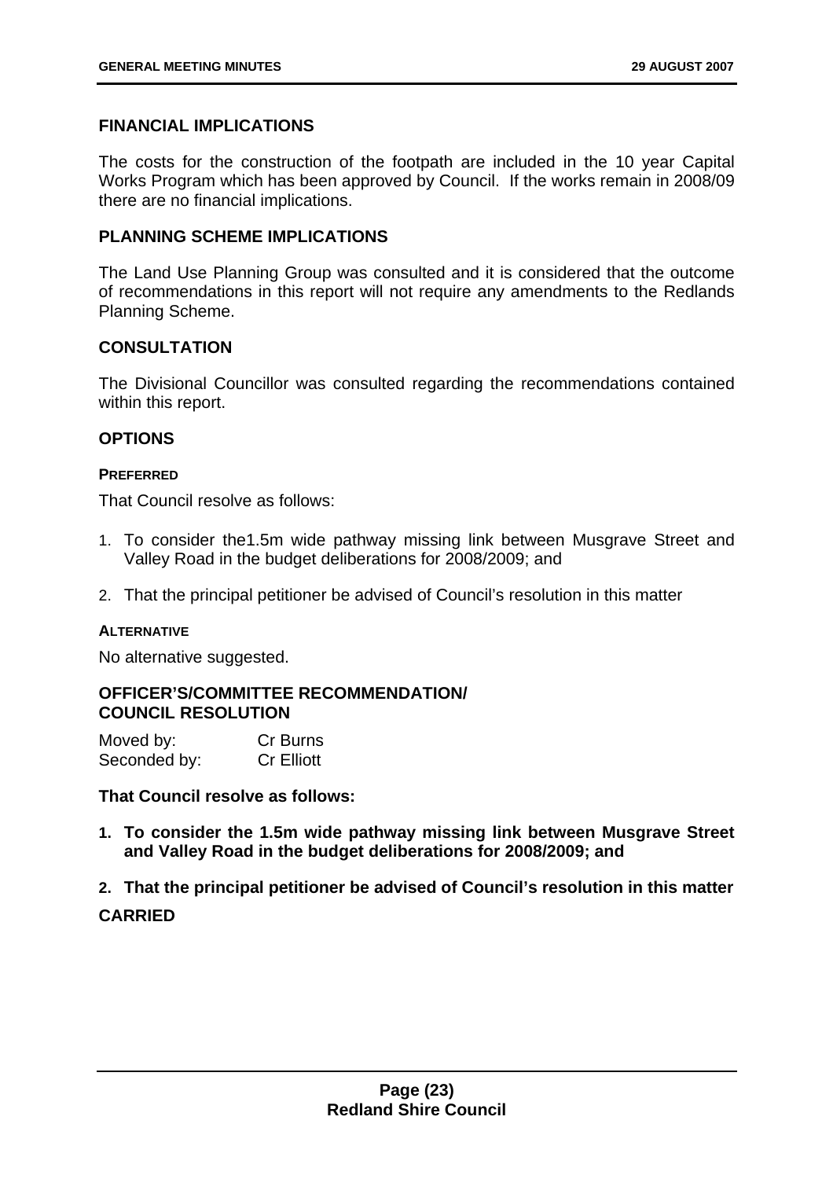## FINANCIAL IMPLICATIONS

The costs for the construction of the footpath are included in the 10 year Capital Works Program which has been approved by Council. If the works remain in 2008/09 there are no financial implications.

## PLANNING SCHEME IMPLICATIONS

The Land Use Planning Group was consulted and it is considered that the outcome of recommendations in this report will not require any amendments to the Redlands Planning Scheme.

## CONSULTATION

The Divisional Councillor was consulted regarding the recommendations contained within this report.

## OPTIONS

#### PREFERRED

That Council resolve as follows:

1. To consider the1.5m wide pathway missing link between Musgrave Street and Valley Road in the budget deliberations for 2008/2009; and
2. That the principal petitioner be advised of Council's resolution in this matter

#### ALTERNATIVE

No alternative suggested.

## OFFICER'S/COMMITTEE RECOMMENDATION/ COUNCIL RESOLUTION

Moved by: Cr Burns
Seconded by: Cr Elliott

**That Council resolve as follows:**

1. **To consider the 1.5m wide pathway missing link between Musgrave Street and Valley Road in the budget deliberations for 2008/2009; and**
2. **That the principal petitioner be advised of Council's resolution in this matter**

**CARRIED**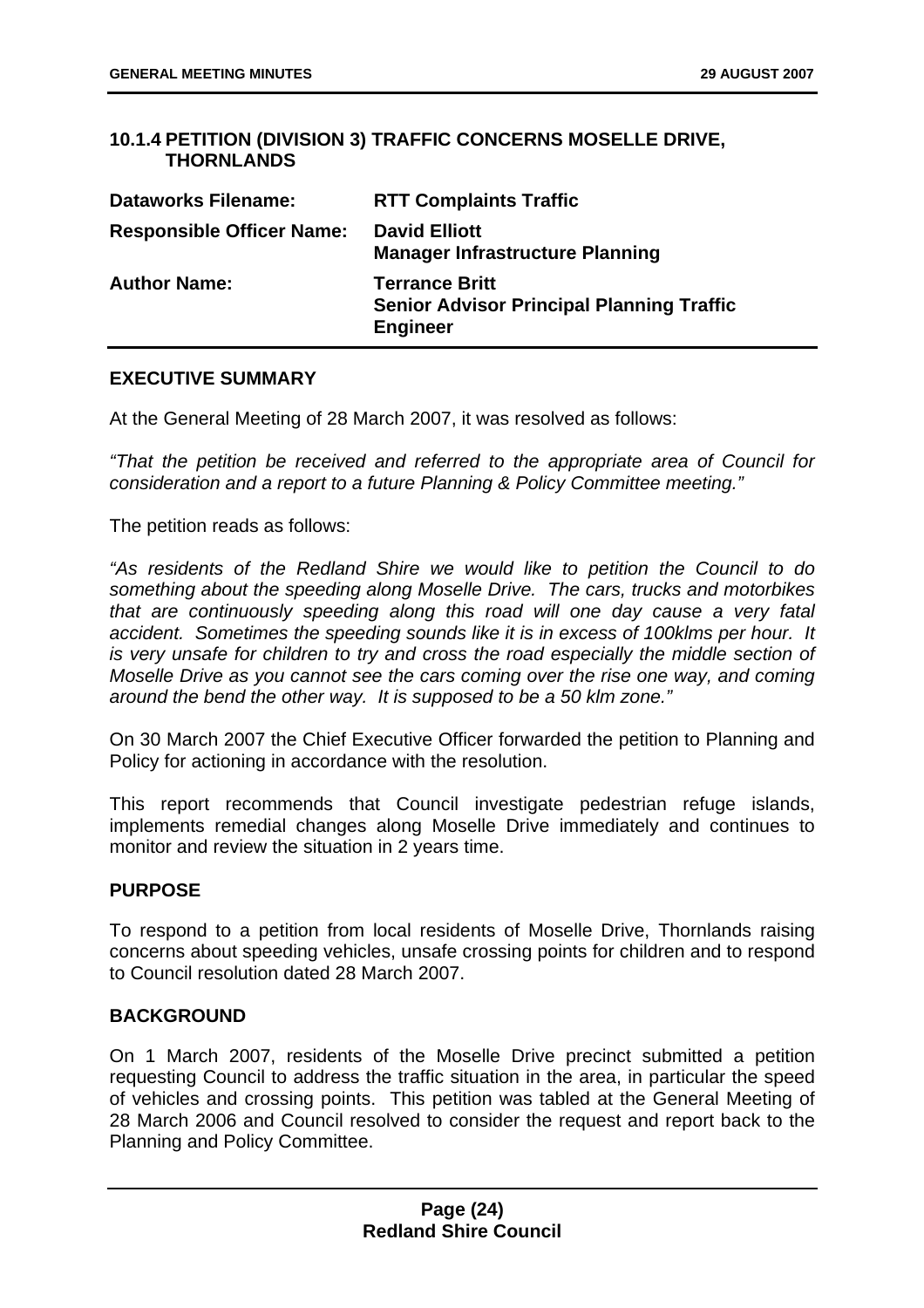## 10.1.4 PETITION (DIVISION 3) TRAFFIC CONCERNS MOSELLE DRIVE, THORNLANDS

| | |
|---|---|
| **Dataworks Filename:** | **RTT Complaints Traffic** |
| **Responsible Officer Name:** | **David Elliott**<br>**Manager Infrastructure Planning** |
| **Author Name:** | **Terrance Britt**<br>**Senior Advisor Principal Planning Traffic Engineer** |

### EXECUTIVE SUMMARY

At the General Meeting of 28 March 2007, it was resolved as follows:

*"That the petition be received and referred to the appropriate area of Council for consideration and a report to a future Planning & Policy Committee meeting."*

The petition reads as follows:

*"As residents of the Redland Shire we would like to petition the Council to do something about the speeding along Moselle Drive. The cars, trucks and motorbikes that are continuously speeding along this road will one day cause a very fatal accident. Sometimes the speeding sounds like it is in excess of 100klms per hour. It is very unsafe for children to try and cross the road especially the middle section of Moselle Drive as you cannot see the cars coming over the rise one way, and coming around the bend the other way. It is supposed to be a 50 klm zone."*

On 30 March 2007 the Chief Executive Officer forwarded the petition to Planning and Policy for actioning in accordance with the resolution.

This report recommends that Council investigate pedestrian refuge islands, implements remedial changes along Moselle Drive immediately and continues to monitor and review the situation in 2 years time.

### PURPOSE

To respond to a petition from local residents of Moselle Drive, Thornlands raising concerns about speeding vehicles, unsafe crossing points for children and to respond to Council resolution dated 28 March 2007.

### BACKGROUND

On 1 March 2007, residents of the Moselle Drive precinct submitted a petition requesting Council to address the traffic situation in the area, in particular the speed of vehicles and crossing points. This petition was tabled at the General Meeting of 28 March 2006 and Council resolved to consider the request and report back to the Planning and Policy Committee.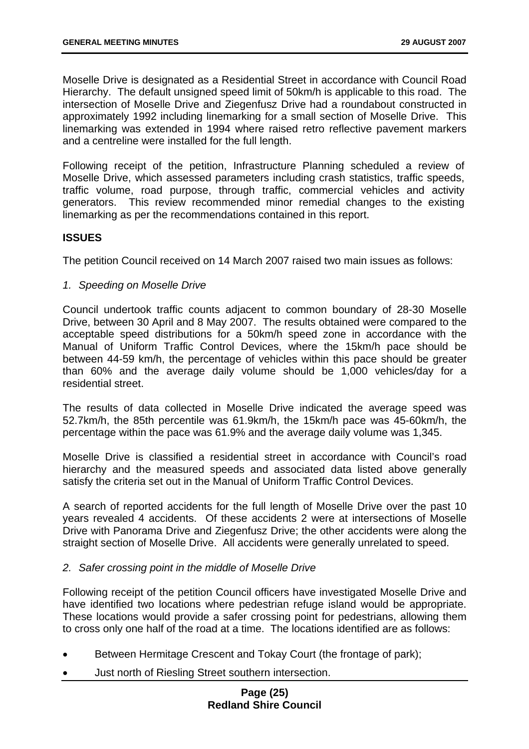Moselle Drive is designated as a Residential Street in accordance with Council Road Hierarchy. The default unsigned speed limit of 50km/h is applicable to this road. The intersection of Moselle Drive and Ziegenfusz Drive had a roundabout constructed in approximately 1992 including linemarking for a small section of Moselle Drive. This linemarking was extended in 1994 where raised retro reflective pavement markers and a centreline were installed for the full length.

Following receipt of the petition, Infrastructure Planning scheduled a review of Moselle Drive, which assessed parameters including crash statistics, traffic speeds, traffic volume, road purpose, through traffic, commercial vehicles and activity generators. This review recommended minor remedial changes to the existing linemarking as per the recommendations contained in this report.

## ISSUES

The petition Council received on 14 March 2007 raised two main issues as follows:

*1. Speeding on Moselle Drive*

Council undertook traffic counts adjacent to common boundary of 28-30 Moselle Drive, between 30 April and 8 May 2007. The results obtained were compared to the acceptable speed distributions for a 50km/h speed zone in accordance with the Manual of Uniform Traffic Control Devices, where the 15km/h pace should be between 44-59 km/h, the percentage of vehicles within this pace should be greater than 60% and the average daily volume should be 1,000 vehicles/day for a residential street.

The results of data collected in Moselle Drive indicated the average speed was 52.7km/h, the 85th percentile was 61.9km/h, the 15km/h pace was 45-60km/h, the percentage within the pace was 61.9% and the average daily volume was 1,345.

Moselle Drive is classified a residential street in accordance with Council's road hierarchy and the measured speeds and associated data listed above generally satisfy the criteria set out in the Manual of Uniform Traffic Control Devices.

A search of reported accidents for the full length of Moselle Drive over the past 10 years revealed 4 accidents. Of these accidents 2 were at intersections of Moselle Drive with Panorama Drive and Ziegenfusz Drive; the other accidents were along the straight section of Moselle Drive. All accidents were generally unrelated to speed.

*2. Safer crossing point in the middle of Moselle Drive*

Following receipt of the petition Council officers have investigated Moselle Drive and have identified two locations where pedestrian refuge island would be appropriate. These locations would provide a safer crossing point for pedestrians, allowing them to cross only one half of the road at a time. The locations identified are as follows:

- Between Hermitage Crescent and Tokay Court (the frontage of park);
- Just north of Riesling Street southern intersection.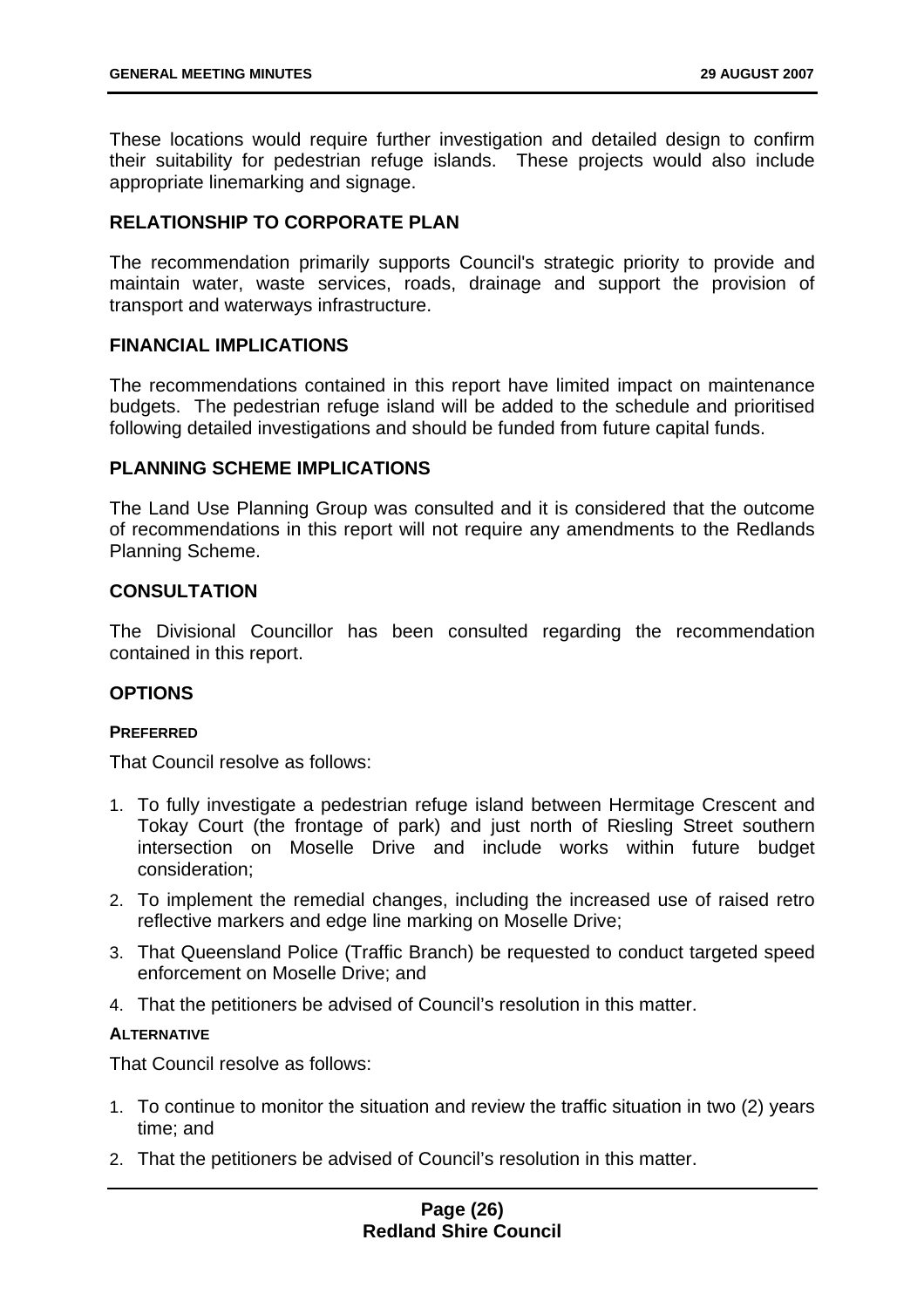These locations would require further investigation and detailed design to confirm their suitability for pedestrian refuge islands. These projects would also include appropriate linemarking and signage.

## RELATIONSHIP TO CORPORATE PLAN

The recommendation primarily supports Council's strategic priority to provide and maintain water, waste services, roads, drainage and support the provision of transport and waterways infrastructure.

## FINANCIAL IMPLICATIONS

The recommendations contained in this report have limited impact on maintenance budgets. The pedestrian refuge island will be added to the schedule and prioritised following detailed investigations and should be funded from future capital funds.

## PLANNING SCHEME IMPLICATIONS

The Land Use Planning Group was consulted and it is considered that the outcome of recommendations in this report will not require any amendments to the Redlands Planning Scheme.

## CONSULTATION

The Divisional Councillor has been consulted regarding the recommendation contained in this report.

## OPTIONS

### PREFERRED

That Council resolve as follows:

1. To fully investigate a pedestrian refuge island between Hermitage Crescent and Tokay Court (the frontage of park) and just north of Riesling Street southern intersection on Moselle Drive and include works within future budget consideration;
2. To implement the remedial changes, including the increased use of raised retro reflective markers and edge line marking on Moselle Drive;
3. That Queensland Police (Traffic Branch) be requested to conduct targeted speed enforcement on Moselle Drive; and
4. That the petitioners be advised of Council's resolution in this matter.

### ALTERNATIVE

That Council resolve as follows:

1. To continue to monitor the situation and review the traffic situation in two (2) years time; and
2. That the petitioners be advised of Council's resolution in this matter.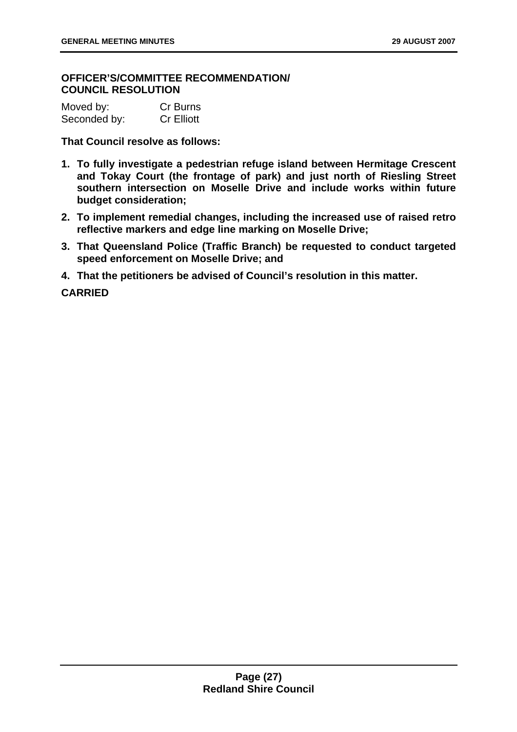**OFFICER'S/COMMITTEE RECOMMENDATION/ COUNCIL RESOLUTION**

| Moved by: | Cr Burns |
| --- | --- |
| Seconded by: | Cr Elliott |

**That Council resolve as follows:**

1. **To fully investigate a pedestrian refuge island between Hermitage Crescent and Tokay Court (the frontage of park) and just north of Riesling Street southern intersection on Moselle Drive and include works within future budget consideration;**
2. **To implement remedial changes, including the increased use of raised retro reflective markers and edge line marking on Moselle Drive;**
3. **That Queensland Police (Traffic Branch) be requested to conduct targeted speed enforcement on Moselle Drive; and**
4. **That the petitioners be advised of Council's resolution in this matter.**

**CARRIED**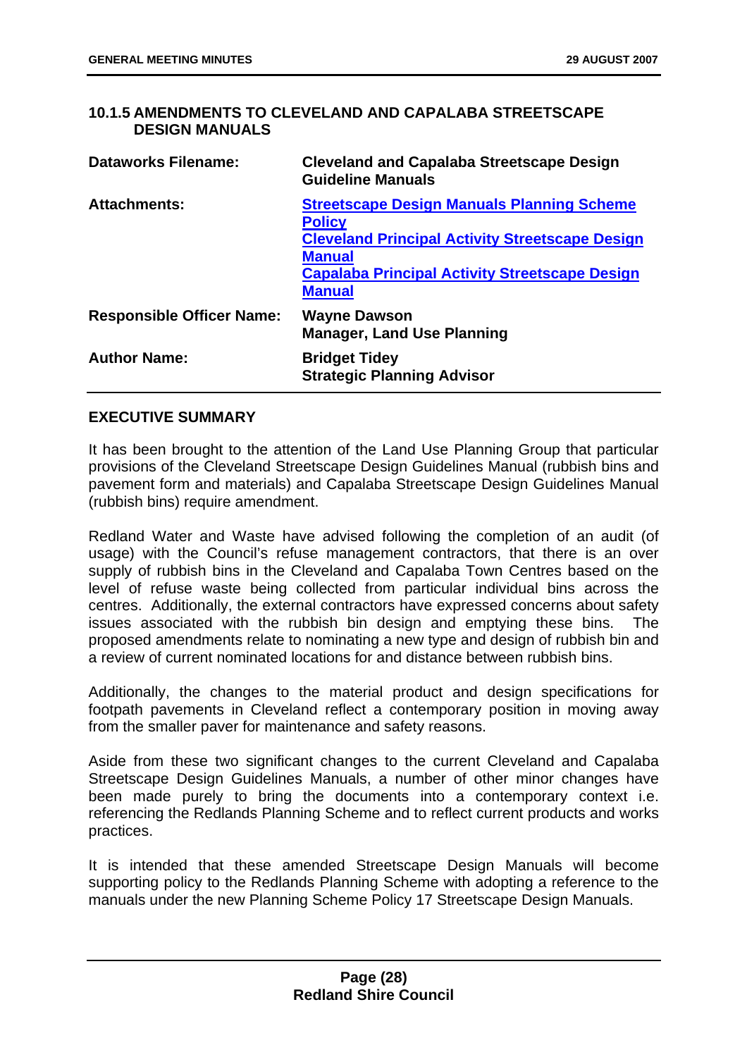## 10.1.5 AMENDMENTS TO CLEVELAND AND CAPALABA STREETSCAPE DESIGN MANUALS

| | |
|---|---|
| **Dataworks Filename:** | **Cleveland and Capalaba Streetscape Design Guideline Manuals** |
| **Attachments:** | **Streetscape Design Manuals Planning Scheme Policy**<br>**Cleveland Principal Activity Streetscape Design Manual**<br>**Capalaba Principal Activity Streetscape Design Manual** |
| **Responsible Officer Name:** | **Wayne Dawson**<br>**Manager, Land Use Planning** |
| **Author Name:** | **Bridget Tidey**<br>**Strategic Planning Advisor** |

### EXECUTIVE SUMMARY

It has been brought to the attention of the Land Use Planning Group that particular provisions of the Cleveland Streetscape Design Guidelines Manual (rubbish bins and pavement form and materials) and Capalaba Streetscape Design Guidelines Manual (rubbish bins) require amendment.

Redland Water and Waste have advised following the completion of an audit (of usage) with the Council's refuse management contractors, that there is an over supply of rubbish bins in the Cleveland and Capalaba Town Centres based on the level of refuse waste being collected from particular individual bins across the centres. Additionally, the external contractors have expressed concerns about safety issues associated with the rubbish bin design and emptying these bins. The proposed amendments relate to nominating a new type and design of rubbish bin and a review of current nominated locations for and distance between rubbish bins.

Additionally, the changes to the material product and design specifications for footpath pavements in Cleveland reflect a contemporary position in moving away from the smaller paver for maintenance and safety reasons.

Aside from these two significant changes to the current Cleveland and Capalaba Streetscape Design Guidelines Manuals, a number of other minor changes have been made purely to bring the documents into a contemporary context i.e. referencing the Redlands Planning Scheme and to reflect current products and works practices.

It is intended that these amended Streetscape Design Manuals will become supporting policy to the Redlands Planning Scheme with adopting a reference to the manuals under the new Planning Scheme Policy 17 Streetscape Design Manuals.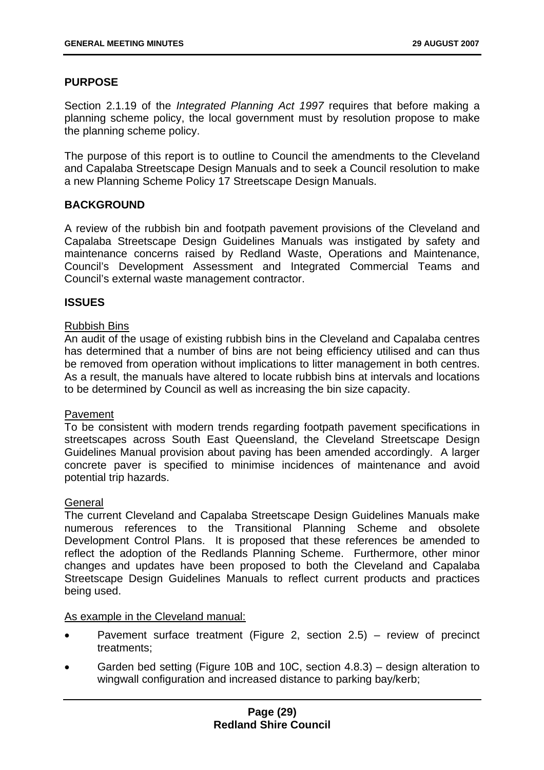## PURPOSE

Section 2.1.19 of the *Integrated Planning Act 1997* requires that before making a planning scheme policy, the local government must by resolution propose to make the planning scheme policy.

The purpose of this report is to outline to Council the amendments to the Cleveland and Capalaba Streetscape Design Manuals and to seek a Council resolution to make a new Planning Scheme Policy 17 Streetscape Design Manuals.

## BACKGROUND

A review of the rubbish bin and footpath pavement provisions of the Cleveland and Capalaba Streetscape Design Guidelines Manuals was instigated by safety and maintenance concerns raised by Redland Waste, Operations and Maintenance, Council's Development Assessment and Integrated Commercial Teams and Council's external waste management contractor.

## ISSUES

<u>Rubbish Bins</u>

An audit of the usage of existing rubbish bins in the Cleveland and Capalaba centres has determined that a number of bins are not being efficiency utilised and can thus be removed from operation without implications to litter management in both centres. As a result, the manuals have altered to locate rubbish bins at intervals and locations to be determined by Council as well as increasing the bin size capacity.

<u>Pavement</u>

To be consistent with modern trends regarding footpath pavement specifications in streetscapes across South East Queensland, the Cleveland Streetscape Design Guidelines Manual provision about paving has been amended accordingly. A larger concrete paver is specified to minimise incidences of maintenance and avoid potential trip hazards.

<u>General</u>

The current Cleveland and Capalaba Streetscape Design Guidelines Manuals make numerous references to the Transitional Planning Scheme and obsolete Development Control Plans. It is proposed that these references be amended to reflect the adoption of the Redlands Planning Scheme. Furthermore, other minor changes and updates have been proposed to both the Cleveland and Capalaba Streetscape Design Guidelines Manuals to reflect current products and practices being used.

<u>As example in the Cleveland manual:</u>

- Pavement surface treatment (Figure 2, section 2.5) – review of precinct treatments;
- Garden bed setting (Figure 10B and 10C, section 4.8.3) – design alteration to wingwall configuration and increased distance to parking bay/kerb;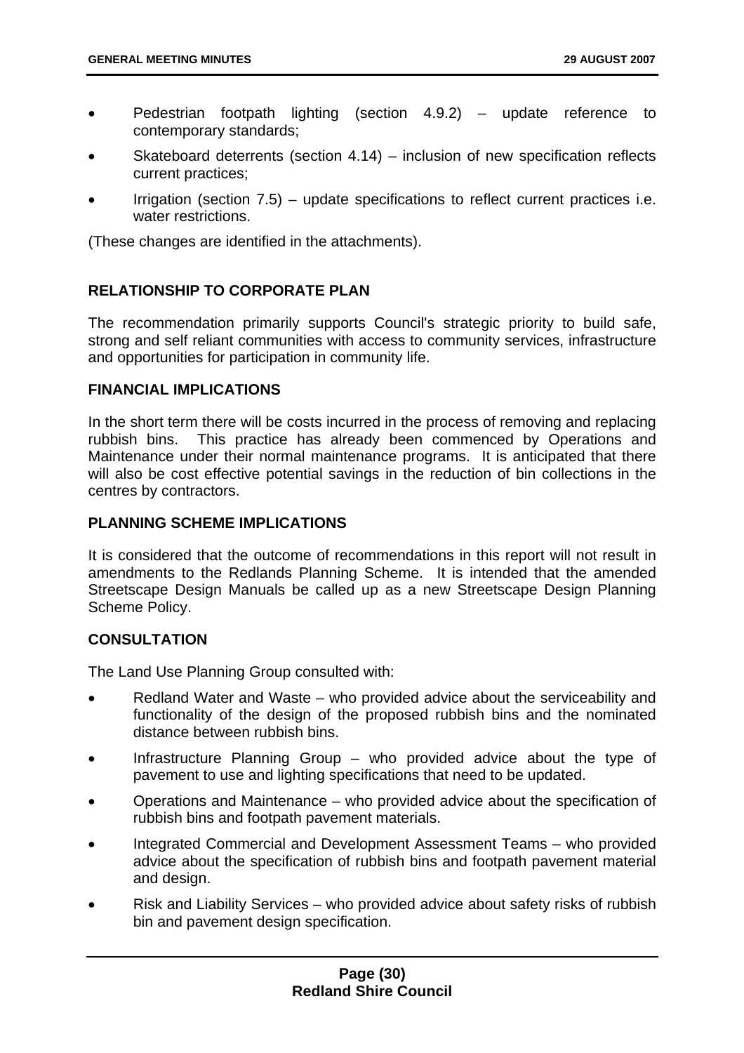- Pedestrian footpath lighting (section 4.9.2) – update reference to contemporary standards;
- Skateboard deterrents (section 4.14) – inclusion of new specification reflects current practices;
- Irrigation (section 7.5) – update specifications to reflect current practices i.e. water restrictions.

(These changes are identified in the attachments).

## RELATIONSHIP TO CORPORATE PLAN

The recommendation primarily supports Council's strategic priority to build safe, strong and self reliant communities with access to community services, infrastructure and opportunities for participation in community life.

## FINANCIAL IMPLICATIONS

In the short term there will be costs incurred in the process of removing and replacing rubbish bins. This practice has already been commenced by Operations and Maintenance under their normal maintenance programs. It is anticipated that there will also be cost effective potential savings in the reduction of bin collections in the centres by contractors.

## PLANNING SCHEME IMPLICATIONS

It is considered that the outcome of recommendations in this report will not result in amendments to the Redlands Planning Scheme. It is intended that the amended Streetscape Design Manuals be called up as a new Streetscape Design Planning Scheme Policy.

## CONSULTATION

The Land Use Planning Group consulted with:

- Redland Water and Waste – who provided advice about the serviceability and functionality of the design of the proposed rubbish bins and the nominated distance between rubbish bins.
- Infrastructure Planning Group – who provided advice about the type of pavement to use and lighting specifications that need to be updated.
- Operations and Maintenance – who provided advice about the specification of rubbish bins and footpath pavement materials.
- Integrated Commercial and Development Assessment Teams – who provided advice about the specification of rubbish bins and footpath pavement material and design.
- Risk and Liability Services – who provided advice about safety risks of rubbish bin and pavement design specification.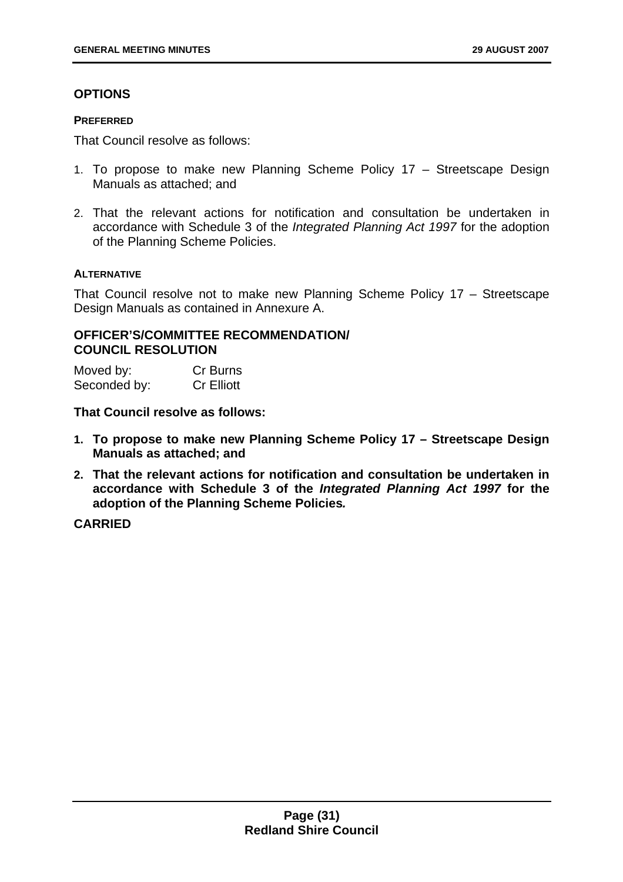## OPTIONS

#### PREFERRED

That Council resolve as follows:

1. To propose to make new Planning Scheme Policy 17 – Streetscape Design Manuals as attached; and
2. That the relevant actions for notification and consultation be undertaken in accordance with Schedule 3 of the *Integrated Planning Act 1997* for the adoption of the Planning Scheme Policies.

#### ALTERNATIVE

That Council resolve not to make new Planning Scheme Policy 17 – Streetscape Design Manuals as contained in Annexure A.

## OFFICER'S/COMMITTEE RECOMMENDATION/ COUNCIL RESOLUTION

Moved by: Cr Burns
Seconded by: Cr Elliott

**That Council resolve as follows:**

1. **To propose to make new Planning Scheme Policy 17 – Streetscape Design Manuals as attached; and**
2. **That the relevant actions for notification and consultation be undertaken in accordance with Schedule 3 of the *Integrated Planning Act 1997* for the adoption of the Planning Scheme Policies.**

**CARRIED**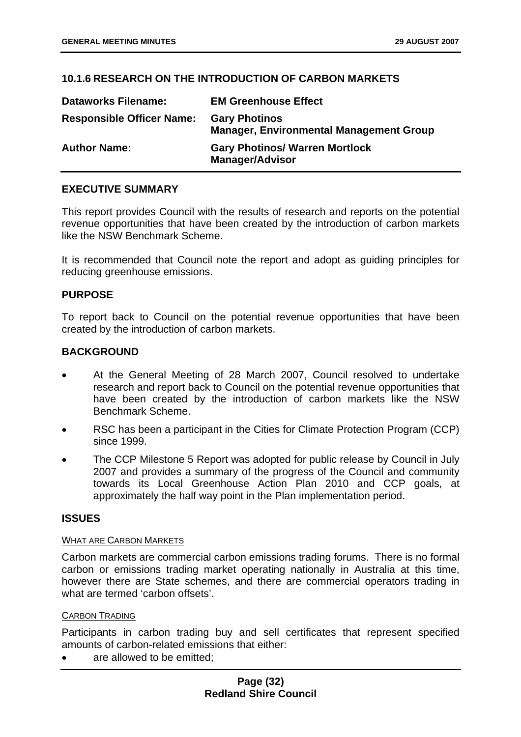## 10.1.6 RESEARCH ON THE INTRODUCTION OF CARBON MARKETS

| | |
|---|---|
| **Dataworks Filename:** | **EM Greenhouse Effect** |
| **Responsible Officer Name:** | **Gary Photinos**<br>**Manager, Environmental Management Group** |
| **Author Name:** | **Gary Photinos/ Warren Mortlock**<br>**Manager/Advisor** |

### EXECUTIVE SUMMARY

This report provides Council with the results of research and reports on the potential revenue opportunities that have been created by the introduction of carbon markets like the NSW Benchmark Scheme.

It is recommended that Council note the report and adopt as guiding principles for reducing greenhouse emissions.

### PURPOSE

To report back to Council on the potential revenue opportunities that have been created by the introduction of carbon markets.

### BACKGROUND

- At the General Meeting of 28 March 2007, Council resolved to undertake research and report back to Council on the potential revenue opportunities that have been created by the introduction of carbon markets like the NSW Benchmark Scheme.
- RSC has been a participant in the Cities for Climate Protection Program (CCP) since 1999.
- The CCP Milestone 5 Report was adopted for public release by Council in July 2007 and provides a summary of the progress of the Council and community towards its Local Greenhouse Action Plan 2010 and CCP goals, at approximately the half way point in the Plan implementation period.

### ISSUES

WHAT ARE CARBON MARKETS

Carbon markets are commercial carbon emissions trading forums. There is no formal carbon or emissions trading market operating nationally in Australia at this time, however there are State schemes, and there are commercial operators trading in what are termed 'carbon offsets'.

CARBON TRADING

Participants in carbon trading buy and sell certificates that represent specified amounts of carbon-related emissions that either:

- are allowed to be emitted;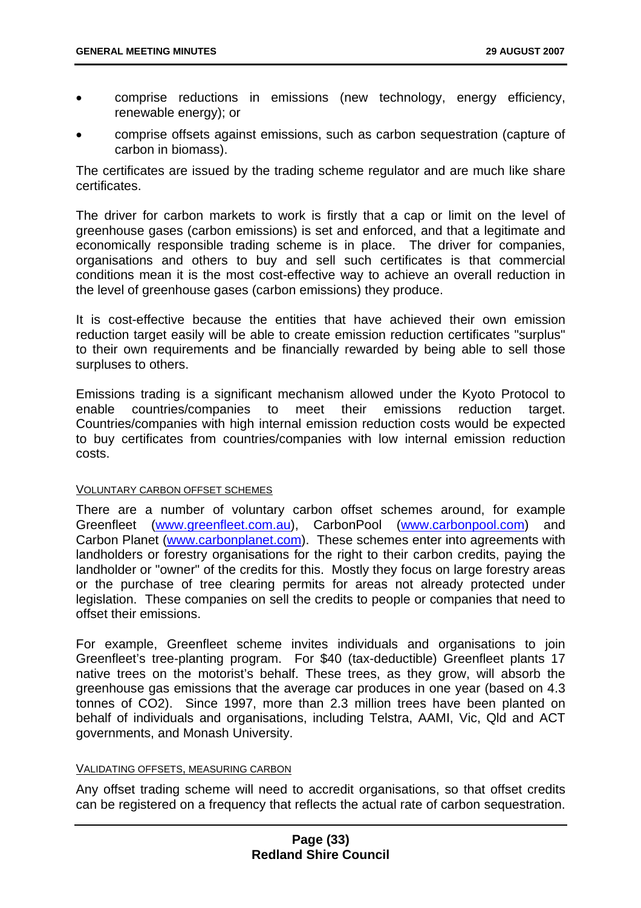- comprise reductions in emissions (new technology, energy efficiency, renewable energy); or
- comprise offsets against emissions, such as carbon sequestration (capture of carbon in biomass).

The certificates are issued by the trading scheme regulator and are much like share certificates.

The driver for carbon markets to work is firstly that a cap or limit on the level of greenhouse gases (carbon emissions) is set and enforced, and that a legitimate and economically responsible trading scheme is in place. The driver for companies, organisations and others to buy and sell such certificates is that commercial conditions mean it is the most cost-effective way to achieve an overall reduction in the level of greenhouse gases (carbon emissions) they produce.

It is cost-effective because the entities that have achieved their own emission reduction target easily will be able to create emission reduction certificates "surplus" to their own requirements and be financially rewarded by being able to sell those surpluses to others.

Emissions trading is a significant mechanism allowed under the Kyoto Protocol to enable countries/companies to meet their emissions reduction target. Countries/companies with high internal emission reduction costs would be expected to buy certificates from countries/companies with low internal emission reduction costs.

VOLUNTARY CARBON OFFSET SCHEMES

There are a number of voluntary carbon offset schemes around, for example Greenfleet (www.greenfleet.com.au), CarbonPool (www.carbonpool.com) and Carbon Planet (www.carbonplanet.com). These schemes enter into agreements with landholders or forestry organisations for the right to their carbon credits, paying the landholder or "owner" of the credits for this. Mostly they focus on large forestry areas or the purchase of tree clearing permits for areas not already protected under legislation. These companies on sell the credits to people or companies that need to offset their emissions.

For example, Greenfleet scheme invites individuals and organisations to join Greenfleet's tree-planting program. For $40 (tax-deductible) Greenfleet plants 17 native trees on the motorist's behalf. These trees, as they grow, will absorb the greenhouse gas emissions that the average car produces in one year (based on 4.3 tonnes of $CO_2$). Since 1997, more than 2.3 million trees have been planted on behalf of individuals and organisations, including Telstra, AAMI, Vic, Qld and ACT governments, and Monash University.

VALIDATING OFFSETS, MEASURING CARBON

Any offset trading scheme will need to accredit organisations, so that offset credits can be registered on a frequency that reflects the actual rate of carbon sequestration.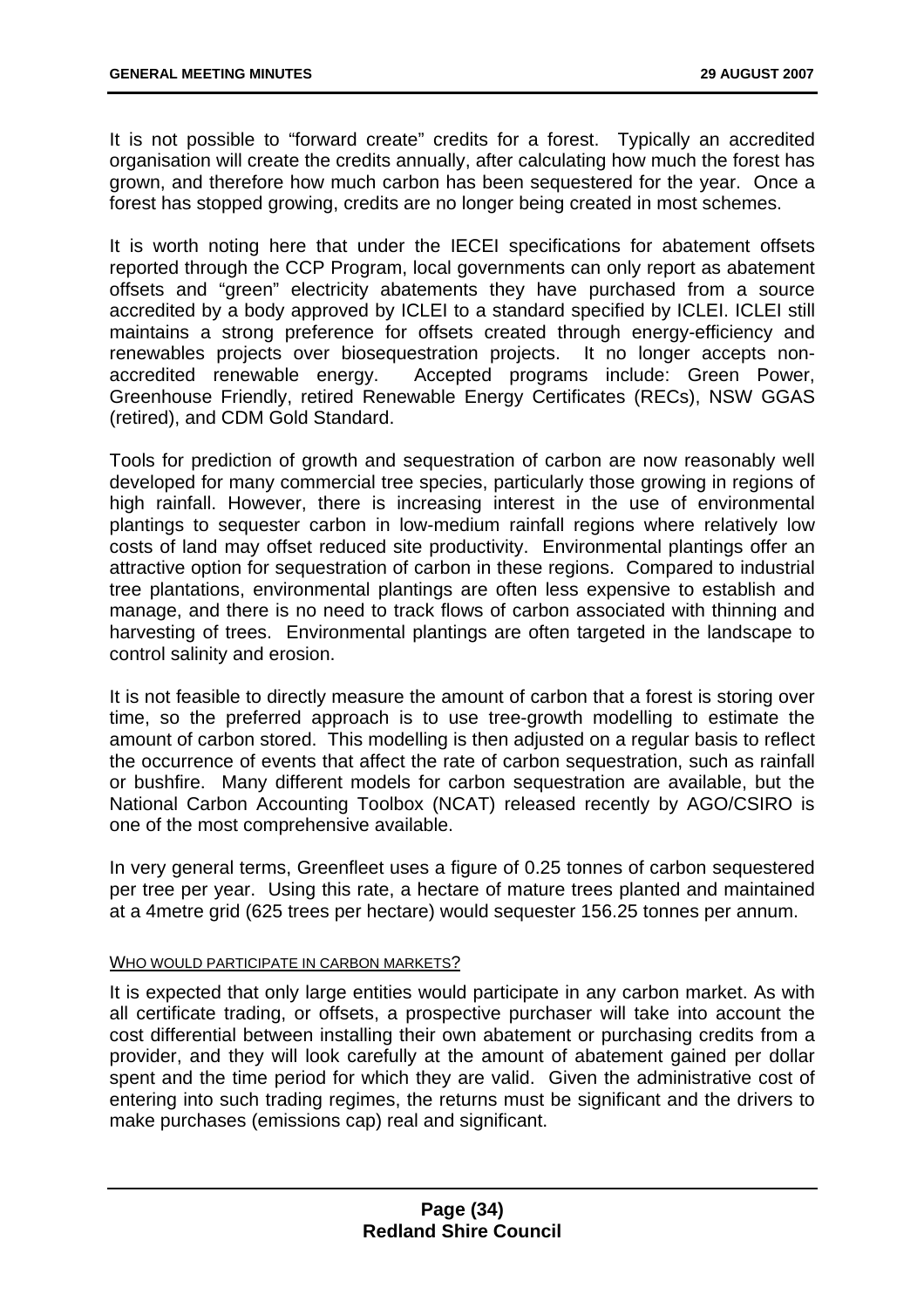It is not possible to “forward create” credits for a forest. Typically an accredited organisation will create the credits annually, after calculating how much the forest has grown, and therefore how much carbon has been sequestered for the year. Once a forest has stopped growing, credits are no longer being created in most schemes.

It is worth noting here that under the IECEI specifications for abatement offsets reported through the CCP Program, local governments can only report as abatement offsets and “green” electricity abatements they have purchased from a source accredited by a body approved by ICLEI to a standard specified by ICLEI. ICLEI still maintains a strong preference for offsets created through energy-efficiency and renewables projects over biosequestration projects. It no longer accepts non-accredited renewable energy. Accepted programs include: Green Power, Greenhouse Friendly, retired Renewable Energy Certificates (RECs), NSW GGAS (retired), and CDM Gold Standard.

Tools for prediction of growth and sequestration of carbon are now reasonably well developed for many commercial tree species, particularly those growing in regions of high rainfall. However, there is increasing interest in the use of environmental plantings to sequester carbon in low-medium rainfall regions where relatively low costs of land may offset reduced site productivity. Environmental plantings offer an attractive option for sequestration of carbon in these regions. Compared to industrial tree plantations, environmental plantings are often less expensive to establish and manage, and there is no need to track flows of carbon associated with thinning and harvesting of trees. Environmental plantings are often targeted in the landscape to control salinity and erosion.

It is not feasible to directly measure the amount of carbon that a forest is storing over time, so the preferred approach is to use tree-growth modelling to estimate the amount of carbon stored. This modelling is then adjusted on a regular basis to reflect the occurrence of events that affect the rate of carbon sequestration, such as rainfall or bushfire. Many different models for carbon sequestration are available, but the National Carbon Accounting Toolbox (NCAT) released recently by AGO/CSIRO is one of the most comprehensive available.

In very general terms, Greenfleet uses a figure of 0.25 tonnes of carbon sequestered per tree per year. Using this rate, a hectare of mature trees planted and maintained at a 4metre grid (625 trees per hectare) would sequester 156.25 tonnes per annum.

WHO WOULD PARTICIPATE IN CARBON MARKETS?

It is expected that only large entities would participate in any carbon market. As with all certificate trading, or offsets, a prospective purchaser will take into account the cost differential between installing their own abatement or purchasing credits from a provider, and they will look carefully at the amount of abatement gained per dollar spent and the time period for which they are valid. Given the administrative cost of entering into such trading regimes, the returns must be significant and the drivers to make purchases (emissions cap) real and significant.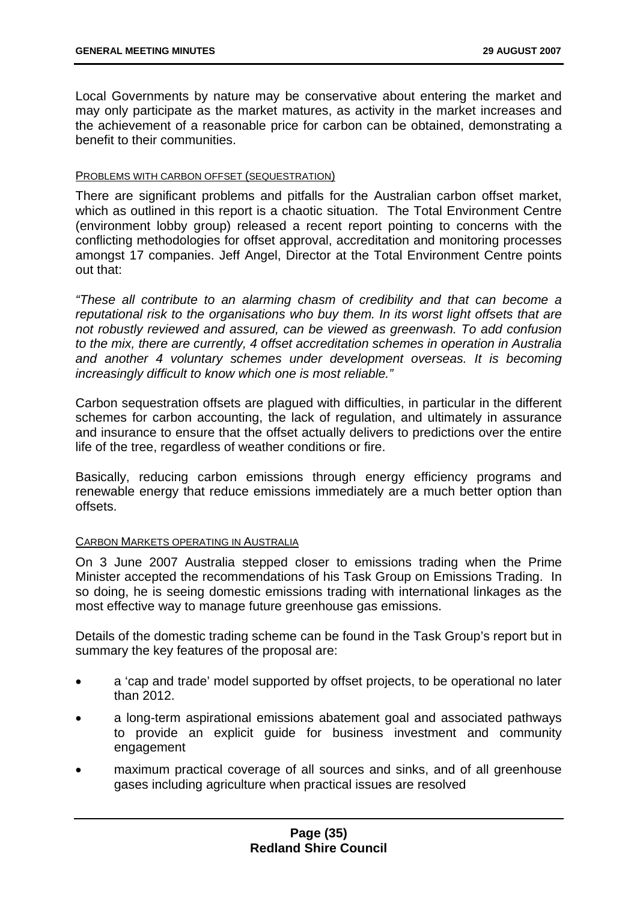Local Governments by nature may be conservative about entering the market and may only participate as the market matures, as activity in the market increases and the achievement of a reasonable price for carbon can be obtained, demonstrating a benefit to their communities.

PROBLEMS WITH CARBON OFFSET (SEQUESTRATION)

There are significant problems and pitfalls for the Australian carbon offset market, which as outlined in this report is a chaotic situation. The Total Environment Centre (environment lobby group) released a recent report pointing to concerns with the conflicting methodologies for offset approval, accreditation and monitoring processes amongst 17 companies. Jeff Angel, Director at the Total Environment Centre points out that:

*"These all contribute to an alarming chasm of credibility and that can become a reputational risk to the organisations who buy them. In its worst light offsets that are not robustly reviewed and assured, can be viewed as greenwash. To add confusion to the mix, there are currently, 4 offset accreditation schemes in operation in Australia and another 4 voluntary schemes under development overseas. It is becoming increasingly difficult to know which one is most reliable."*

Carbon sequestration offsets are plagued with difficulties, in particular in the different schemes for carbon accounting, the lack of regulation, and ultimately in assurance and insurance to ensure that the offset actually delivers to predictions over the entire life of the tree, regardless of weather conditions or fire.

Basically, reducing carbon emissions through energy efficiency programs and renewable energy that reduce emissions immediately are a much better option than offsets.

CARBON MARKETS OPERATING IN AUSTRALIA

On 3 June 2007 Australia stepped closer to emissions trading when the Prime Minister accepted the recommendations of his Task Group on Emissions Trading. In so doing, he is seeing domestic emissions trading with international linkages as the most effective way to manage future greenhouse gas emissions.

Details of the domestic trading scheme can be found in the Task Group's report but in summary the key features of the proposal are:

- a 'cap and trade' model supported by offset projects, to be operational no later than 2012.
- a long-term aspirational emissions abatement goal and associated pathways to provide an explicit guide for business investment and community engagement
- maximum practical coverage of all sources and sinks, and of all greenhouse gases including agriculture when practical issues are resolved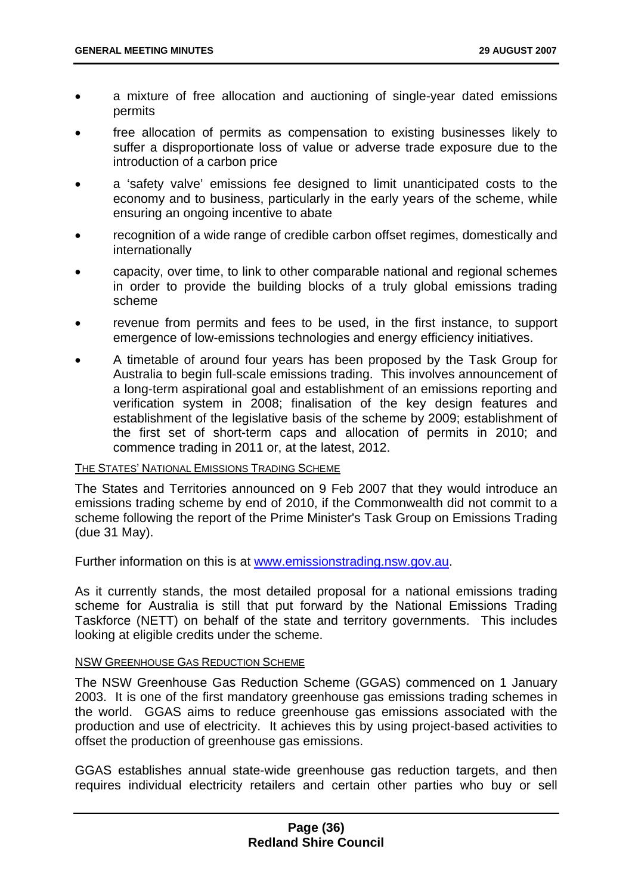- a mixture of free allocation and auctioning of single-year dated emissions permits
- free allocation of permits as compensation to existing businesses likely to suffer a disproportionate loss of value or adverse trade exposure due to the introduction of a carbon price
- a 'safety valve' emissions fee designed to limit unanticipated costs to the economy and to business, particularly in the early years of the scheme, while ensuring an ongoing incentive to abate
- recognition of a wide range of credible carbon offset regimes, domestically and internationally
- capacity, over time, to link to other comparable national and regional schemes in order to provide the building blocks of a truly global emissions trading scheme
- revenue from permits and fees to be used, in the first instance, to support emergence of low-emissions technologies and energy efficiency initiatives.
- A timetable of around four years has been proposed by the Task Group for Australia to begin full-scale emissions trading. This involves announcement of a long-term aspirational goal and establishment of an emissions reporting and verification system in 2008; finalisation of the key design features and establishment of the legislative basis of the scheme by 2009; establishment of the first set of short-term caps and allocation of permits in 2010; and commence trading in 2011 or, at the latest, 2012.

THE STATES' NATIONAL EMISSIONS TRADING SCHEME

The States and Territories announced on 9 Feb 2007 that they would introduce an emissions trading scheme by end of 2010, if the Commonwealth did not commit to a scheme following the report of the Prime Minister's Task Group on Emissions Trading (due 31 May).

Further information on this is at [www.emissionstrading.nsw.gov.au](http://www.emissionstrading.nsw.gov.au).

As it currently stands, the most detailed proposal for a national emissions trading scheme for Australia is still that put forward by the National Emissions Trading Taskforce (NETT) on behalf of the state and territory governments. This includes looking at eligible credits under the scheme.

NSW GREENHOUSE GAS REDUCTION SCHEME

The NSW Greenhouse Gas Reduction Scheme (GGAS) commenced on 1 January 2003. It is one of the first mandatory greenhouse gas emissions trading schemes in the world. GGAS aims to reduce greenhouse gas emissions associated with the production and use of electricity. It achieves this by using project-based activities to offset the production of greenhouse gas emissions.

GGAS establishes annual state-wide greenhouse gas reduction targets, and then requires individual electricity retailers and certain other parties who buy or sell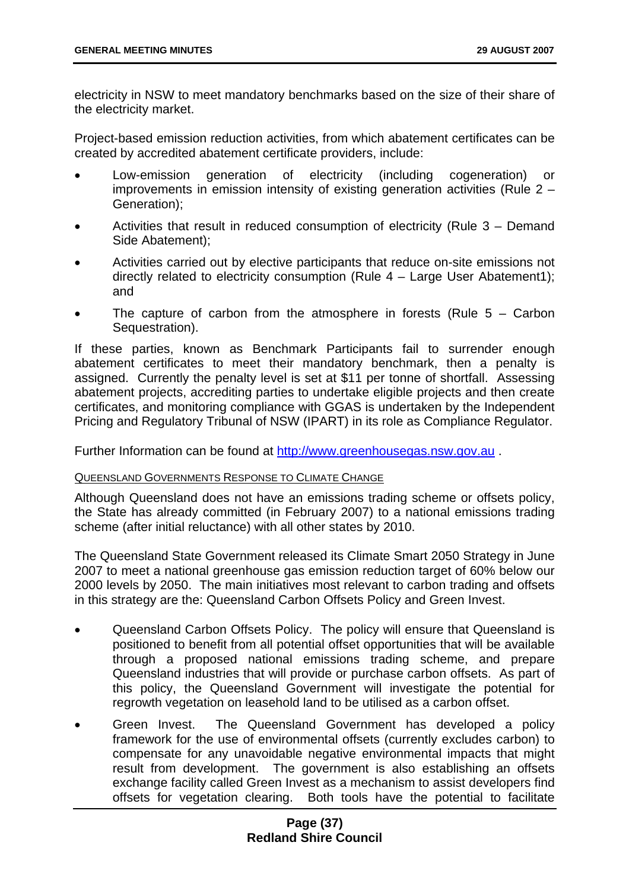electricity in NSW to meet mandatory benchmarks based on the size of their share of the electricity market.

Project-based emission reduction activities, from which abatement certificates can be created by accredited abatement certificate providers, include:

- Low-emission generation of electricity (including cogeneration) or improvements in emission intensity of existing generation activities (Rule 2 – Generation);
- Activities that result in reduced consumption of electricity (Rule 3 – Demand Side Abatement);
- Activities carried out by elective participants that reduce on-site emissions not directly related to electricity consumption (Rule 4 – Large User Abatement1); and
- The capture of carbon from the atmosphere in forests (Rule 5 – Carbon Sequestration).

If these parties, known as Benchmark Participants fail to surrender enough abatement certificates to meet their mandatory benchmark, then a penalty is assigned. Currently the penalty level is set at $11 per tonne of shortfall. Assessing abatement projects, accrediting parties to undertake eligible projects and then create certificates, and monitoring compliance with GGAS is undertaken by the Independent Pricing and Regulatory Tribunal of NSW (IPART) in its role as Compliance Regulator.

Further Information can be found at [http://www.greenhousegas.nsw.gov.au](http://www.greenhousegas.nsw.gov.au) .

QUEENSLAND GOVERNMENTS RESPONSE TO CLIMATE CHANGE

Although Queensland does not have an emissions trading scheme or offsets policy, the State has already committed (in February 2007) to a national emissions trading scheme (after initial reluctance) with all other states by 2010.

The Queensland State Government released its Climate Smart 2050 Strategy in June 2007 to meet a national greenhouse gas emission reduction target of 60% below our 2000 levels by 2050. The main initiatives most relevant to carbon trading and offsets in this strategy are the: Queensland Carbon Offsets Policy and Green Invest.

- Queensland Carbon Offsets Policy. The policy will ensure that Queensland is positioned to benefit from all potential offset opportunities that will be available through a proposed national emissions trading scheme, and prepare Queensland industries that will provide or purchase carbon offsets. As part of this policy, the Queensland Government will investigate the potential for regrowth vegetation on leasehold land to be utilised as a carbon offset.
- Green Invest. The Queensland Government has developed a policy framework for the use of environmental offsets (currently excludes carbon) to compensate for any unavoidable negative environmental impacts that might result from development. The government is also establishing an offsets exchange facility called Green Invest as a mechanism to assist developers find offsets for vegetation clearing. Both tools have the potential to facilitate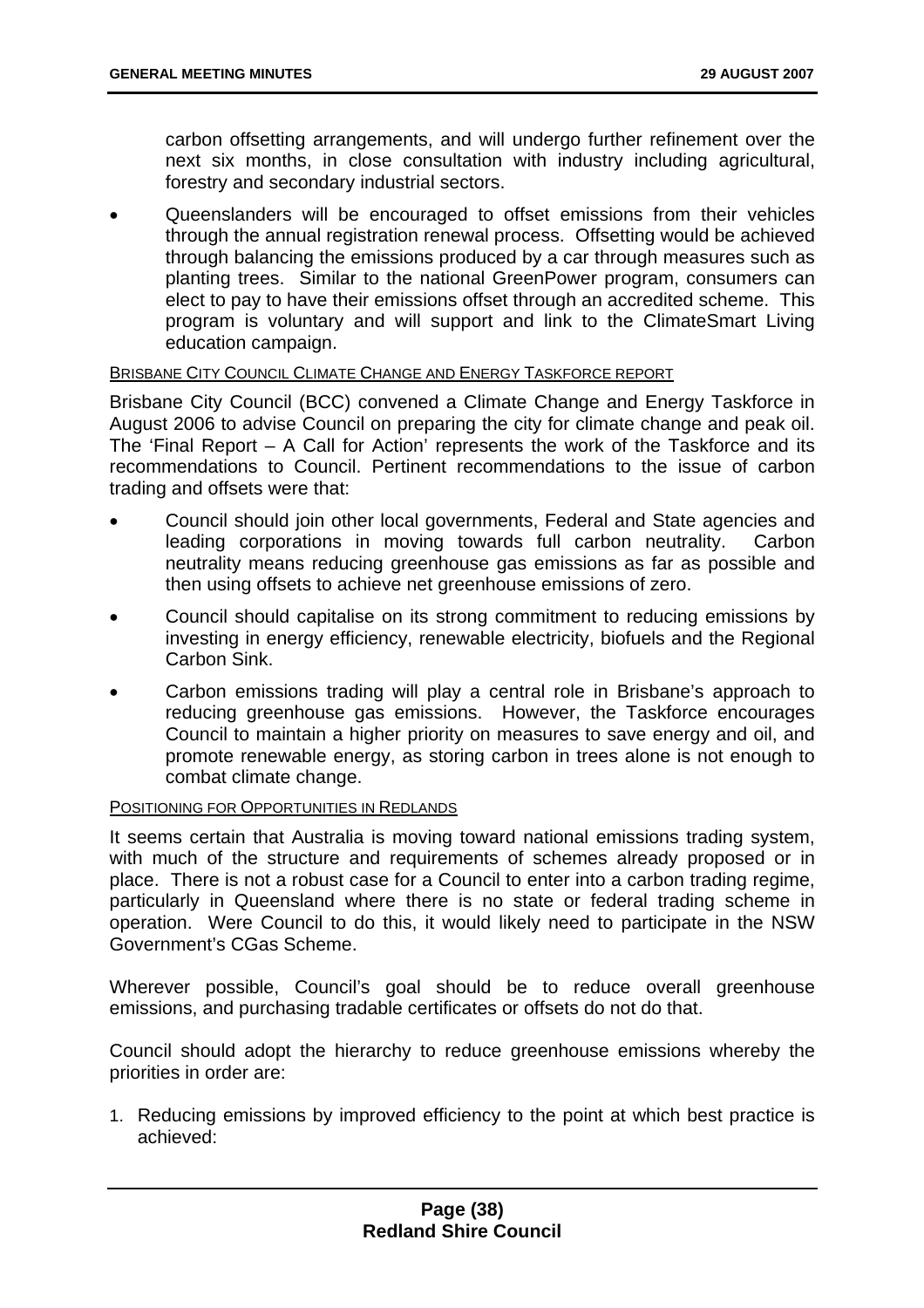carbon offsetting arrangements, and will undergo further refinement over the next six months, in close consultation with industry including agricultural, forestry and secondary industrial sectors.

- Queenslanders will be encouraged to offset emissions from their vehicles through the annual registration renewal process. Offsetting would be achieved through balancing the emissions produced by a car through measures such as planting trees. Similar to the national GreenPower program, consumers can elect to pay to have their emissions offset through an accredited scheme. This program is voluntary and will support and link to the ClimateSmart Living education campaign.

BRISBANE CITY COUNCIL CLIMATE CHANGE AND ENERGY TASKFORCE REPORT

Brisbane City Council (BCC) convened a Climate Change and Energy Taskforce in August 2006 to advise Council on preparing the city for climate change and peak oil. The 'Final Report – A Call for Action' represents the work of the Taskforce and its recommendations to Council. Pertinent recommendations to the issue of carbon trading and offsets were that:

- Council should join other local governments, Federal and State agencies and leading corporations in moving towards full carbon neutrality. Carbon neutrality means reducing greenhouse gas emissions as far as possible and then using offsets to achieve net greenhouse emissions of zero.
- Council should capitalise on its strong commitment to reducing emissions by investing in energy efficiency, renewable electricity, biofuels and the Regional Carbon Sink.
- Carbon emissions trading will play a central role in Brisbane's approach to reducing greenhouse gas emissions. However, the Taskforce encourages Council to maintain a higher priority on measures to save energy and oil, and promote renewable energy, as storing carbon in trees alone is not enough to combat climate change.

POSITIONING FOR OPPORTUNITIES IN REDLANDS

It seems certain that Australia is moving toward national emissions trading system, with much of the structure and requirements of schemes already proposed or in place. There is not a robust case for a Council to enter into a carbon trading regime, particularly in Queensland where there is no state or federal trading scheme in operation. Were Council to do this, it would likely need to participate in the NSW Government's CGas Scheme.

Wherever possible, Council's goal should be to reduce overall greenhouse emissions, and purchasing tradable certificates or offsets do not do that.

Council should adopt the hierarchy to reduce greenhouse emissions whereby the priorities in order are:

1. Reducing emissions by improved efficiency to the point at which best practice is achieved: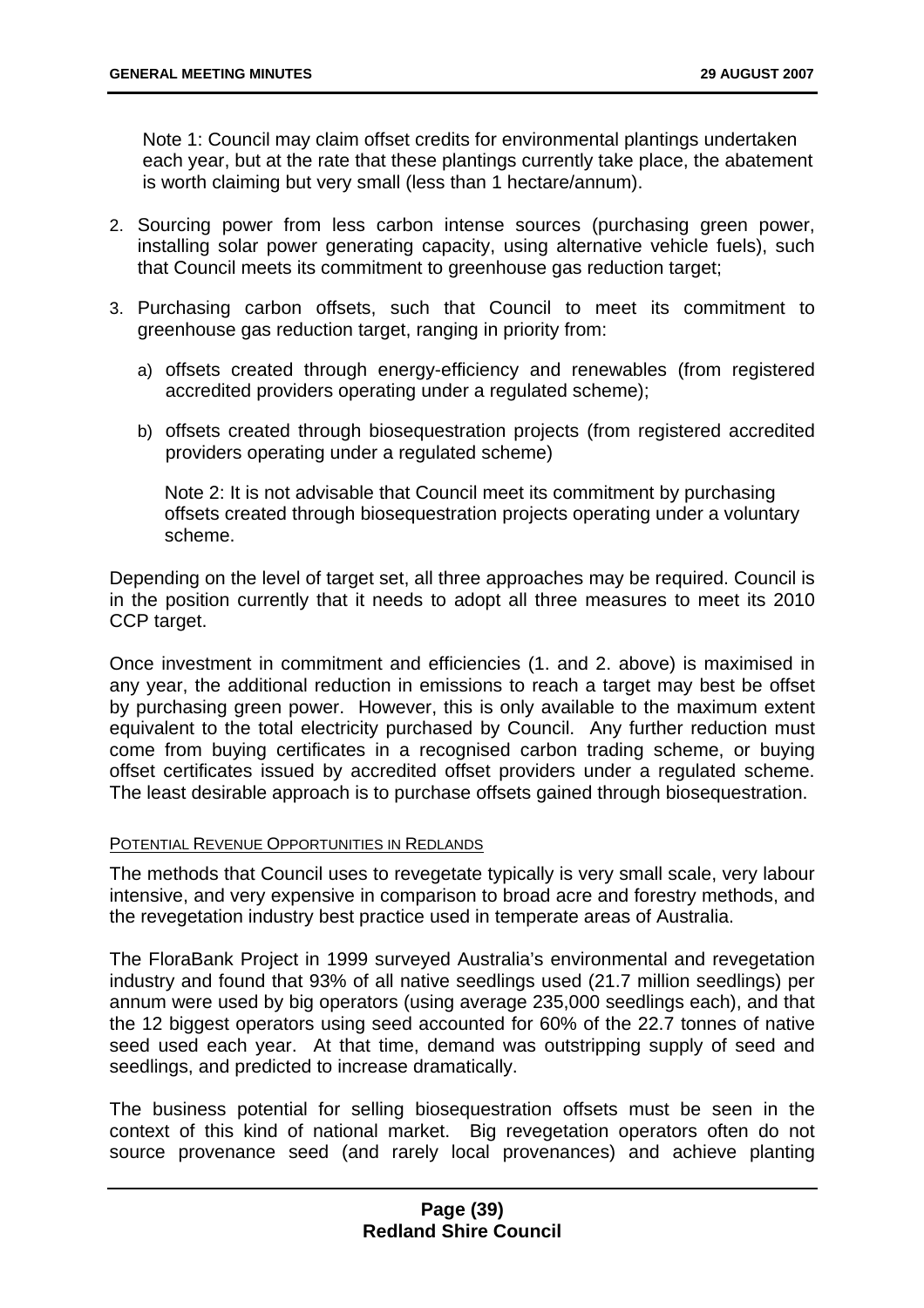Note 1: Council may claim offset credits for environmental plantings undertaken each year, but at the rate that these plantings currently take place, the abatement is worth claiming but very small (less than 1 hectare/annum).

2. Sourcing power from less carbon intense sources (purchasing green power, installing solar power generating capacity, using alternative vehicle fuels), such that Council meets its commitment to greenhouse gas reduction target;

3. Purchasing carbon offsets, such that Council to meet its commitment to greenhouse gas reduction target, ranging in priority from:

   a) offsets created through energy-efficiency and renewables (from registered accredited providers operating under a regulated scheme);

   b) offsets created through biosequestration projects (from registered accredited providers operating under a regulated scheme)

   Note 2: It is not advisable that Council meet its commitment by purchasing offsets created through biosequestration projects operating under a voluntary scheme.

Depending on the level of target set, all three approaches may be required. Council is in the position currently that it needs to adopt all three measures to meet its 2010 CCP target.

Once investment in commitment and efficiencies (1. and 2. above) is maximised in any year, the additional reduction in emissions to reach a target may best be offset by purchasing green power. However, this is only available to the maximum extent equivalent to the total electricity purchased by Council. Any further reduction must come from buying certificates in a recognised carbon trading scheme, or buying offset certificates issued by accredited offset providers under a regulated scheme. The least desirable approach is to purchase offsets gained through biosequestration.

POTENTIAL REVENUE OPPORTUNITIES IN REDLANDS

The methods that Council uses to revegetate typically is very small scale, very labour intensive, and very expensive in comparison to broad acre and forestry methods, and the revegetation industry best practice used in temperate areas of Australia.

The FloraBank Project in 1999 surveyed Australia's environmental and revegetation industry and found that 93% of all native seedlings used (21.7 million seedlings) per annum were used by big operators (using average 235,000 seedlings each), and that the 12 biggest operators using seed accounted for 60% of the 22.7 tonnes of native seed used each year. At that time, demand was outstripping supply of seed and seedlings, and predicted to increase dramatically.

The business potential for selling biosequestration offsets must be seen in the context of this kind of national market. Big revegetation operators often do not source provenance seed (and rarely local provenances) and achieve planting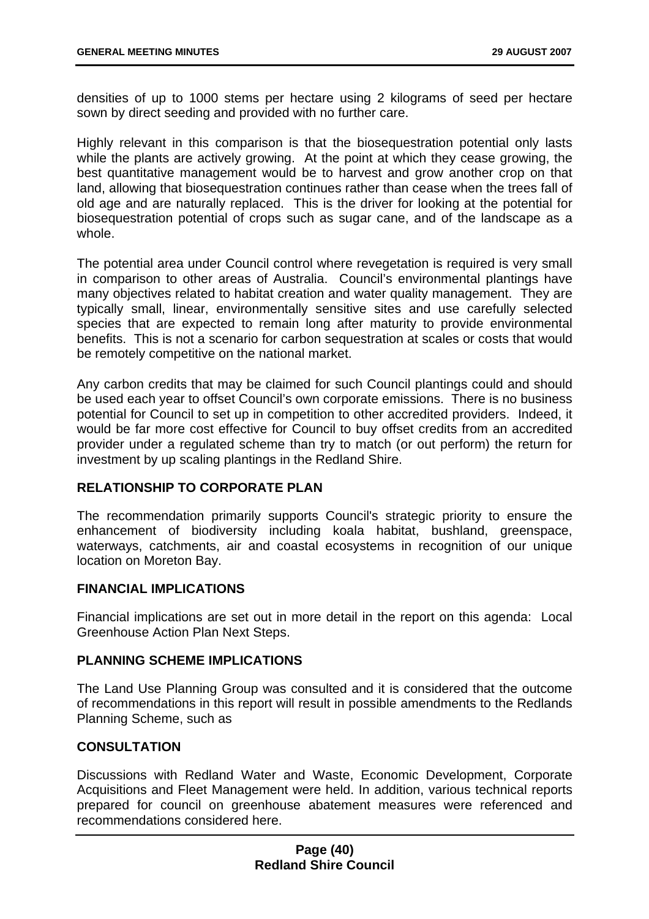densities of up to 1000 stems per hectare using 2 kilograms of seed per hectare sown by direct seeding and provided with no further care.

Highly relevant in this comparison is that the biosequestration potential only lasts while the plants are actively growing. At the point at which they cease growing, the best quantitative management would be to harvest and grow another crop on that land, allowing that biosequestration continues rather than cease when the trees fall of old age and are naturally replaced. This is the driver for looking at the potential for biosequestration potential of crops such as sugar cane, and of the landscape as a whole.

The potential area under Council control where revegetation is required is very small in comparison to other areas of Australia. Council's environmental plantings have many objectives related to habitat creation and water quality management. They are typically small, linear, environmentally sensitive sites and use carefully selected species that are expected to remain long after maturity to provide environmental benefits. This is not a scenario for carbon sequestration at scales or costs that would be remotely competitive on the national market.

Any carbon credits that may be claimed for such Council plantings could and should be used each year to offset Council's own corporate emissions. There is no business potential for Council to set up in competition to other accredited providers. Indeed, it would be far more cost effective for Council to buy offset credits from an accredited provider under a regulated scheme than try to match (or out perform) the return for investment by up scaling plantings in the Redland Shire.

## RELATIONSHIP TO CORPORATE PLAN

The recommendation primarily supports Council's strategic priority to ensure the enhancement of biodiversity including koala habitat, bushland, greenspace, waterways, catchments, air and coastal ecosystems in recognition of our unique location on Moreton Bay.

## FINANCIAL IMPLICATIONS

Financial implications are set out in more detail in the report on this agenda: Local Greenhouse Action Plan Next Steps.

## PLANNING SCHEME IMPLICATIONS

The Land Use Planning Group was consulted and it is considered that the outcome of recommendations in this report will result in possible amendments to the Redlands Planning Scheme, such as

## CONSULTATION

Discussions with Redland Water and Waste, Economic Development, Corporate Acquisitions and Fleet Management were held. In addition, various technical reports prepared for council on greenhouse abatement measures were referenced and recommendations considered here.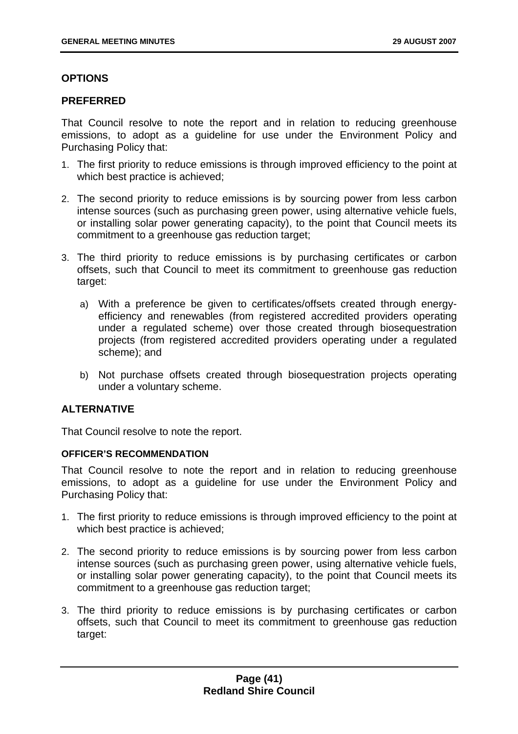## OPTIONS

### PREFERRED

That Council resolve to note the report and in relation to reducing greenhouse emissions, to adopt as a guideline for use under the Environment Policy and Purchasing Policy that:

1. The first priority to reduce emissions is through improved efficiency to the point at which best practice is achieved;
2. The second priority to reduce emissions is by sourcing power from less carbon intense sources (such as purchasing green power, using alternative vehicle fuels, or installing solar power generating capacity), to the point that Council meets its commitment to a greenhouse gas reduction target;
3. The third priority to reduce emissions is by purchasing certificates or carbon offsets, such that Council to meet its commitment to greenhouse gas reduction target:
   a) With a preference be given to certificates/offsets created through energy-efficiency and renewables (from registered accredited providers operating under a regulated scheme) over those created through biosequestration projects (from registered accredited providers operating under a regulated scheme); and
   b) Not purchase offsets created through biosequestration projects operating under a voluntary scheme.

### ALTERNATIVE

That Council resolve to note the report.

#### OFFICER'S RECOMMENDATION

That Council resolve to note the report and in relation to reducing greenhouse emissions, to adopt as a guideline for use under the Environment Policy and Purchasing Policy that:

1. The first priority to reduce emissions is through improved efficiency to the point at which best practice is achieved;
2. The second priority to reduce emissions is by sourcing power from less carbon intense sources (such as purchasing green power, using alternative vehicle fuels, or installing solar power generating capacity), to the point that Council meets its commitment to a greenhouse gas reduction target;
3. The third priority to reduce emissions is by purchasing certificates or carbon offsets, such that Council to meet its commitment to greenhouse gas reduction target: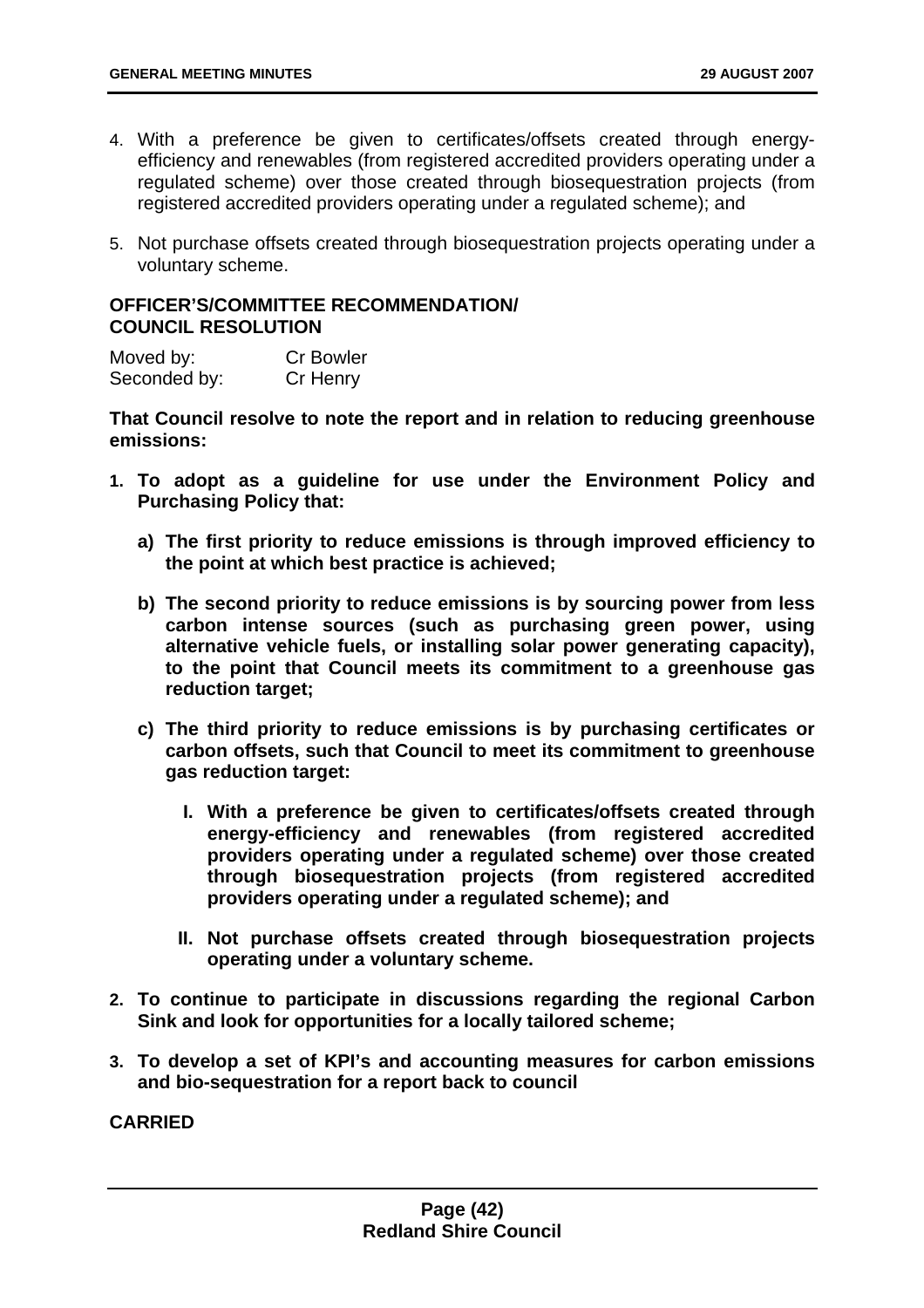4. With a preference be given to certificates/offsets created through energy-efficiency and renewables (from registered accredited providers operating under a regulated scheme) over those created through biosequestration projects (from registered accredited providers operating under a regulated scheme); and

5. Not purchase offsets created through biosequestration projects operating under a voluntary scheme.

**OFFICER'S/COMMITTEE RECOMMENDATION/ COUNCIL RESOLUTION**

| | |
|---|---|
| Moved by: | Cr Bowler |
| Seconded by: | Cr Henry |

**That Council resolve to note the report and in relation to reducing greenhouse emissions:**

1. **To adopt as a guideline for use under the Environment Policy and Purchasing Policy that:**

    a) **The first priority to reduce emissions is through improved efficiency to the point at which best practice is achieved;**

    b) **The second priority to reduce emissions is by sourcing power from less carbon intense sources (such as purchasing green power, using alternative vehicle fuels, or installing solar power generating capacity), to the point that Council meets its commitment to a greenhouse gas reduction target;**

    c) **The third priority to reduce emissions is by purchasing certificates or carbon offsets, such that Council to meet its commitment to greenhouse gas reduction target:**

        I. **With a preference be given to certificates/offsets created through energy-efficiency and renewables (from registered accredited providers operating under a regulated scheme) over those created through biosequestration projects (from registered accredited providers operating under a regulated scheme); and**

        II. **Not purchase offsets created through biosequestration projects operating under a voluntary scheme.**

2. **To continue to participate in discussions regarding the regional Carbon Sink and look for opportunities for a locally tailored scheme;**

3. **To develop a set of KPI's and accounting measures for carbon emissions and bio-sequestration for a report back to council**

**CARRIED**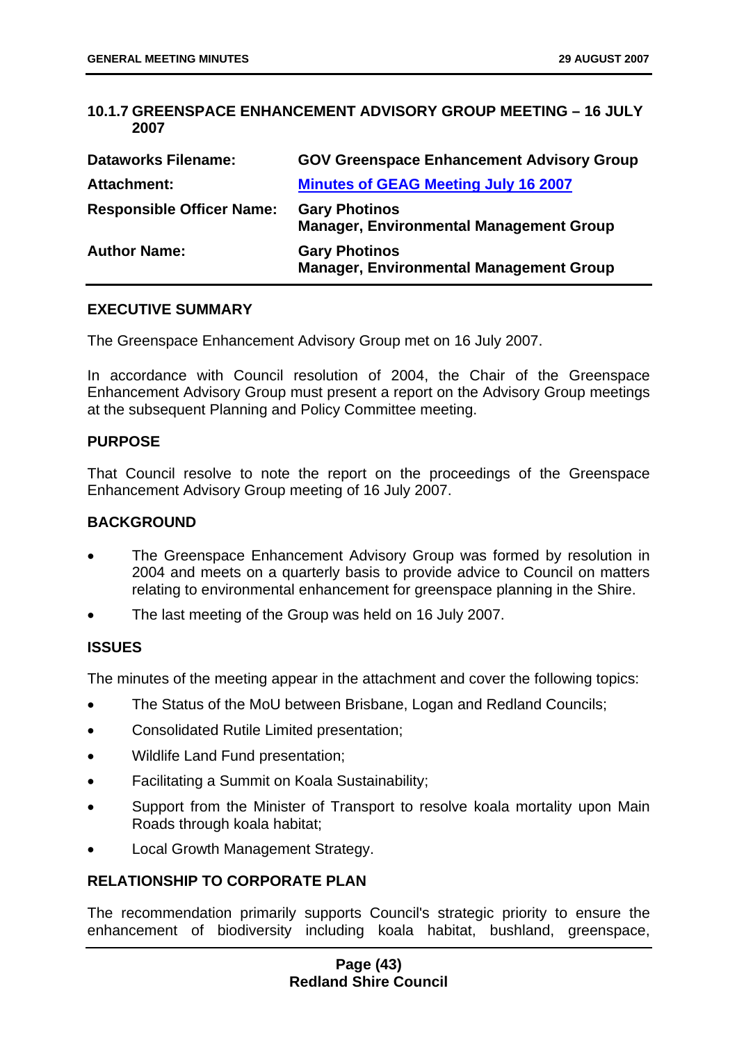### 10.1.7 GREENSPACE ENHANCEMENT ADVISORY GROUP MEETING – 16 JULY 2007

| | |
|---|---|
| **Dataworks Filename:** | **GOV Greenspace Enhancement Advisory Group** |
| **Attachment:** | **Minutes of GEAG Meeting July 16 2007** |
| **Responsible Officer Name:** | **Gary Photinos**<br>**Manager, Environmental Management Group** |
| **Author Name:** | **Gary Photinos**<br>**Manager, Environmental Management Group** |

**EXECUTIVE SUMMARY**

The Greenspace Enhancement Advisory Group met on 16 July 2007.

In accordance with Council resolution of 2004, the Chair of the Greenspace Enhancement Advisory Group must present a report on the Advisory Group meetings at the subsequent Planning and Policy Committee meeting.

**PURPOSE**

That Council resolve to note the report on the proceedings of the Greenspace Enhancement Advisory Group meeting of 16 July 2007.

**BACKGROUND**

- The Greenspace Enhancement Advisory Group was formed by resolution in 2004 and meets on a quarterly basis to provide advice to Council on matters relating to environmental enhancement for greenspace planning in the Shire.
- The last meeting of the Group was held on 16 July 2007.

**ISSUES**

The minutes of the meeting appear in the attachment and cover the following topics:

- The Status of the MoU between Brisbane, Logan and Redland Councils;
- Consolidated Rutile Limited presentation;
- Wildlife Land Fund presentation;
- Facilitating a Summit on Koala Sustainability;
- Support from the Minister of Transport to resolve koala mortality upon Main Roads through koala habitat;
- Local Growth Management Strategy.

**RELATIONSHIP TO CORPORATE PLAN**

The recommendation primarily supports Council's strategic priority to ensure the enhancement of biodiversity including koala habitat, bushland, greenspace,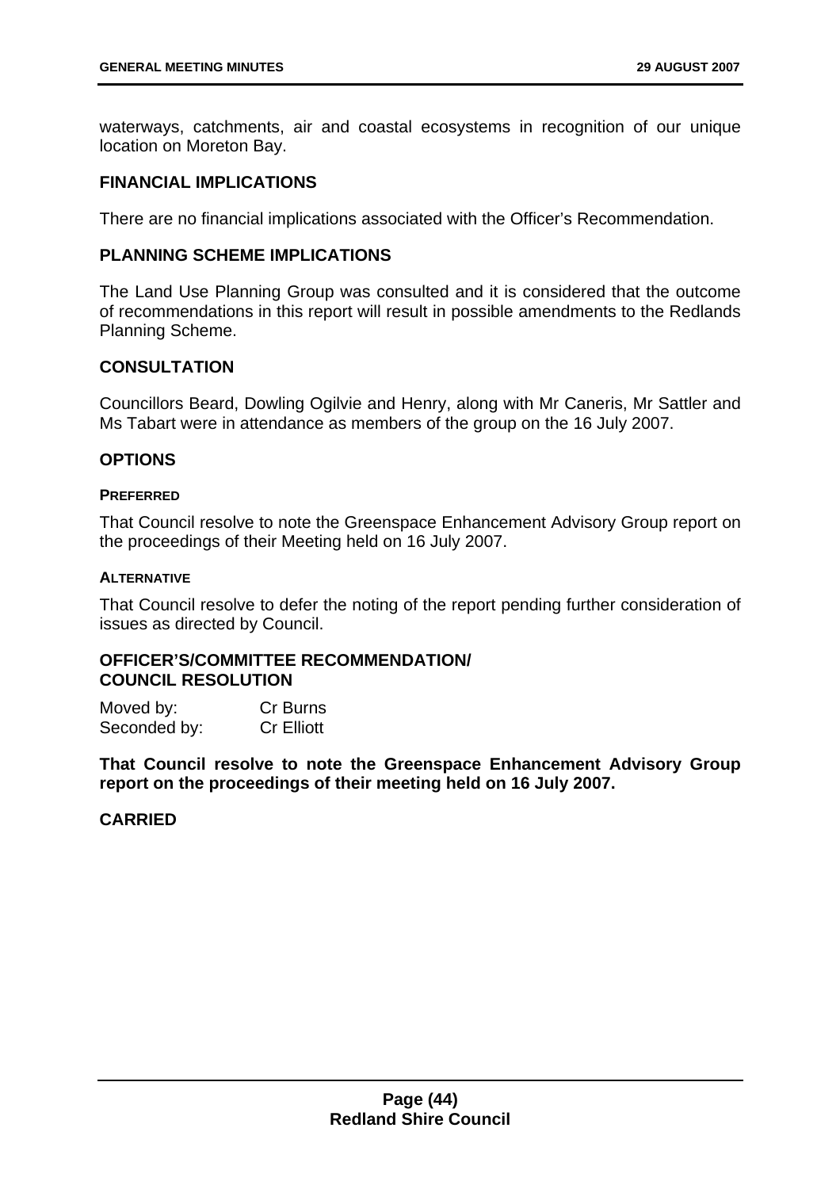waterways, catchments, air and coastal ecosystems in recognition of our unique location on Moreton Bay.

## FINANCIAL IMPLICATIONS

There are no financial implications associated with the Officer's Recommendation.

## PLANNING SCHEME IMPLICATIONS

The Land Use Planning Group was consulted and it is considered that the outcome of recommendations in this report will result in possible amendments to the Redlands Planning Scheme.

## CONSULTATION

Councillors Beard, Dowling Ogilvie and Henry, along with Mr Caneris, Mr Sattler and Ms Tabart were in attendance as members of the group on the 16 July 2007.

## OPTIONS

### PREFERRED

That Council resolve to note the Greenspace Enhancement Advisory Group report on the proceedings of their Meeting held on 16 July 2007.

### ALTERNATIVE

That Council resolve to defer the noting of the report pending further consideration of issues as directed by Council.

## OFFICER'S/COMMITTEE RECOMMENDATION/ COUNCIL RESOLUTION

Moved by: Cr Burns
Seconded by: Cr Elliott

**That Council resolve to note the Greenspace Enhancement Advisory Group report on the proceedings of their meeting held on 16 July 2007.**

**CARRIED**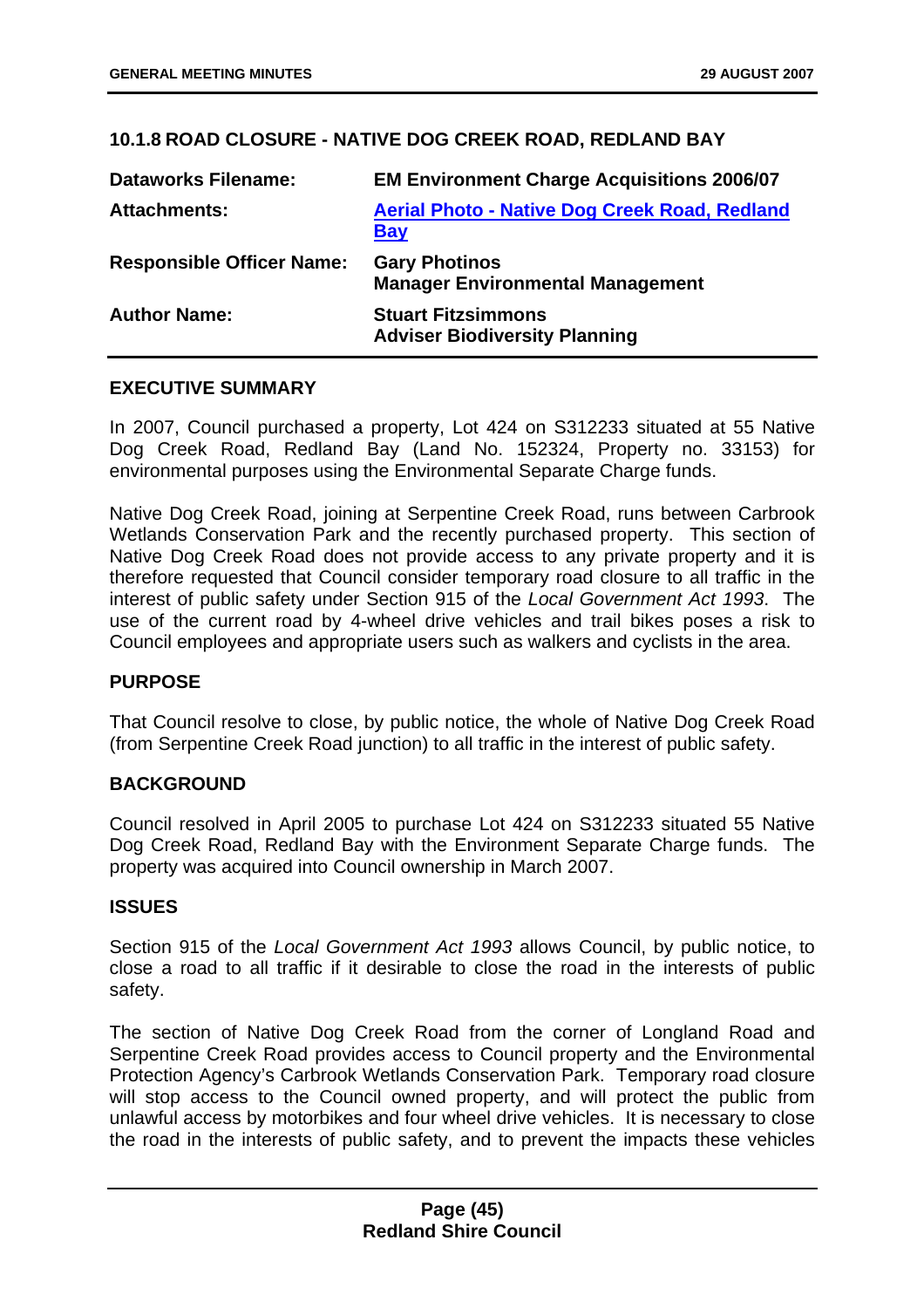## 10.1.8 ROAD CLOSURE - NATIVE DOG CREEK ROAD, REDLAND BAY

| | |
|---|---|
| **Dataworks Filename:** | **EM Environment Charge Acquisitions 2006/07** |
| **Attachments:** | **Aerial Photo - Native Dog Creek Road, Redland Bay** |
| **Responsible Officer Name:** | **Gary Photinos**<br>**Manager Environmental Management** |
| **Author Name:** | **Stuart Fitzsimmons**<br>**Adviser Biodiversity Planning** |

### EXECUTIVE SUMMARY

In 2007, Council purchased a property, Lot 424 on S312233 situated at 55 Native Dog Creek Road, Redland Bay (Land No. 152324, Property no. 33153) for environmental purposes using the Environmental Separate Charge funds.

Native Dog Creek Road, joining at Serpentine Creek Road, runs between Carbrook Wetlands Conservation Park and the recently purchased property. This section of Native Dog Creek Road does not provide access to any private property and it is therefore requested that Council consider temporary road closure to all traffic in the interest of public safety under Section 915 of the *Local Government Act 1993*. The use of the current road by 4-wheel drive vehicles and trail bikes poses a risk to Council employees and appropriate users such as walkers and cyclists in the area.

### PURPOSE

That Council resolve to close, by public notice, the whole of Native Dog Creek Road (from Serpentine Creek Road junction) to all traffic in the interest of public safety.

### BACKGROUND

Council resolved in April 2005 to purchase Lot 424 on S312233 situated 55 Native Dog Creek Road, Redland Bay with the Environment Separate Charge funds. The property was acquired into Council ownership in March 2007.

### ISSUES

Section 915 of the *Local Government Act 1993* allows Council, by public notice, to close a road to all traffic if it desirable to close the road in the interests of public safety.

The section of Native Dog Creek Road from the corner of Longland Road and Serpentine Creek Road provides access to Council property and the Environmental Protection Agency's Carbrook Wetlands Conservation Park. Temporary road closure will stop access to the Council owned property, and will protect the public from unlawful access by motorbikes and four wheel drive vehicles. It is necessary to close the road in the interests of public safety, and to prevent the impacts these vehicles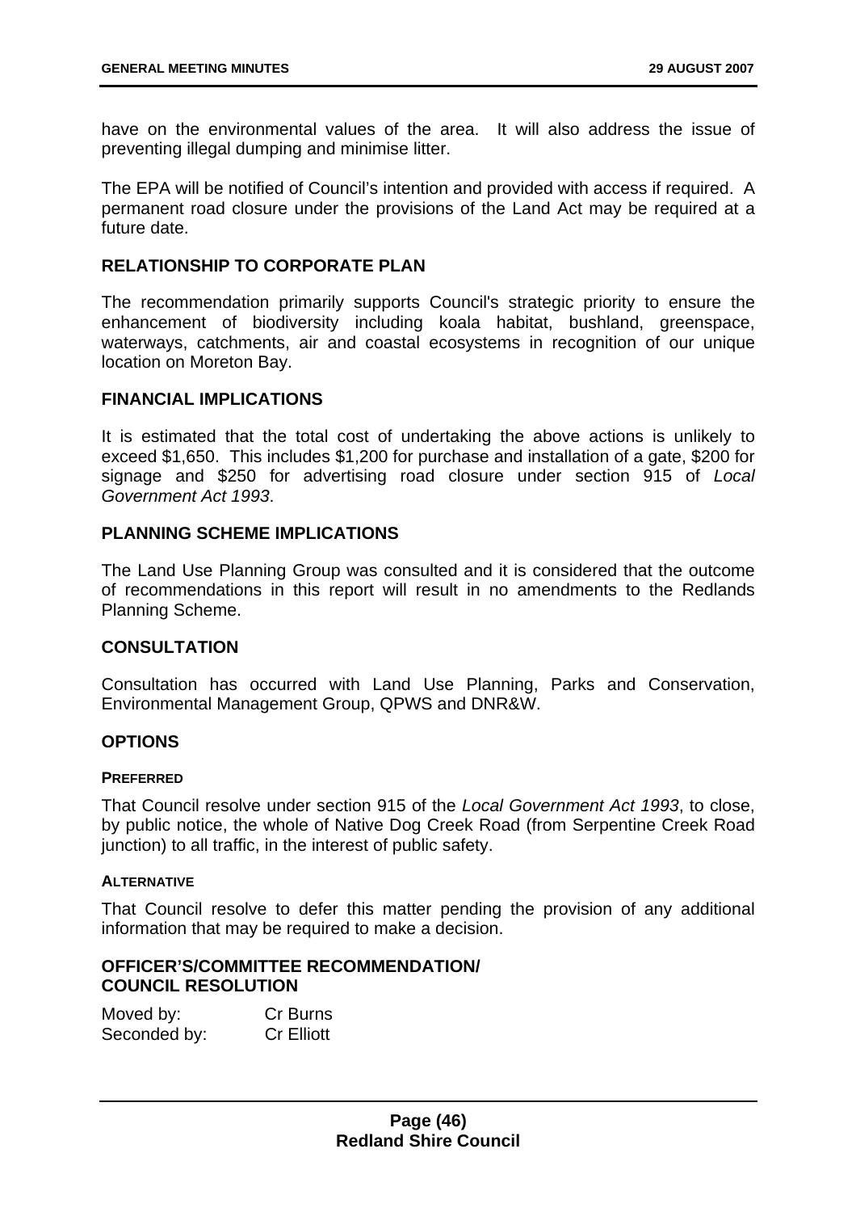have on the environmental values of the area. It will also address the issue of preventing illegal dumping and minimise litter.

The EPA will be notified of Council's intention and provided with access if required. A permanent road closure under the provisions of the Land Act may be required at a future date.

## RELATIONSHIP TO CORPORATE PLAN

The recommendation primarily supports Council's strategic priority to ensure the enhancement of biodiversity including koala habitat, bushland, greenspace, waterways, catchments, air and coastal ecosystems in recognition of our unique location on Moreton Bay.

## FINANCIAL IMPLICATIONS

It is estimated that the total cost of undertaking the above actions is unlikely to exceed $1,650. This includes $1,200 for purchase and installation of a gate, $200 for signage and $250 for advertising road closure under section 915 of *Local Government Act 1993*.

## PLANNING SCHEME IMPLICATIONS

The Land Use Planning Group was consulted and it is considered that the outcome of recommendations in this report will result in no amendments to the Redlands Planning Scheme.

## CONSULTATION

Consultation has occurred with Land Use Planning, Parks and Conservation, Environmental Management Group, QPWS and DNR&W.

## OPTIONS

### PREFERRED

That Council resolve under section 915 of the *Local Government Act 1993*, to close, by public notice, the whole of Native Dog Creek Road (from Serpentine Creek Road junction) to all traffic, in the interest of public safety.

### ALTERNATIVE

That Council resolve to defer this matter pending the provision of any additional information that may be required to make a decision.

## OFFICER'S/COMMITTEE RECOMMENDATION/ COUNCIL RESOLUTION

Moved by: Cr Burns
Seconded by: Cr Elliott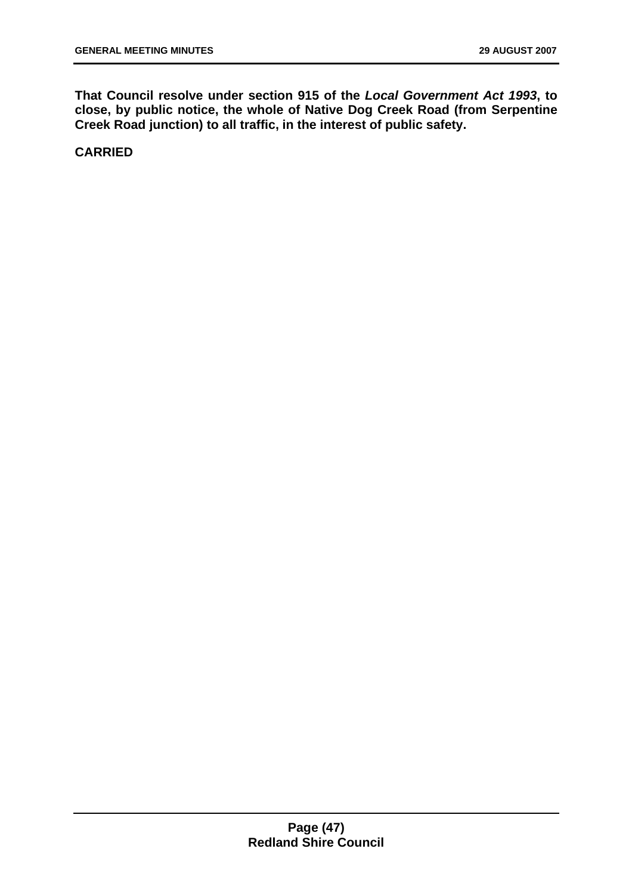**That Council resolve under section 915 of the *Local Government Act 1993*, to close, by public notice, the whole of Native Dog Creek Road (from Serpentine Creek Road junction) to all traffic, in the interest of public safety.**

**CARRIED**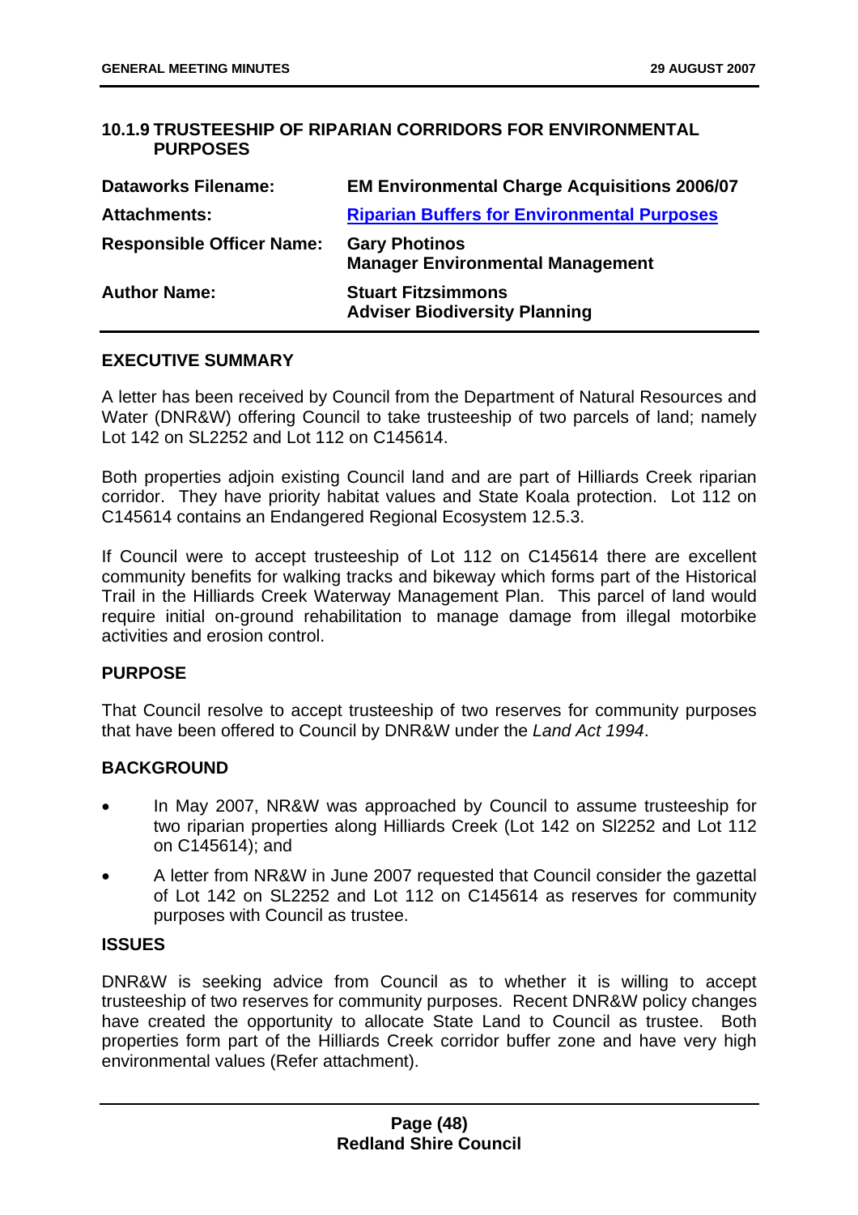## 10.1.9 TRUSTEESHIP OF RIPARIAN CORRIDORS FOR ENVIRONMENTAL PURPOSES

| | |
|---|---|
| **Dataworks Filename:** | **EM Environmental Charge Acquisitions 2006/07** |
| **Attachments:** | **Riparian Buffers for Environmental Purposes** |
| **Responsible Officer Name:** | **Gary Photinos**<br>**Manager Environmental Management** |
| **Author Name:** | **Stuart Fitzsimmons**<br>**Adviser Biodiversity Planning** |

### EXECUTIVE SUMMARY

A letter has been received by Council from the Department of Natural Resources and Water (DNR&W) offering Council to take trusteeship of two parcels of land; namely Lot 142 on SL2252 and Lot 112 on C145614.

Both properties adjoin existing Council land and are part of Hilliards Creek riparian corridor. They have priority habitat values and State Koala protection. Lot 112 on C145614 contains an Endangered Regional Ecosystem 12.5.3.

If Council were to accept trusteeship of Lot 112 on C145614 there are excellent community benefits for walking tracks and bikeway which forms part of the Historical Trail in the Hilliards Creek Waterway Management Plan. This parcel of land would require initial on-ground rehabilitation to manage damage from illegal motorbike activities and erosion control.

### PURPOSE

That Council resolve to accept trusteeship of two reserves for community purposes that have been offered to Council by DNR&W under the *Land Act 1994*.

### BACKGROUND

- In May 2007, NR&W was approached by Council to assume trusteeship for two riparian properties along Hilliards Creek (Lot 142 on Sl2252 and Lot 112 on C145614); and
- A letter from NR&W in June 2007 requested that Council consider the gazettal of Lot 142 on SL2252 and Lot 112 on C145614 as reserves for community purposes with Council as trustee.

### ISSUES

DNR&W is seeking advice from Council as to whether it is willing to accept trusteeship of two reserves for community purposes. Recent DNR&W policy changes have created the opportunity to allocate State Land to Council as trustee. Both properties form part of the Hilliards Creek corridor buffer zone and have very high environmental values (Refer attachment).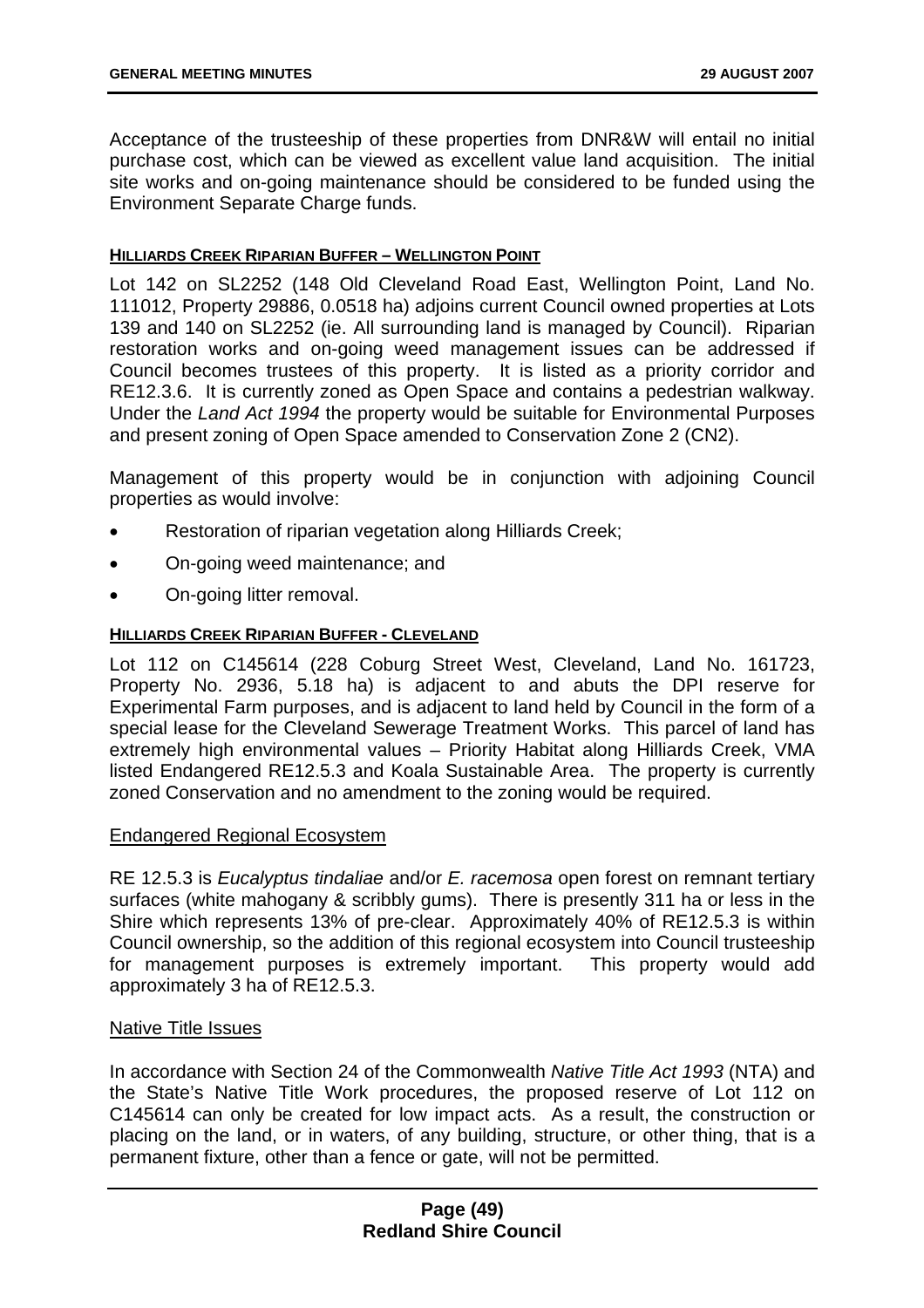Acceptance of the trusteeship of these properties from DNR&W will entail no initial purchase cost, which can be viewed as excellent value land acquisition. The initial site works and on-going maintenance should be considered to be funded using the Environment Separate Charge funds.

#### HILLIARDS CREEK RIPARIAN BUFFER – WELLINGTON POINT

Lot 142 on SL2252 (148 Old Cleveland Road East, Wellington Point, Land No. 111012, Property 29886, 0.0518 ha) adjoins current Council owned properties at Lots 139 and 140 on SL2252 (ie. All surrounding land is managed by Council). Riparian restoration works and on-going weed management issues can be addressed if Council becomes trustees of this property. It is listed as a priority corridor and RE12.3.6. It is currently zoned as Open Space and contains a pedestrian walkway. Under the *Land Act 1994* the property would be suitable for Environmental Purposes and present zoning of Open Space amended to Conservation Zone 2 (CN2).

Management of this property would be in conjunction with adjoining Council properties as would involve:

- Restoration of riparian vegetation along Hilliards Creek;
- On-going weed maintenance; and
- On-going litter removal.

#### HILLIARDS CREEK RIPARIAN BUFFER - CLEVELAND

Lot 112 on C145614 (228 Coburg Street West, Cleveland, Land No. 161723, Property No. 2936, 5.18 ha) is adjacent to and abuts the DPI reserve for Experimental Farm purposes, and is adjacent to land held by Council in the form of a special lease for the Cleveland Sewerage Treatment Works. This parcel of land has extremely high environmental values – Priority Habitat along Hilliards Creek, VMA listed Endangered RE12.5.3 and Koala Sustainable Area. The property is currently zoned Conservation and no amendment to the zoning would be required.

Endangered Regional Ecosystem

RE 12.5.3 is *Eucalyptus tindaliae* and/or *E. racemosa* open forest on remnant tertiary surfaces (white mahogany & scribbly gums). There is presently 311 ha or less in the Shire which represents 13% of pre-clear. Approximately 40% of RE12.5.3 is within Council ownership, so the addition of this regional ecosystem into Council trusteeship for management purposes is extremely important. This property would add approximately 3 ha of RE12.5.3.

Native Title Issues

In accordance with Section 24 of the Commonwealth *Native Title Act 1993* (NTA) and the State's Native Title Work procedures, the proposed reserve of Lot 112 on C145614 can only be created for low impact acts. As a result, the construction or placing on the land, or in waters, of any building, structure, or other thing, that is a permanent fixture, other than a fence or gate, will not be permitted.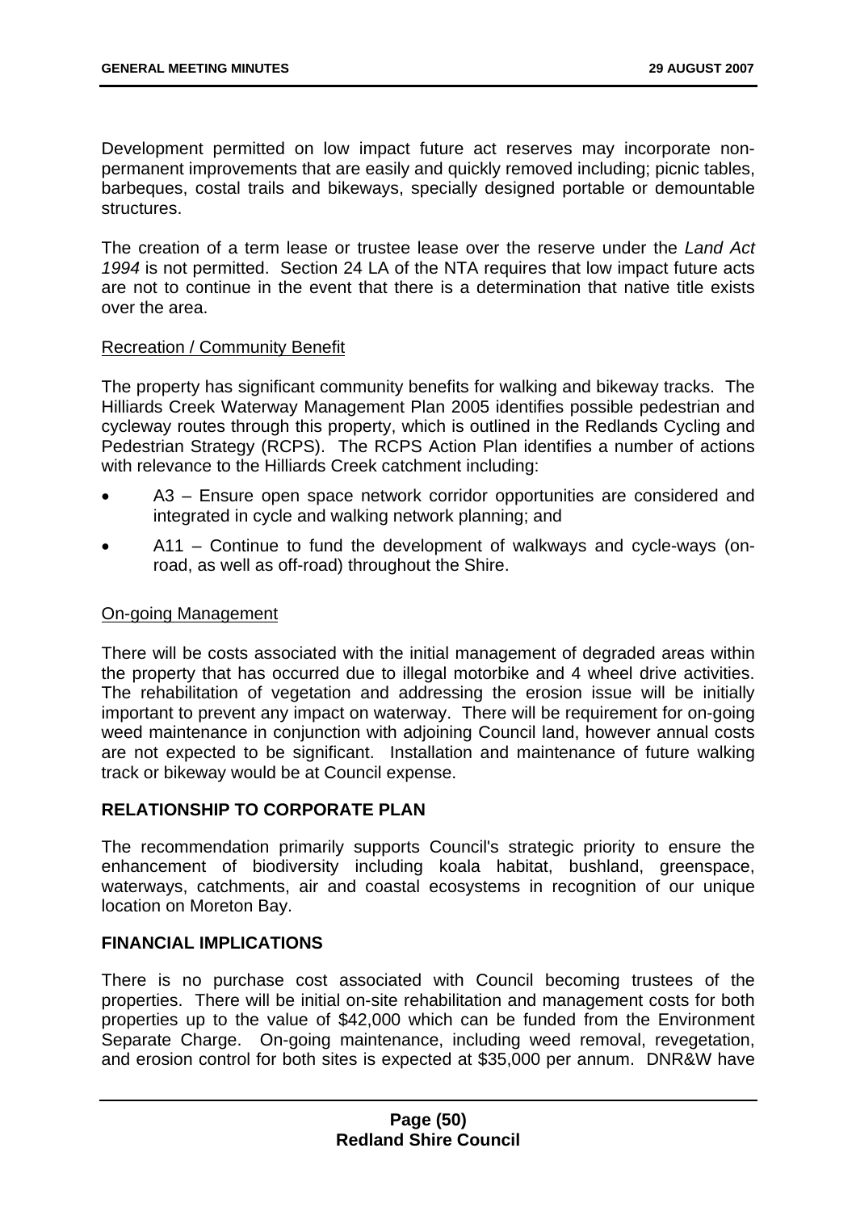Development permitted on low impact future act reserves may incorporate non-permanent improvements that are easily and quickly removed including; picnic tables, barbeques, costal trails and bikeways, specially designed portable or demountable structures.

The creation of a term lease or trustee lease over the reserve under the *Land Act 1994* is not permitted. Section 24 LA of the NTA requires that low impact future acts are not to continue in the event that there is a determination that native title exists over the area.

<u>Recreation / Community Benefit</u>

The property has significant community benefits for walking and bikeway tracks. The Hilliards Creek Waterway Management Plan 2005 identifies possible pedestrian and cycleway routes through this property, which is outlined in the Redlands Cycling and Pedestrian Strategy (RCPS). The RCPS Action Plan identifies a number of actions with relevance to the Hilliards Creek catchment including:

- A3 – Ensure open space network corridor opportunities are considered and integrated in cycle and walking network planning; and
- A11 – Continue to fund the development of walkways and cycle-ways (on-road, as well as off-road) throughout the Shire.

<u>On-going Management</u>

There will be costs associated with the initial management of degraded areas within the property that has occurred due to illegal motorbike and 4 wheel drive activities. The rehabilitation of vegetation and addressing the erosion issue will be initially important to prevent any impact on waterway. There will be requirement for on-going weed maintenance in conjunction with adjoining Council land, however annual costs are not expected to be significant. Installation and maintenance of future walking track or bikeway would be at Council expense.

## RELATIONSHIP TO CORPORATE PLAN

The recommendation primarily supports Council's strategic priority to ensure the enhancement of biodiversity including koala habitat, bushland, greenspace, waterways, catchments, air and coastal ecosystems in recognition of our unique location on Moreton Bay.

## FINANCIAL IMPLICATIONS

There is no purchase cost associated with Council becoming trustees of the properties. There will be initial on-site rehabilitation and management costs for both properties up to the value of $42,000 which can be funded from the Environment Separate Charge. On-going maintenance, including weed removal, revegetation, and erosion control for both sites is expected at $35,000 per annum. DNR&W have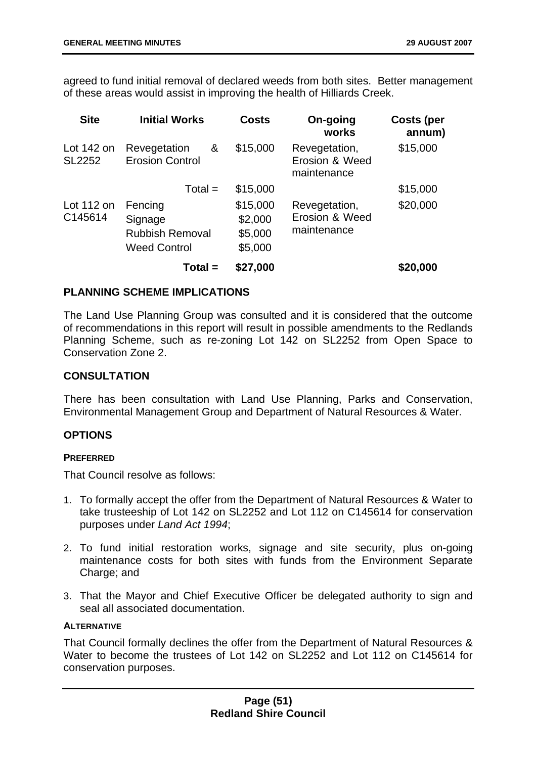agreed to fund initial removal of declared weeds from both sites. Better management of these areas would assist in improving the health of Hilliards Creek.

| Site | Initial Works | Costs | On-going works | Costs (per annum) |
|---|---|---|---|---|
| Lot 142 on SL2252 | Revegetation & Erosion Control | $15,000 | Revegetation, Erosion & Weed maintenance | $15,000 |
| | Total = | $15,000 | | $15,000 |
| Lot 112 on C145614 | Fencing<br>Signage<br>Rubbish Removal<br>Weed Control | $15,000<br>$2,000<br>$5,000<br>$5,000 | Revegetation, Erosion & Weed maintenance | $20,000 |
| | **Total =** | **$27,000** | | **$20,000** |

## PLANNING SCHEME IMPLICATIONS

The Land Use Planning Group was consulted and it is considered that the outcome of recommendations in this report will result in possible amendments to the Redlands Planning Scheme, such as re-zoning Lot 142 on SL2252 from Open Space to Conservation Zone 2.

## CONSULTATION

There has been consultation with Land Use Planning, Parks and Conservation, Environmental Management Group and Department of Natural Resources & Water.

## OPTIONS

#### PREFERRED

That Council resolve as follows:

1. To formally accept the offer from the Department of Natural Resources & Water to take trusteeship of Lot 142 on SL2252 and Lot 112 on C145614 for conservation purposes under *Land Act 1994*;

2. To fund initial restoration works, signage and site security, plus on-going maintenance costs for both sites with funds from the Environment Separate Charge; and

3. That the Mayor and Chief Executive Officer be delegated authority to sign and seal all associated documentation.

#### ALTERNATIVE

That Council formally declines the offer from the Department of Natural Resources & Water to become the trustees of Lot 142 on SL2252 and Lot 112 on C145614 for conservation purposes.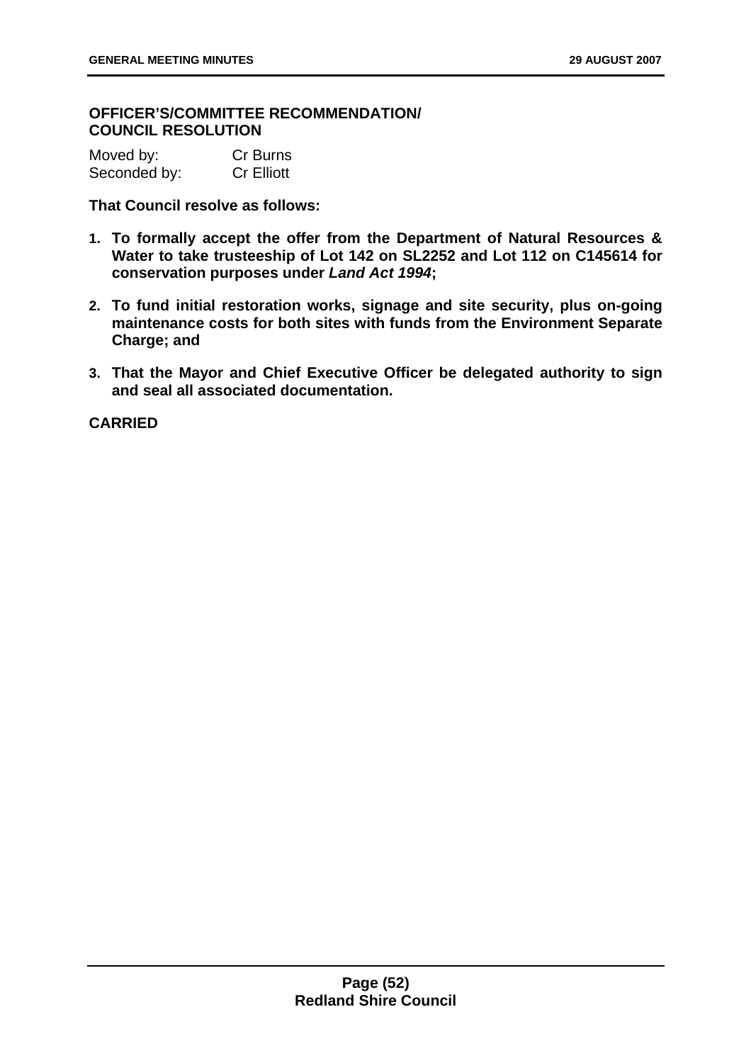**OFFICER'S/COMMITTEE RECOMMENDATION/ COUNCIL RESOLUTION**

Moved by: Cr Burns
Seconded by: Cr Elliott

**That Council resolve as follows:**

1. **To formally accept the offer from the Department of Natural Resources & Water to take trusteeship of Lot 142 on SL2252 and Lot 112 on C145614 for conservation purposes under *Land Act 1994*;**
2. **To fund initial restoration works, signage and site security, plus on-going maintenance costs for both sites with funds from the Environment Separate Charge; and**
3. **That the Mayor and Chief Executive Officer be delegated authority to sign and seal all associated documentation.**

**CARRIED**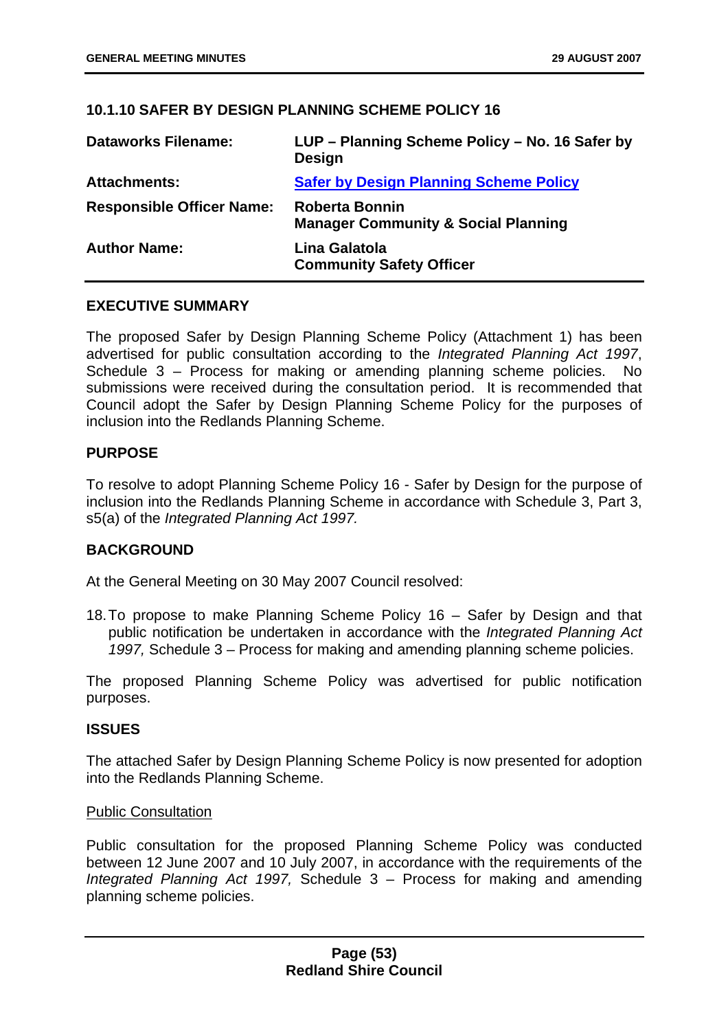### 10.1.10 SAFER BY DESIGN PLANNING SCHEME POLICY 16

| | |
|---|---|
| **Dataworks Filename:** | **LUP – Planning Scheme Policy – No. 16 Safer by Design** |
| **Attachments:** | **Safer by Design Planning Scheme Policy** |
| **Responsible Officer Name:** | **Roberta Bonnin**<br>**Manager Community & Social Planning** |
| **Author Name:** | **Lina Galatola**<br>**Community Safety Officer** |

#### EXECUTIVE SUMMARY

The proposed Safer by Design Planning Scheme Policy (Attachment 1) has been advertised for public consultation according to the *Integrated Planning Act 1997*, Schedule 3 – Process for making or amending planning scheme policies. No submissions were received during the consultation period. It is recommended that Council adopt the Safer by Design Planning Scheme Policy for the purposes of inclusion into the Redlands Planning Scheme.

#### PURPOSE

To resolve to adopt Planning Scheme Policy 16 - Safer by Design for the purpose of inclusion into the Redlands Planning Scheme in accordance with Schedule 3, Part 3, s5(a) of the *Integrated Planning Act 1997.*

#### BACKGROUND

At the General Meeting on 30 May 2007 Council resolved:

18. To propose to make Planning Scheme Policy 16 – Safer by Design and that public notification be undertaken in accordance with the *Integrated Planning Act 1997,* Schedule 3 – Process for making and amending planning scheme policies.

The proposed Planning Scheme Policy was advertised for public notification purposes.

#### ISSUES

The attached Safer by Design Planning Scheme Policy is now presented for adoption into the Redlands Planning Scheme.

Public Consultation

Public consultation for the proposed Planning Scheme Policy was conducted between 12 June 2007 and 10 July 2007, in accordance with the requirements of the *Integrated Planning Act 1997,* Schedule 3 – Process for making and amending planning scheme policies.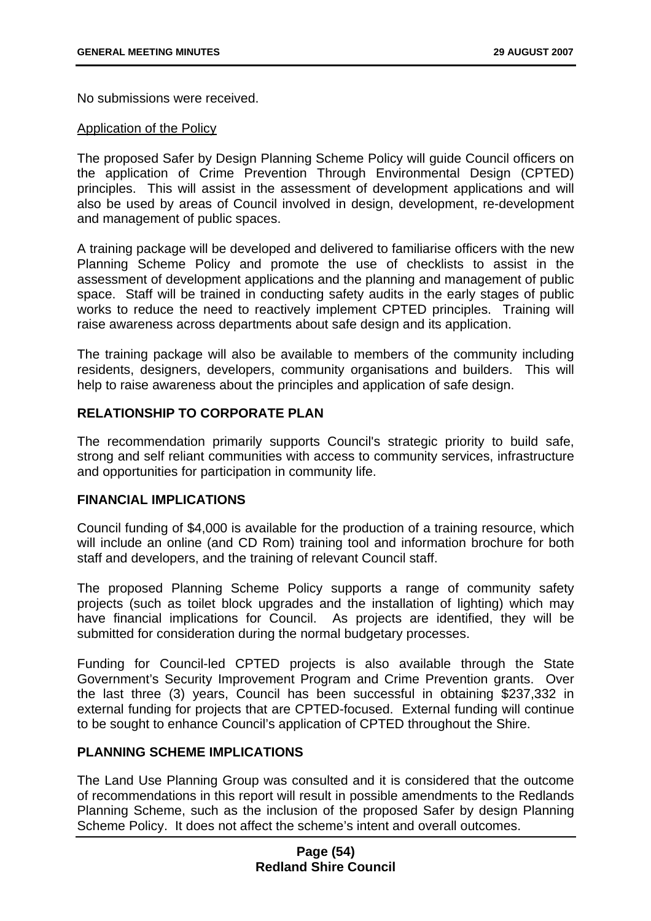No submissions were received.

Application of the Policy

The proposed Safer by Design Planning Scheme Policy will guide Council officers on the application of Crime Prevention Through Environmental Design (CPTED) principles. This will assist in the assessment of development applications and will also be used by areas of Council involved in design, development, re-development and management of public spaces.

A training package will be developed and delivered to familiarise officers with the new Planning Scheme Policy and promote the use of checklists to assist in the assessment of development applications and the planning and management of public space. Staff will be trained in conducting safety audits in the early stages of public works to reduce the need to reactively implement CPTED principles. Training will raise awareness across departments about safe design and its application.

The training package will also be available to members of the community including residents, designers, developers, community organisations and builders. This will help to raise awareness about the principles and application of safe design.

## RELATIONSHIP TO CORPORATE PLAN

The recommendation primarily supports Council's strategic priority to build safe, strong and self reliant communities with access to community services, infrastructure and opportunities for participation in community life.

## FINANCIAL IMPLICATIONS

Council funding of $4,000 is available for the production of a training resource, which will include an online (and CD Rom) training tool and information brochure for both staff and developers, and the training of relevant Council staff.

The proposed Planning Scheme Policy supports a range of community safety projects (such as toilet block upgrades and the installation of lighting) which may have financial implications for Council. As projects are identified, they will be submitted for consideration during the normal budgetary processes.

Funding for Council-led CPTED projects is also available through the State Government's Security Improvement Program and Crime Prevention grants. Over the last three (3) years, Council has been successful in obtaining $237,332 in external funding for projects that are CPTED-focused. External funding will continue to be sought to enhance Council's application of CPTED throughout the Shire.

## PLANNING SCHEME IMPLICATIONS

The Land Use Planning Group was consulted and it is considered that the outcome of recommendations in this report will result in possible amendments to the Redlands Planning Scheme, such as the inclusion of the proposed Safer by design Planning Scheme Policy. It does not affect the scheme's intent and overall outcomes.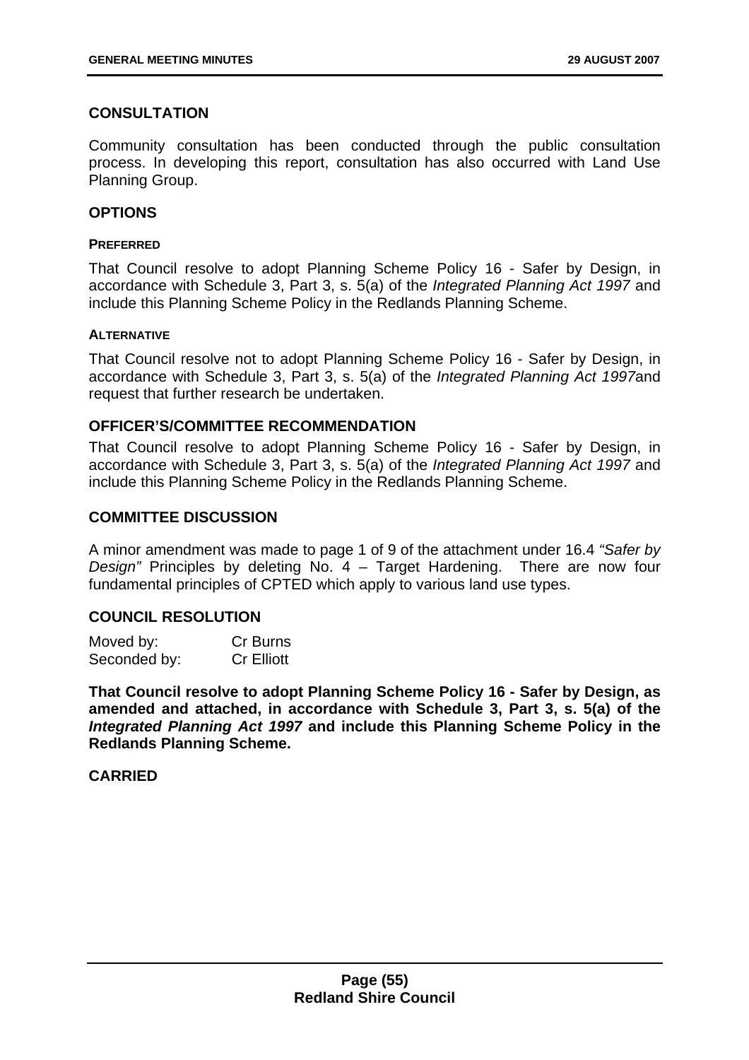## CONSULTATION

Community consultation has been conducted through the public consultation process. In developing this report, consultation has also occurred with Land Use Planning Group.

## OPTIONS

#### PREFERRED

That Council resolve to adopt Planning Scheme Policy 16 - Safer by Design, in accordance with Schedule 3, Part 3, s. 5(a) of the *Integrated Planning Act 1997* and include this Planning Scheme Policy in the Redlands Planning Scheme.

#### ALTERNATIVE

That Council resolve not to adopt Planning Scheme Policy 16 - Safer by Design, in accordance with Schedule 3, Part 3, s. 5(a) of the *Integrated Planning Act 1997*and request that further research be undertaken.

## OFFICER'S/COMMITTEE RECOMMENDATION

That Council resolve to adopt Planning Scheme Policy 16 - Safer by Design, in accordance with Schedule 3, Part 3, s. 5(a) of the *Integrated Planning Act 1997* and include this Planning Scheme Policy in the Redlands Planning Scheme.

## COMMITTEE DISCUSSION

A minor amendment was made to page 1 of 9 of the attachment under 16.4 *"Safer by Design"* Principles by deleting No. 4 – Target Hardening. There are now four fundamental principles of CPTED which apply to various land use types.

## COUNCIL RESOLUTION

| Moved by: | Cr Burns |
|---|---|
| Seconded by: | Cr Elliott |

**That Council resolve to adopt Planning Scheme Policy 16 - Safer by Design, as amended and attached, in accordance with Schedule 3, Part 3, s. 5(a) of the *Integrated Planning Act 1997* and include this Planning Scheme Policy in the Redlands Planning Scheme.**

## CARRIED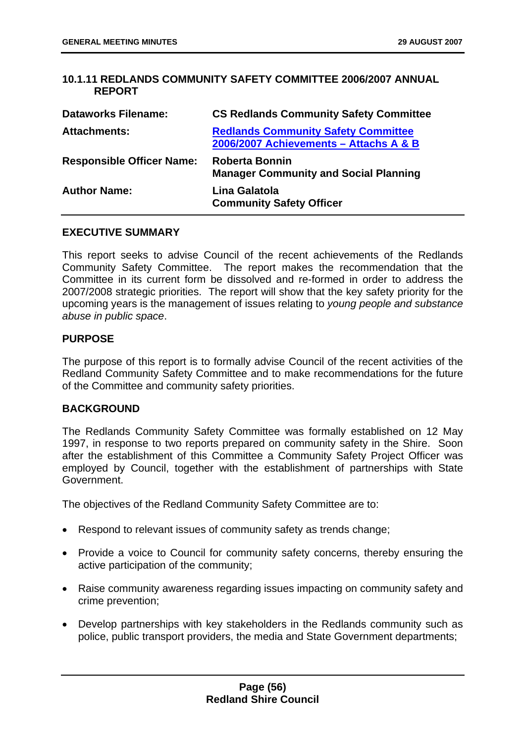## 10.1.11 REDLANDS COMMUNITY SAFETY COMMITTEE 2006/2007 ANNUAL REPORT

| | |
|---|---|
| **Dataworks Filename:** | **CS Redlands Community Safety Committee** |
| **Attachments:** | **Redlands Community Safety Committee 2006/2007 Achievements – Attachs A & B** |
| **Responsible Officer Name:** | **Roberta Bonnin**<br>**Manager Community and Social Planning** |
| **Author Name:** | **Lina Galatola**<br>**Community Safety Officer** |

### EXECUTIVE SUMMARY

This report seeks to advise Council of the recent achievements of the Redlands Community Safety Committee. The report makes the recommendation that the Committee in its current form be dissolved and re-formed in order to address the 2007/2008 strategic priorities. The report will show that the key safety priority for the upcoming years is the management of issues relating to *young people and substance abuse in public space*.

### PURPOSE

The purpose of this report is to formally advise Council of the recent activities of the Redland Community Safety Committee and to make recommendations for the future of the Committee and community safety priorities.

### BACKGROUND

The Redlands Community Safety Committee was formally established on 12 May 1997, in response to two reports prepared on community safety in the Shire. Soon after the establishment of this Committee a Community Safety Project Officer was employed by Council, together with the establishment of partnerships with State Government.

The objectives of the Redland Community Safety Committee are to:

- Respond to relevant issues of community safety as trends change;
- Provide a voice to Council for community safety concerns, thereby ensuring the active participation of the community;
- Raise community awareness regarding issues impacting on community safety and crime prevention;
- Develop partnerships with key stakeholders in the Redlands community such as police, public transport providers, the media and State Government departments;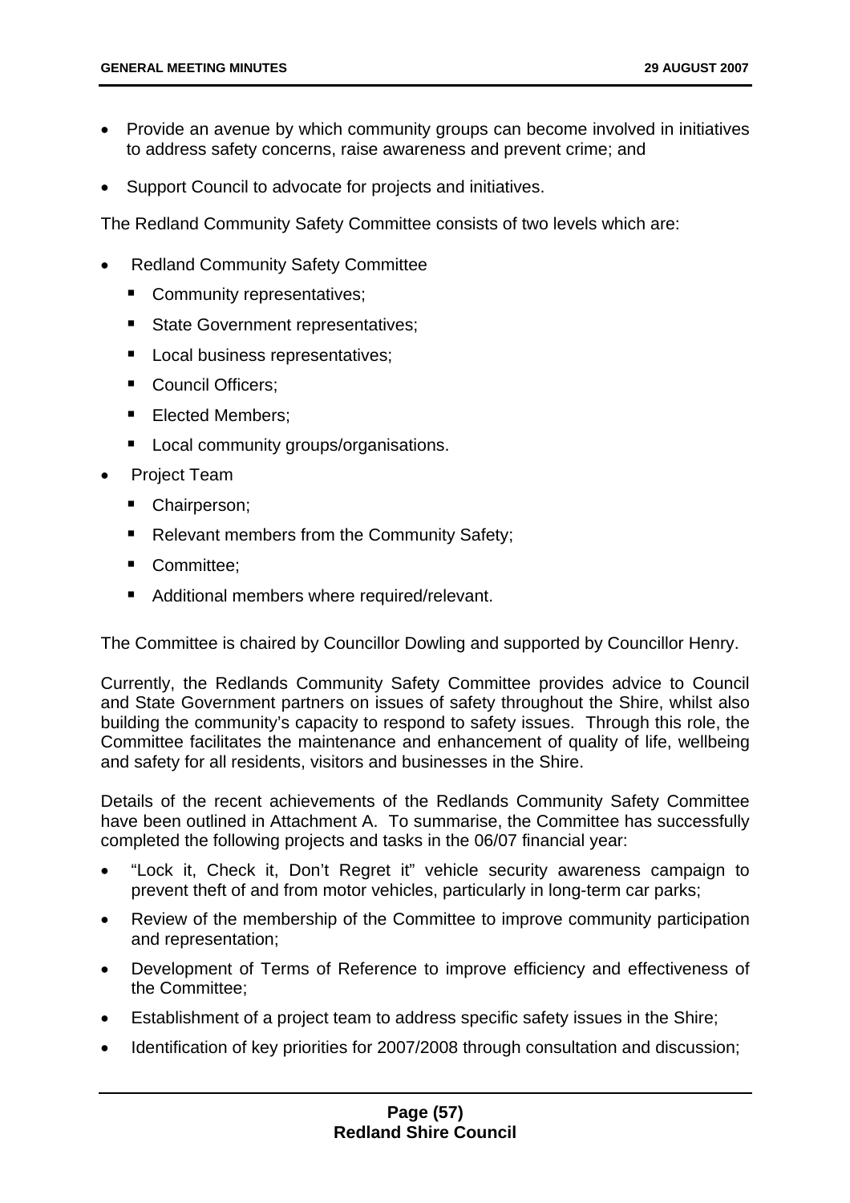- Provide an avenue by which community groups can become involved in initiatives to address safety concerns, raise awareness and prevent crime; and
- Support Council to advocate for projects and initiatives.

The Redland Community Safety Committee consists of two levels which are:

- Redland Community Safety Committee
  - Community representatives;
  - State Government representatives;
  - Local business representatives;
  - Council Officers;
  - Elected Members;
  - Local community groups/organisations.
- Project Team
  - Chairperson;
  - Relevant members from the Community Safety;
  - Committee;
  - Additional members where required/relevant.

The Committee is chaired by Councillor Dowling and supported by Councillor Henry.

Currently, the Redlands Community Safety Committee provides advice to Council and State Government partners on issues of safety throughout the Shire, whilst also building the community's capacity to respond to safety issues. Through this role, the Committee facilitates the maintenance and enhancement of quality of life, wellbeing and safety for all residents, visitors and businesses in the Shire.

Details of the recent achievements of the Redlands Community Safety Committee have been outlined in Attachment A. To summarise, the Committee has successfully completed the following projects and tasks in the 06/07 financial year:

- "Lock it, Check it, Don't Regret it" vehicle security awareness campaign to prevent theft of and from motor vehicles, particularly in long-term car parks;
- Review of the membership of the Committee to improve community participation and representation;
- Development of Terms of Reference to improve efficiency and effectiveness of the Committee;
- Establishment of a project team to address specific safety issues in the Shire;
- Identification of key priorities for 2007/2008 through consultation and discussion;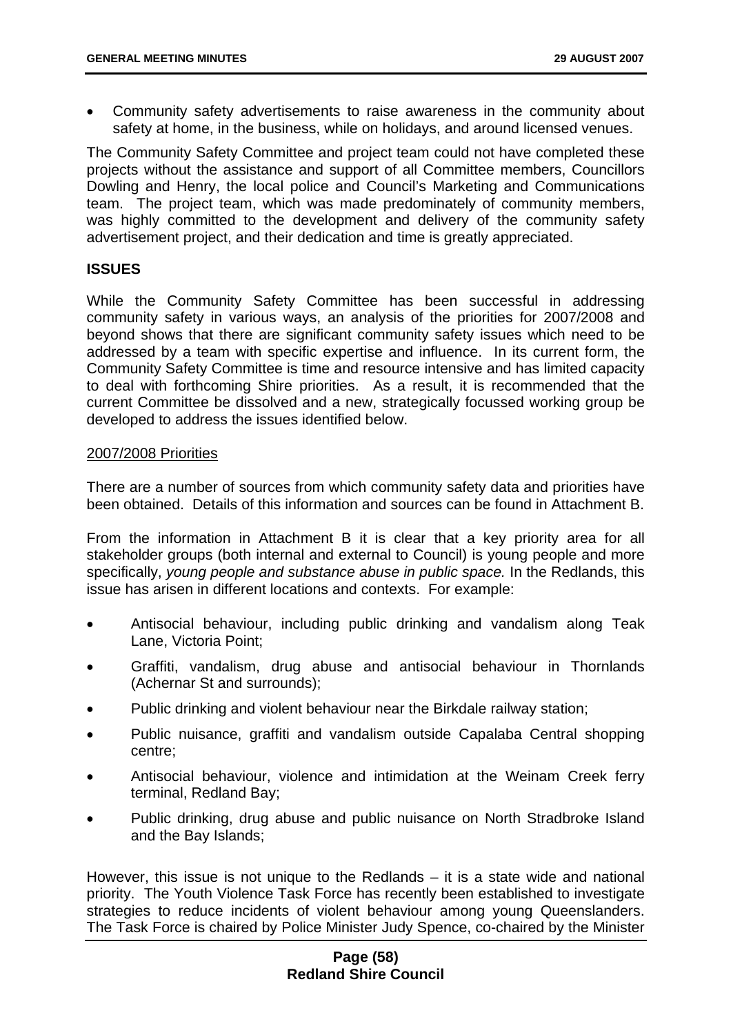- Community safety advertisements to raise awareness in the community about safety at home, in the business, while on holidays, and around licensed venues.

The Community Safety Committee and project team could not have completed these projects without the assistance and support of all Committee members, Councillors Dowling and Henry, the local police and Council's Marketing and Communications team. The project team, which was made predominately of community members, was highly committed to the development and delivery of the community safety advertisement project, and their dedication and time is greatly appreciated.

## ISSUES

While the Community Safety Committee has been successful in addressing community safety in various ways, an analysis of the priorities for 2007/2008 and beyond shows that there are significant community safety issues which need to be addressed by a team with specific expertise and influence. In its current form, the Community Safety Committee is time and resource intensive and has limited capacity to deal with forthcoming Shire priorities. As a result, it is recommended that the current Committee be dissolved and a new, strategically focussed working group be developed to address the issues identified below.

### 2007/2008 Priorities

There are a number of sources from which community safety data and priorities have been obtained. Details of this information and sources can be found in Attachment B.

From the information in Attachment B it is clear that a key priority area for all stakeholder groups (both internal and external to Council) is young people and more specifically, *young people and substance abuse in public space.* In the Redlands, this issue has arisen in different locations and contexts. For example:

- Antisocial behaviour, including public drinking and vandalism along Teak Lane, Victoria Point;
- Graffiti, vandalism, drug abuse and antisocial behaviour in Thornlands (Achernar St and surrounds);
- Public drinking and violent behaviour near the Birkdale railway station;
- Public nuisance, graffiti and vandalism outside Capalaba Central shopping centre;
- Antisocial behaviour, violence and intimidation at the Weinam Creek ferry terminal, Redland Bay;
- Public drinking, drug abuse and public nuisance on North Stradbroke Island and the Bay Islands;

However, this issue is not unique to the Redlands – it is a state wide and national priority. The Youth Violence Task Force has recently been established to investigate strategies to reduce incidents of violent behaviour among young Queenslanders. The Task Force is chaired by Police Minister Judy Spence, co-chaired by the Minister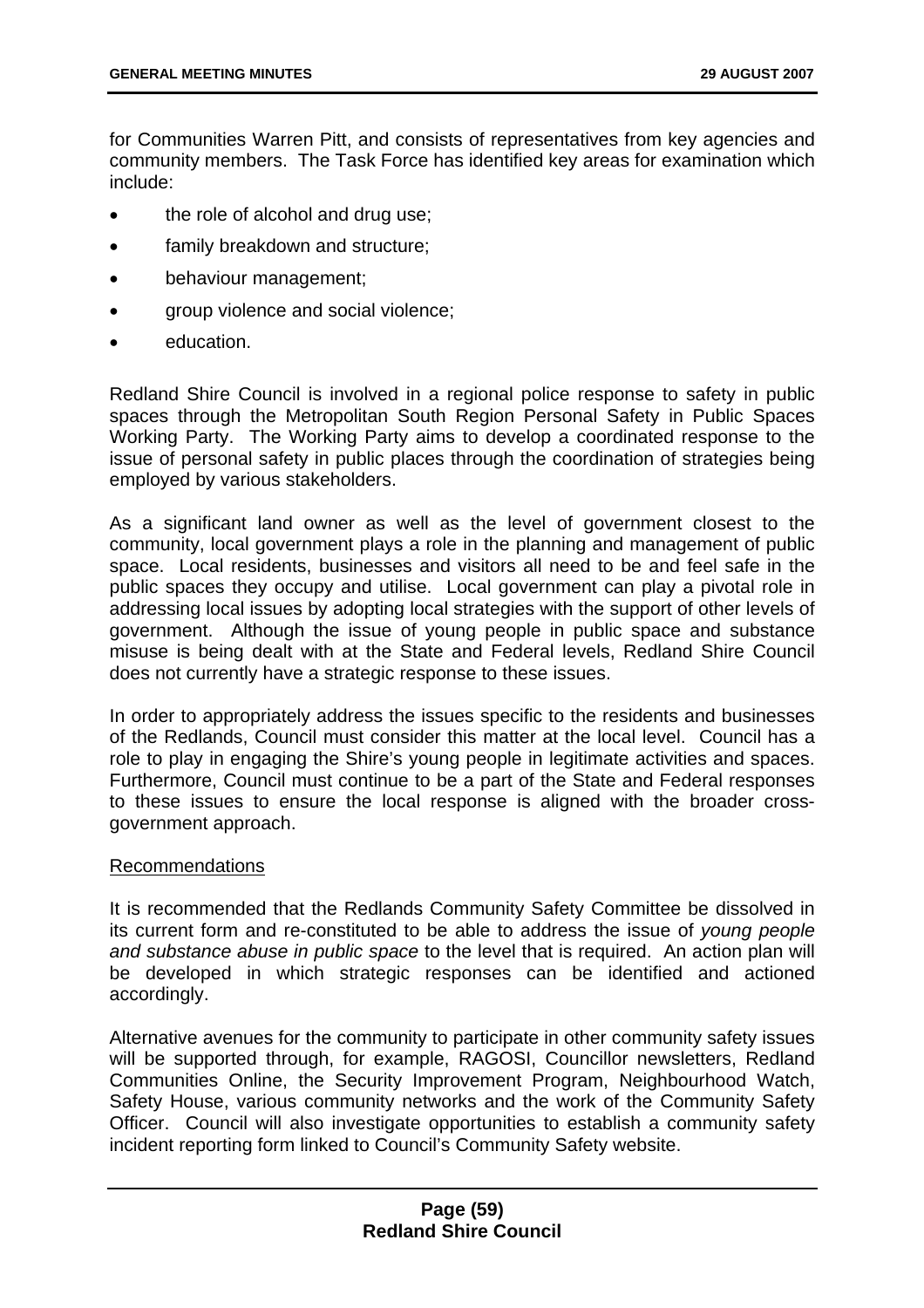for Communities Warren Pitt, and consists of representatives from key agencies and community members. The Task Force has identified key areas for examination which include:

- the role of alcohol and drug use;
- family breakdown and structure;
- behaviour management;
- group violence and social violence;
- education.

Redland Shire Council is involved in a regional police response to safety in public spaces through the Metropolitan South Region Personal Safety in Public Spaces Working Party. The Working Party aims to develop a coordinated response to the issue of personal safety in public places through the coordination of strategies being employed by various stakeholders.

As a significant land owner as well as the level of government closest to the community, local government plays a role in the planning and management of public space. Local residents, businesses and visitors all need to be and feel safe in the public spaces they occupy and utilise. Local government can play a pivotal role in addressing local issues by adopting local strategies with the support of other levels of government. Although the issue of young people in public space and substance misuse is being dealt with at the State and Federal levels, Redland Shire Council does not currently have a strategic response to these issues.

In order to appropriately address the issues specific to the residents and businesses of the Redlands, Council must consider this matter at the local level. Council has a role to play in engaging the Shire's young people in legitimate activities and spaces. Furthermore, Council must continue to be a part of the State and Federal responses to these issues to ensure the local response is aligned with the broader cross-government approach.

Recommendations

It is recommended that the Redlands Community Safety Committee be dissolved in its current form and re-constituted to be able to address the issue of *young people and substance abuse in public space* to the level that is required. An action plan will be developed in which strategic responses can be identified and actioned accordingly.

Alternative avenues for the community to participate in other community safety issues will be supported through, for example, RAGOSI, Councillor newsletters, Redland Communities Online, the Security Improvement Program, Neighbourhood Watch, Safety House, various community networks and the work of the Community Safety Officer. Council will also investigate opportunities to establish a community safety incident reporting form linked to Council's Community Safety website.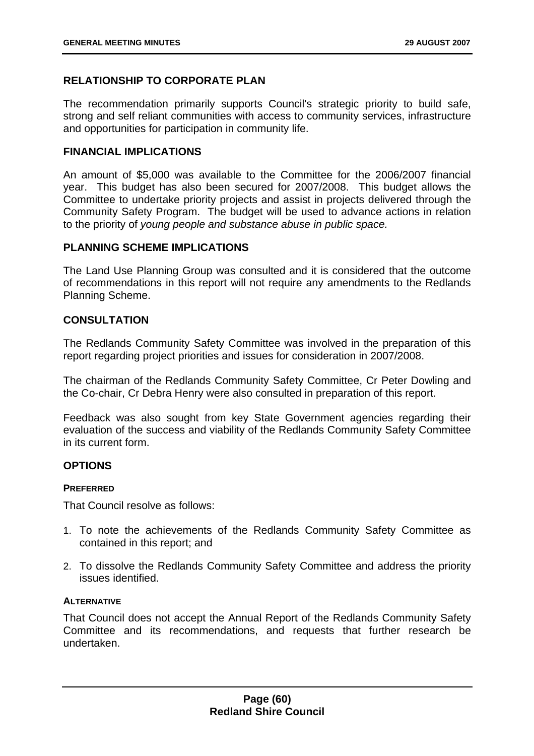## RELATIONSHIP TO CORPORATE PLAN

The recommendation primarily supports Council's strategic priority to build safe, strong and self reliant communities with access to community services, infrastructure and opportunities for participation in community life.

## FINANCIAL IMPLICATIONS

An amount of $5,000 was available to the Committee for the 2006/2007 financial year. This budget has also been secured for 2007/2008. This budget allows the Committee to undertake priority projects and assist in projects delivered through the Community Safety Program. The budget will be used to advance actions in relation to the priority of *young people and substance abuse in public space.*

## PLANNING SCHEME IMPLICATIONS

The Land Use Planning Group was consulted and it is considered that the outcome of recommendations in this report will not require any amendments to the Redlands Planning Scheme.

## CONSULTATION

The Redlands Community Safety Committee was involved in the preparation of this report regarding project priorities and issues for consideration in 2007/2008.

The chairman of the Redlands Community Safety Committee, Cr Peter Dowling and the Co-chair, Cr Debra Henry were also consulted in preparation of this report.

Feedback was also sought from key State Government agencies regarding their evaluation of the success and viability of the Redlands Community Safety Committee in its current form.

## OPTIONS

#### PREFERRED

That Council resolve as follows:

1. To note the achievements of the Redlands Community Safety Committee as contained in this report; and
2. To dissolve the Redlands Community Safety Committee and address the priority issues identified.

#### ALTERNATIVE

That Council does not accept the Annual Report of the Redlands Community Safety Committee and its recommendations, and requests that further research be undertaken.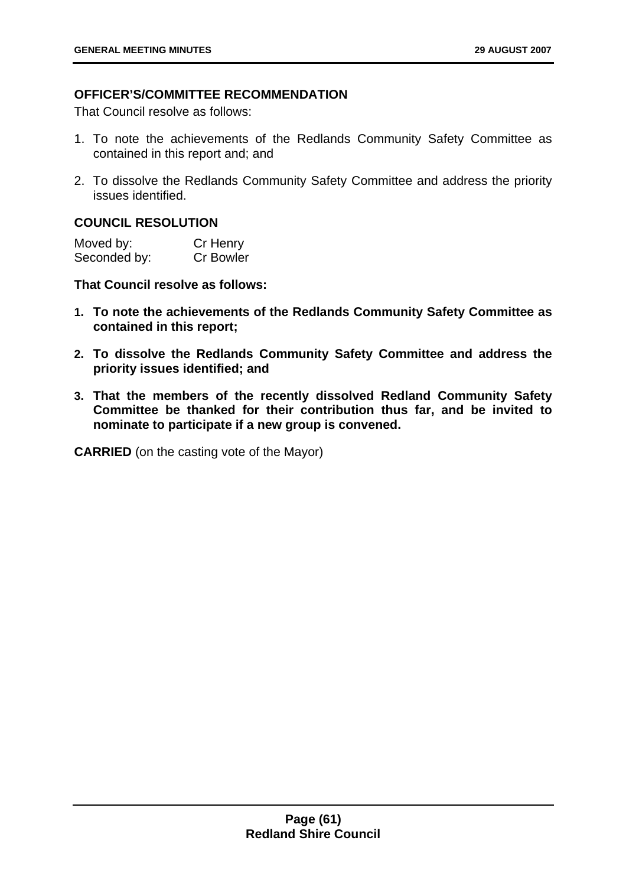### OFFICER'S/COMMITTEE RECOMMENDATION

That Council resolve as follows:

1. To note the achievements of the Redlands Community Safety Committee as contained in this report and; and
2. To dissolve the Redlands Community Safety Committee and address the priority issues identified.

### COUNCIL RESOLUTION

| Moved by: | Cr Henry |
|---|---|
| Seconded by: | Cr Bowler |

**That Council resolve as follows:**

1. **To note the achievements of the Redlands Community Safety Committee as contained in this report;**
2. **To dissolve the Redlands Community Safety Committee and address the priority issues identified; and**
3. **That the members of the recently dissolved Redland Community Safety Committee be thanked for their contribution thus far, and be invited to nominate to participate if a new group is convened.**

**CARRIED** (on the casting vote of the Mayor)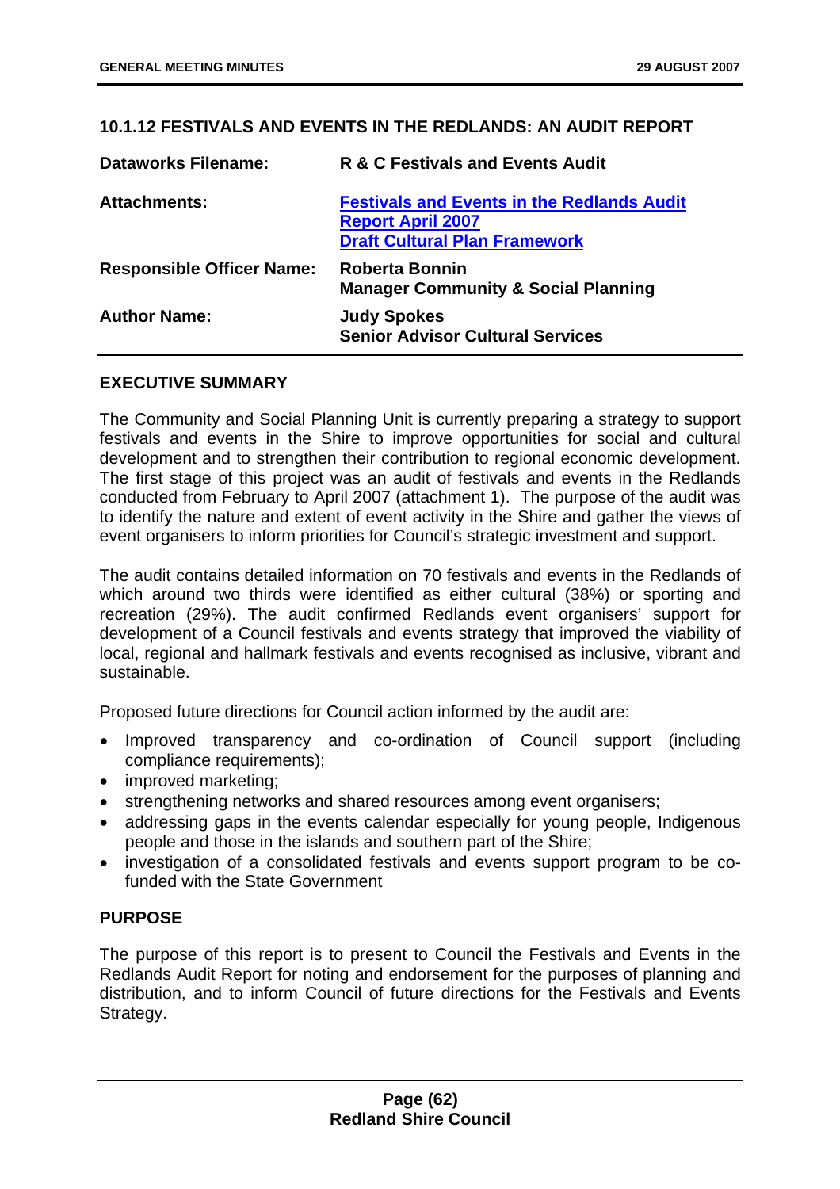### 10.1.12 FESTIVALS AND EVENTS IN THE REDLANDS: AN AUDIT REPORT

| | |
|---|---|
| **Dataworks Filename:** | **R & C Festivals and Events Audit** |
| **Attachments:** | **Festivals and Events in the Redlands Audit Report April 2007**<br>**Draft Cultural Plan Framework** |
| **Responsible Officer Name:** | **Roberta Bonnin**<br>**Manager Community & Social Planning** |
| **Author Name:** | **Judy Spokes**<br>**Senior Advisor Cultural Services** |

#### EXECUTIVE SUMMARY

The Community and Social Planning Unit is currently preparing a strategy to support festivals and events in the Shire to improve opportunities for social and cultural development and to strengthen their contribution to regional economic development. The first stage of this project was an audit of festivals and events in the Redlands conducted from February to April 2007 (attachment 1). The purpose of the audit was to identify the nature and extent of event activity in the Shire and gather the views of event organisers to inform priorities for Council's strategic investment and support.

The audit contains detailed information on 70 festivals and events in the Redlands of which around two thirds were identified as either cultural (38%) or sporting and recreation (29%). The audit confirmed Redlands event organisers' support for development of a Council festivals and events strategy that improved the viability of local, regional and hallmark festivals and events recognised as inclusive, vibrant and sustainable.

Proposed future directions for Council action informed by the audit are:

- Improved transparency and co-ordination of Council support (including compliance requirements);
- improved marketing;
- strengthening networks and shared resources among event organisers;
- addressing gaps in the events calendar especially for young people, Indigenous people and those in the islands and southern part of the Shire;
- investigation of a consolidated festivals and events support program to be co-funded with the State Government

#### PURPOSE

The purpose of this report is to present to Council the Festivals and Events in the Redlands Audit Report for noting and endorsement for the purposes of planning and distribution, and to inform Council of future directions for the Festivals and Events Strategy.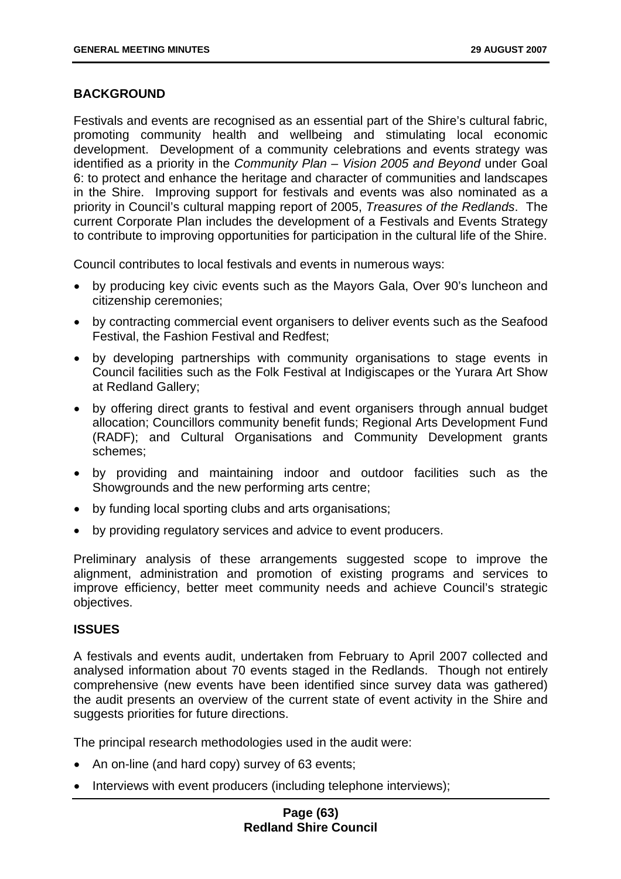### BACKGROUND

Festivals and events are recognised as an essential part of the Shire's cultural fabric, promoting community health and wellbeing and stimulating local economic development. Development of a community celebrations and events strategy was identified as a priority in the *Community Plan – Vision 2005 and Beyond* under Goal 6: to protect and enhance the heritage and character of communities and landscapes in the Shire. Improving support for festivals and events was also nominated as a priority in Council's cultural mapping report of 2005, *Treasures of the Redlands*. The current Corporate Plan includes the development of a Festivals and Events Strategy to contribute to improving opportunities for participation in the cultural life of the Shire.

Council contributes to local festivals and events in numerous ways:

- by producing key civic events such as the Mayors Gala, Over 90's luncheon and citizenship ceremonies;
- by contracting commercial event organisers to deliver events such as the Seafood Festival, the Fashion Festival and Redfest;
- by developing partnerships with community organisations to stage events in Council facilities such as the Folk Festival at Indigiscapes or the Yurara Art Show at Redland Gallery;
- by offering direct grants to festival and event organisers through annual budget allocation; Councillors community benefit funds; Regional Arts Development Fund (RADF); and Cultural Organisations and Community Development grants schemes;
- by providing and maintaining indoor and outdoor facilities such as the Showgrounds and the new performing arts centre;
- by funding local sporting clubs and arts organisations;
- by providing regulatory services and advice to event producers.

Preliminary analysis of these arrangements suggested scope to improve the alignment, administration and promotion of existing programs and services to improve efficiency, better meet community needs and achieve Council's strategic objectives.

### ISSUES

A festivals and events audit, undertaken from February to April 2007 collected and analysed information about 70 events staged in the Redlands. Though not entirely comprehensive (new events have been identified since survey data was gathered) the audit presents an overview of the current state of event activity in the Shire and suggests priorities for future directions.

The principal research methodologies used in the audit were:

- An on-line (and hard copy) survey of 63 events;
- Interviews with event producers (including telephone interviews);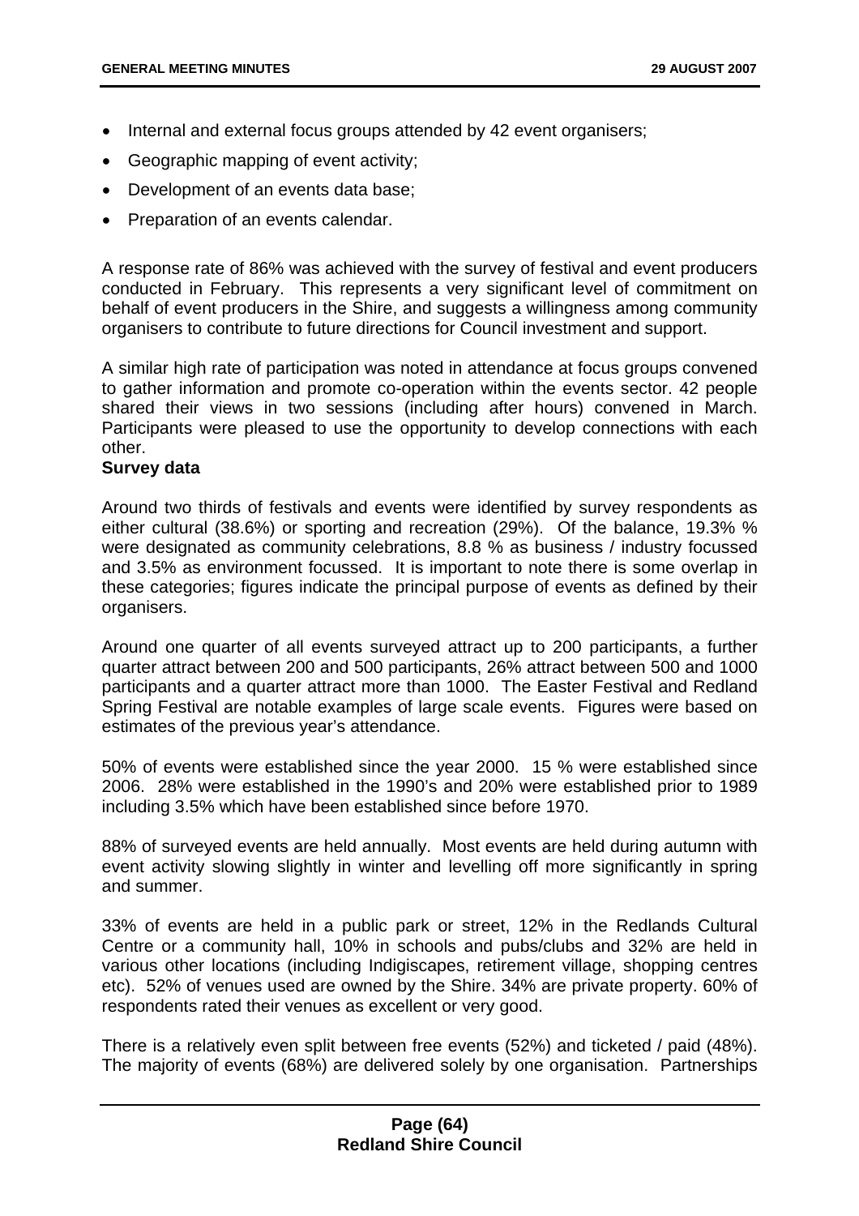- Internal and external focus groups attended by 42 event organisers;
- Geographic mapping of event activity;
- Development of an events data base;
- Preparation of an events calendar.

A response rate of 86% was achieved with the survey of festival and event producers conducted in February. This represents a very significant level of commitment on behalf of event producers in the Shire, and suggests a willingness among community organisers to contribute to future directions for Council investment and support.

A similar high rate of participation was noted in attendance at focus groups convened to gather information and promote co-operation within the events sector. 42 people shared their views in two sessions (including after hours) convened in March. Participants were pleased to use the opportunity to develop connections with each other.

**Survey data**

Around two thirds of festivals and events were identified by survey respondents as either cultural (38.6%) or sporting and recreation (29%). Of the balance, 19.3% % were designated as community celebrations, 8.8 % as business / industry focussed and 3.5% as environment focussed. It is important to note there is some overlap in these categories; figures indicate the principal purpose of events as defined by their organisers.

Around one quarter of all events surveyed attract up to 200 participants, a further quarter attract between 200 and 500 participants, 26% attract between 500 and 1000 participants and a quarter attract more than 1000. The Easter Festival and Redland Spring Festival are notable examples of large scale events. Figures were based on estimates of the previous year's attendance.

50% of events were established since the year 2000. 15 % were established since 2006. 28% were established in the 1990's and 20% were established prior to 1989 including 3.5% which have been established since before 1970.

88% of surveyed events are held annually. Most events are held during autumn with event activity slowing slightly in winter and levelling off more significantly in spring and summer.

33% of events are held in a public park or street, 12% in the Redlands Cultural Centre or a community hall, 10% in schools and pubs/clubs and 32% are held in various other locations (including Indigiscapes, retirement village, shopping centres etc). 52% of venues used are owned by the Shire. 34% are private property. 60% of respondents rated their venues as excellent or very good.

There is a relatively even split between free events (52%) and ticketed / paid (48%). The majority of events (68%) are delivered solely by one organisation. Partnerships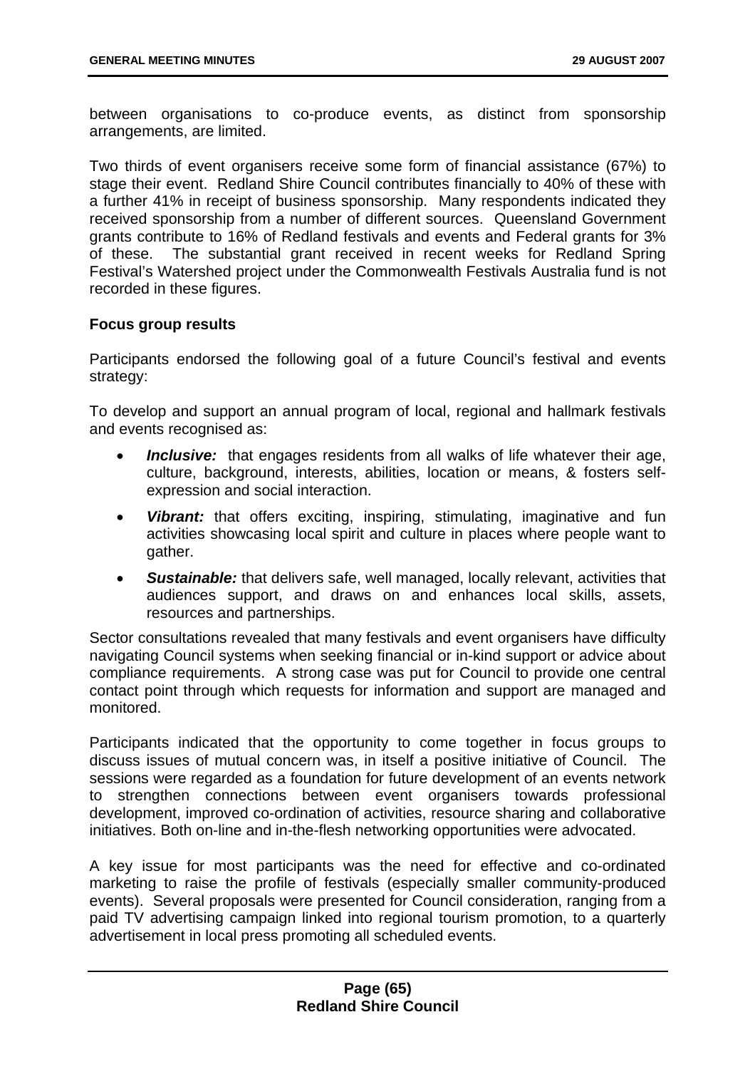between organisations to co-produce events, as distinct from sponsorship arrangements, are limited.

Two thirds of event organisers receive some form of financial assistance (67%) to stage their event. Redland Shire Council contributes financially to 40% of these with a further 41% in receipt of business sponsorship. Many respondents indicated they received sponsorship from a number of different sources. Queensland Government grants contribute to 16% of Redland festivals and events and Federal grants for 3% of these. The substantial grant received in recent weeks for Redland Spring Festival's Watershed project under the Commonwealth Festivals Australia fund is not recorded in these figures.

**Focus group results**

Participants endorsed the following goal of a future Council's festival and events strategy:

To develop and support an annual program of local, regional and hallmark festivals and events recognised as:

- ***Inclusive:*** that engages residents from all walks of life whatever their age, culture, background, interests, abilities, location or means, & fosters self-expression and social interaction.
- ***Vibrant:*** that offers exciting, inspiring, stimulating, imaginative and fun activities showcasing local spirit and culture in places where people want to gather.
- ***Sustainable:*** that delivers safe, well managed, locally relevant, activities that audiences support, and draws on and enhances local skills, assets, resources and partnerships.

Sector consultations revealed that many festivals and event organisers have difficulty navigating Council systems when seeking financial or in-kind support or advice about compliance requirements. A strong case was put for Council to provide one central contact point through which requests for information and support are managed and monitored.

Participants indicated that the opportunity to come together in focus groups to discuss issues of mutual concern was, in itself a positive initiative of Council. The sessions were regarded as a foundation for future development of an events network to strengthen connections between event organisers towards professional development, improved co-ordination of activities, resource sharing and collaborative initiatives. Both on-line and in-the-flesh networking opportunities were advocated.

A key issue for most participants was the need for effective and co-ordinated marketing to raise the profile of festivals (especially smaller community-produced events). Several proposals were presented for Council consideration, ranging from a paid TV advertising campaign linked into regional tourism promotion, to a quarterly advertisement in local press promoting all scheduled events.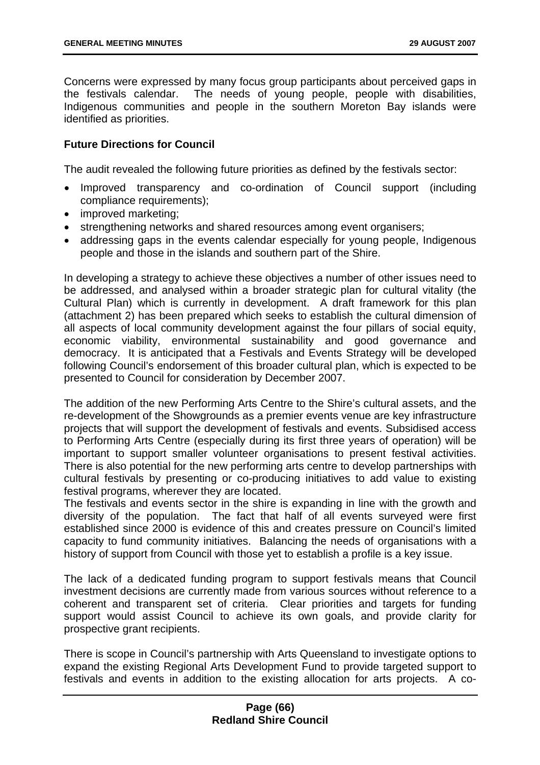Concerns were expressed by many focus group participants about perceived gaps in the festivals calendar. The needs of young people, people with disabilities, Indigenous communities and people in the southern Moreton Bay islands were identified as priorities.

**Future Directions for Council**

The audit revealed the following future priorities as defined by the festivals sector:

- Improved transparency and co-ordination of Council support (including compliance requirements);
- improved marketing;
- strengthening networks and shared resources among event organisers;
- addressing gaps in the events calendar especially for young people, Indigenous people and those in the islands and southern part of the Shire.

In developing a strategy to achieve these objectives a number of other issues need to be addressed, and analysed within a broader strategic plan for cultural vitality (the Cultural Plan) which is currently in development. A draft framework for this plan (attachment 2) has been prepared which seeks to establish the cultural dimension of all aspects of local community development against the four pillars of social equity, economic viability, environmental sustainability and good governance and democracy. It is anticipated that a Festivals and Events Strategy will be developed following Council's endorsement of this broader cultural plan, which is expected to be presented to Council for consideration by December 2007.

The addition of the new Performing Arts Centre to the Shire's cultural assets, and the re-development of the Showgrounds as a premier events venue are key infrastructure projects that will support the development of festivals and events. Subsidised access to Performing Arts Centre (especially during its first three years of operation) will be important to support smaller volunteer organisations to present festival activities. There is also potential for the new performing arts centre to develop partnerships with cultural festivals by presenting or co-producing initiatives to add value to existing festival programs, wherever they are located.

The festivals and events sector in the shire is expanding in line with the growth and diversity of the population. The fact that half of all events surveyed were first established since 2000 is evidence of this and creates pressure on Council's limited capacity to fund community initiatives. Balancing the needs of organisations with a history of support from Council with those yet to establish a profile is a key issue.

The lack of a dedicated funding program to support festivals means that Council investment decisions are currently made from various sources without reference to a coherent and transparent set of criteria. Clear priorities and targets for funding support would assist Council to achieve its own goals, and provide clarity for prospective grant recipients.

There is scope in Council's partnership with Arts Queensland to investigate options to expand the existing Regional Arts Development Fund to provide targeted support to festivals and events in addition to the existing allocation for arts projects. A co-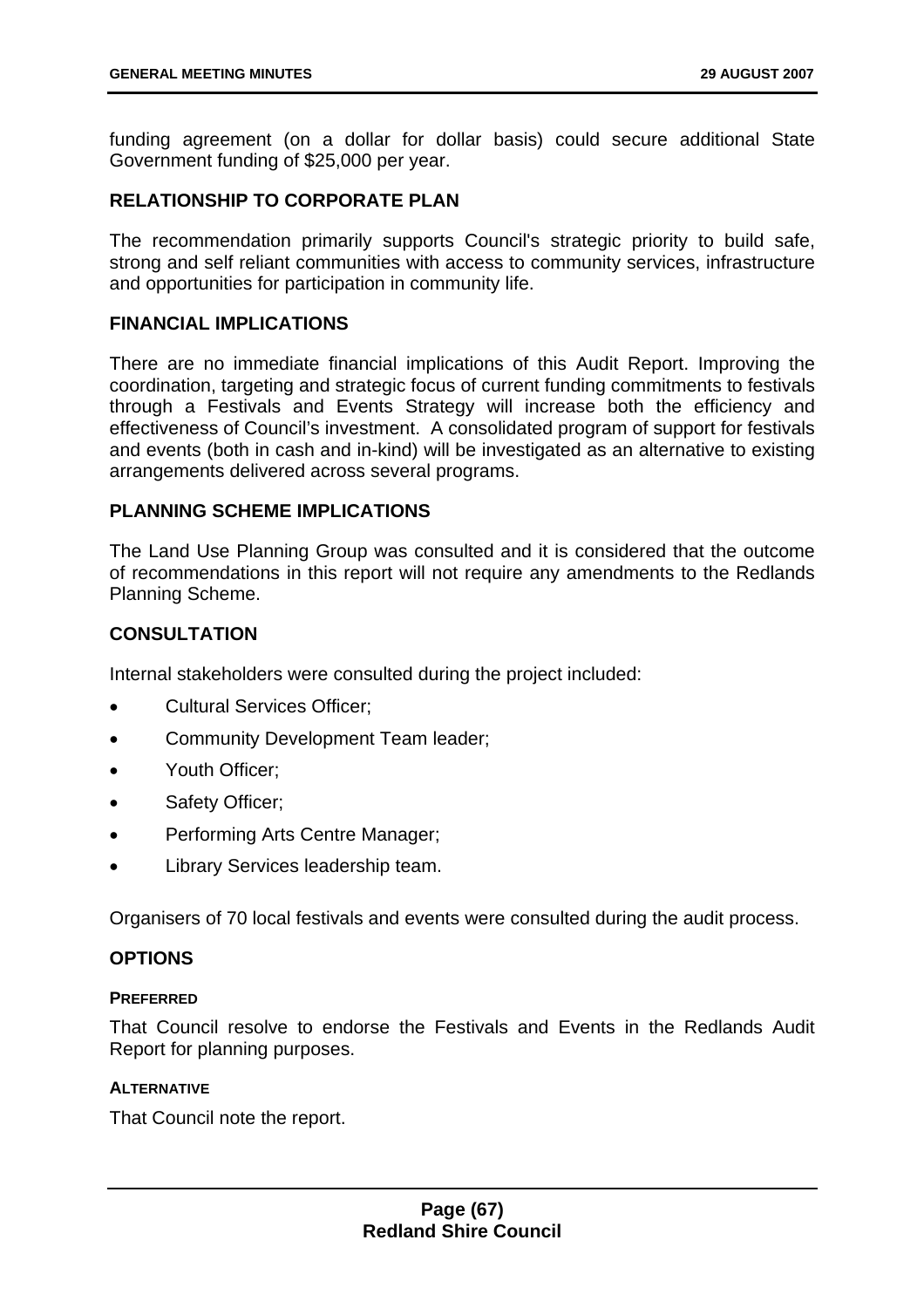funding agreement (on a dollar for dollar basis) could secure additional State Government funding of $25,000 per year.

## RELATIONSHIP TO CORPORATE PLAN

The recommendation primarily supports Council's strategic priority to build safe, strong and self reliant communities with access to community services, infrastructure and opportunities for participation in community life.

## FINANCIAL IMPLICATIONS

There are no immediate financial implications of this Audit Report. Improving the coordination, targeting and strategic focus of current funding commitments to festivals through a Festivals and Events Strategy will increase both the efficiency and effectiveness of Council's investment. A consolidated program of support for festivals and events (both in cash and in-kind) will be investigated as an alternative to existing arrangements delivered across several programs.

## PLANNING SCHEME IMPLICATIONS

The Land Use Planning Group was consulted and it is considered that the outcome of recommendations in this report will not require any amendments to the Redlands Planning Scheme.

## CONSULTATION

Internal stakeholders were consulted during the project included:

- Cultural Services Officer;
- Community Development Team leader;
- Youth Officer;
- Safety Officer;
- Performing Arts Centre Manager;
- Library Services leadership team.

Organisers of 70 local festivals and events were consulted during the audit process.

## OPTIONS

### PREFERRED

That Council resolve to endorse the Festivals and Events in the Redlands Audit Report for planning purposes.

### ALTERNATIVE

That Council note the report.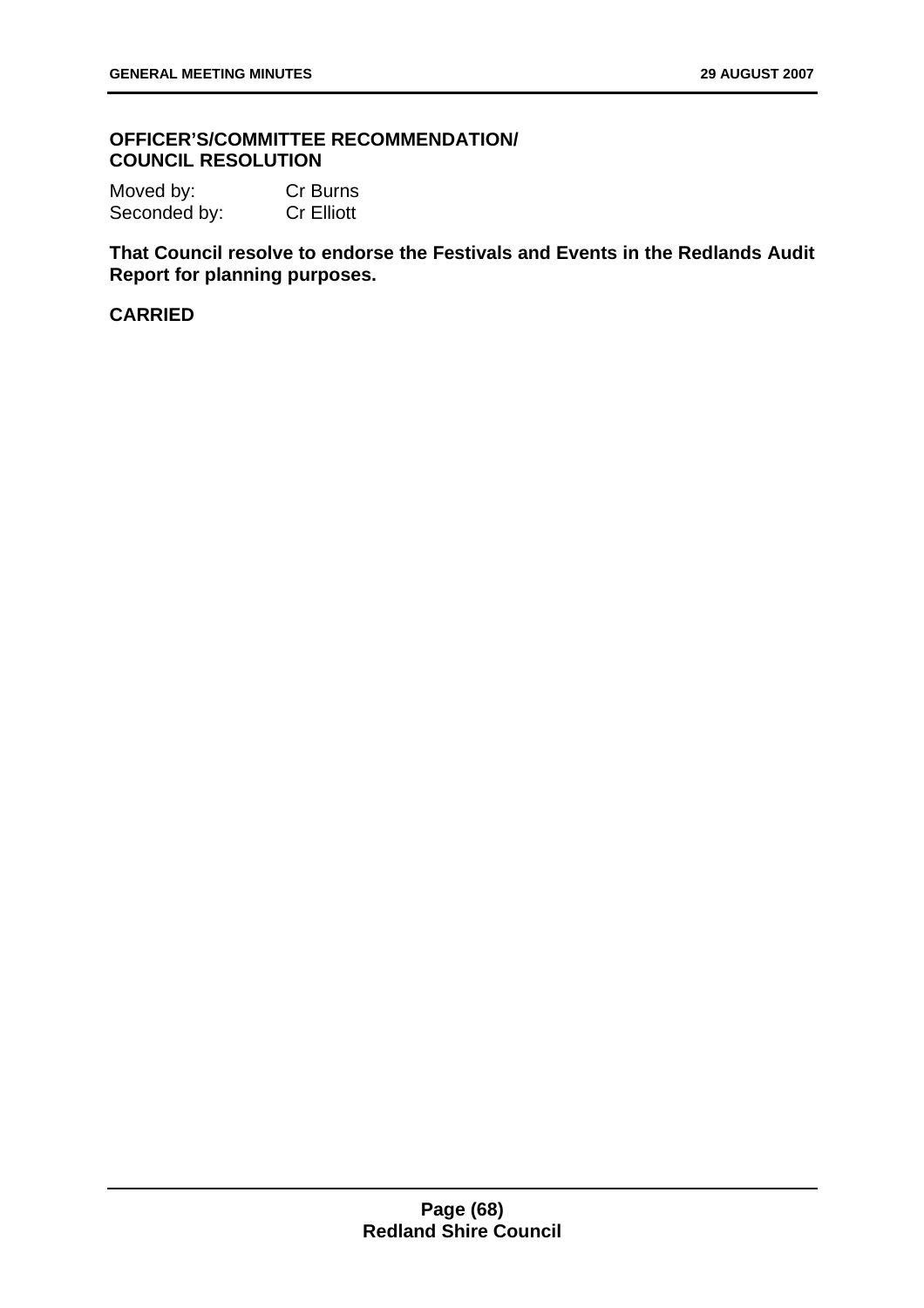**OFFICER'S/COMMITTEE RECOMMENDATION/ COUNCIL RESOLUTION**

Moved by: Cr Burns
Seconded by: Cr Elliott

**That Council resolve to endorse the Festivals and Events in the Redlands Audit Report for planning purposes.**

**CARRIED**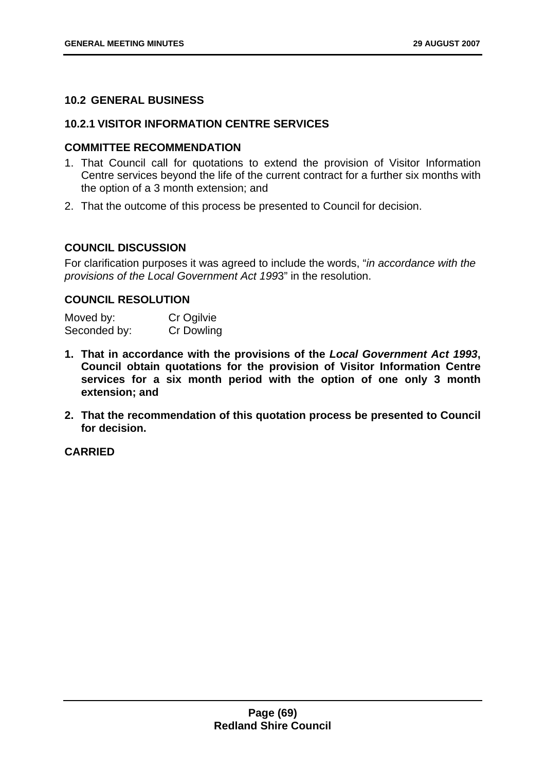## 10.2 GENERAL BUSINESS

### 10.2.1 VISITOR INFORMATION CENTRE SERVICES

#### COMMITTEE RECOMMENDATION

1. That Council call for quotations to extend the provision of Visitor Information Centre services beyond the life of the current contract for a further six months with the option of a 3 month extension; and
2. That the outcome of this process be presented to Council for decision.

#### COUNCIL DISCUSSION

For clarification purposes it was agreed to include the words, "*in accordance with the provisions of the Local Government Act 1993*" in the resolution.

#### COUNCIL RESOLUTION

| | |
|---|---|
| Moved by: | Cr Ogilvie |
| Seconded by: | Cr Dowling |

1. **That in accordance with the provisions of the *Local Government Act 1993*, Council obtain quotations for the provision of Visitor Information Centre services for a six month period with the option of one only 3 month extension; and**
2. **That the recommendation of this quotation process be presented to Council for decision.**

**CARRIED**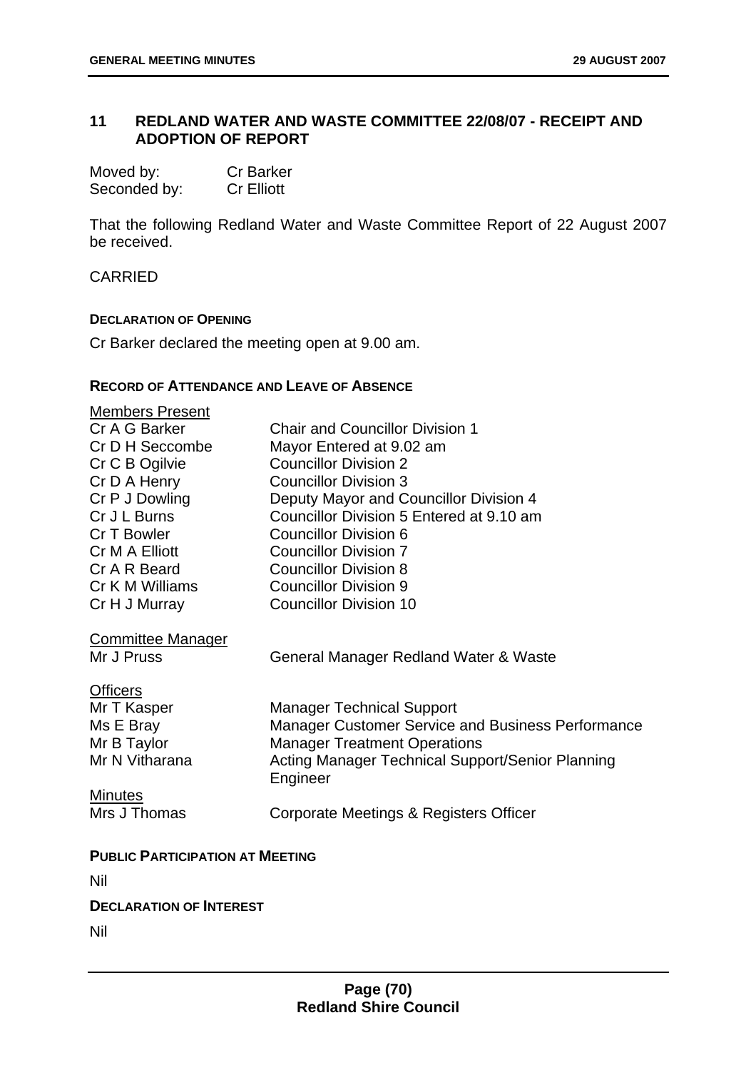## 11 REDLAND WATER AND WASTE COMMITTEE 22/08/07 - RECEIPT AND ADOPTION OF REPORT

| | |
|---|---|
| Moved by: | Cr Barker |
| Seconded by: | Cr Elliott |

That the following Redland Water and Waste Committee Report of 22 August 2007 be received.

CARRIED

**DECLARATION OF OPENING**

Cr Barker declared the meeting open at 9.00 am.

**RECORD OF ATTENDANCE AND LEAVE OF ABSENCE**

Members Present

| | |
|---|---|
| Cr A G Barker | Chair and Councillor Division 1 |
| Cr D H Seccombe | Mayor Entered at 9.02 am |
| Cr C B Ogilvie | Councillor Division 2 |
| Cr D A Henry | Councillor Division 3 |
| Cr P J Dowling | Deputy Mayor and Councillor Division 4 |
| Cr J L Burns | Councillor Division 5 Entered at 9.10 am |
| Cr T Bowler | Councillor Division 6 |
| Cr M A Elliott | Councillor Division 7 |
| Cr A R Beard | Councillor Division 8 |
| Cr K M Williams | Councillor Division 9 |
| Cr H J Murray | Councillor Division 10 |

Committee Manager

| | |
|---|---|
| Mr J Pruss | General Manager Redland Water & Waste |

Officers

| | |
|---|---|
| Mr T Kasper | Manager Technical Support |
| Ms E Bray | Manager Customer Service and Business Performance |
| Mr B Taylor | Manager Treatment Operations |
| Mr N Vitharana | Acting Manager Technical Support/Senior Planning Engineer |

Minutes

| | |
|---|---|
| Mrs J Thomas | Corporate Meetings & Registers Officer |

**PUBLIC PARTICIPATION AT MEETING**

Nil

**DECLARATION OF INTEREST**

Nil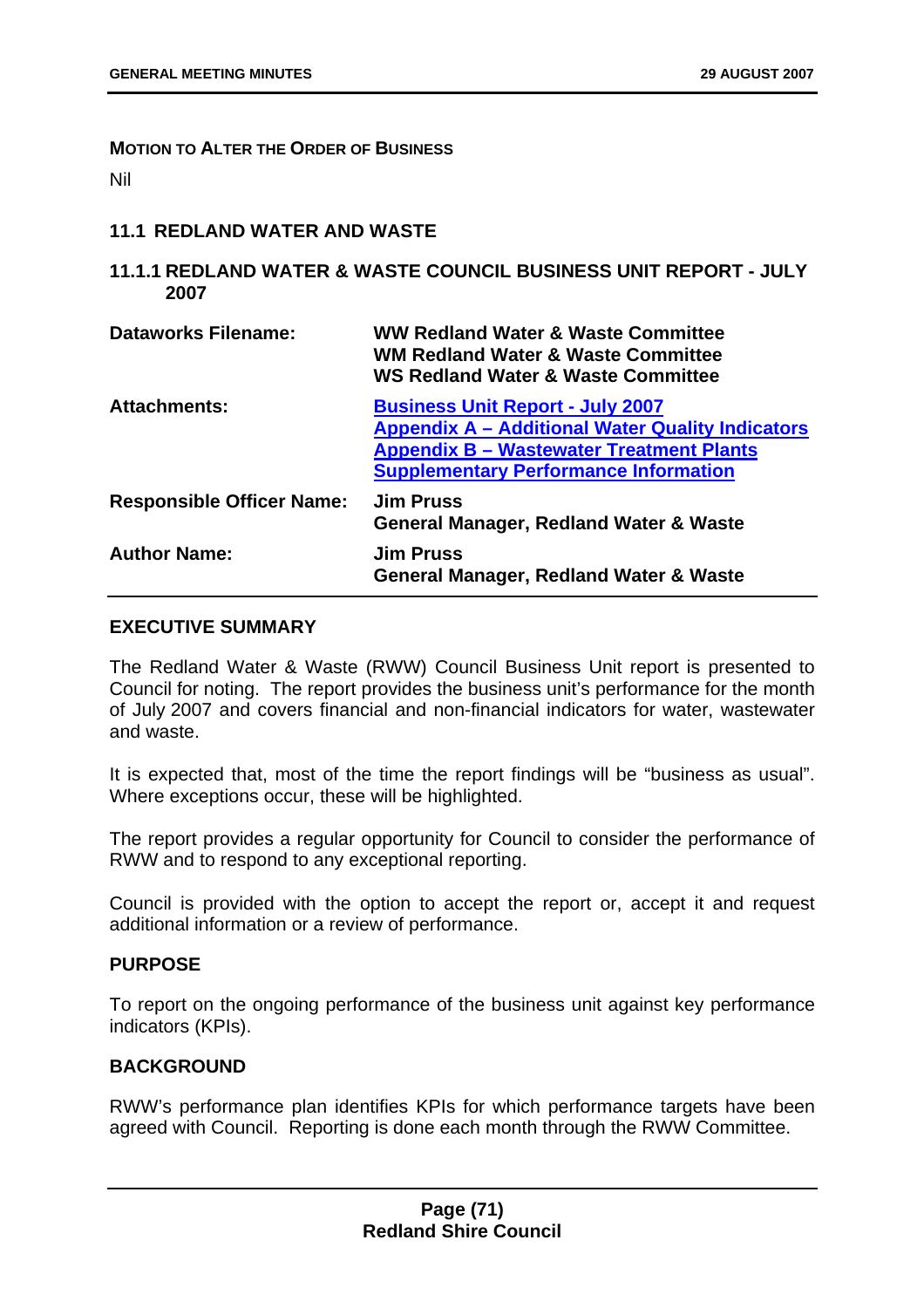**MOTION TO ALTER THE ORDER OF BUSINESS**

Nil

## 11.1 REDLAND WATER AND WASTE

### 11.1.1 REDLAND WATER & WASTE COUNCIL BUSINESS UNIT REPORT - JULY 2007

| | |
|---|---|
| **Dataworks Filename:** | **WW Redland Water & Waste Committee**<br>**WM Redland Water & Waste Committee**<br>**WS Redland Water & Waste Committee** |
| **Attachments:** | **Business Unit Report - July 2007**<br>**Appendix A – Additional Water Quality Indicators**<br>**Appendix B – Wastewater Treatment Plants Supplementary Performance Information** |
| **Responsible Officer Name:** | **Jim Pruss**<br>**General Manager, Redland Water & Waste** |
| **Author Name:** | **Jim Pruss**<br>**General Manager, Redland Water & Waste** |

**EXECUTIVE SUMMARY**

The Redland Water & Waste (RWW) Council Business Unit report is presented to Council for noting. The report provides the business unit's performance for the month of July 2007 and covers financial and non-financial indicators for water, wastewater and waste.

It is expected that, most of the time the report findings will be "business as usual". Where exceptions occur, these will be highlighted.

The report provides a regular opportunity for Council to consider the performance of RWW and to respond to any exceptional reporting.

Council is provided with the option to accept the report or, accept it and request additional information or a review of performance.

**PURPOSE**

To report on the ongoing performance of the business unit against key performance indicators (KPIs).

**BACKGROUND**

RWW's performance plan identifies KPIs for which performance targets have been agreed with Council. Reporting is done each month through the RWW Committee.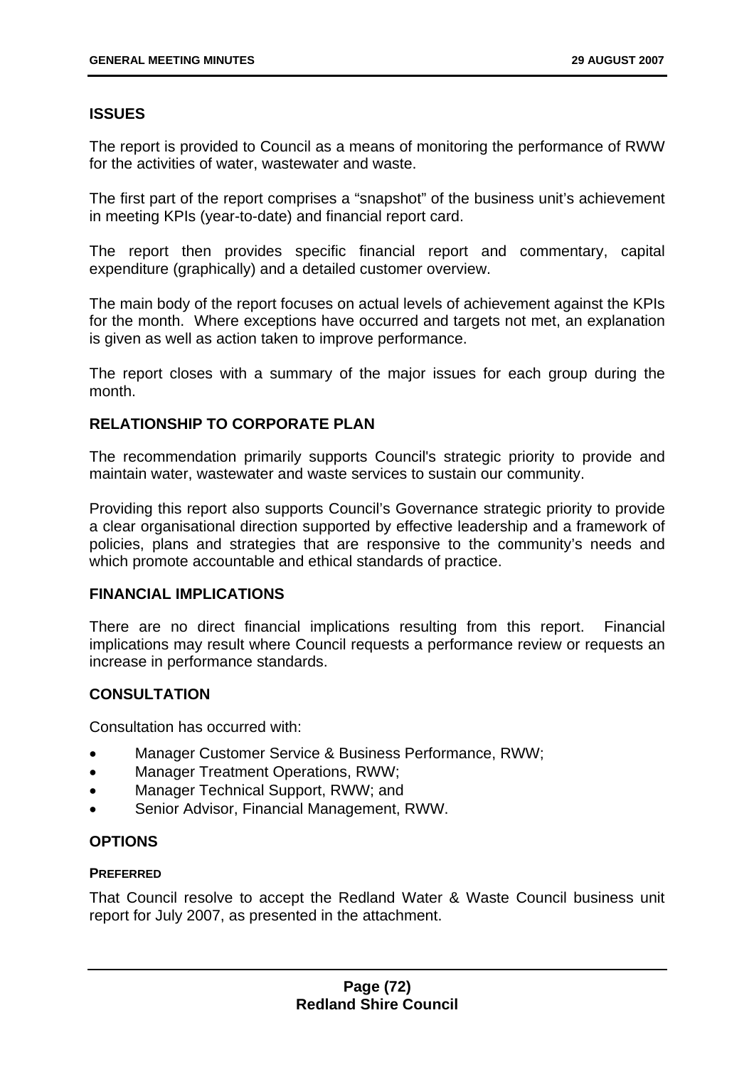## ISSUES

The report is provided to Council as a means of monitoring the performance of RWW for the activities of water, wastewater and waste.

The first part of the report comprises a "snapshot" of the business unit's achievement in meeting KPIs (year-to-date) and financial report card.

The report then provides specific financial report and commentary, capital expenditure (graphically) and a detailed customer overview.

The main body of the report focuses on actual levels of achievement against the KPIs for the month. Where exceptions have occurred and targets not met, an explanation is given as well as action taken to improve performance.

The report closes with a summary of the major issues for each group during the month.

## RELATIONSHIP TO CORPORATE PLAN

The recommendation primarily supports Council's strategic priority to provide and maintain water, wastewater and waste services to sustain our community.

Providing this report also supports Council's Governance strategic priority to provide a clear organisational direction supported by effective leadership and a framework of policies, plans and strategies that are responsive to the community's needs and which promote accountable and ethical standards of practice.

## FINANCIAL IMPLICATIONS

There are no direct financial implications resulting from this report. Financial implications may result where Council requests a performance review or requests an increase in performance standards.

## CONSULTATION

Consultation has occurred with:

- Manager Customer Service & Business Performance, RWW;
- Manager Treatment Operations, RWW;
- Manager Technical Support, RWW; and
- Senior Advisor, Financial Management, RWW.

## OPTIONS

### PREFERRED

That Council resolve to accept the Redland Water & Waste Council business unit report for July 2007, as presented in the attachment.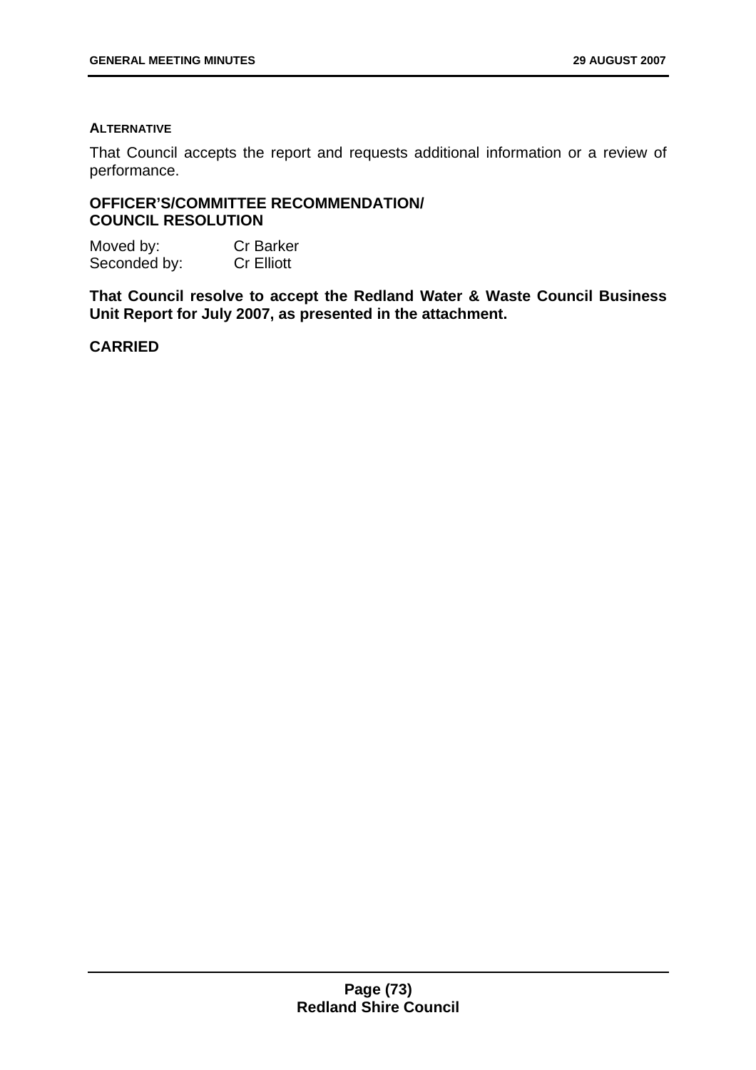**ALTERNATIVE**

That Council accepts the report and requests additional information or a review of performance.

**OFFICER'S/COMMITTEE RECOMMENDATION/ COUNCIL RESOLUTION**

Moved by: Cr Barker
Seconded by: Cr Elliott

**That Council resolve to accept the Redland Water & Waste Council Business Unit Report for July 2007, as presented in the attachment.**

**CARRIED**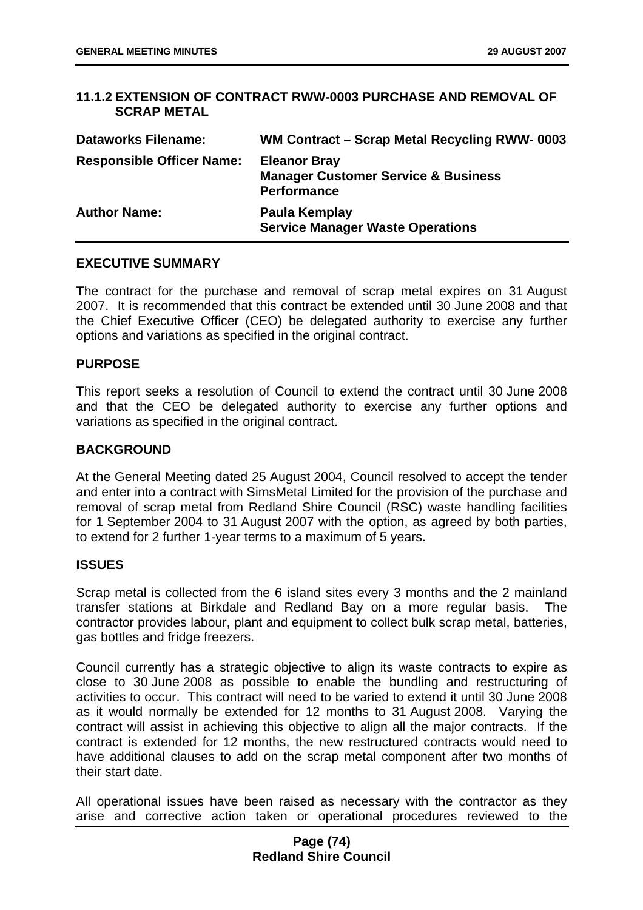## 11.1.2 EXTENSION OF CONTRACT RWW-0003 PURCHASE AND REMOVAL OF SCRAP METAL

| | |
|---|---|
| **Dataworks Filename:** | **WM Contract – Scrap Metal Recycling RWW- 0003** |
| **Responsible Officer Name:** | **Eleanor Bray**<br>**Manager Customer Service & Business Performance** |
| **Author Name:** | **Paula Kemplay**<br>**Service Manager Waste Operations** |

### EXECUTIVE SUMMARY

The contract for the purchase and removal of scrap metal expires on 31 August 2007. It is recommended that this contract be extended until 30 June 2008 and that the Chief Executive Officer (CEO) be delegated authority to exercise any further options and variations as specified in the original contract.

### PURPOSE

This report seeks a resolution of Council to extend the contract until 30 June 2008 and that the CEO be delegated authority to exercise any further options and variations as specified in the original contract.

### BACKGROUND

At the General Meeting dated 25 August 2004, Council resolved to accept the tender and enter into a contract with SimsMetal Limited for the provision of the purchase and removal of scrap metal from Redland Shire Council (RSC) waste handling facilities for 1 September 2004 to 31 August 2007 with the option, as agreed by both parties, to extend for 2 further 1-year terms to a maximum of 5 years.

### ISSUES

Scrap metal is collected from the 6 island sites every 3 months and the 2 mainland transfer stations at Birkdale and Redland Bay on a more regular basis. The contractor provides labour, plant and equipment to collect bulk scrap metal, batteries, gas bottles and fridge freezers.

Council currently has a strategic objective to align its waste contracts to expire as close to 30 June 2008 as possible to enable the bundling and restructuring of activities to occur. This contract will need to be varied to extend it until 30 June 2008 as it would normally be extended for 12 months to 31 August 2008. Varying the contract will assist in achieving this objective to align all the major contracts. If the contract is extended for 12 months, the new restructured contracts would need to have additional clauses to add on the scrap metal component after two months of their start date.

All operational issues have been raised as necessary with the contractor as they arise and corrective action taken or operational procedures reviewed to the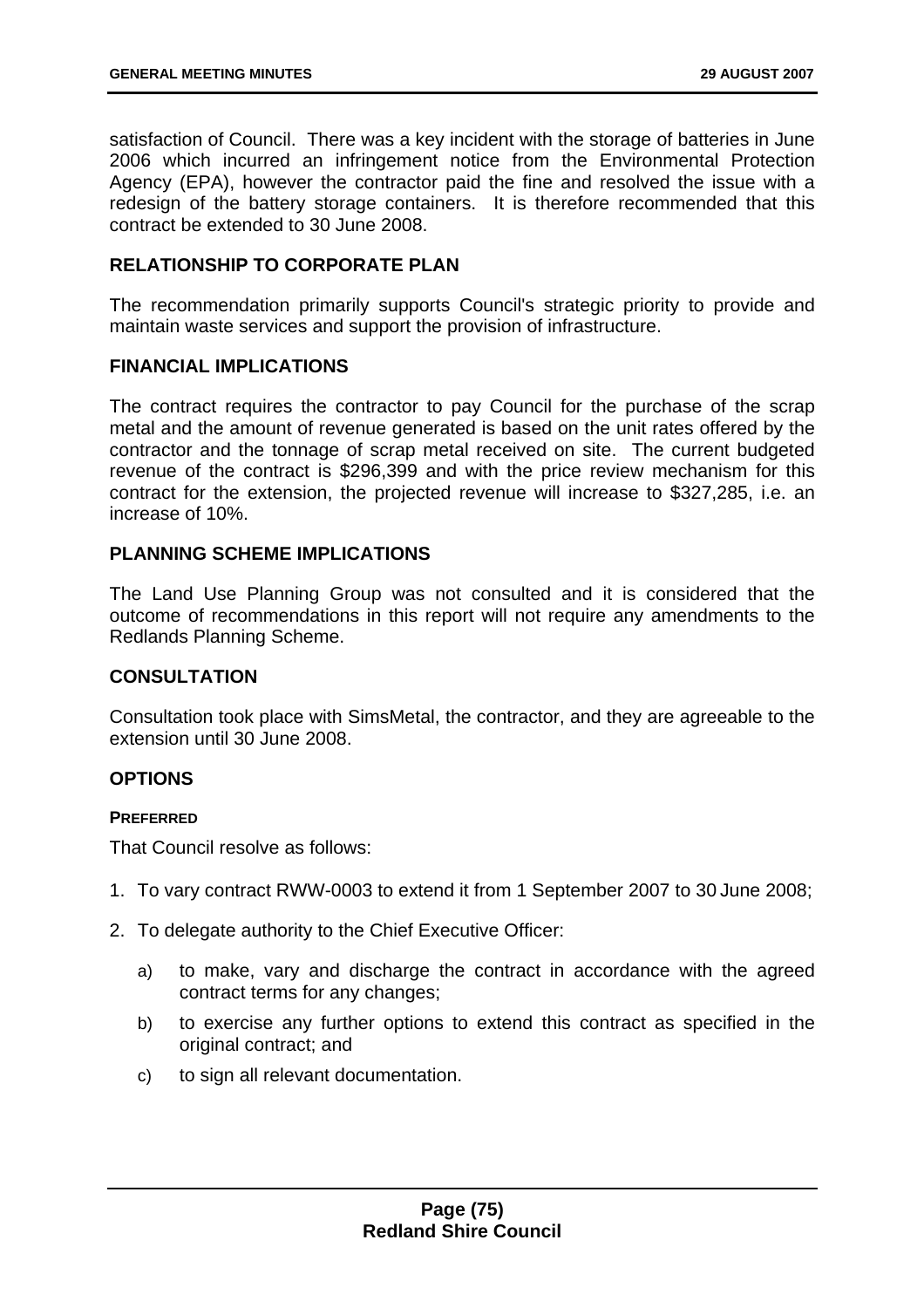satisfaction of Council. There was a key incident with the storage of batteries in June 2006 which incurred an infringement notice from the Environmental Protection Agency (EPA), however the contractor paid the fine and resolved the issue with a redesign of the battery storage containers. It is therefore recommended that this contract be extended to 30 June 2008.

## RELATIONSHIP TO CORPORATE PLAN

The recommendation primarily supports Council's strategic priority to provide and maintain waste services and support the provision of infrastructure.

## FINANCIAL IMPLICATIONS

The contract requires the contractor to pay Council for the purchase of the scrap metal and the amount of revenue generated is based on the unit rates offered by the contractor and the tonnage of scrap metal received on site. The current budgeted revenue of the contract is $296,399 and with the price review mechanism for this contract for the extension, the projected revenue will increase to $327,285, i.e. an increase of 10%.

## PLANNING SCHEME IMPLICATIONS

The Land Use Planning Group was not consulted and it is considered that the outcome of recommendations in this report will not require any amendments to the Redlands Planning Scheme.

## CONSULTATION

Consultation took place with SimsMetal, the contractor, and they are agreeable to the extension until 30 June 2008.

## OPTIONS

### PREFERRED

That Council resolve as follows:

1. To vary contract RWW-0003 to extend it from 1 September 2007 to 30 June 2008;
2. To delegate authority to the Chief Executive Officer:
   a) to make, vary and discharge the contract in accordance with the agreed contract terms for any changes;
   b) to exercise any further options to extend this contract as specified in the original contract; and
   c) to sign all relevant documentation.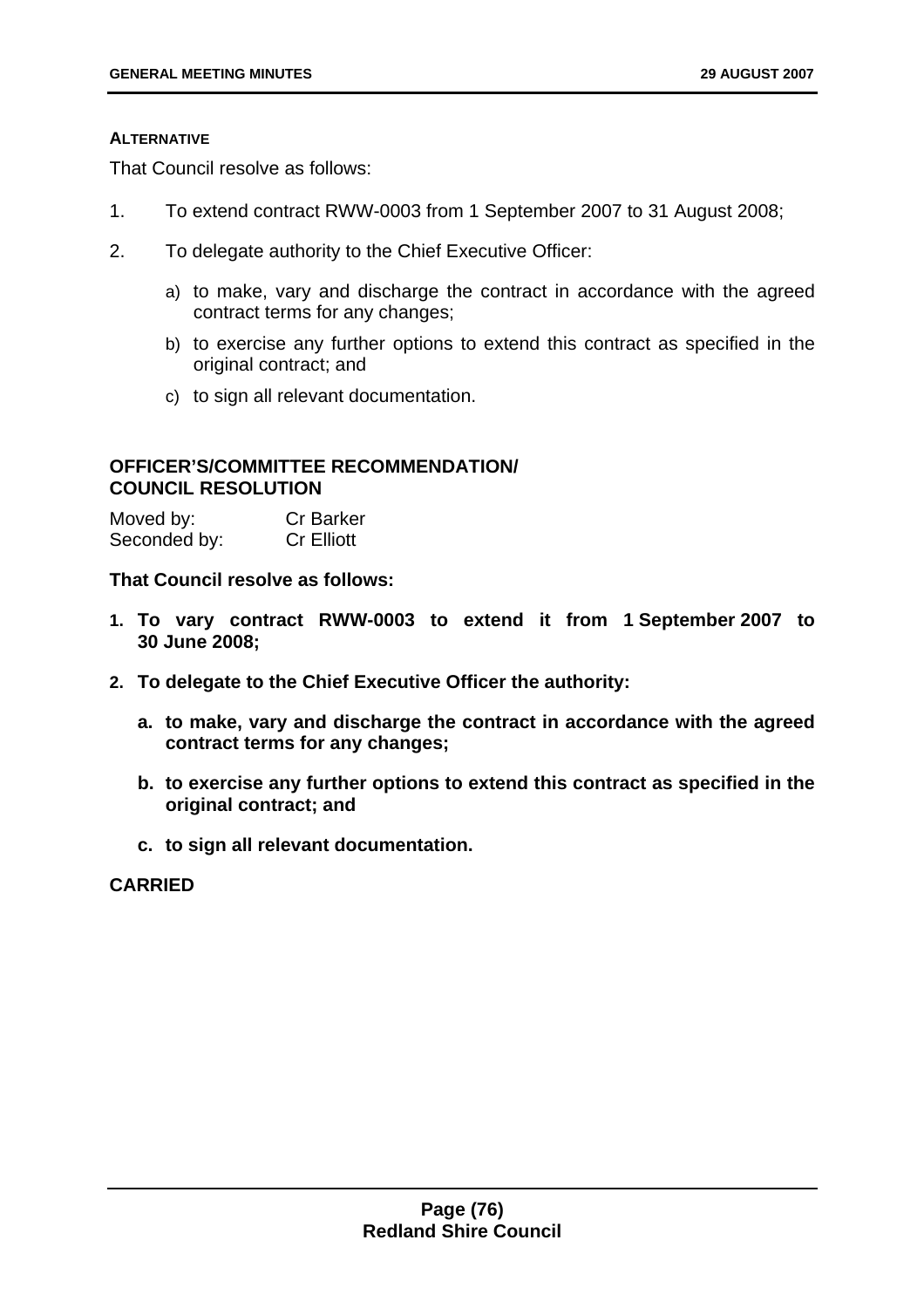**ALTERNATIVE**

That Council resolve as follows:

1. To extend contract RWW-0003 from 1 September 2007 to 31 August 2008;
2. To delegate authority to the Chief Executive Officer:
   a) to make, vary and discharge the contract in accordance with the agreed contract terms for any changes;
   b) to exercise any further options to extend this contract as specified in the original contract; and
   c) to sign all relevant documentation.

**OFFICER'S/COMMITTEE RECOMMENDATION/ COUNCIL RESOLUTION**

Moved by: Cr Barker
Seconded by: Cr Elliott

**That Council resolve as follows:**

1. **To vary contract RWW-0003 to extend it from 1 September 2007 to 30 June 2008;**
2. **To delegate to the Chief Executive Officer the authority:**
   a. **to make, vary and discharge the contract in accordance with the agreed contract terms for any changes;**
   b. **to exercise any further options to extend this contract as specified in the original contract; and**
   c. **to sign all relevant documentation.**

**CARRIED**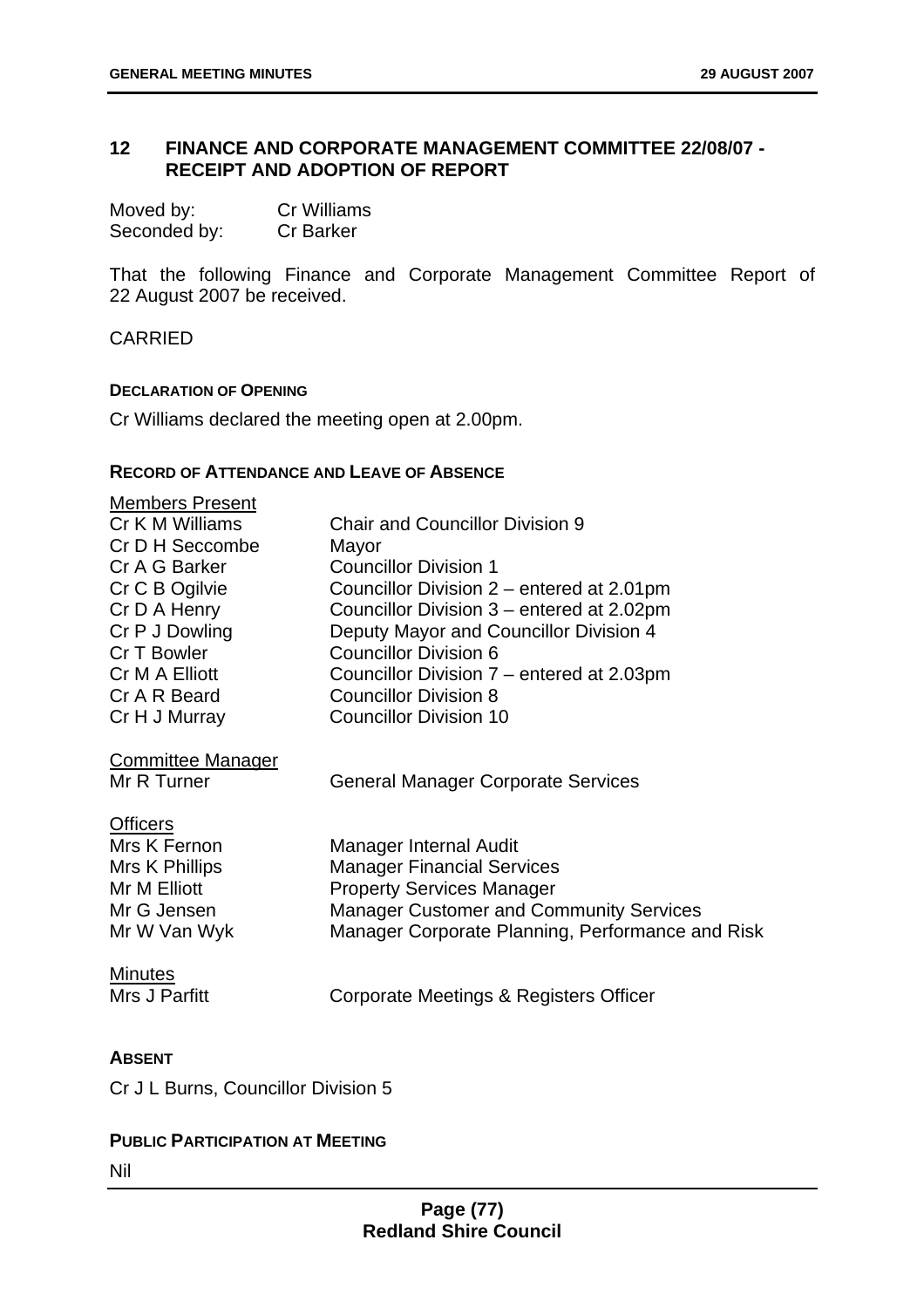## 12 FINANCE AND CORPORATE MANAGEMENT COMMITTEE 22/08/07 - RECEIPT AND ADOPTION OF REPORT

| | |
|---|---|
| Moved by: | Cr Williams |
| Seconded by: | Cr Barker |

That the following Finance and Corporate Management Committee Report of 22 August 2007 be received.

CARRIED

**DECLARATION OF OPENING**

Cr Williams declared the meeting open at 2.00pm.

**RECORD OF ATTENDANCE AND LEAVE OF ABSENCE**

Members Present

| | |
|---|---|
| Cr K M Williams | Chair and Councillor Division 9 |
| Cr D H Seccombe | Mayor |
| Cr A G Barker | Councillor Division 1 |
| Cr C B Ogilvie | Councillor Division 2 – entered at 2.01pm |
| Cr D A Henry | Councillor Division 3 – entered at 2.02pm |
| Cr P J Dowling | Deputy Mayor and Councillor Division 4 |
| Cr T Bowler | Councillor Division 6 |
| Cr M A Elliott | Councillor Division 7 – entered at 2.03pm |
| Cr A R Beard | Councillor Division 8 |
| Cr H J Murray | Councillor Division 10 |

Committee Manager

| | |
|---|---|
| Mr R Turner | General Manager Corporate Services |

Officers

| | |
|---|---|
| Mrs K Fernon | Manager Internal Audit |
| Mrs K Phillips | Manager Financial Services |
| Mr M Elliott | Property Services Manager |
| Mr G Jensen | Manager Customer and Community Services |
| Mr W Van Wyk | Manager Corporate Planning, Performance and Risk |

Minutes

| | |
|---|---|
| Mrs J Parfitt | Corporate Meetings & Registers Officer |

**ABSENT**

Cr J L Burns, Councillor Division 5

**PUBLIC PARTICIPATION AT MEETING**

Nil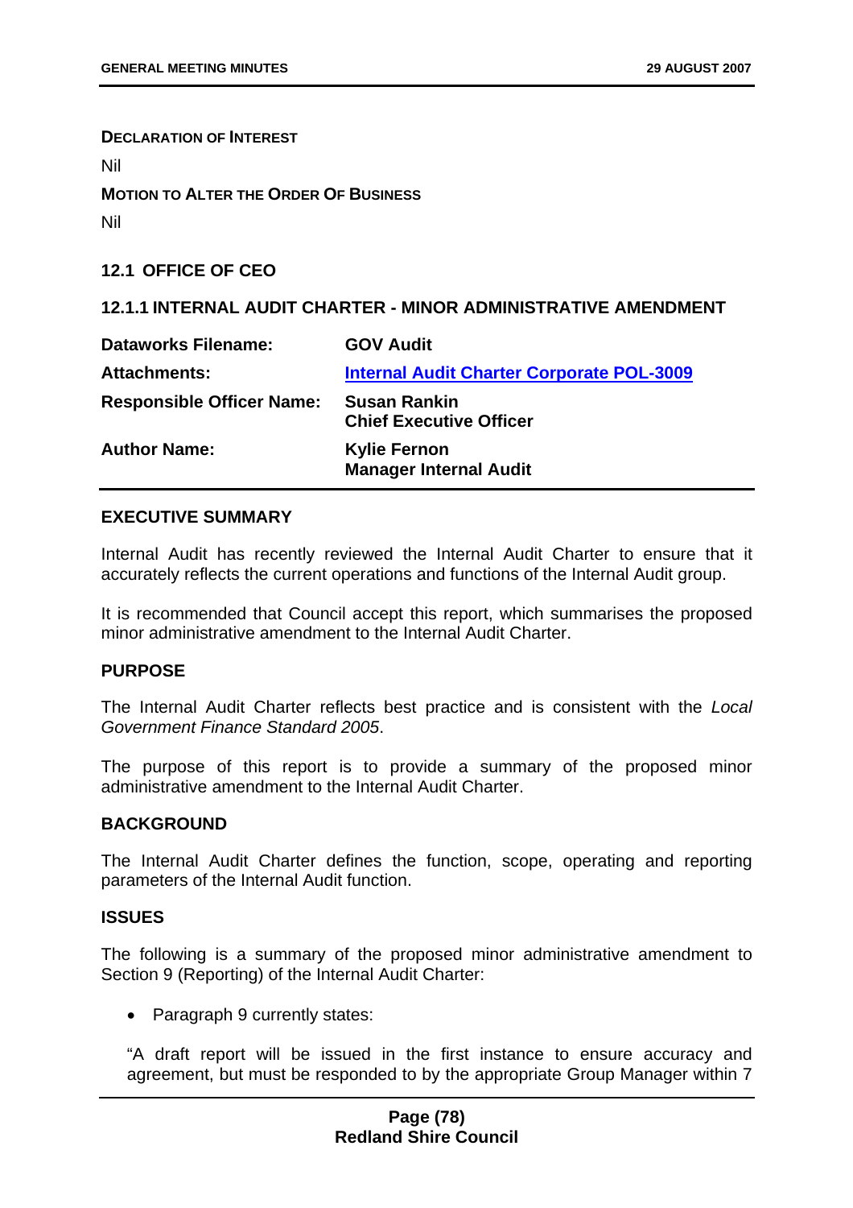**DECLARATION OF INTEREST**

Nil

**MOTION TO ALTER THE ORDER OF BUSINESS**

Nil

## 12.1 OFFICE OF CEO

### 12.1.1 INTERNAL AUDIT CHARTER - MINOR ADMINISTRATIVE AMENDMENT

| | |
|---|---|
| **Dataworks Filename:** | **GOV Audit** |
| **Attachments:** | **Internal Audit Charter Corporate POL-3009** |
| **Responsible Officer Name:** | **Susan Rankin**<br>**Chief Executive Officer** |
| **Author Name:** | **Kylie Fernon**<br>**Manager Internal Audit** |

**EXECUTIVE SUMMARY**

Internal Audit has recently reviewed the Internal Audit Charter to ensure that it accurately reflects the current operations and functions of the Internal Audit group.

It is recommended that Council accept this report, which summarises the proposed minor administrative amendment to the Internal Audit Charter.

**PURPOSE**

The Internal Audit Charter reflects best practice and is consistent with the *Local Government Finance Standard 2005*.

The purpose of this report is to provide a summary of the proposed minor administrative amendment to the Internal Audit Charter.

**BACKGROUND**

The Internal Audit Charter defines the function, scope, operating and reporting parameters of the Internal Audit function.

**ISSUES**

The following is a summary of the proposed minor administrative amendment to Section 9 (Reporting) of the Internal Audit Charter:

- Paragraph 9 currently states:

"A draft report will be issued in the first instance to ensure accuracy and agreement, but must be responded to by the appropriate Group Manager within 7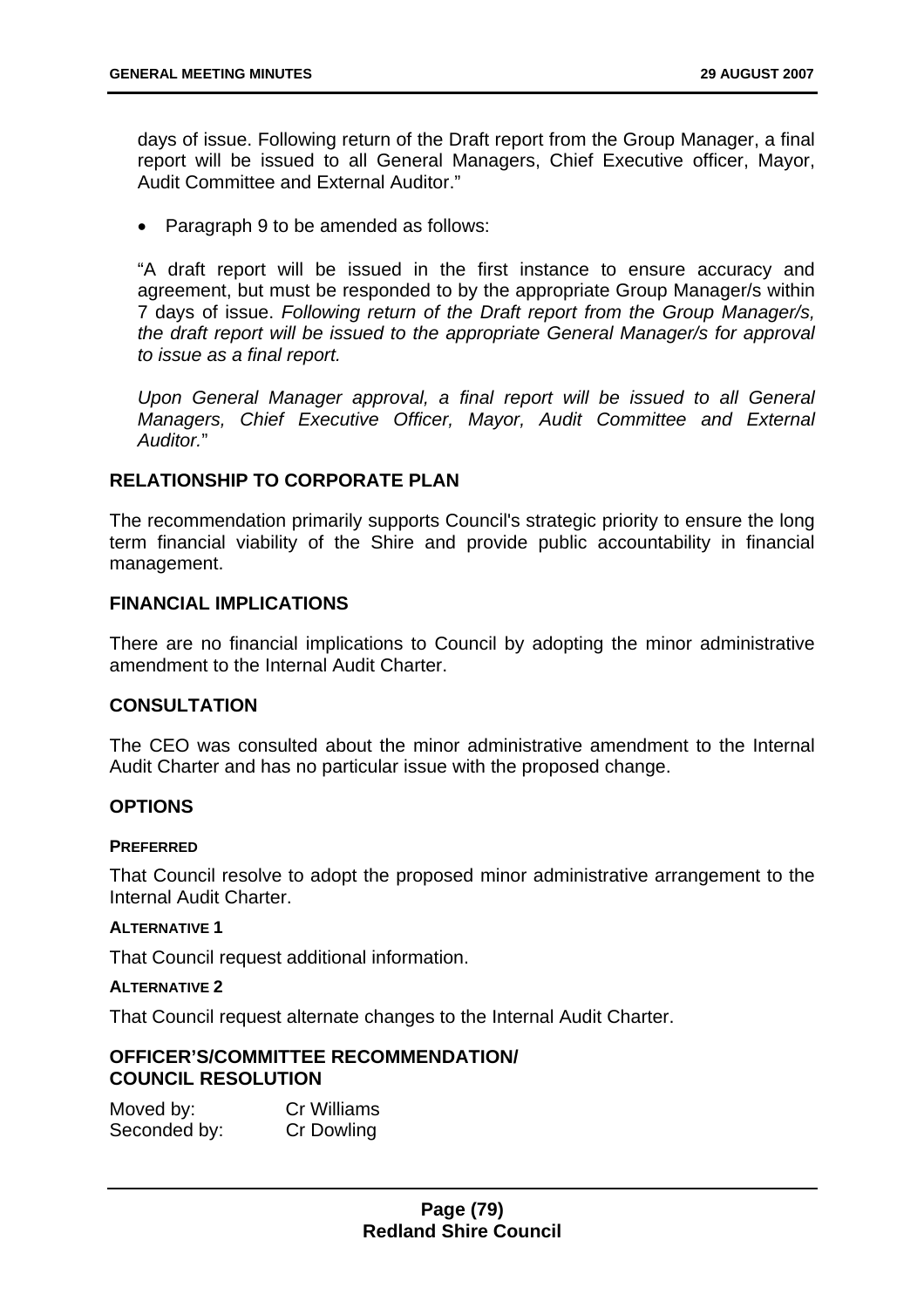days of issue. Following return of the Draft report from the Group Manager, a final report will be issued to all General Managers, Chief Executive officer, Mayor, Audit Committee and External Auditor."

- Paragraph 9 to be amended as follows:

"A draft report will be issued in the first instance to ensure accuracy and agreement, but must be responded to by the appropriate Group Manager/s within 7 days of issue. *Following return of the Draft report from the Group Manager/s, the draft report will be issued to the appropriate General Manager/s for approval to issue as a final report.*

*Upon General Manager approval, a final report will be issued to all General Managers, Chief Executive Officer, Mayor, Audit Committee and External Auditor.*"

## RELATIONSHIP TO CORPORATE PLAN

The recommendation primarily supports Council's strategic priority to ensure the long term financial viability of the Shire and provide public accountability in financial management.

## FINANCIAL IMPLICATIONS

There are no financial implications to Council by adopting the minor administrative amendment to the Internal Audit Charter.

## CONSULTATION

The CEO was consulted about the minor administrative amendment to the Internal Audit Charter and has no particular issue with the proposed change.

## OPTIONS

**PREFERRED**

That Council resolve to adopt the proposed minor administrative arrangement to the Internal Audit Charter.

**ALTERNATIVE 1**

That Council request additional information.

**ALTERNATIVE 2**

That Council request alternate changes to the Internal Audit Charter.

## OFFICER'S/COMMITTEE RECOMMENDATION/ COUNCIL RESOLUTION

Moved by: Cr Williams
Seconded by: Cr Dowling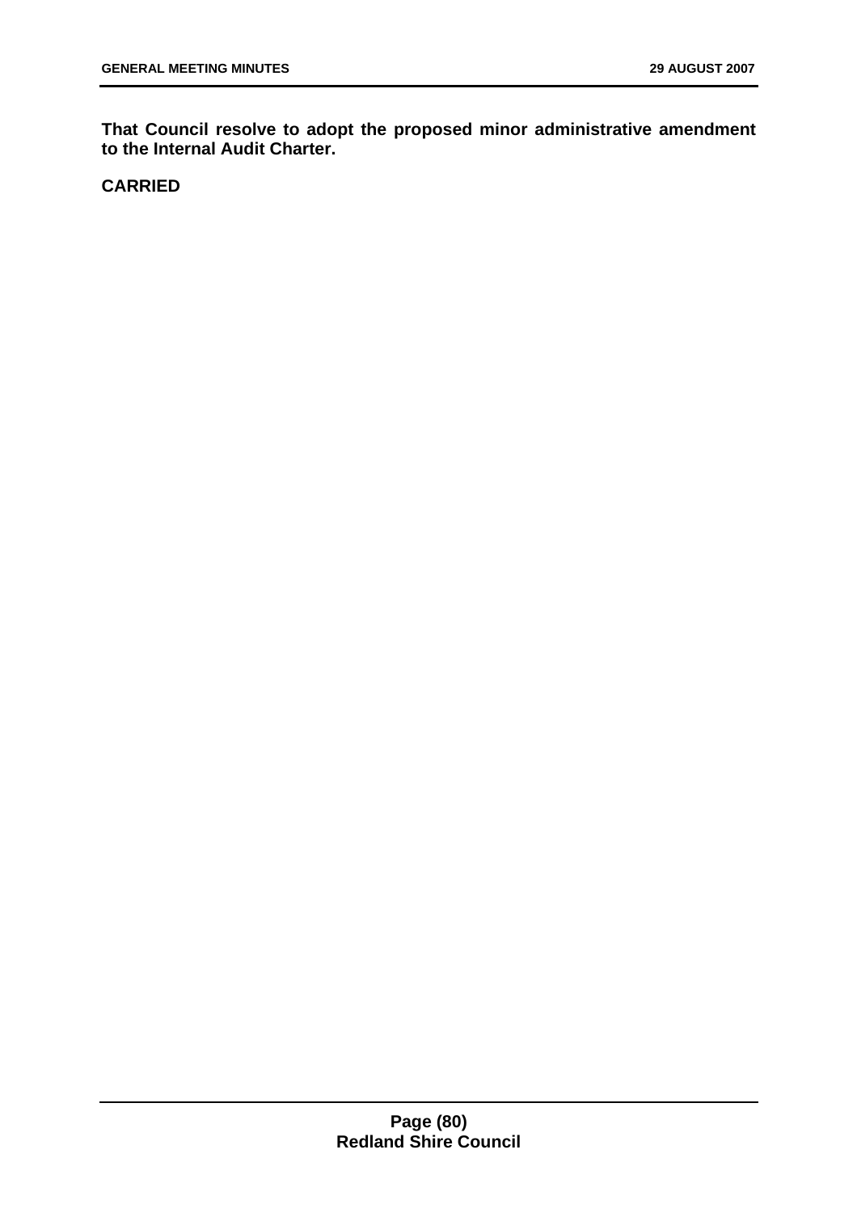**That Council resolve to adopt the proposed minor administrative amendment to the Internal Audit Charter.**

**CARRIED**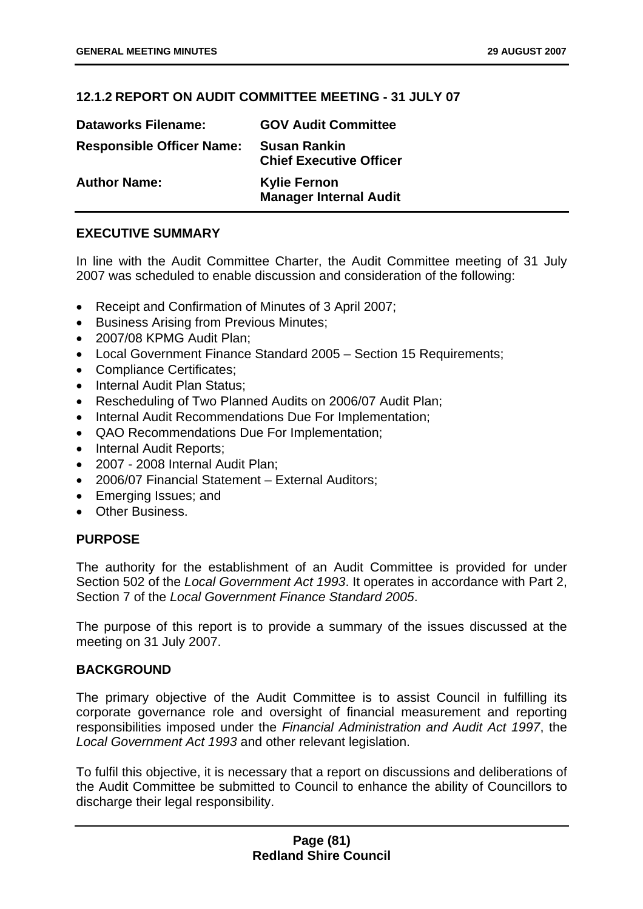## 12.1.2 REPORT ON AUDIT COMMITTEE MEETING - 31 JULY 07

| | |
|---|---|
| **Dataworks Filename:** | **GOV Audit Committee** |
| **Responsible Officer Name:** | **Susan Rankin**<br>**Chief Executive Officer** |
| **Author Name:** | **Kylie Fernon**<br>**Manager Internal Audit** |

### EXECUTIVE SUMMARY

In line with the Audit Committee Charter, the Audit Committee meeting of 31 July 2007 was scheduled to enable discussion and consideration of the following:

- Receipt and Confirmation of Minutes of 3 April 2007;
- Business Arising from Previous Minutes;
- 2007/08 KPMG Audit Plan;
- Local Government Finance Standard 2005 – Section 15 Requirements;
- Compliance Certificates;
- Internal Audit Plan Status;
- Rescheduling of Two Planned Audits on 2006/07 Audit Plan;
- Internal Audit Recommendations Due For Implementation;
- QAO Recommendations Due For Implementation;
- Internal Audit Reports;
- 2007 - 2008 Internal Audit Plan;
- 2006/07 Financial Statement – External Auditors;
- Emerging Issues; and
- Other Business.

### PURPOSE

The authority for the establishment of an Audit Committee is provided for under Section 502 of the *Local Government Act 1993*. It operates in accordance with Part 2, Section 7 of the *Local Government Finance Standard 2005*.

The purpose of this report is to provide a summary of the issues discussed at the meeting on 31 July 2007.

### BACKGROUND

The primary objective of the Audit Committee is to assist Council in fulfilling its corporate governance role and oversight of financial measurement and reporting responsibilities imposed under the *Financial Administration and Audit Act 1997*, the *Local Government Act 1993* and other relevant legislation.

To fulfil this objective, it is necessary that a report on discussions and deliberations of the Audit Committee be submitted to Council to enhance the ability of Councillors to discharge their legal responsibility.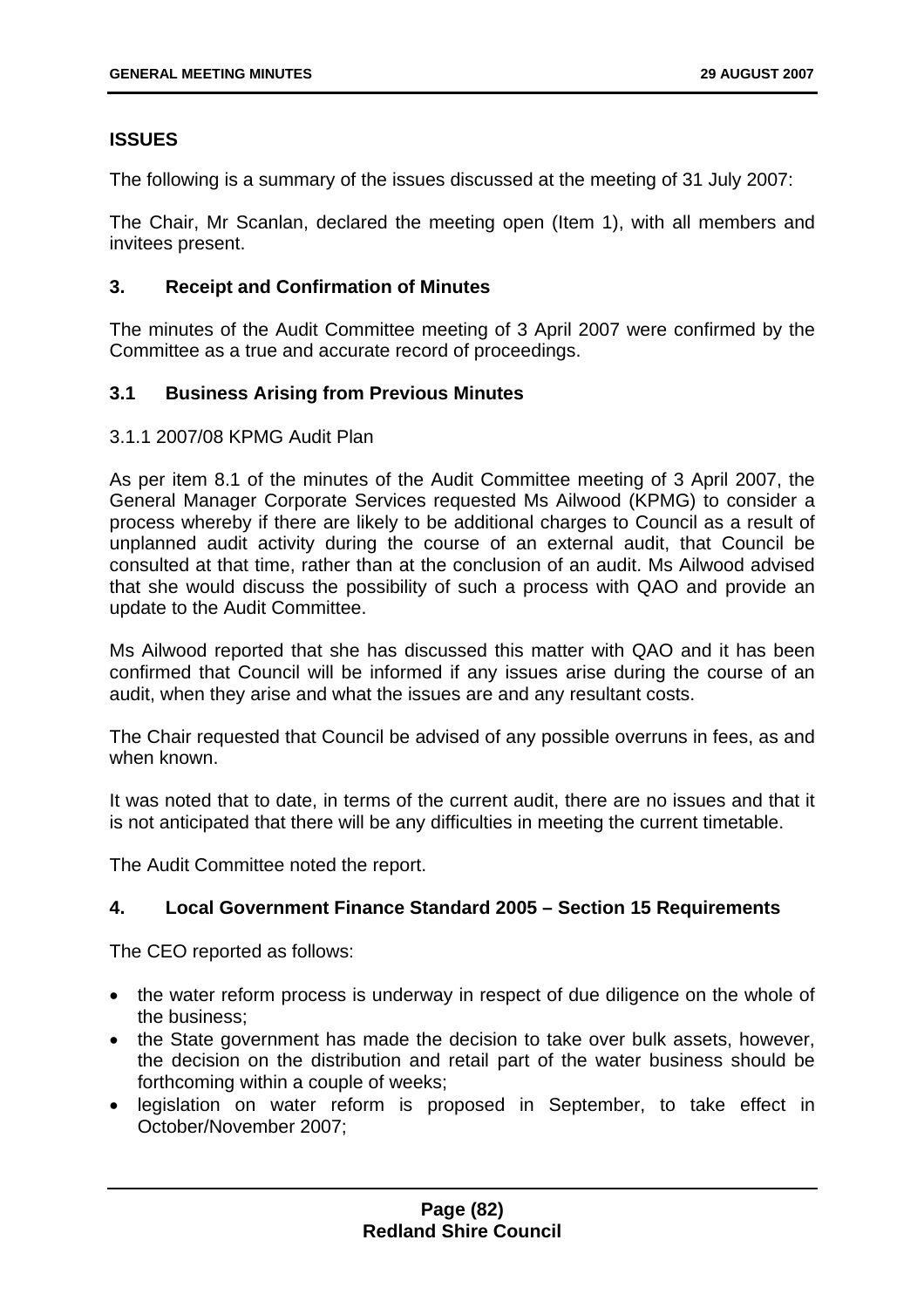**ISSUES**

The following is a summary of the issues discussed at the meeting of 31 July 2007:

The Chair, Mr Scanlan, declared the meeting open (Item 1), with all members and invitees present.

## 3. Receipt and Confirmation of Minutes

The minutes of the Audit Committee meeting of 3 April 2007 were confirmed by the Committee as a true and accurate record of proceedings.

### 3.1 Business Arising from Previous Minutes

3.1.1 2007/08 KPMG Audit Plan

As per item 8.1 of the minutes of the Audit Committee meeting of 3 April 2007, the General Manager Corporate Services requested Ms Ailwood (KPMG) to consider a process whereby if there are likely to be additional charges to Council as a result of unplanned audit activity during the course of an external audit, that Council be consulted at that time, rather than at the conclusion of an audit. Ms Ailwood advised that she would discuss the possibility of such a process with QAO and provide an update to the Audit Committee.

Ms Ailwood reported that she has discussed this matter with QAO and it has been confirmed that Council will be informed if any issues arise during the course of an audit, when they arise and what the issues are and any resultant costs.

The Chair requested that Council be advised of any possible overruns in fees, as and when known.

It was noted that to date, in terms of the current audit, there are no issues and that it is not anticipated that there will be any difficulties in meeting the current timetable.

The Audit Committee noted the report.

## 4. Local Government Finance Standard 2005 – Section 15 Requirements

The CEO reported as follows:

- the water reform process is underway in respect of due diligence on the whole of the business;
- the State government has made the decision to take over bulk assets, however, the decision on the distribution and retail part of the water business should be forthcoming within a couple of weeks;
- legislation on water reform is proposed in September, to take effect in October/November 2007;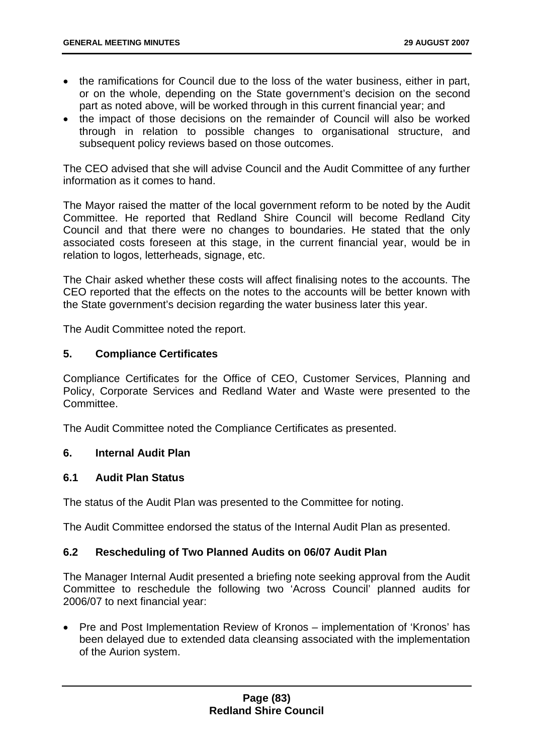- the ramifications for Council due to the loss of the water business, either in part, or on the whole, depending on the State government's decision on the second part as noted above, will be worked through in this current financial year; and
- the impact of those decisions on the remainder of Council will also be worked through in relation to possible changes to organisational structure, and subsequent policy reviews based on those outcomes.

The CEO advised that she will advise Council and the Audit Committee of any further information as it comes to hand.

The Mayor raised the matter of the local government reform to be noted by the Audit Committee. He reported that Redland Shire Council will become Redland City Council and that there were no changes to boundaries. He stated that the only associated costs foreseen at this stage, in the current financial year, would be in relation to logos, letterheads, signage, etc.

The Chair asked whether these costs will affect finalising notes to the accounts. The CEO reported that the effects on the notes to the accounts will be better known with the State government's decision regarding the water business later this year.

The Audit Committee noted the report.

## 5. Compliance Certificates

Compliance Certificates for the Office of CEO, Customer Services, Planning and Policy, Corporate Services and Redland Water and Waste were presented to the Committee.

The Audit Committee noted the Compliance Certificates as presented.

## 6. Internal Audit Plan

### 6.1 Audit Plan Status

The status of the Audit Plan was presented to the Committee for noting.

The Audit Committee endorsed the status of the Internal Audit Plan as presented.

### 6.2 Rescheduling of Two Planned Audits on 06/07 Audit Plan

The Manager Internal Audit presented a briefing note seeking approval from the Audit Committee to reschedule the following two 'Across Council' planned audits for 2006/07 to next financial year:

- Pre and Post Implementation Review of Kronos – implementation of 'Kronos' has been delayed due to extended data cleansing associated with the implementation of the Aurion system.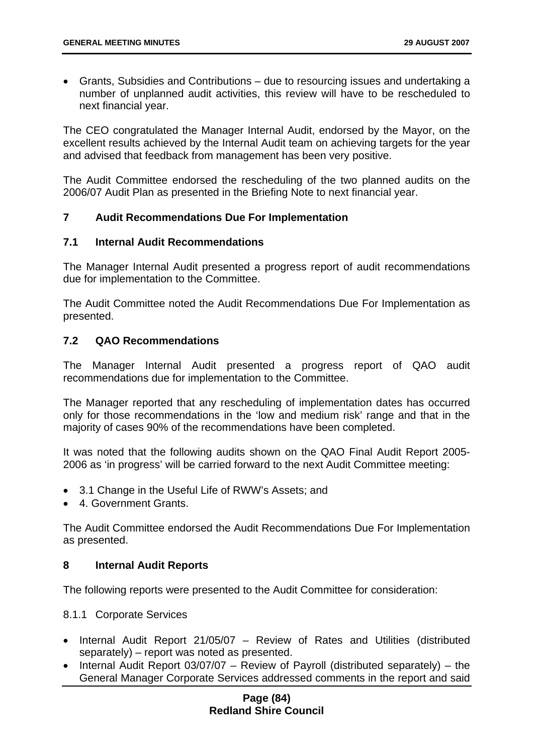- Grants, Subsidies and Contributions – due to resourcing issues and undertaking a number of unplanned audit activities, this review will have to be rescheduled to next financial year.

The CEO congratulated the Manager Internal Audit, endorsed by the Mayor, on the excellent results achieved by the Internal Audit team on achieving targets for the year and advised that feedback from management has been very positive.

The Audit Committee endorsed the rescheduling of the two planned audits on the 2006/07 Audit Plan as presented in the Briefing Note to next financial year.

## 7 Audit Recommendations Due For Implementation

### 7.1 Internal Audit Recommendations

The Manager Internal Audit presented a progress report of audit recommendations due for implementation to the Committee.

The Audit Committee noted the Audit Recommendations Due For Implementation as presented.

### 7.2 QAO Recommendations

The Manager Internal Audit presented a progress report of QAO audit recommendations due for implementation to the Committee.

The Manager reported that any rescheduling of implementation dates has occurred only for those recommendations in the 'low and medium risk' range and that in the majority of cases 90% of the recommendations have been completed.

It was noted that the following audits shown on the QAO Final Audit Report 2005-2006 as 'in progress' will be carried forward to the next Audit Committee meeting:

- 3.1 Change in the Useful Life of RWW's Assets; and
- 4. Government Grants.

The Audit Committee endorsed the Audit Recommendations Due For Implementation as presented.

## 8 Internal Audit Reports

The following reports were presented to the Audit Committee for consideration:

8.1.1 Corporate Services

- Internal Audit Report 21/05/07 – Review of Rates and Utilities (distributed separately) – report was noted as presented.
- Internal Audit Report 03/07/07 – Review of Payroll (distributed separately) – the General Manager Corporate Services addressed comments in the report and said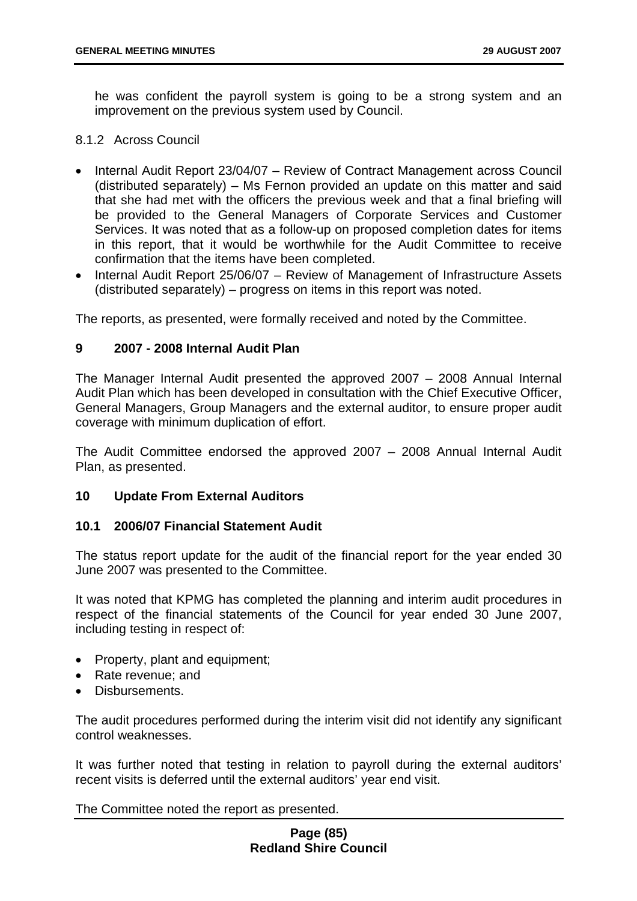he was confident the payroll system is going to be a strong system and an improvement on the previous system used by Council.

8.1.2 Across Council

- Internal Audit Report 23/04/07 – Review of Contract Management across Council (distributed separately) – Ms Fernon provided an update on this matter and said that she had met with the officers the previous week and that a final briefing will be provided to the General Managers of Corporate Services and Customer Services. It was noted that as a follow-up on proposed completion dates for items in this report, that it would be worthwhile for the Audit Committee to receive confirmation that the items have been completed.
- Internal Audit Report 25/06/07 – Review of Management of Infrastructure Assets (distributed separately) – progress on items in this report was noted.

The reports, as presented, were formally received and noted by the Committee.

## 9 2007 - 2008 Internal Audit Plan

The Manager Internal Audit presented the approved 2007 – 2008 Annual Internal Audit Plan which has been developed in consultation with the Chief Executive Officer, General Managers, Group Managers and the external auditor, to ensure proper audit coverage with minimum duplication of effort.

The Audit Committee endorsed the approved 2007 – 2008 Annual Internal Audit Plan, as presented.

## 10 Update From External Auditors

### 10.1 2006/07 Financial Statement Audit

The status report update for the audit of the financial report for the year ended 30 June 2007 was presented to the Committee.

It was noted that KPMG has completed the planning and interim audit procedures in respect of the financial statements of the Council for year ended 30 June 2007, including testing in respect of:

- Property, plant and equipment;
- Rate revenue; and
- Disbursements.

The audit procedures performed during the interim visit did not identify any significant control weaknesses.

It was further noted that testing in relation to payroll during the external auditors' recent visits is deferred until the external auditors' year end visit.

The Committee noted the report as presented.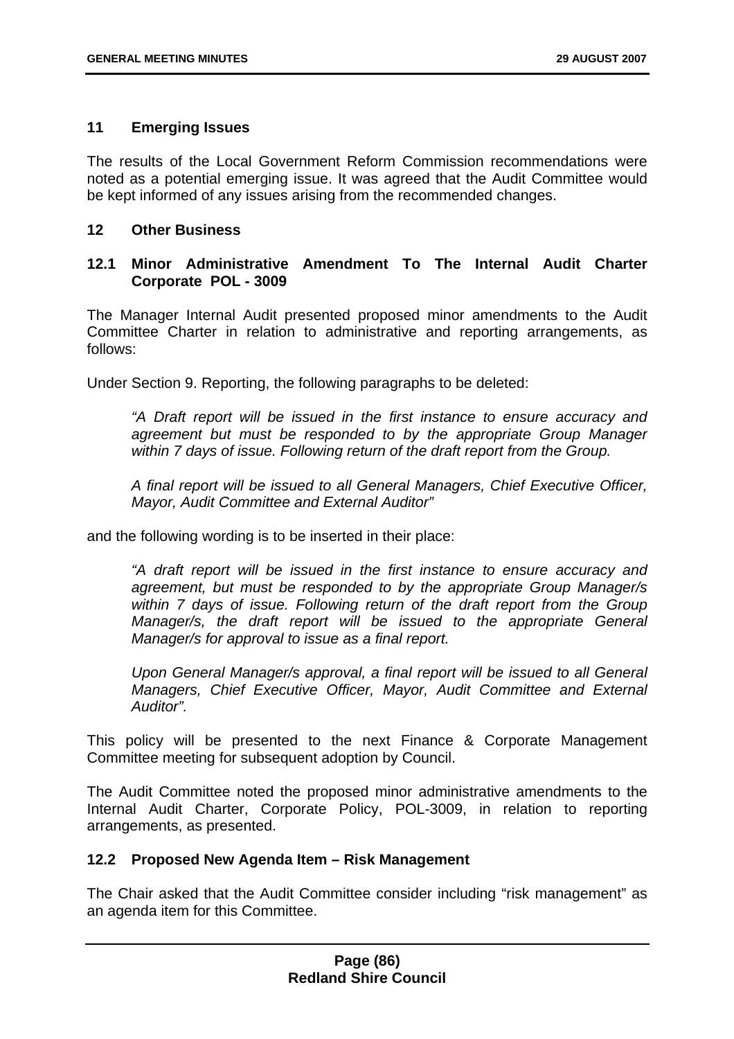### 11 Emerging Issues

The results of the Local Government Reform Commission recommendations were noted as a potential emerging issue. It was agreed that the Audit Committee would be kept informed of any issues arising from the recommended changes.

### 12 Other Business

### 12.1 Minor Administrative Amendment To The Internal Audit Charter Corporate POL - 3009

The Manager Internal Audit presented proposed minor amendments to the Audit Committee Charter in relation to administrative and reporting arrangements, as follows:

Under Section 9. Reporting, the following paragraphs to be deleted:

> *"A Draft report will be issued in the first instance to ensure accuracy and agreement but must be responded to by the appropriate Group Manager within 7 days of issue. Following return of the draft report from the Group.*
>
> *A final report will be issued to all General Managers, Chief Executive Officer, Mayor, Audit Committee and External Auditor"*

and the following wording is to be inserted in their place:

> *"A draft report will be issued in the first instance to ensure accuracy and agreement, but must be responded to by the appropriate Group Manager/s within 7 days of issue. Following return of the draft report from the Group Manager/s, the draft report will be issued to the appropriate General Manager/s for approval to issue as a final report.*
>
> *Upon General Manager/s approval, a final report will be issued to all General Managers, Chief Executive Officer, Mayor, Audit Committee and External Auditor".*

This policy will be presented to the next Finance & Corporate Management Committee meeting for subsequent adoption by Council.

The Audit Committee noted the proposed minor administrative amendments to the Internal Audit Charter, Corporate Policy, POL-3009, in relation to reporting arrangements, as presented.

### 12.2 Proposed New Agenda Item – Risk Management

The Chair asked that the Audit Committee consider including "risk management" as an agenda item for this Committee.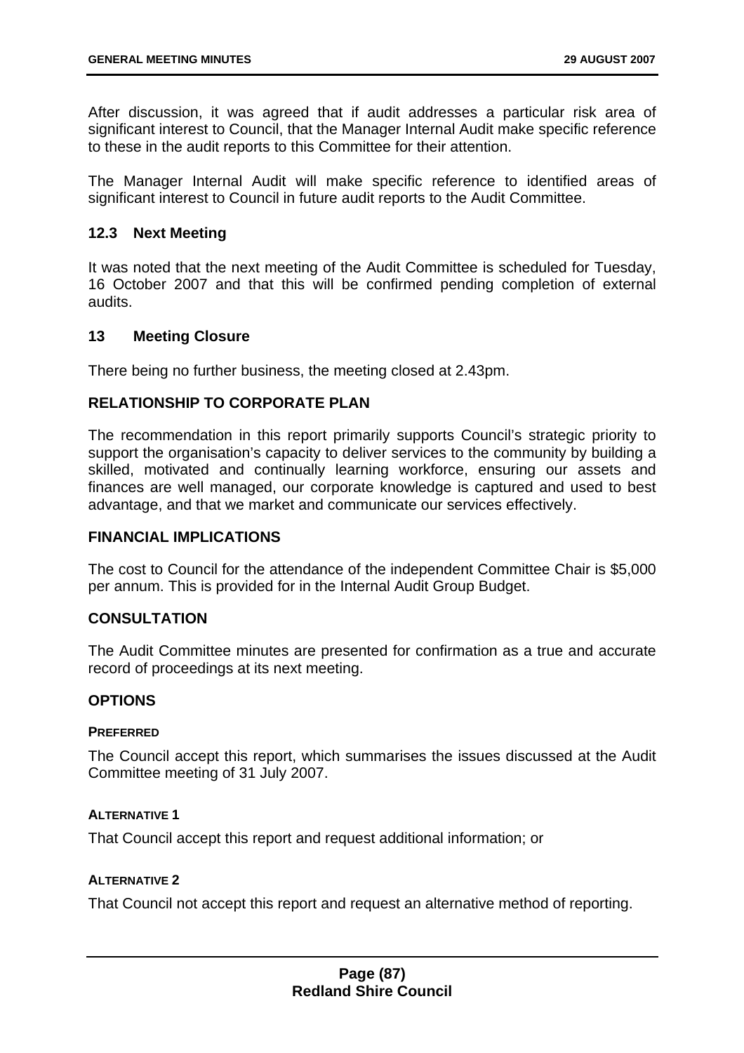After discussion, it was agreed that if audit addresses a particular risk area of significant interest to Council, that the Manager Internal Audit make specific reference to these in the audit reports to this Committee for their attention.

The Manager Internal Audit will make specific reference to identified areas of significant interest to Council in future audit reports to the Audit Committee.

### 12.3 Next Meeting

It was noted that the next meeting of the Audit Committee is scheduled for Tuesday, 16 October 2007 and that this will be confirmed pending completion of external audits.

### 13 Meeting Closure

There being no further business, the meeting closed at 2.43pm.

## RELATIONSHIP TO CORPORATE PLAN

The recommendation in this report primarily supports Council's strategic priority to support the organisation's capacity to deliver services to the community by building a skilled, motivated and continually learning workforce, ensuring our assets and finances are well managed, our corporate knowledge is captured and used to best advantage, and that we market and communicate our services effectively.

## FINANCIAL IMPLICATIONS

The cost to Council for the attendance of the independent Committee Chair is $5,000 per annum. This is provided for in the Internal Audit Group Budget.

## CONSULTATION

The Audit Committee minutes are presented for confirmation as a true and accurate record of proceedings at its next meeting.

## OPTIONS

#### PREFERRED

The Council accept this report, which summarises the issues discussed at the Audit Committee meeting of 31 July 2007.

#### ALTERNATIVE 1

That Council accept this report and request additional information; or

#### ALTERNATIVE 2

That Council not accept this report and request an alternative method of reporting.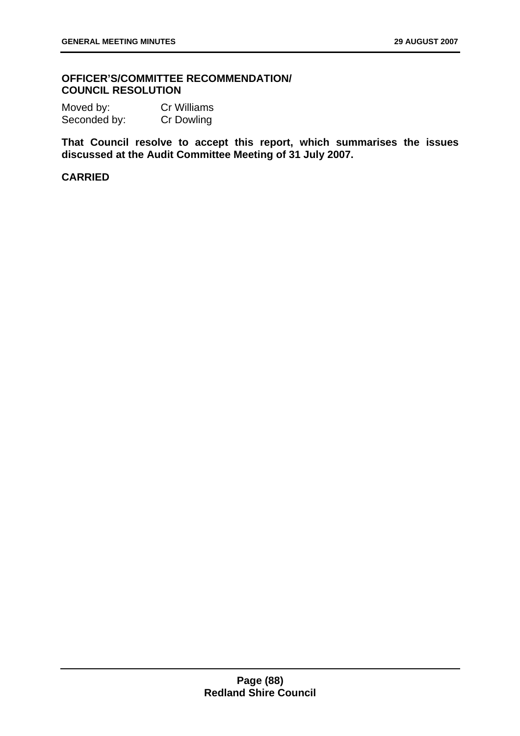## OFFICER'S/COMMITTEE RECOMMENDATION/ COUNCIL RESOLUTION

Moved by: Cr Williams
Seconded by: Cr Dowling

**That Council resolve to accept this report, which summarises the issues discussed at the Audit Committee Meeting of 31 July 2007.**

**CARRIED**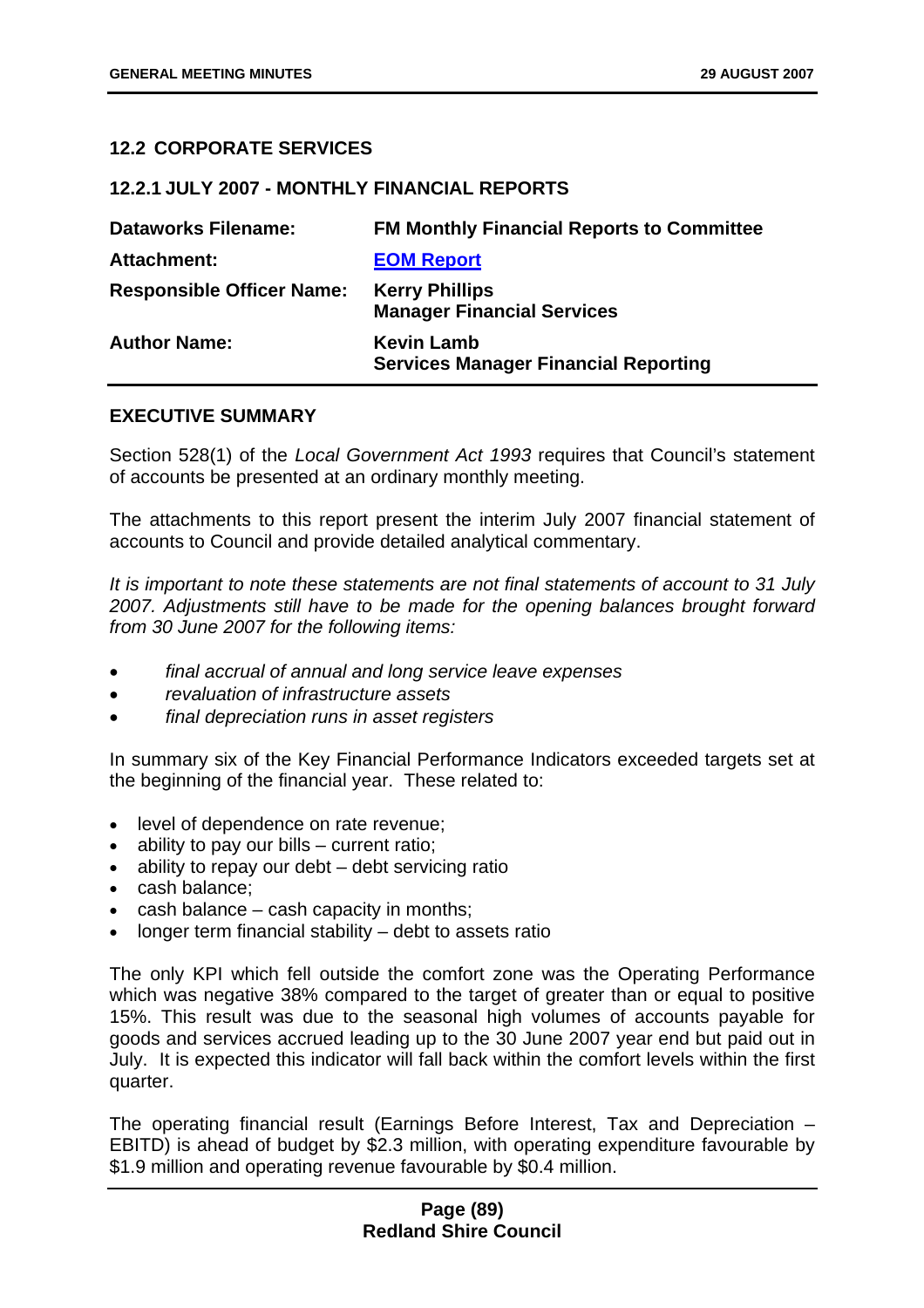## 12.2 CORPORATE SERVICES

### 12.2.1 JULY 2007 - MONTHLY FINANCIAL REPORTS

| | |
|---|---|
| **Dataworks Filename:** | **FM Monthly Financial Reports to Committee** |
| **Attachment:** | **EOM Report** |
| **Responsible Officer Name:** | **Kerry Phillips**<br>**Manager Financial Services** |
| **Author Name:** | **Kevin Lamb**<br>**Services Manager Financial Reporting** |

#### EXECUTIVE SUMMARY

Section 528(1) of the *Local Government Act 1993* requires that Council's statement of accounts be presented at an ordinary monthly meeting.

The attachments to this report present the interim July 2007 financial statement of accounts to Council and provide detailed analytical commentary.

*It is important to note these statements are not final statements of account to 31 July 2007. Adjustments still have to be made for the opening balances brought forward from 30 June 2007 for the following items:*

- *final accrual of annual and long service leave expenses*
- *revaluation of infrastructure assets*
- *final depreciation runs in asset registers*

In summary six of the Key Financial Performance Indicators exceeded targets set at the beginning of the financial year. These related to:

- level of dependence on rate revenue;
- ability to pay our bills – current ratio;
- ability to repay our debt – debt servicing ratio
- cash balance;
- cash balance – cash capacity in months;
- longer term financial stability – debt to assets ratio

The only KPI which fell outside the comfort zone was the Operating Performance which was negative 38% compared to the target of greater than or equal to positive 15%. This result was due to the seasonal high volumes of accounts payable for goods and services accrued leading up to the 30 June 2007 year end but paid out in July. It is expected this indicator will fall back within the comfort levels within the first quarter.

The operating financial result (Earnings Before Interest, Tax and Depreciation – EBITD) is ahead of budget by $2.3 million, with operating expenditure favourable by $1.9 million and operating revenue favourable by $0.4 million.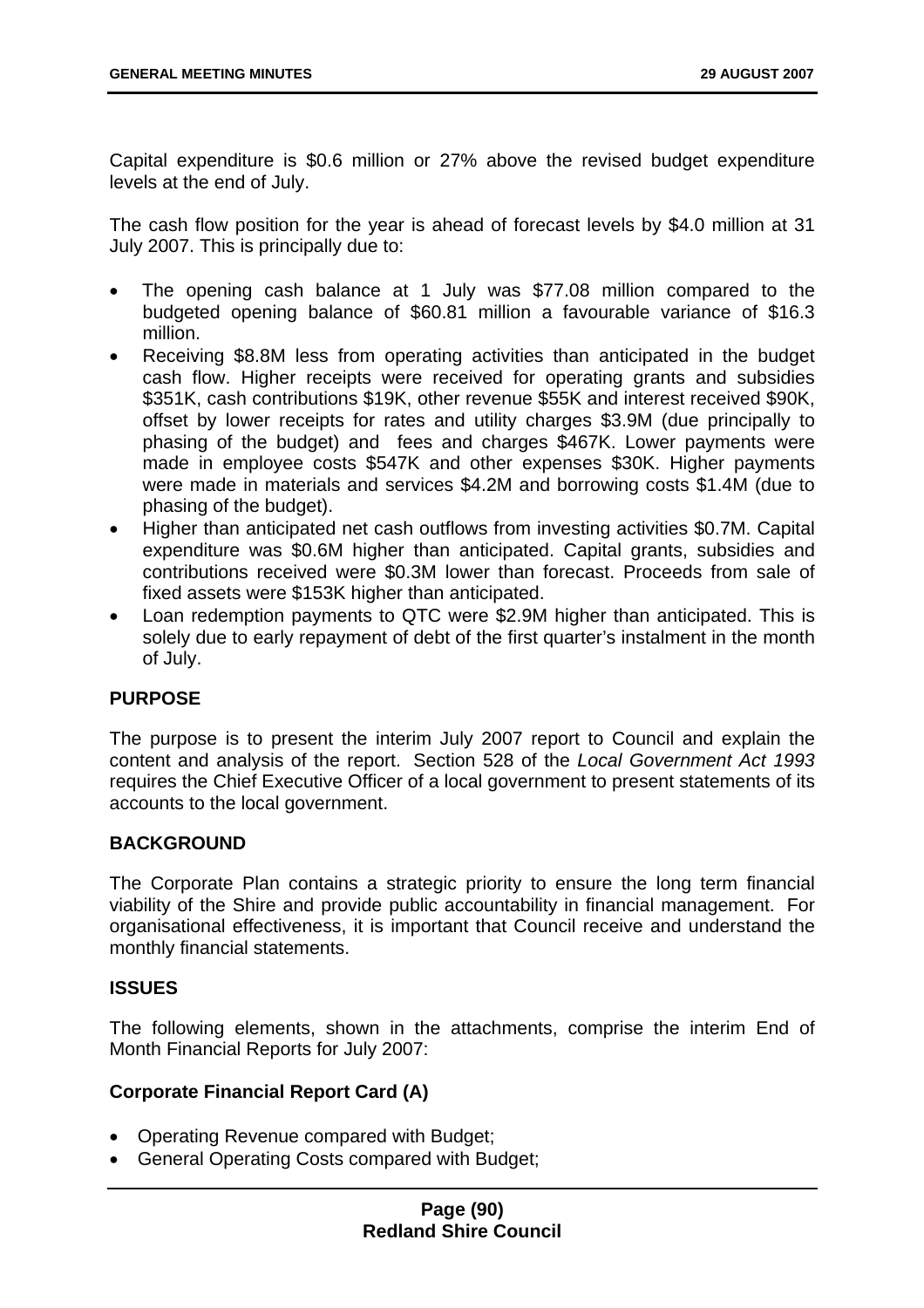Capital expenditure is $0.6 million or 27% above the revised budget expenditure levels at the end of July.

The cash flow position for the year is ahead of forecast levels by $4.0 million at 31 July 2007. This is principally due to:

- The opening cash balance at 1 July was $77.08 million compared to the budgeted opening balance of $60.81 million a favourable variance of $16.3 million.
- Receiving $8.8M less from operating activities than anticipated in the budget cash flow. Higher receipts were received for operating grants and subsidies $351K, cash contributions $19K, other revenue $55K and interest received $90K, offset by lower receipts for rates and utility charges $3.9M (due principally to phasing of the budget) and fees and charges $467K. Lower payments were made in employee costs $547K and other expenses $30K. Higher payments were made in materials and services $4.2M and borrowing costs $1.4M (due to phasing of the budget).
- Higher than anticipated net cash outflows from investing activities $0.7M. Capital expenditure was $0.6M higher than anticipated. Capital grants, subsidies and contributions received were $0.3M lower than forecast. Proceeds from sale of fixed assets were $153K higher than anticipated.
- Loan redemption payments to QTC were $2.9M higher than anticipated. This is solely due to early repayment of debt of the first quarter's instalment in the month of July.

**PURPOSE**

The purpose is to present the interim July 2007 report to Council and explain the content and analysis of the report. Section 528 of the *Local Government Act 1993* requires the Chief Executive Officer of a local government to present statements of its accounts to the local government.

**BACKGROUND**

The Corporate Plan contains a strategic priority to ensure the long term financial viability of the Shire and provide public accountability in financial management. For organisational effectiveness, it is important that Council receive and understand the monthly financial statements.

**ISSUES**

The following elements, shown in the attachments, comprise the interim End of Month Financial Reports for July 2007:

**Corporate Financial Report Card (A)**

- Operating Revenue compared with Budget;
- General Operating Costs compared with Budget;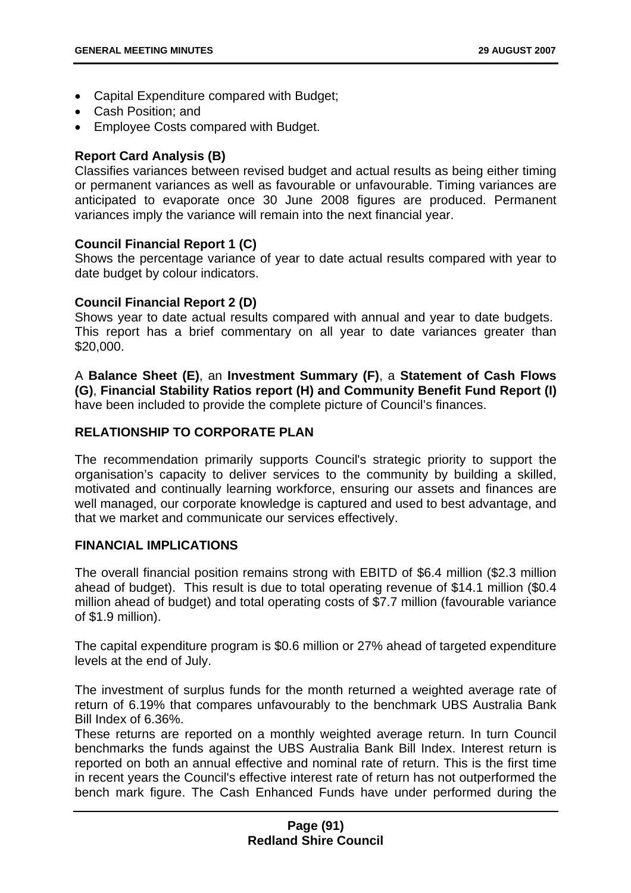- Capital Expenditure compared with Budget;
- Cash Position; and
- Employee Costs compared with Budget.

**Report Card Analysis (B)**
Classifies variances between revised budget and actual results as being either timing or permanent variances as well as favourable or unfavourable. Timing variances are anticipated to evaporate once 30 June 2008 figures are produced. Permanent variances imply the variance will remain into the next financial year.

**Council Financial Report 1 (C)**
Shows the percentage variance of year to date actual results compared with year to date budget by colour indicators.

**Council Financial Report 2 (D)**
Shows year to date actual results compared with annual and year to date budgets. This report has a brief commentary on all year to date variances greater than $20,000.

A **Balance Sheet (E)**, an **Investment Summary (F)**, a **Statement of Cash Flows (G)**, **Financial Stability Ratios report (H) and Community Benefit Fund Report (I)** have been included to provide the complete picture of Council's finances.

## RELATIONSHIP TO CORPORATE PLAN

The recommendation primarily supports Council's strategic priority to support the organisation's capacity to deliver services to the community by building a skilled, motivated and continually learning workforce, ensuring our assets and finances are well managed, our corporate knowledge is captured and used to best advantage, and that we market and communicate our services effectively.

## FINANCIAL IMPLICATIONS

The overall financial position remains strong with EBITD of $6.4 million ($2.3 million ahead of budget). This result is due to total operating revenue of $14.1 million ($0.4 million ahead of budget) and total operating costs of $7.7 million (favourable variance of $1.9 million).

The capital expenditure program is $0.6 million or 27% ahead of targeted expenditure levels at the end of July.

The investment of surplus funds for the month returned a weighted average rate of return of 6.19% that compares unfavourably to the benchmark UBS Australia Bank Bill Index of 6.36%.
These returns are reported on a monthly weighted average return. In turn Council benchmarks the funds against the UBS Australia Bank Bill Index. Interest return is reported on both an annual effective and nominal rate of return. This is the first time in recent years the Council's effective interest rate of return has not outperformed the bench mark figure. The Cash Enhanced Funds have under performed during the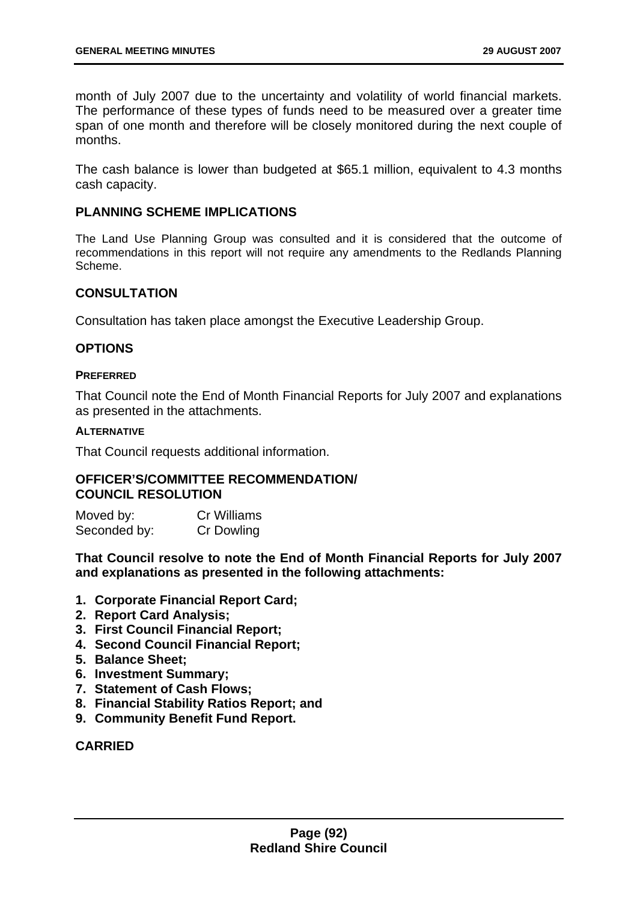month of July 2007 due to the uncertainty and volatility of world financial markets. The performance of these types of funds need to be measured over a greater time span of one month and therefore will be closely monitored during the next couple of months.

The cash balance is lower than budgeted at $65.1 million, equivalent to 4.3 months cash capacity.

## PLANNING SCHEME IMPLICATIONS

The Land Use Planning Group was consulted and it is considered that the outcome of recommendations in this report will not require any amendments to the Redlands Planning Scheme.

## CONSULTATION

Consultation has taken place amongst the Executive Leadership Group.

## OPTIONS

### PREFERRED

That Council note the End of Month Financial Reports for July 2007 and explanations as presented in the attachments.

### ALTERNATIVE

That Council requests additional information.

## OFFICER'S/COMMITTEE RECOMMENDATION/ COUNCIL RESOLUTION

| Moved by: | Cr Williams |
| --- | --- |
| Seconded by: | Cr Dowling |

**That Council resolve to note the End of Month Financial Reports for July 2007 and explanations as presented in the following attachments:**

1. **Corporate Financial Report Card;**
2. **Report Card Analysis;**
3. **First Council Financial Report;**
4. **Second Council Financial Report;**
5. **Balance Sheet;**
6. **Investment Summary;**
7. **Statement of Cash Flows;**
8. **Financial Stability Ratios Report; and**
9. **Community Benefit Fund Report.**

**CARRIED**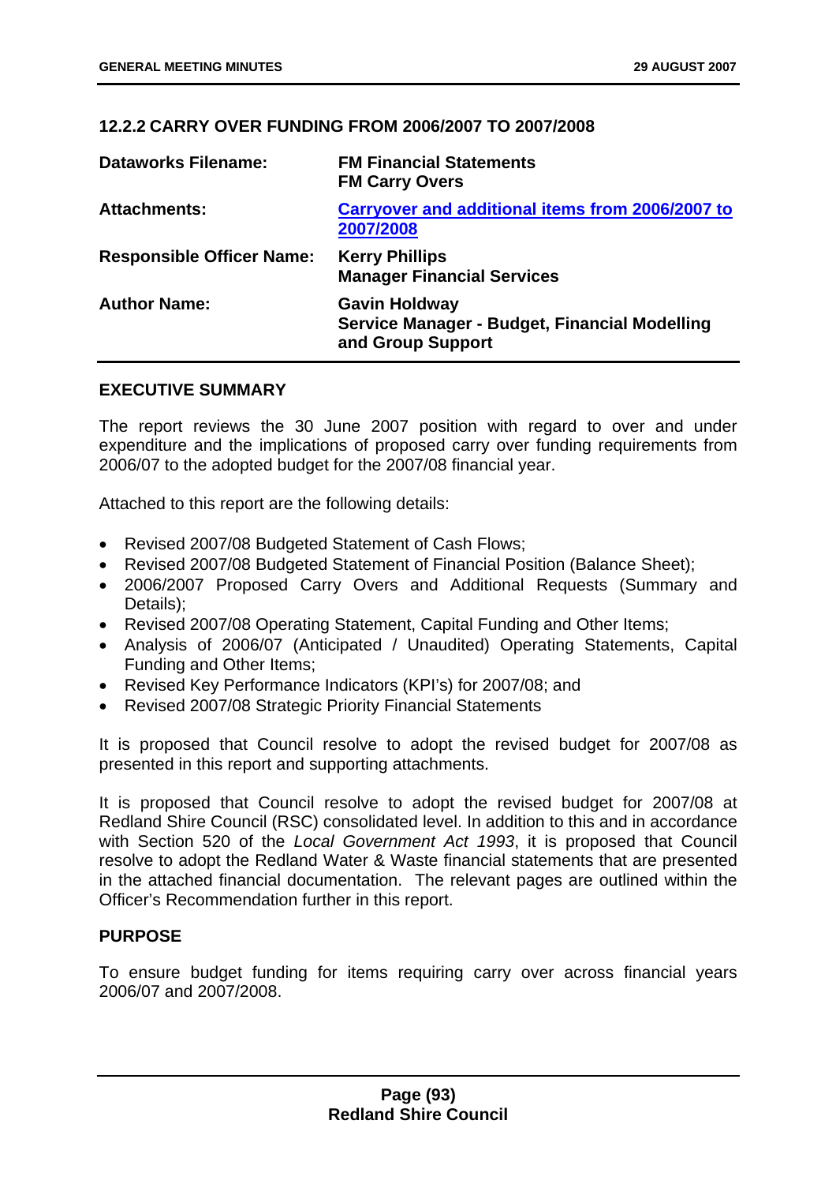### 12.2.2 CARRY OVER FUNDING FROM 2006/2007 TO 2007/2008

| | |
|---|---|
| **Dataworks Filename:** | **FM Financial Statements**<br>**FM Carry Overs** |
| **Attachments:** | **Carryover and additional items from 2006/2007 to 2007/2008** |
| **Responsible Officer Name:** | **Kerry Phillips**<br>**Manager Financial Services** |
| **Author Name:** | **Gavin Holdway**<br>**Service Manager - Budget, Financial Modelling and Group Support** |

**EXECUTIVE SUMMARY**

The report reviews the 30 June 2007 position with regard to over and under expenditure and the implications of proposed carry over funding requirements from 2006/07 to the adopted budget for the 2007/08 financial year.

Attached to this report are the following details:

- Revised 2007/08 Budgeted Statement of Cash Flows;
- Revised 2007/08 Budgeted Statement of Financial Position (Balance Sheet);
- 2006/2007 Proposed Carry Overs and Additional Requests (Summary and Details);
- Revised 2007/08 Operating Statement, Capital Funding and Other Items;
- Analysis of 2006/07 (Anticipated / Unaudited) Operating Statements, Capital Funding and Other Items;
- Revised Key Performance Indicators (KPI's) for 2007/08; and
- Revised 2007/08 Strategic Priority Financial Statements

It is proposed that Council resolve to adopt the revised budget for 2007/08 as presented in this report and supporting attachments.

It is proposed that Council resolve to adopt the revised budget for 2007/08 at Redland Shire Council (RSC) consolidated level. In addition to this and in accordance with Section 520 of the *Local Government Act 1993*, it is proposed that Council resolve to adopt the Redland Water & Waste financial statements that are presented in the attached financial documentation. The relevant pages are outlined within the Officer's Recommendation further in this report.

**PURPOSE**

To ensure budget funding for items requiring carry over across financial years 2006/07 and 2007/2008.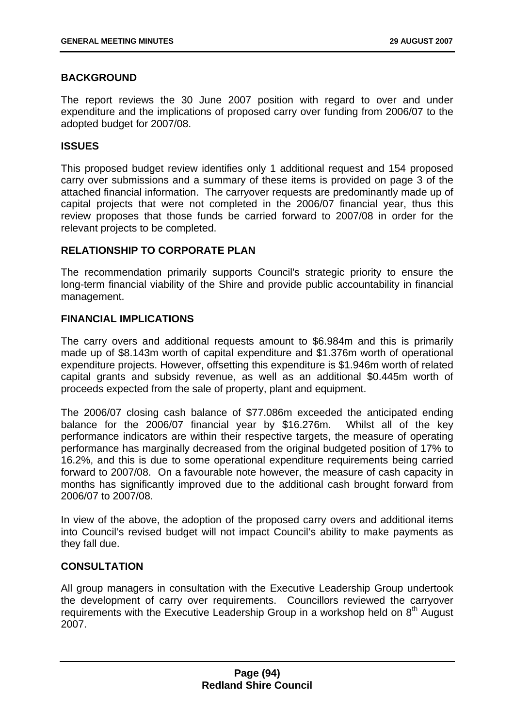## BACKGROUND

The report reviews the 30 June 2007 position with regard to over and under expenditure and the implications of proposed carry over funding from 2006/07 to the adopted budget for 2007/08.

## ISSUES

This proposed budget review identifies only 1 additional request and 154 proposed carry over submissions and a summary of these items is provided on page 3 of the attached financial information. The carryover requests are predominantly made up of capital projects that were not completed in the 2006/07 financial year, thus this review proposes that those funds be carried forward to 2007/08 in order for the relevant projects to be completed.

## RELATIONSHIP TO CORPORATE PLAN

The recommendation primarily supports Council's strategic priority to ensure the long-term financial viability of the Shire and provide public accountability in financial management.

## FINANCIAL IMPLICATIONS

The carry overs and additional requests amount to $6.984m and this is primarily made up of $8.143m worth of capital expenditure and $1.376m worth of operational expenditure projects. However, offsetting this expenditure is $1.946m worth of related capital grants and subsidy revenue, as well as an additional $0.445m worth of proceeds expected from the sale of property, plant and equipment.

The 2006/07 closing cash balance of $77.086m exceeded the anticipated ending balance for the 2006/07 financial year by $16.276m. Whilst all of the key performance indicators are within their respective targets, the measure of operating performance has marginally decreased from the original budgeted position of 17% to 16.2%, and this is due to some operational expenditure requirements being carried forward to 2007/08. On a favourable note however, the measure of cash capacity in months has significantly improved due to the additional cash brought forward from 2006/07 to 2007/08.

In view of the above, the adoption of the proposed carry overs and additional items into Council's revised budget will not impact Council's ability to make payments as they fall due.

## CONSULTATION

All group managers in consultation with the Executive Leadership Group undertook the development of carry over requirements. Councillors reviewed the carryover requirements with the Executive Leadership Group in a workshop held on 8th August 2007.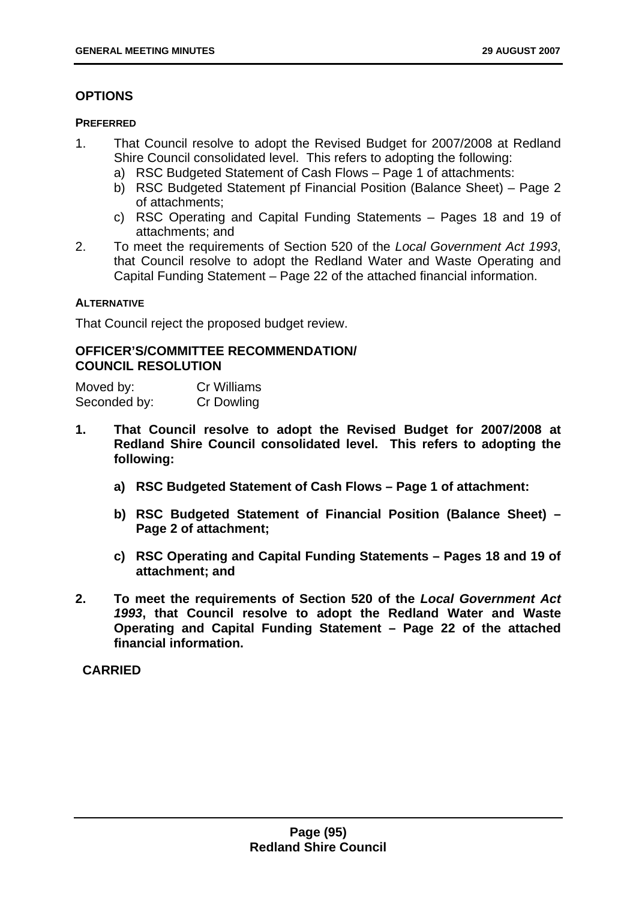## OPTIONS

### PREFERRED

1. That Council resolve to adopt the Revised Budget for 2007/2008 at Redland Shire Council consolidated level. This refers to adopting the following:
   a) RSC Budgeted Statement of Cash Flows – Page 1 of attachments:
   b) RSC Budgeted Statement pf Financial Position (Balance Sheet) – Page 2 of attachments;
   c) RSC Operating and Capital Funding Statements – Pages 18 and 19 of attachments; and
2. To meet the requirements of Section 520 of the *Local Government Act 1993*, that Council resolve to adopt the Redland Water and Waste Operating and Capital Funding Statement – Page 22 of the attached financial information.

### ALTERNATIVE

That Council reject the proposed budget review.

## OFFICER'S/COMMITTEE RECOMMENDATION/ COUNCIL RESOLUTION

Moved by: Cr Williams
Seconded by: Cr Dowling

**1. That Council resolve to adopt the Revised Budget for 2007/2008 at Redland Shire Council consolidated level. This refers to adopting the following:**

   **a) RSC Budgeted Statement of Cash Flows – Page 1 of attachment:**

   **b) RSC Budgeted Statement of Financial Position (Balance Sheet) – Page 2 of attachment;**

   **c) RSC Operating and Capital Funding Statements – Pages 18 and 19 of attachment; and**

**2. To meet the requirements of Section 520 of the *Local Government Act 1993*, that Council resolve to adopt the Redland Water and Waste Operating and Capital Funding Statement – Page 22 of the attached financial information.**

**CARRIED**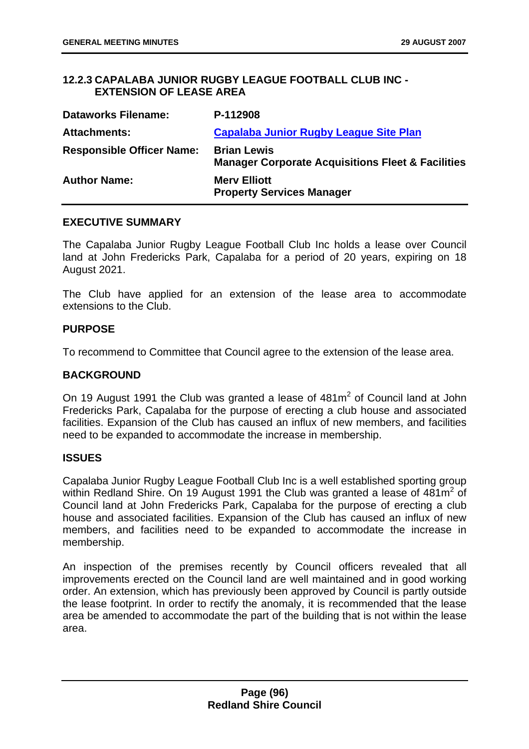### 12.2.3 CAPALABA JUNIOR RUGBY LEAGUE FOOTBALL CLUB INC - EXTENSION OF LEASE AREA

| | |
|---|---|
| **Dataworks Filename:** | **P-112908** |
| **Attachments:** | **Capalaba Junior Rugby League Site Plan** |
| **Responsible Officer Name:** | **Brian Lewis**<br>**Manager Corporate Acquisitions Fleet & Facilities** |
| **Author Name:** | **Merv Elliott**<br>**Property Services Manager** |

#### EXECUTIVE SUMMARY

The Capalaba Junior Rugby League Football Club Inc holds a lease over Council land at John Fredericks Park, Capalaba for a period of 20 years, expiring on 18 August 2021.

The Club have applied for an extension of the lease area to accommodate extensions to the Club.

#### PURPOSE

To recommend to Committee that Council agree to the extension of the lease area.

#### BACKGROUND

On 19 August 1991 the Club was granted a lease of 481m$^2$ of Council land at John Fredericks Park, Capalaba for the purpose of erecting a club house and associated facilities. Expansion of the Club has caused an influx of new members, and facilities need to be expanded to accommodate the increase in membership.

#### ISSUES

Capalaba Junior Rugby League Football Club Inc is a well established sporting group within Redland Shire. On 19 August 1991 the Club was granted a lease of 481m$^2$ of Council land at John Fredericks Park, Capalaba for the purpose of erecting a club house and associated facilities. Expansion of the Club has caused an influx of new members, and facilities need to be expanded to accommodate the increase in membership.

An inspection of the premises recently by Council officers revealed that all improvements erected on the Council land are well maintained and in good working order. An extension, which has previously been approved by Council is partly outside the lease footprint. In order to rectify the anomaly, it is recommended that the lease area be amended to accommodate the part of the building that is not within the lease area.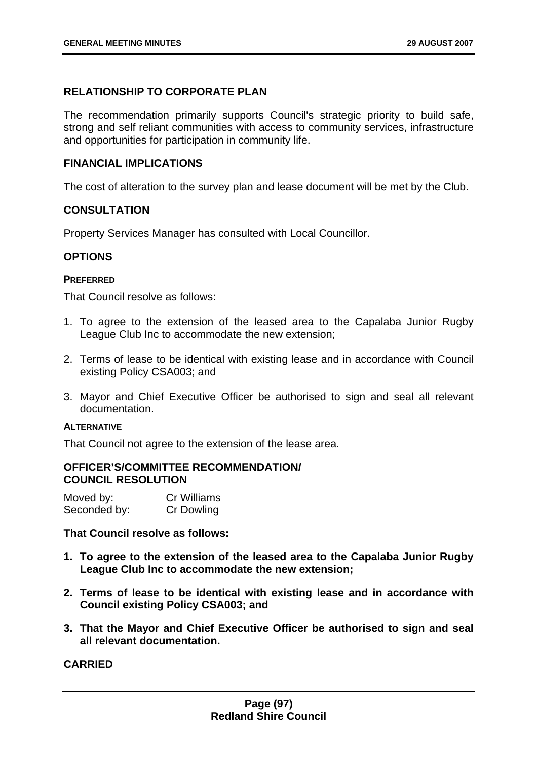## RELATIONSHIP TO CORPORATE PLAN

The recommendation primarily supports Council's strategic priority to build safe, strong and self reliant communities with access to community services, infrastructure and opportunities for participation in community life.

## FINANCIAL IMPLICATIONS

The cost of alteration to the survey plan and lease document will be met by the Club.

## CONSULTATION

Property Services Manager has consulted with Local Councillor.

## OPTIONS

### PREFERRED

That Council resolve as follows:

1. To agree to the extension of the leased area to the Capalaba Junior Rugby League Club Inc to accommodate the new extension;
2. Terms of lease to be identical with existing lease and in accordance with Council existing Policy CSA003; and
3. Mayor and Chief Executive Officer be authorised to sign and seal all relevant documentation.

### ALTERNATIVE

That Council not agree to the extension of the lease area.

## OFFICER'S/COMMITTEE RECOMMENDATION/ COUNCIL RESOLUTION

Moved by: Cr Williams
Seconded by: Cr Dowling

**That Council resolve as follows:**

1. **To agree to the extension of the leased area to the Capalaba Junior Rugby League Club Inc to accommodate the new extension;**
2. **Terms of lease to be identical with existing lease and in accordance with Council existing Policy CSA003; and**
3. **That the Mayor and Chief Executive Officer be authorised to sign and seal all relevant documentation.**

**CARRIED**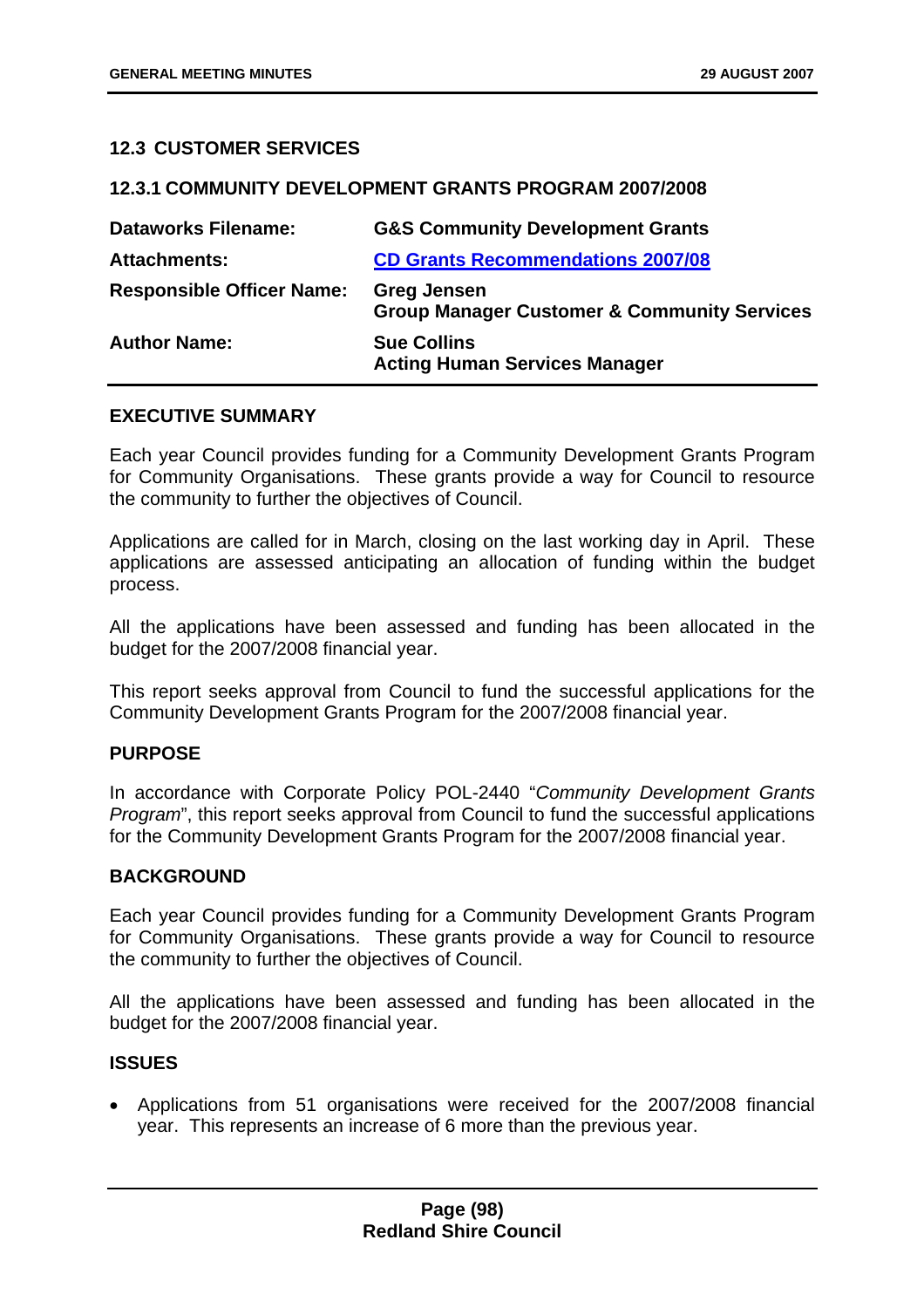## 12.3 CUSTOMER SERVICES

### 12.3.1 COMMUNITY DEVELOPMENT GRANTS PROGRAM 2007/2008

| | |
|---|---|
| **Dataworks Filename:** | **G&S Community Development Grants** |
| **Attachments:** | **CD Grants Recommendations 2007/08** |
| **Responsible Officer Name:** | **Greg Jensen**<br>**Group Manager Customer & Community Services** |
| **Author Name:** | **Sue Collins**<br>**Acting Human Services Manager** |

**EXECUTIVE SUMMARY**

Each year Council provides funding for a Community Development Grants Program for Community Organisations. These grants provide a way for Council to resource the community to further the objectives of Council.

Applications are called for in March, closing on the last working day in April. These applications are assessed anticipating an allocation of funding within the budget process.

All the applications have been assessed and funding has been allocated in the budget for the 2007/2008 financial year.

This report seeks approval from Council to fund the successful applications for the Community Development Grants Program for the 2007/2008 financial year.

**PURPOSE**

In accordance with Corporate Policy POL-2440 "*Community Development Grants Program*", this report seeks approval from Council to fund the successful applications for the Community Development Grants Program for the 2007/2008 financial year.

**BACKGROUND**

Each year Council provides funding for a Community Development Grants Program for Community Organisations. These grants provide a way for Council to resource the community to further the objectives of Council.

All the applications have been assessed and funding has been allocated in the budget for the 2007/2008 financial year.

**ISSUES**

- Applications from 51 organisations were received for the 2007/2008 financial year. This represents an increase of 6 more than the previous year.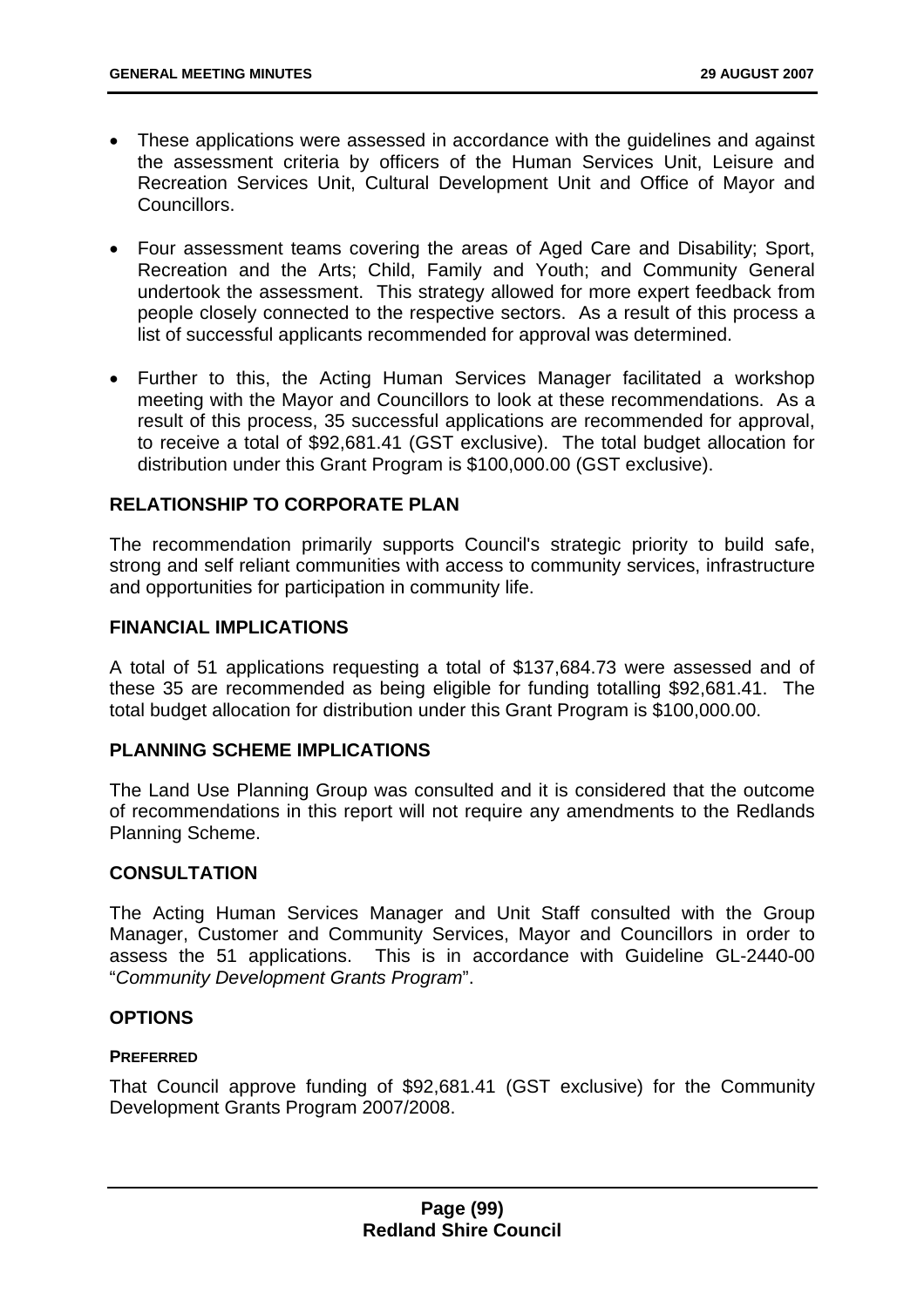- These applications were assessed in accordance with the guidelines and against the assessment criteria by officers of the Human Services Unit, Leisure and Recreation Services Unit, Cultural Development Unit and Office of Mayor and Councillors.
- Four assessment teams covering the areas of Aged Care and Disability; Sport, Recreation and the Arts; Child, Family and Youth; and Community General undertook the assessment. This strategy allowed for more expert feedback from people closely connected to the respective sectors. As a result of this process a list of successful applicants recommended for approval was determined.
- Further to this, the Acting Human Services Manager facilitated a workshop meeting with the Mayor and Councillors to look at these recommendations. As a result of this process, 35 successful applications are recommended for approval, to receive a total of $92,681.41 (GST exclusive). The total budget allocation for distribution under this Grant Program is $100,000.00 (GST exclusive).

## RELATIONSHIP TO CORPORATE PLAN

The recommendation primarily supports Council's strategic priority to build safe, strong and self reliant communities with access to community services, infrastructure and opportunities for participation in community life.

## FINANCIAL IMPLICATIONS

A total of 51 applications requesting a total of $137,684.73 were assessed and of these 35 are recommended as being eligible for funding totalling $92,681.41. The total budget allocation for distribution under this Grant Program is $100,000.00.

## PLANNING SCHEME IMPLICATIONS

The Land Use Planning Group was consulted and it is considered that the outcome of recommendations in this report will not require any amendments to the Redlands Planning Scheme.

## CONSULTATION

The Acting Human Services Manager and Unit Staff consulted with the Group Manager, Customer and Community Services, Mayor and Councillors in order to assess the 51 applications. This is in accordance with Guideline GL-2440-00 "*Community Development Grants Program*".

## OPTIONS

### PREFERRED

That Council approve funding of $92,681.41 (GST exclusive) for the Community Development Grants Program 2007/2008.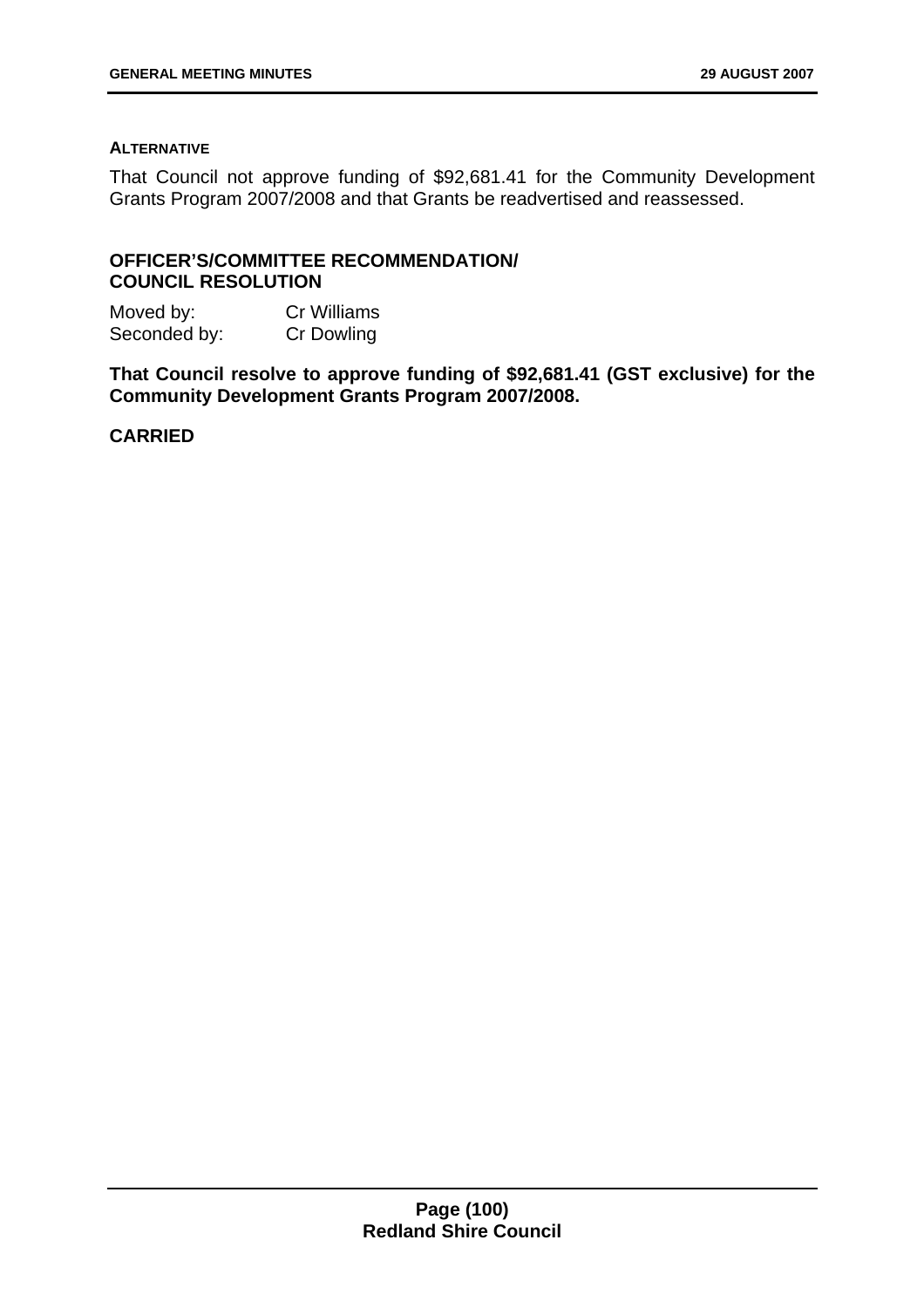**ALTERNATIVE**

That Council not approve funding of $92,681.41 for the Community Development Grants Program 2007/2008 and that Grants be readvertised and reassessed.

## OFFICER'S/COMMITTEE RECOMMENDATION/ COUNCIL RESOLUTION

Moved by: Cr Williams
Seconded by: Cr Dowling

**That Council resolve to approve funding of $92,681.41 (GST exclusive) for the Community Development Grants Program 2007/2008.**

**CARRIED**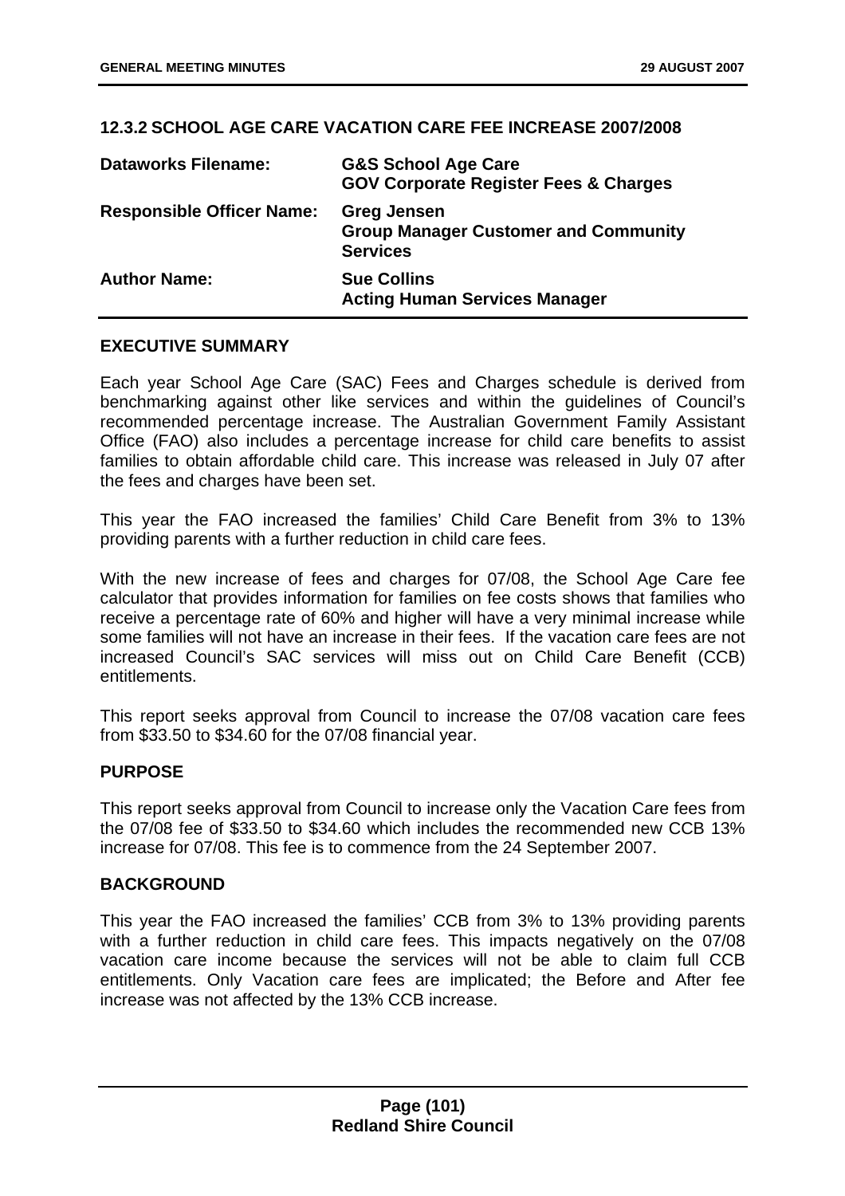## 12.3.2 SCHOOL AGE CARE VACATION CARE FEE INCREASE 2007/2008

| | |
|---|---|
| **Dataworks Filename:** | **G&S School Age Care**<br>**GOV Corporate Register Fees & Charges** |
| **Responsible Officer Name:** | **Greg Jensen**<br>**Group Manager Customer and Community Services** |
| **Author Name:** | **Sue Collins**<br>**Acting Human Services Manager** |

### EXECUTIVE SUMMARY

Each year School Age Care (SAC) Fees and Charges schedule is derived from benchmarking against other like services and within the guidelines of Council's recommended percentage increase. The Australian Government Family Assistant Office (FAO) also includes a percentage increase for child care benefits to assist families to obtain affordable child care. This increase was released in July 07 after the fees and charges have been set.

This year the FAO increased the families' Child Care Benefit from 3% to 13% providing parents with a further reduction in child care fees.

With the new increase of fees and charges for 07/08, the School Age Care fee calculator that provides information for families on fee costs shows that families who receive a percentage rate of 60% and higher will have a very minimal increase while some families will not have an increase in their fees. If the vacation care fees are not increased Council's SAC services will miss out on Child Care Benefit (CCB) entitlements.

This report seeks approval from Council to increase the 07/08 vacation care fees from $33.50 to $34.60 for the 07/08 financial year.

### PURPOSE

This report seeks approval from Council to increase only the Vacation Care fees from the 07/08 fee of $33.50 to $34.60 which includes the recommended new CCB 13% increase for 07/08. This fee is to commence from the 24 September 2007.

### BACKGROUND

This year the FAO increased the families' CCB from 3% to 13% providing parents with a further reduction in child care fees. This impacts negatively on the 07/08 vacation care income because the services will not be able to claim full CCB entitlements. Only Vacation care fees are implicated; the Before and After fee increase was not affected by the 13% CCB increase.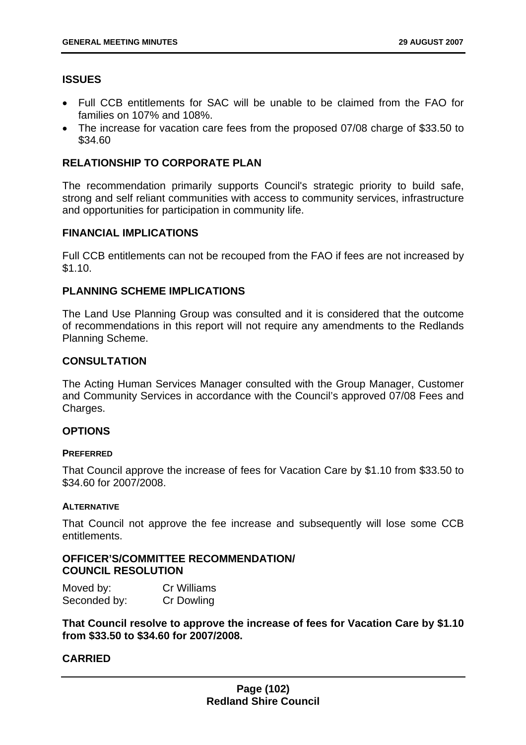## ISSUES

- Full CCB entitlements for SAC will be unable to be claimed from the FAO for families on 107% and 108%.
- The increase for vacation care fees from the proposed 07/08 charge of $33.50 to $34.60

## RELATIONSHIP TO CORPORATE PLAN

The recommendation primarily supports Council's strategic priority to build safe, strong and self reliant communities with access to community services, infrastructure and opportunities for participation in community life.

## FINANCIAL IMPLICATIONS

Full CCB entitlements can not be recouped from the FAO if fees are not increased by $1.10.

## PLANNING SCHEME IMPLICATIONS

The Land Use Planning Group was consulted and it is considered that the outcome of recommendations in this report will not require any amendments to the Redlands Planning Scheme.

## CONSULTATION

The Acting Human Services Manager consulted with the Group Manager, Customer and Community Services in accordance with the Council's approved 07/08 Fees and Charges.

## OPTIONS

### PREFERRED

That Council approve the increase of fees for Vacation Care by $1.10 from $33.50 to $34.60 for 2007/2008.

### ALTERNATIVE

That Council not approve the fee increase and subsequently will lose some CCB entitlements.

## OFFICER'S/COMMITTEE RECOMMENDATION/ COUNCIL RESOLUTION

Moved by: Cr Williams
Seconded by: Cr Dowling

**That Council resolve to approve the increase of fees for Vacation Care by $1.10 from $33.50 to $34.60 for 2007/2008.**

**CARRIED**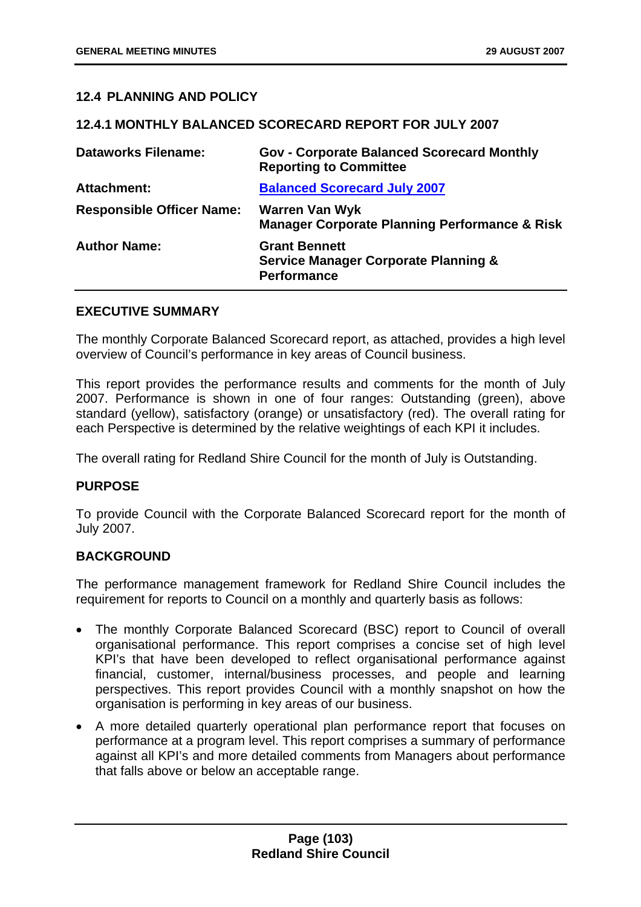## 12.4 PLANNING AND POLICY

### 12.4.1 MONTHLY BALANCED SCORECARD REPORT FOR JULY 2007

| | |
|---|---|
| **Dataworks Filename:** | **Gov - Corporate Balanced Scorecard Monthly Reporting to Committee** |
| **Attachment:** | **Balanced Scorecard July 2007** |
| **Responsible Officer Name:** | **Warren Van Wyk**<br>**Manager Corporate Planning Performance & Risk** |
| **Author Name:** | **Grant Bennett**<br>**Service Manager Corporate Planning & Performance** |

**EXECUTIVE SUMMARY**

The monthly Corporate Balanced Scorecard report, as attached, provides a high level overview of Council's performance in key areas of Council business.

This report provides the performance results and comments for the month of July 2007. Performance is shown in one of four ranges: Outstanding (green), above standard (yellow), satisfactory (orange) or unsatisfactory (red). The overall rating for each Perspective is determined by the relative weightings of each KPI it includes.

The overall rating for Redland Shire Council for the month of July is Outstanding.

**PURPOSE**

To provide Council with the Corporate Balanced Scorecard report for the month of July 2007.

**BACKGROUND**

The performance management framework for Redland Shire Council includes the requirement for reports to Council on a monthly and quarterly basis as follows:

- The monthly Corporate Balanced Scorecard (BSC) report to Council of overall organisational performance. This report comprises a concise set of high level KPI's that have been developed to reflect organisational performance against financial, customer, internal/business processes, and people and learning perspectives. This report provides Council with a monthly snapshot on how the organisation is performing in key areas of our business.
- A more detailed quarterly operational plan performance report that focuses on performance at a program level. This report comprises a summary of performance against all KPI's and more detailed comments from Managers about performance that falls above or below an acceptable range.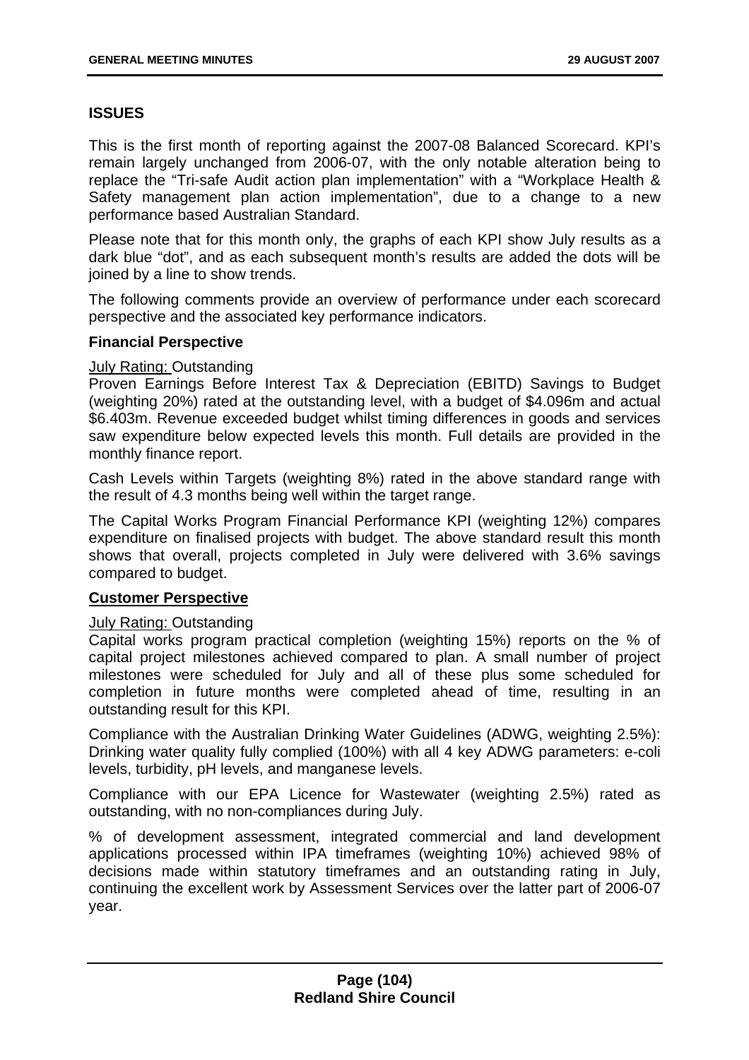## ISSUES

This is the first month of reporting against the 2007-08 Balanced Scorecard. KPI's remain largely unchanged from 2006-07, with the only notable alteration being to replace the "Tri-safe Audit action plan implementation" with a "Workplace Health & Safety management plan action implementation", due to a change to a new performance based Australian Standard.

Please note that for this month only, the graphs of each KPI show July results as a dark blue "dot", and as each subsequent month's results are added the dots will be joined by a line to show trends.

The following comments provide an overview of performance under each scorecard perspective and the associated key performance indicators.

### Financial Perspective

July Rating: Outstanding
Proven Earnings Before Interest Tax & Depreciation (EBITD) Savings to Budget (weighting 20%) rated at the outstanding level, with a budget of $4.096m and actual $6.403m. Revenue exceeded budget whilst timing differences in goods and services saw expenditure below expected levels this month. Full details are provided in the monthly finance report.

Cash Levels within Targets (weighting 8%) rated in the above standard range with the result of 4.3 months being well within the target range.

The Capital Works Program Financial Performance KPI (weighting 12%) compares expenditure on finalised projects with budget. The above standard result this month shows that overall, projects completed in July were delivered with 3.6% savings compared to budget.

### Customer Perspective

July Rating: Outstanding
Capital works program practical completion (weighting 15%) reports on the % of capital project milestones achieved compared to plan. A small number of project milestones were scheduled for July and all of these plus some scheduled for completion in future months were completed ahead of time, resulting in an outstanding result for this KPI.

Compliance with the Australian Drinking Water Guidelines (ADWG, weighting 2.5%): Drinking water quality fully complied (100%) with all 4 key ADWG parameters: e-coli levels, turbidity, pH levels, and manganese levels.

Compliance with our EPA Licence for Wastewater (weighting 2.5%) rated as outstanding, with no non-compliances during July.

% of development assessment, integrated commercial and land development applications processed within IPA timeframes (weighting 10%) achieved 98% of decisions made within statutory timeframes and an outstanding rating in July, continuing the excellent work by Assessment Services over the latter part of 2006-07 year.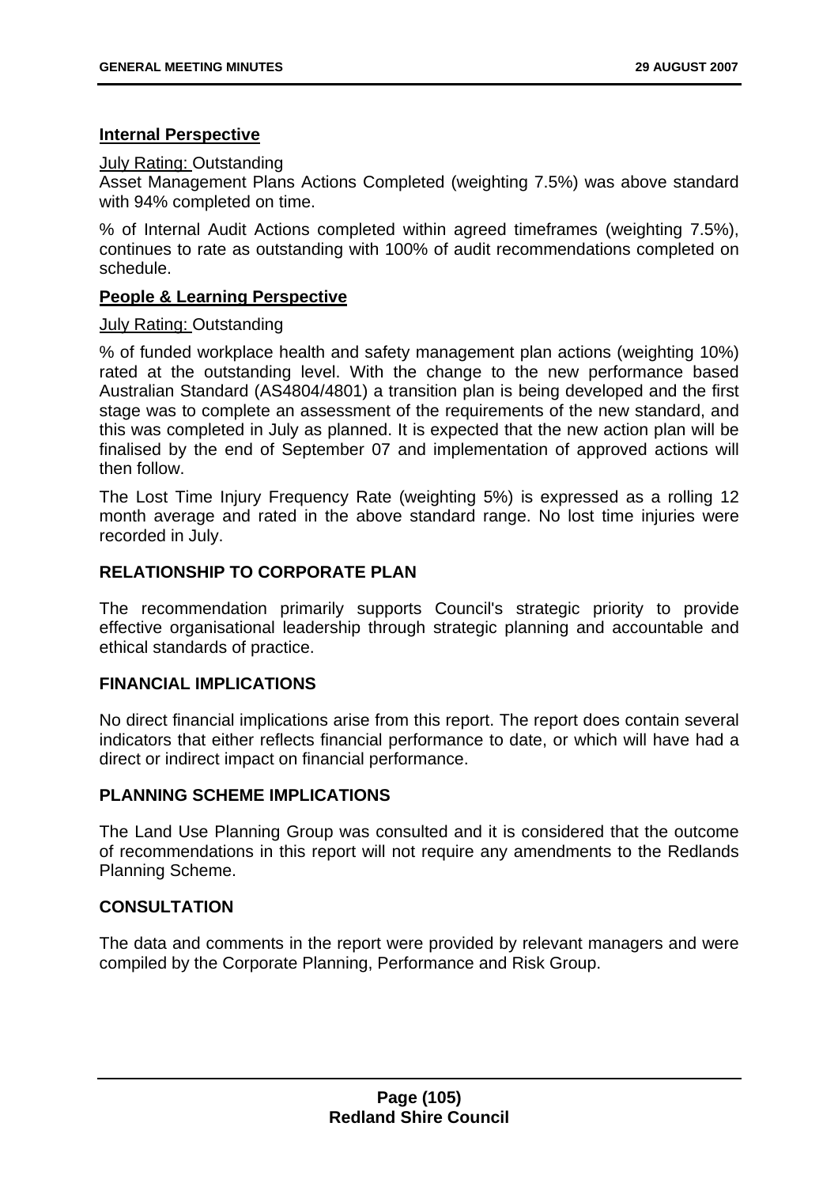**Internal Perspective**

July Rating: Outstanding

Asset Management Plans Actions Completed (weighting 7.5%) was above standard with 94% completed on time.

% of Internal Audit Actions completed within agreed timeframes (weighting 7.5%), continues to rate as outstanding with 100% of audit recommendations completed on schedule.

**People & Learning Perspective**

July Rating: Outstanding

% of funded workplace health and safety management plan actions (weighting 10%) rated at the outstanding level. With the change to the new performance based Australian Standard (AS4804/4801) a transition plan is being developed and the first stage was to complete an assessment of the requirements of the new standard, and this was completed in July as planned. It is expected that the new action plan will be finalised by the end of September 07 and implementation of approved actions will then follow.

The Lost Time Injury Frequency Rate (weighting 5%) is expressed as a rolling 12 month average and rated in the above standard range. No lost time injuries were recorded in July.

## RELATIONSHIP TO CORPORATE PLAN

The recommendation primarily supports Council's strategic priority to provide effective organisational leadership through strategic planning and accountable and ethical standards of practice.

## FINANCIAL IMPLICATIONS

No direct financial implications arise from this report. The report does contain several indicators that either reflects financial performance to date, or which will have had a direct or indirect impact on financial performance.

## PLANNING SCHEME IMPLICATIONS

The Land Use Planning Group was consulted and it is considered that the outcome of recommendations in this report will not require any amendments to the Redlands Planning Scheme.

## CONSULTATION

The data and comments in the report were provided by relevant managers and were compiled by the Corporate Planning, Performance and Risk Group.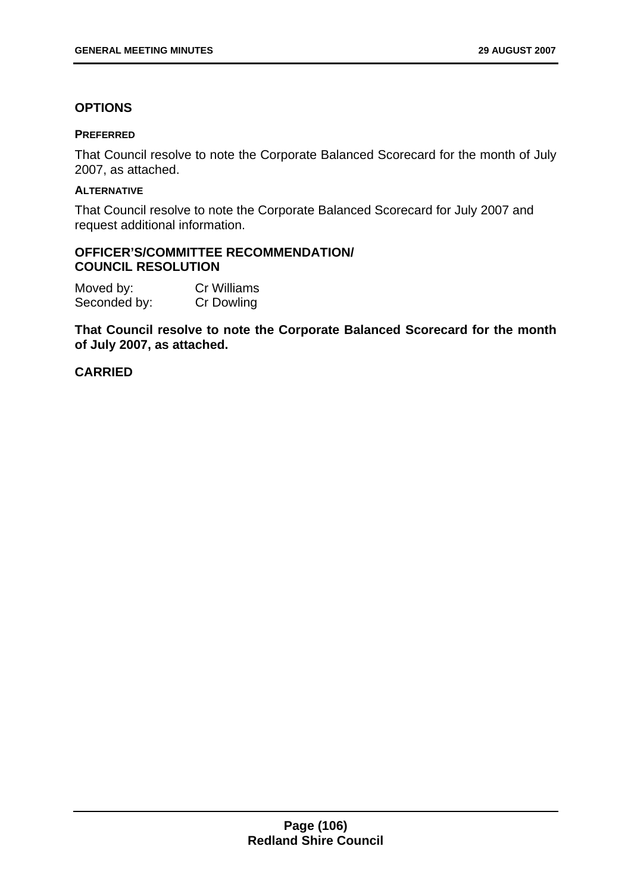## OPTIONS

### PREFERRED

That Council resolve to note the Corporate Balanced Scorecard for the month of July 2007, as attached.

### ALTERNATIVE

That Council resolve to note the Corporate Balanced Scorecard for July 2007 and request additional information.

## OFFICER'S/COMMITTEE RECOMMENDATION/ COUNCIL RESOLUTION

Moved by: Cr Williams
Seconded by: Cr Dowling

**That Council resolve to note the Corporate Balanced Scorecard for the month of July 2007, as attached.**

**CARRIED**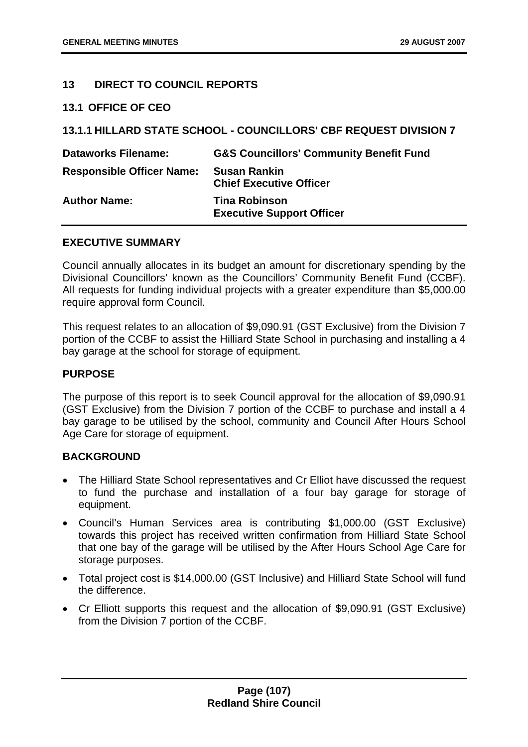## 13 DIRECT TO COUNCIL REPORTS

### 13.1 OFFICE OF CEO

### 13.1.1 HILLARD STATE SCHOOL - COUNCILLORS' CBF REQUEST DIVISION 7

| | |
|---|---|
| **Dataworks Filename:** | **G&S Councillors' Community Benefit Fund** |
| **Responsible Officer Name:** | **Susan Rankin**<br>**Chief Executive Officer** |
| **Author Name:** | **Tina Robinson**<br>**Executive Support Officer** |

#### EXECUTIVE SUMMARY

Council annually allocates in its budget an amount for discretionary spending by the Divisional Councillors' known as the Councillors' Community Benefit Fund (CCBF). All requests for funding individual projects with a greater expenditure than $5,000.00 require approval form Council.

This request relates to an allocation of $9,090.91 (GST Exclusive) from the Division 7 portion of the CCBF to assist the Hilliard State School in purchasing and installing a 4 bay garage at the school for storage of equipment.

#### PURPOSE

The purpose of this report is to seek Council approval for the allocation of $9,090.91 (GST Exclusive) from the Division 7 portion of the CCBF to purchase and install a 4 bay garage to be utilised by the school, community and Council After Hours School Age Care for storage of equipment.

#### BACKGROUND

- The Hilliard State School representatives and Cr Elliot have discussed the request to fund the purchase and installation of a four bay garage for storage of equipment.
- Council's Human Services area is contributing $1,000.00 (GST Exclusive) towards this project has received written confirmation from Hilliard State School that one bay of the garage will be utilised by the After Hours School Age Care for storage purposes.
- Total project cost is $14,000.00 (GST Inclusive) and Hilliard State School will fund the difference.
- Cr Elliott supports this request and the allocation of $9,090.91 (GST Exclusive) from the Division 7 portion of the CCBF.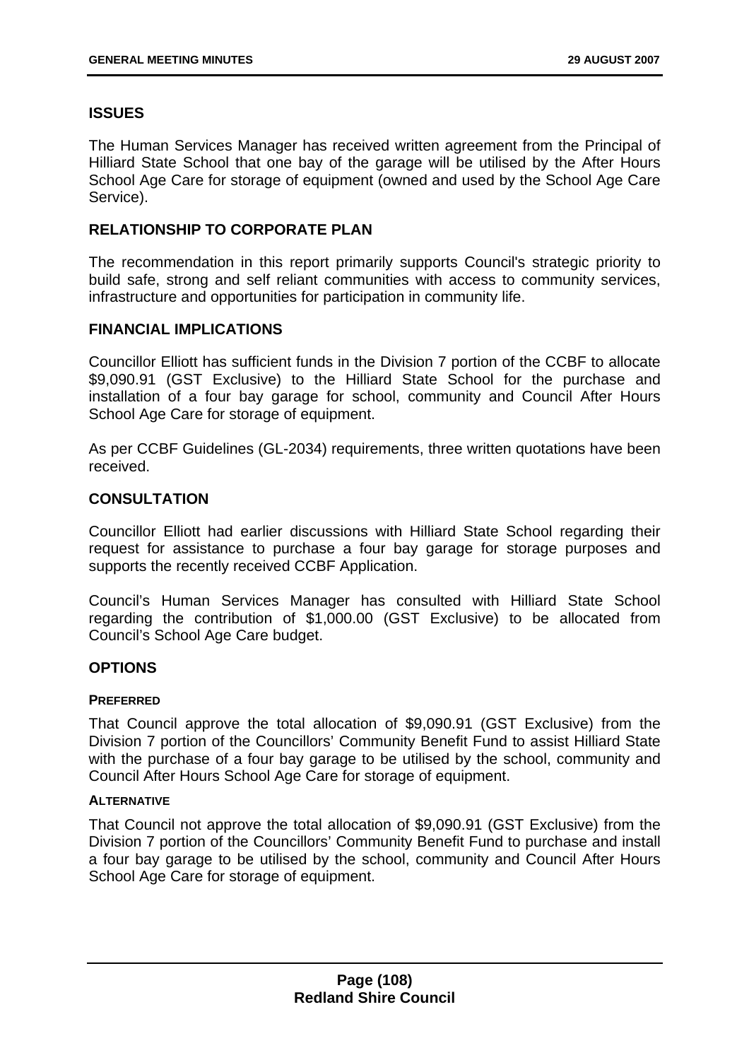## ISSUES

The Human Services Manager has received written agreement from the Principal of Hilliard State School that one bay of the garage will be utilised by the After Hours School Age Care for storage of equipment (owned and used by the School Age Care Service).

## RELATIONSHIP TO CORPORATE PLAN

The recommendation in this report primarily supports Council's strategic priority to build safe, strong and self reliant communities with access to community services, infrastructure and opportunities for participation in community life.

## FINANCIAL IMPLICATIONS

Councillor Elliott has sufficient funds in the Division 7 portion of the CCBF to allocate $9,090.91 (GST Exclusive) to the Hilliard State School for the purchase and installation of a four bay garage for school, community and Council After Hours School Age Care for storage of equipment.

As per CCBF Guidelines (GL-2034) requirements, three written quotations have been received.

## CONSULTATION

Councillor Elliott had earlier discussions with Hilliard State School regarding their request for assistance to purchase a four bay garage for storage purposes and supports the recently received CCBF Application.

Council's Human Services Manager has consulted with Hilliard State School regarding the contribution of $1,000.00 (GST Exclusive) to be allocated from Council's School Age Care budget.

## OPTIONS

### PREFERRED

That Council approve the total allocation of $9,090.91 (GST Exclusive) from the Division 7 portion of the Councillors' Community Benefit Fund to assist Hilliard State with the purchase of a four bay garage to be utilised by the school, community and Council After Hours School Age Care for storage of equipment.

### ALTERNATIVE

That Council not approve the total allocation of $9,090.91 (GST Exclusive) from the Division 7 portion of the Councillors' Community Benefit Fund to purchase and install a four bay garage to be utilised by the school, community and Council After Hours School Age Care for storage of equipment.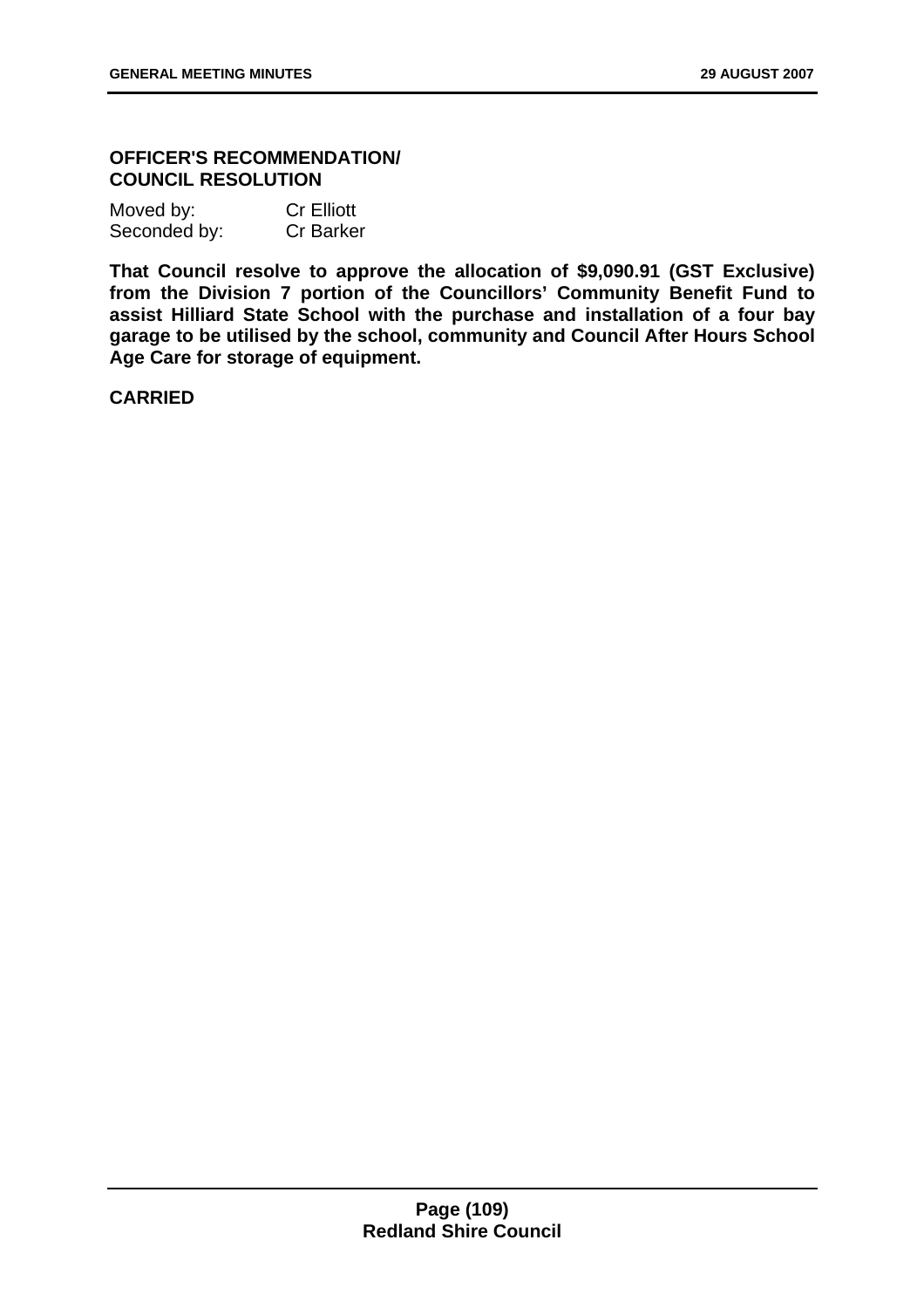**OFFICER'S RECOMMENDATION/ COUNCIL RESOLUTION**

Moved by: Cr Elliott
Seconded by: Cr Barker

**That Council resolve to approve the allocation of $9,090.91 (GST Exclusive) from the Division 7 portion of the Councillors' Community Benefit Fund to assist Hilliard State School with the purchase and installation of a four bay garage to be utilised by the school, community and Council After Hours School Age Care for storage of equipment.**

**CARRIED**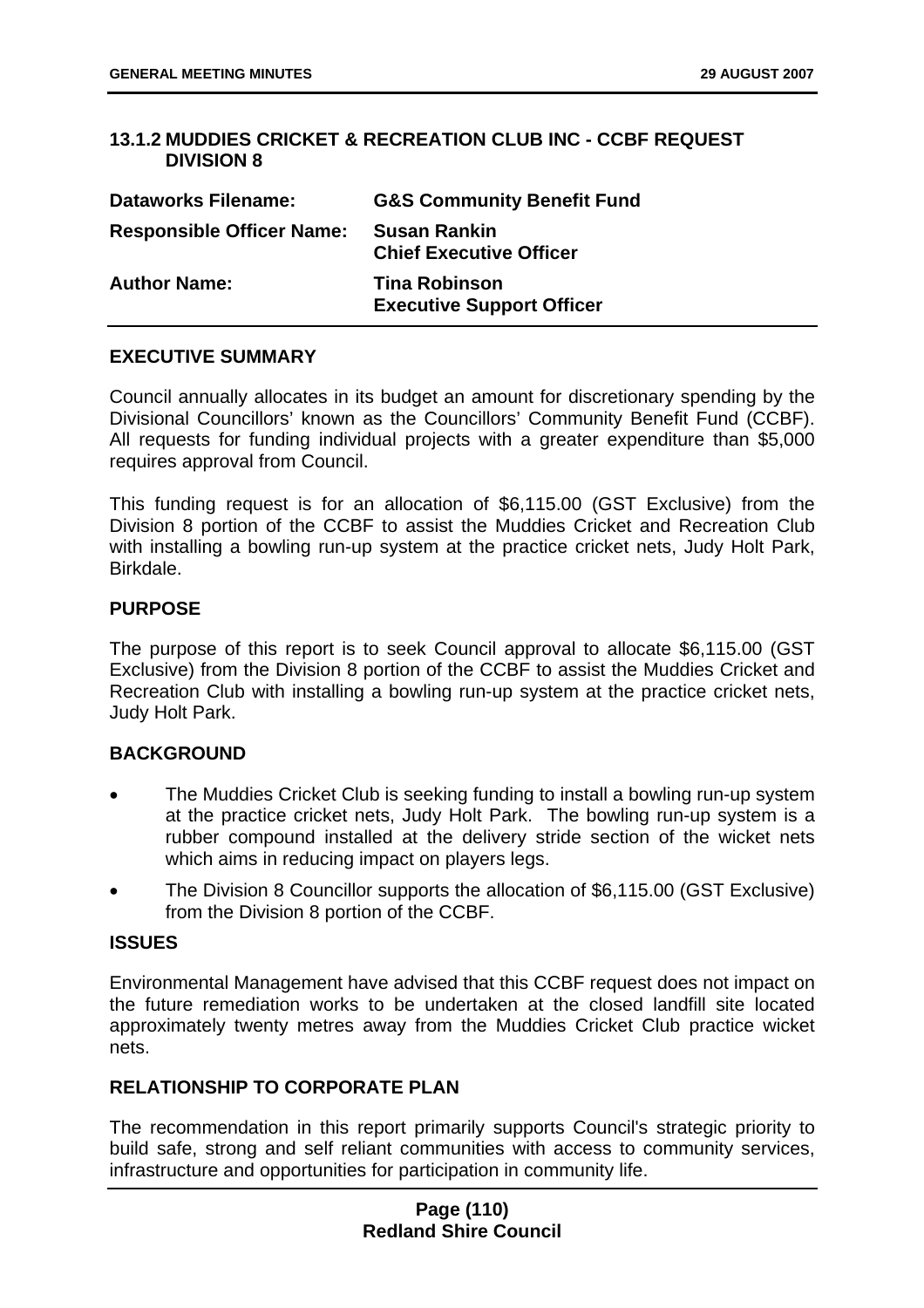## 13.1.2 MUDDIES CRICKET & RECREATION CLUB INC - CCBF REQUEST DIVISION 8

| | |
|---|---|
| **Dataworks Filename:** | **G&S Community Benefit Fund** |
| **Responsible Officer Name:** | **Susan Rankin**<br>**Chief Executive Officer** |
| **Author Name:** | **Tina Robinson**<br>**Executive Support Officer** |

### EXECUTIVE SUMMARY

Council annually allocates in its budget an amount for discretionary spending by the Divisional Councillors' known as the Councillors' Community Benefit Fund (CCBF). All requests for funding individual projects with a greater expenditure than $5,000 requires approval from Council.

This funding request is for an allocation of $6,115.00 (GST Exclusive) from the Division 8 portion of the CCBF to assist the Muddies Cricket and Recreation Club with installing a bowling run-up system at the practice cricket nets, Judy Holt Park, Birkdale.

### PURPOSE

The purpose of this report is to seek Council approval to allocate $6,115.00 (GST Exclusive) from the Division 8 portion of the CCBF to assist the Muddies Cricket and Recreation Club with installing a bowling run-up system at the practice cricket nets, Judy Holt Park.

### BACKGROUND

- The Muddies Cricket Club is seeking funding to install a bowling run-up system at the practice cricket nets, Judy Holt Park. The bowling run-up system is a rubber compound installed at the delivery stride section of the wicket nets which aims in reducing impact on players legs.
- The Division 8 Councillor supports the allocation of $6,115.00 (GST Exclusive) from the Division 8 portion of the CCBF.

### ISSUES

Environmental Management have advised that this CCBF request does not impact on the future remediation works to be undertaken at the closed landfill site located approximately twenty metres away from the Muddies Cricket Club practice wicket nets.

### RELATIONSHIP TO CORPORATE PLAN

The recommendation in this report primarily supports Council's strategic priority to build safe, strong and self reliant communities with access to community services, infrastructure and opportunities for participation in community life.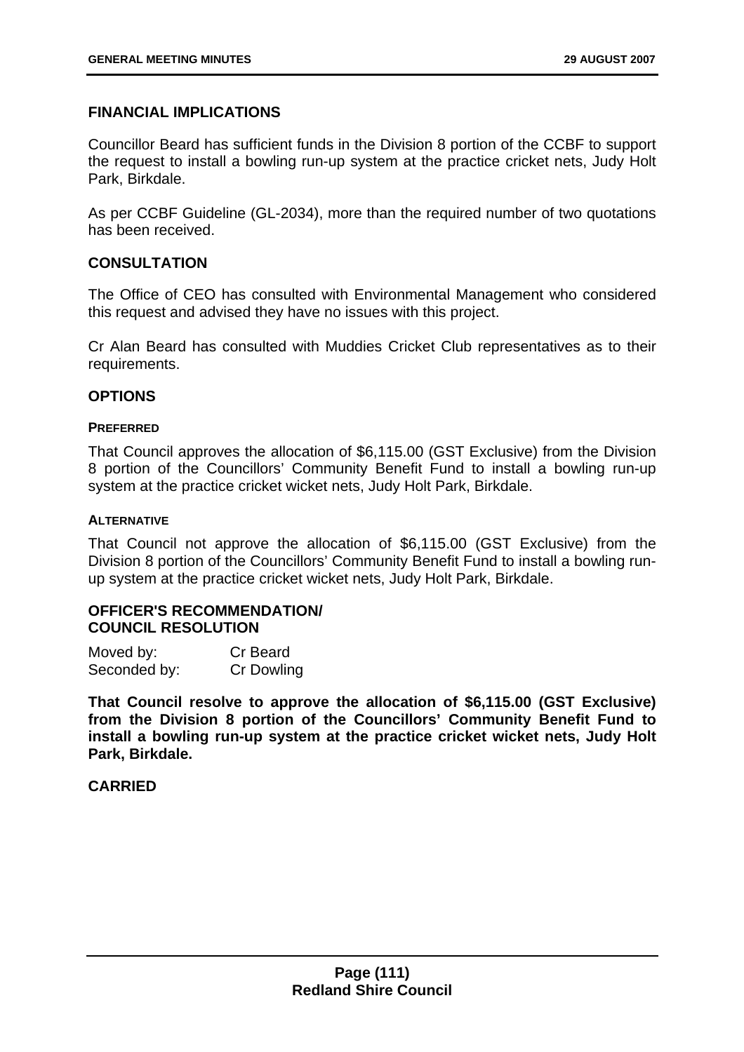## FINANCIAL IMPLICATIONS

Councillor Beard has sufficient funds in the Division 8 portion of the CCBF to support the request to install a bowling run-up system at the practice cricket nets, Judy Holt Park, Birkdale.

As per CCBF Guideline (GL-2034), more than the required number of two quotations has been received.

## CONSULTATION

The Office of CEO has consulted with Environmental Management who considered this request and advised they have no issues with this project.

Cr Alan Beard has consulted with Muddies Cricket Club representatives as to their requirements.

## OPTIONS

### PREFERRED

That Council approves the allocation of $6,115.00 (GST Exclusive) from the Division 8 portion of the Councillors' Community Benefit Fund to install a bowling run-up system at the practice cricket wicket nets, Judy Holt Park, Birkdale.

### ALTERNATIVE

That Council not approve the allocation of $6,115.00 (GST Exclusive) from the Division 8 portion of the Councillors' Community Benefit Fund to install a bowling run-up system at the practice cricket wicket nets, Judy Holt Park, Birkdale.

## OFFICER'S RECOMMENDATION/ COUNCIL RESOLUTION

Moved by: Cr Beard
Seconded by: Cr Dowling

**That Council resolve to approve the allocation of $6,115.00 (GST Exclusive) from the Division 8 portion of the Councillors' Community Benefit Fund to install a bowling run-up system at the practice cricket wicket nets, Judy Holt Park, Birkdale.**

**CARRIED**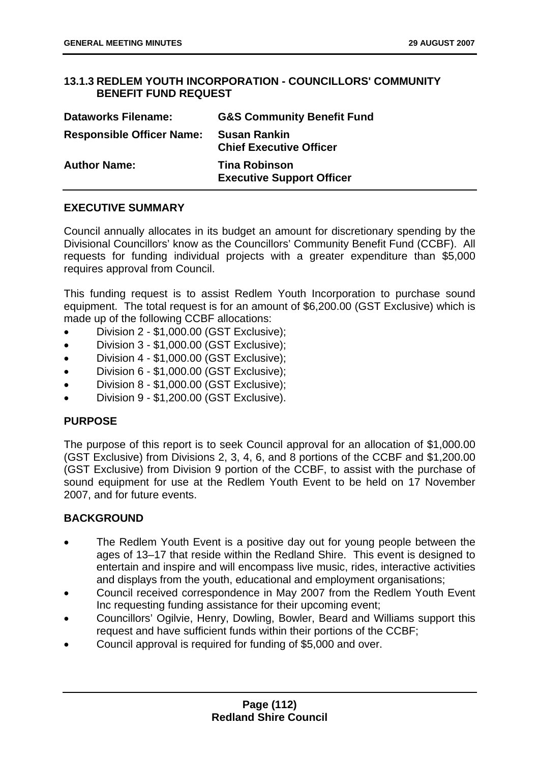### 13.1.3 REDLEM YOUTH INCORPORATION - COUNCILLORS' COMMUNITY BENEFIT FUND REQUEST

| | |
|---|---|
| **Dataworks Filename:** | **G&S Community Benefit Fund** |
| **Responsible Officer Name:** | **Susan Rankin**<br>**Chief Executive Officer** |
| **Author Name:** | **Tina Robinson**<br>**Executive Support Officer** |

#### EXECUTIVE SUMMARY

Council annually allocates in its budget an amount for discretionary spending by the Divisional Councillors' know as the Councillors' Community Benefit Fund (CCBF). All requests for funding individual projects with a greater expenditure than $5,000 requires approval from Council.

This funding request is to assist Redlem Youth Incorporation to purchase sound equipment. The total request is for an amount of $6,200.00 (GST Exclusive) which is made up of the following CCBF allocations:

- Division 2 - $1,000.00 (GST Exclusive);
- Division 3 - $1,000.00 (GST Exclusive);
- Division 4 - $1,000.00 (GST Exclusive);
- Division 6 - $1,000.00 (GST Exclusive);
- Division 8 - $1,000.00 (GST Exclusive);
- Division 9 - $1,200.00 (GST Exclusive).

#### PURPOSE

The purpose of this report is to seek Council approval for an allocation of $1,000.00 (GST Exclusive) from Divisions 2, 3, 4, 6, and 8 portions of the CCBF and $1,200.00 (GST Exclusive) from Division 9 portion of the CCBF, to assist with the purchase of sound equipment for use at the Redlem Youth Event to be held on 17 November 2007, and for future events.

#### BACKGROUND

- The Redlem Youth Event is a positive day out for young people between the ages of 13–17 that reside within the Redland Shire. This event is designed to entertain and inspire and will encompass live music, rides, interactive activities and displays from the youth, educational and employment organisations;
- Council received correspondence in May 2007 from the Redlem Youth Event Inc requesting funding assistance for their upcoming event;
- Councillors' Ogilvie, Henry, Dowling, Bowler, Beard and Williams support this request and have sufficient funds within their portions of the CCBF;
- Council approval is required for funding of $5,000 and over.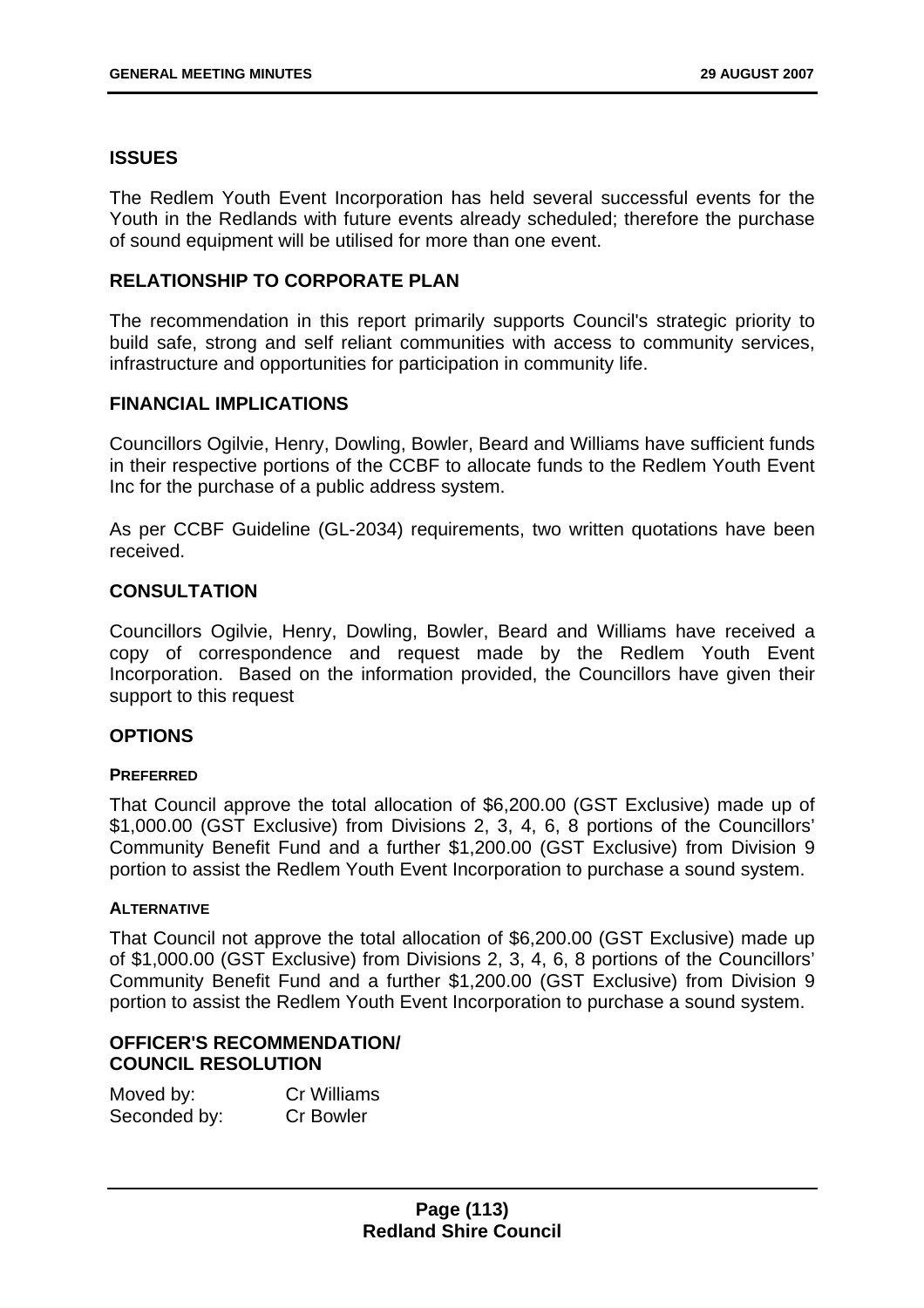## ISSUES

The Redlem Youth Event Incorporation has held several successful events for the Youth in the Redlands with future events already scheduled; therefore the purchase of sound equipment will be utilised for more than one event.

## RELATIONSHIP TO CORPORATE PLAN

The recommendation in this report primarily supports Council's strategic priority to build safe, strong and self reliant communities with access to community services, infrastructure and opportunities for participation in community life.

## FINANCIAL IMPLICATIONS

Councillors Ogilvie, Henry, Dowling, Bowler, Beard and Williams have sufficient funds in their respective portions of the CCBF to allocate funds to the Redlem Youth Event Inc for the purchase of a public address system.

As per CCBF Guideline (GL-2034) requirements, two written quotations have been received.

## CONSULTATION

Councillors Ogilvie, Henry, Dowling, Bowler, Beard and Williams have received a copy of correspondence and request made by the Redlem Youth Event Incorporation. Based on the information provided, the Councillors have given their support to this request

## OPTIONS

### PREFERRED

That Council approve the total allocation of $6,200.00 (GST Exclusive) made up of $1,000.00 (GST Exclusive) from Divisions 2, 3, 4, 6, 8 portions of the Councillors' Community Benefit Fund and a further $1,200.00 (GST Exclusive) from Division 9 portion to assist the Redlem Youth Event Incorporation to purchase a sound system.

### ALTERNATIVE

That Council not approve the total allocation of $6,200.00 (GST Exclusive) made up of $1,000.00 (GST Exclusive) from Divisions 2, 3, 4, 6, 8 portions of the Councillors' Community Benefit Fund and a further $1,200.00 (GST Exclusive) from Division 9 portion to assist the Redlem Youth Event Incorporation to purchase a sound system.

## OFFICER'S RECOMMENDATION/ COUNCIL RESOLUTION

Moved by: Cr Williams
Seconded by: Cr Bowler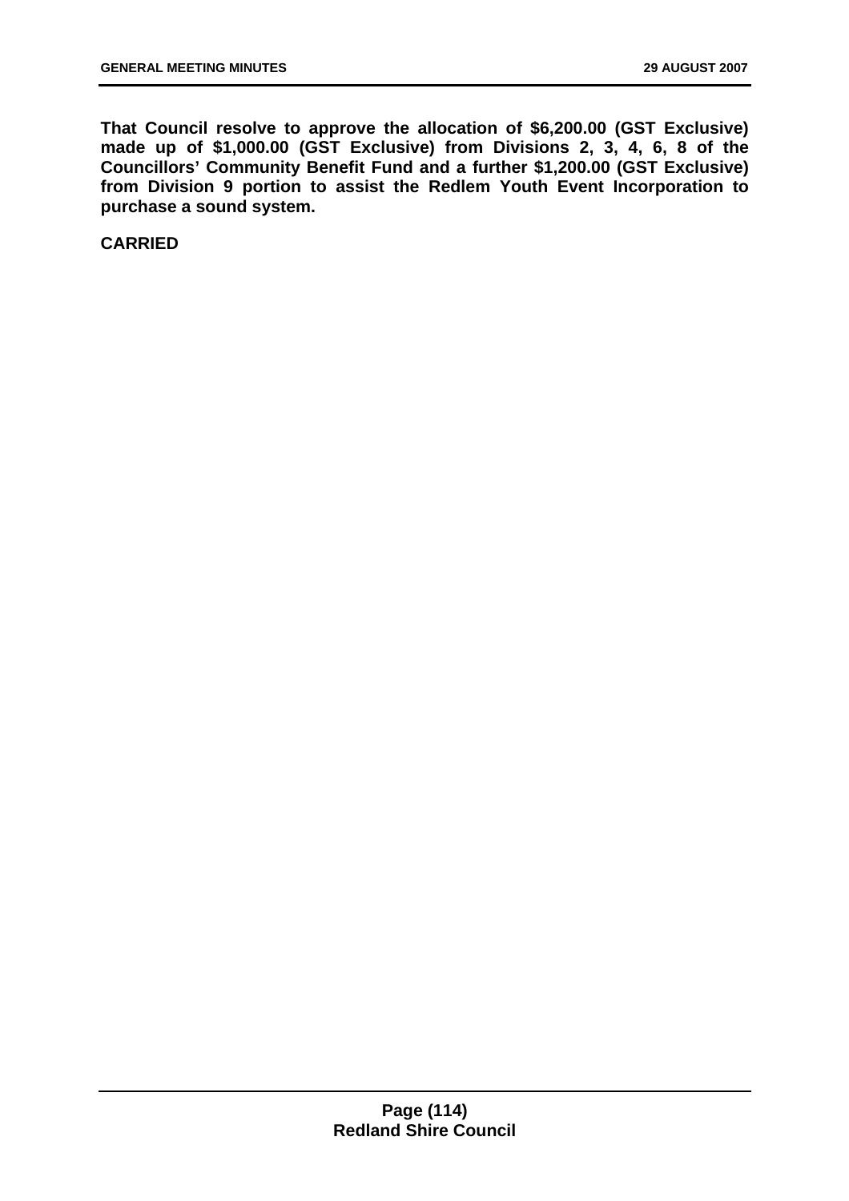**That Council resolve to approve the allocation of $6,200.00 (GST Exclusive) made up of $1,000.00 (GST Exclusive) from Divisions 2, 3, 4, 6, 8 of the Councillors' Community Benefit Fund and a further $1,200.00 (GST Exclusive) from Division 9 portion to assist the Redlem Youth Event Incorporation to purchase a sound system.**

**CARRIED**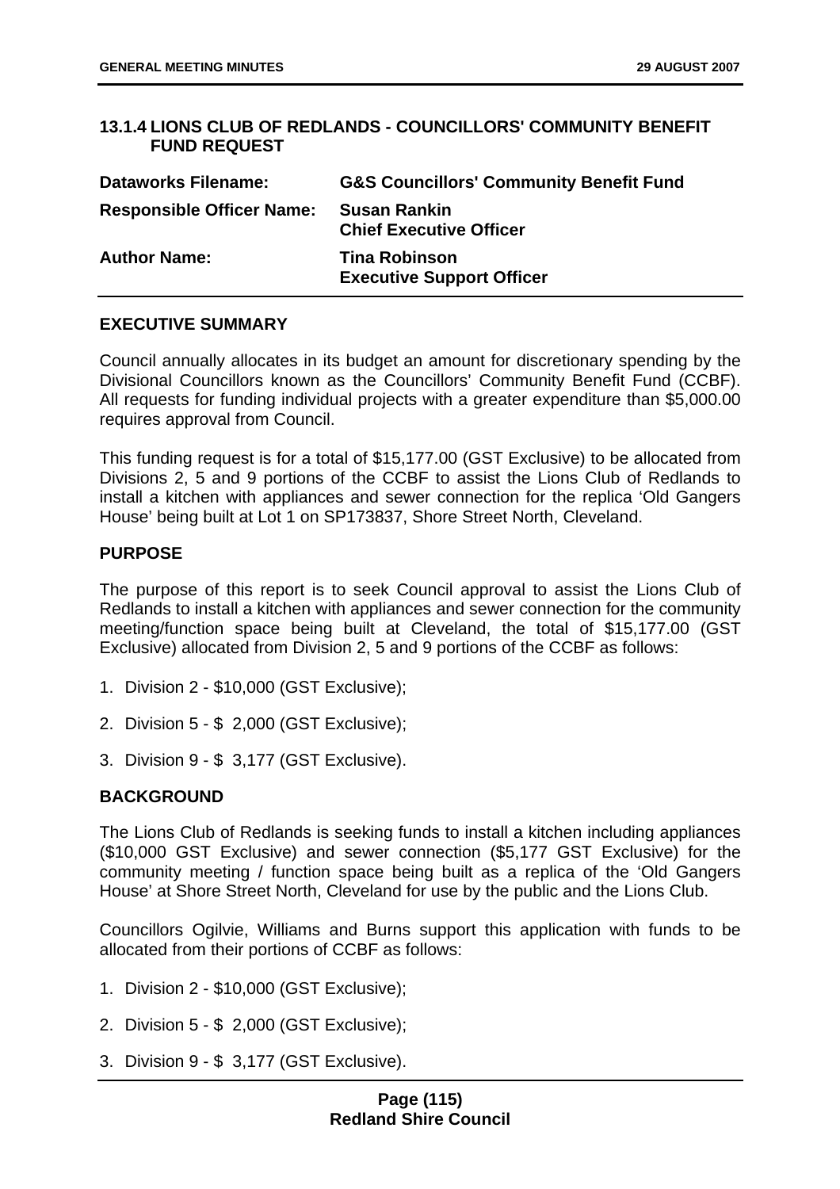### 13.1.4 LIONS CLUB OF REDLANDS - COUNCILLORS' COMMUNITY BENEFIT FUND REQUEST

| | |
|---|---|
| **Dataworks Filename:** | **G&S Councillors' Community Benefit Fund** |
| **Responsible Officer Name:** | **Susan Rankin**<br>**Chief Executive Officer** |
| **Author Name:** | **Tina Robinson**<br>**Executive Support Officer** |

**EXECUTIVE SUMMARY**

Council annually allocates in its budget an amount for discretionary spending by the Divisional Councillors known as the Councillors' Community Benefit Fund (CCBF). All requests for funding individual projects with a greater expenditure than $5,000.00 requires approval from Council.

This funding request is for a total of $15,177.00 (GST Exclusive) to be allocated from Divisions 2, 5 and 9 portions of the CCBF to assist the Lions Club of Redlands to install a kitchen with appliances and sewer connection for the replica 'Old Gangers House' being built at Lot 1 on SP173837, Shore Street North, Cleveland.

**PURPOSE**

The purpose of this report is to seek Council approval to assist the Lions Club of Redlands to install a kitchen with appliances and sewer connection for the community meeting/function space being built at Cleveland, the total of $15,177.00 (GST Exclusive) allocated from Division 2, 5 and 9 portions of the CCBF as follows:

1. Division 2 - $10,000 (GST Exclusive);
2. Division 5 - $ 2,000 (GST Exclusive);
3. Division 9 - $ 3,177 (GST Exclusive).

**BACKGROUND**

The Lions Club of Redlands is seeking funds to install a kitchen including appliances ($10,000 GST Exclusive) and sewer connection ($5,177 GST Exclusive) for the community meeting / function space being built as a replica of the 'Old Gangers House' at Shore Street North, Cleveland for use by the public and the Lions Club.

Councillors Ogilvie, Williams and Burns support this application with funds to be allocated from their portions of CCBF as follows:

1. Division 2 - $10,000 (GST Exclusive);
2. Division 5 - $ 2,000 (GST Exclusive);
3. Division 9 - $ 3,177 (GST Exclusive).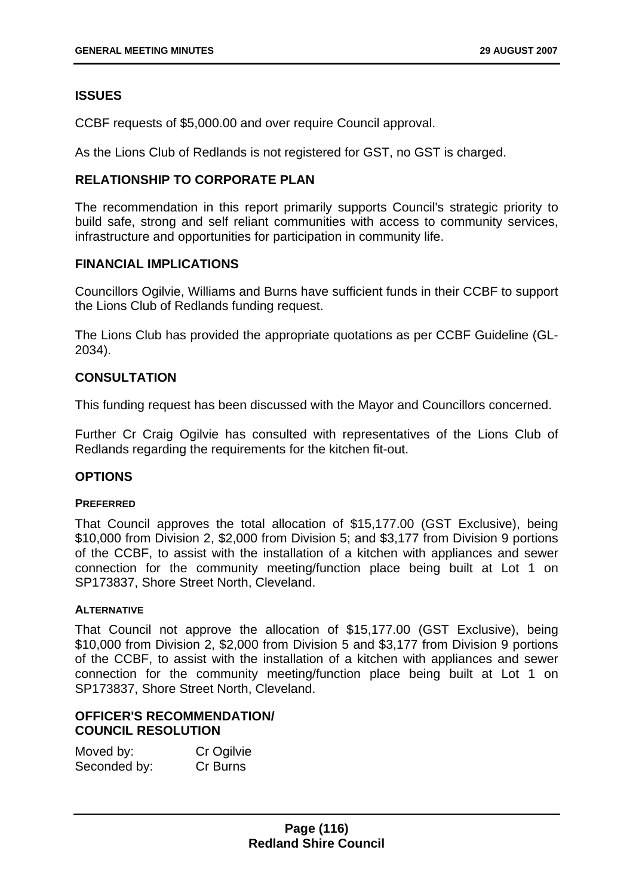## ISSUES

CCBF requests of $5,000.00 and over require Council approval.

As the Lions Club of Redlands is not registered for GST, no GST is charged.

## RELATIONSHIP TO CORPORATE PLAN

The recommendation in this report primarily supports Council's strategic priority to build safe, strong and self reliant communities with access to community services, infrastructure and opportunities for participation in community life.

## FINANCIAL IMPLICATIONS

Councillors Ogilvie, Williams and Burns have sufficient funds in their CCBF to support the Lions Club of Redlands funding request.

The Lions Club has provided the appropriate quotations as per CCBF Guideline (GL-2034).

## CONSULTATION

This funding request has been discussed with the Mayor and Councillors concerned.

Further Cr Craig Ogilvie has consulted with representatives of the Lions Club of Redlands regarding the requirements for the kitchen fit-out.

## OPTIONS

### PREFERRED

That Council approves the total allocation of $15,177.00 (GST Exclusive), being $10,000 from Division 2, $2,000 from Division 5; and $3,177 from Division 9 portions of the CCBF, to assist with the installation of a kitchen with appliances and sewer connection for the community meeting/function place being built at Lot 1 on SP173837, Shore Street North, Cleveland.

### ALTERNATIVE

That Council not approve the allocation of $15,177.00 (GST Exclusive), being $10,000 from Division 2, $2,000 from Division 5 and $3,177 from Division 9 portions of the CCBF, to assist with the installation of a kitchen with appliances and sewer connection for the community meeting/function place being built at Lot 1 on SP173837, Shore Street North, Cleveland.

## OFFICER'S RECOMMENDATION/ COUNCIL RESOLUTION

Moved by: Cr Ogilvie
Seconded by: Cr Burns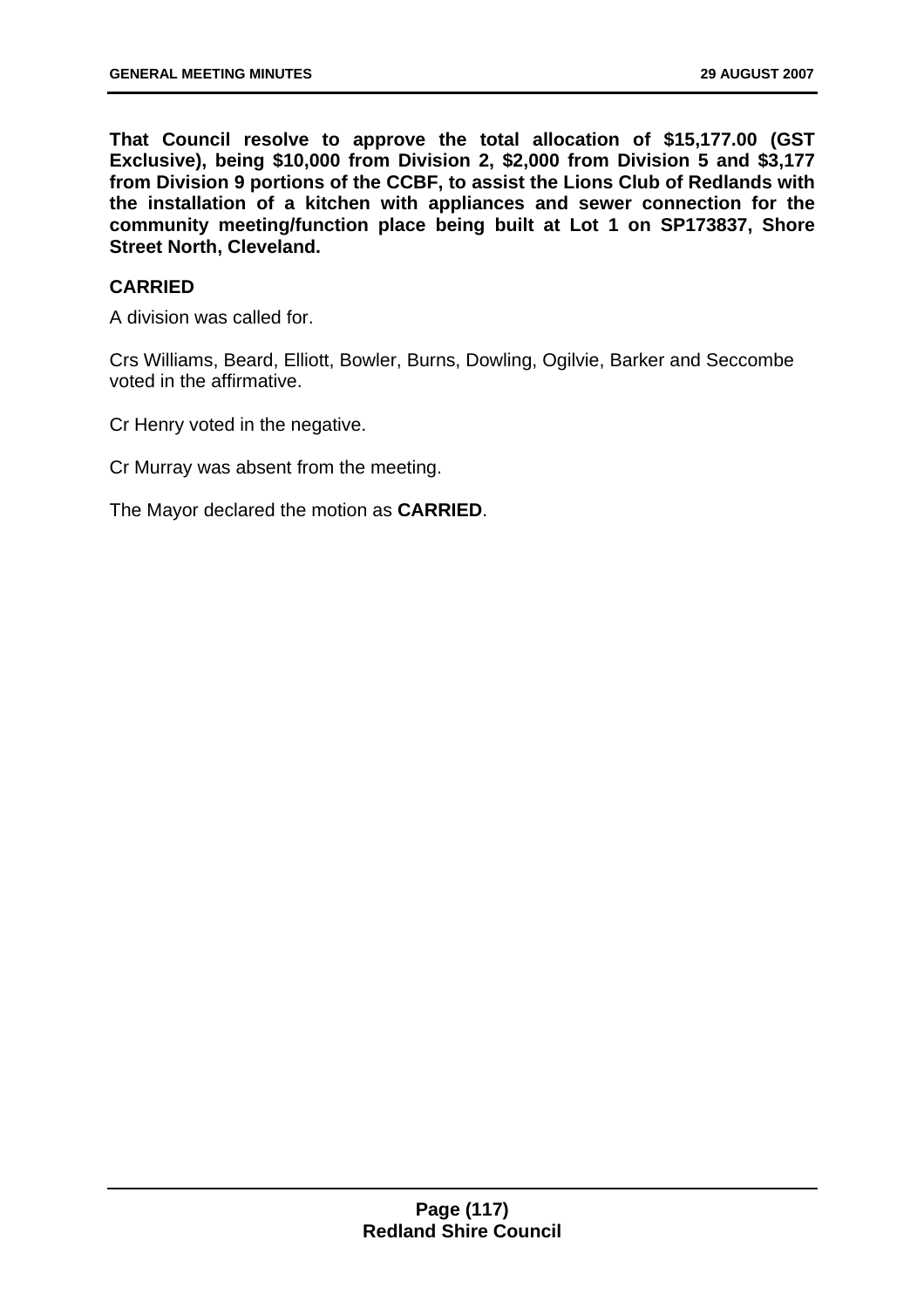**That Council resolve to approve the total allocation of $15,177.00 (GST Exclusive), being $10,000 from Division 2, $2,000 from Division 5 and $3,177 from Division 9 portions of the CCBF, to assist the Lions Club of Redlands with the installation of a kitchen with appliances and sewer connection for the community meeting/function place being built at Lot 1 on SP173837, Shore Street North, Cleveland.**

**CARRIED**

A division was called for.

Crs Williams, Beard, Elliott, Bowler, Burns, Dowling, Ogilvie, Barker and Seccombe voted in the affirmative.

Cr Henry voted in the negative.

Cr Murray was absent from the meeting.

The Mayor declared the motion as **CARRIED**.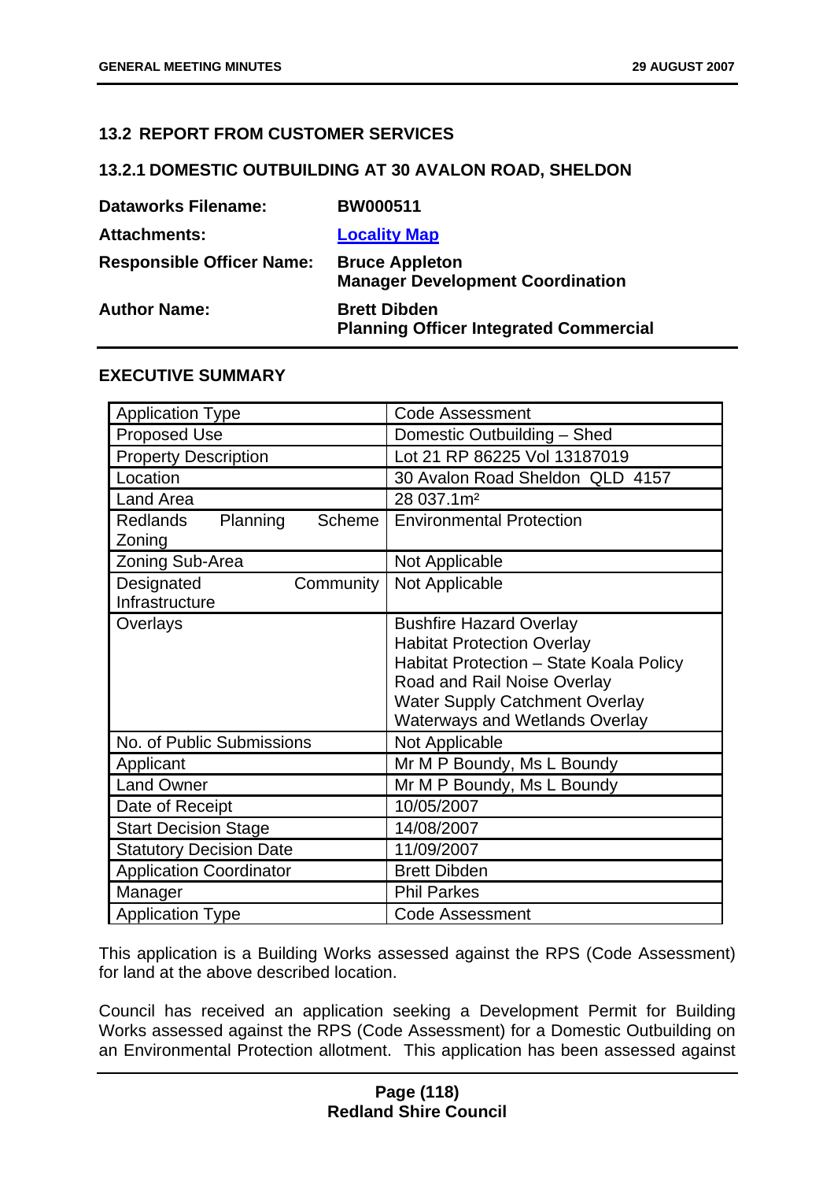## 13.2 REPORT FROM CUSTOMER SERVICES

### 13.2.1 DOMESTIC OUTBUILDING AT 30 AVALON ROAD, SHELDON

**Dataworks Filename:** BW000511

**Attachments:** [Locality Map]

**Responsible Officer Name:** Bruce Appleton
**Manager Development Coordination**

**Author Name:** Brett Dibden
**Planning Officer Integrated Commercial**

### EXECUTIVE SUMMARY

| Application Type | Code Assessment |
|---|---|
| Proposed Use | Domestic Outbuilding – Shed |
| Property Description | Lot 21 RP 86225 Vol 13187019 |
| Location | 30 Avalon Road Sheldon QLD 4157 |
| Land Area | 28 037.1m² |
| Redlands Planning Scheme Zoning | Environmental Protection |
| Zoning Sub-Area | Not Applicable |
| Designated Community Infrastructure | Not Applicable |
| Overlays | Bushfire Hazard Overlay<br>Habitat Protection Overlay<br>Habitat Protection – State Koala Policy<br>Road and Rail Noise Overlay<br>Water Supply Catchment Overlay<br>Waterways and Wetlands Overlay |
| No. of Public Submissions | Not Applicable |
| Applicant | Mr M P Boundy, Ms L Boundy |
| Land Owner | Mr M P Boundy, Ms L Boundy |
| Date of Receipt | 10/05/2007 |
| Start Decision Stage | 14/08/2007 |
| Statutory Decision Date | 11/09/2007 |
| Application Coordinator | Brett Dibden |
| Manager | Phil Parkes |
| Application Type | Code Assessment |

This application is a Building Works assessed against the RPS (Code Assessment) for land at the above described location.

Council has received an application seeking a Development Permit for Building Works assessed against the RPS (Code Assessment) for a Domestic Outbuilding on an Environmental Protection allotment. This application has been assessed against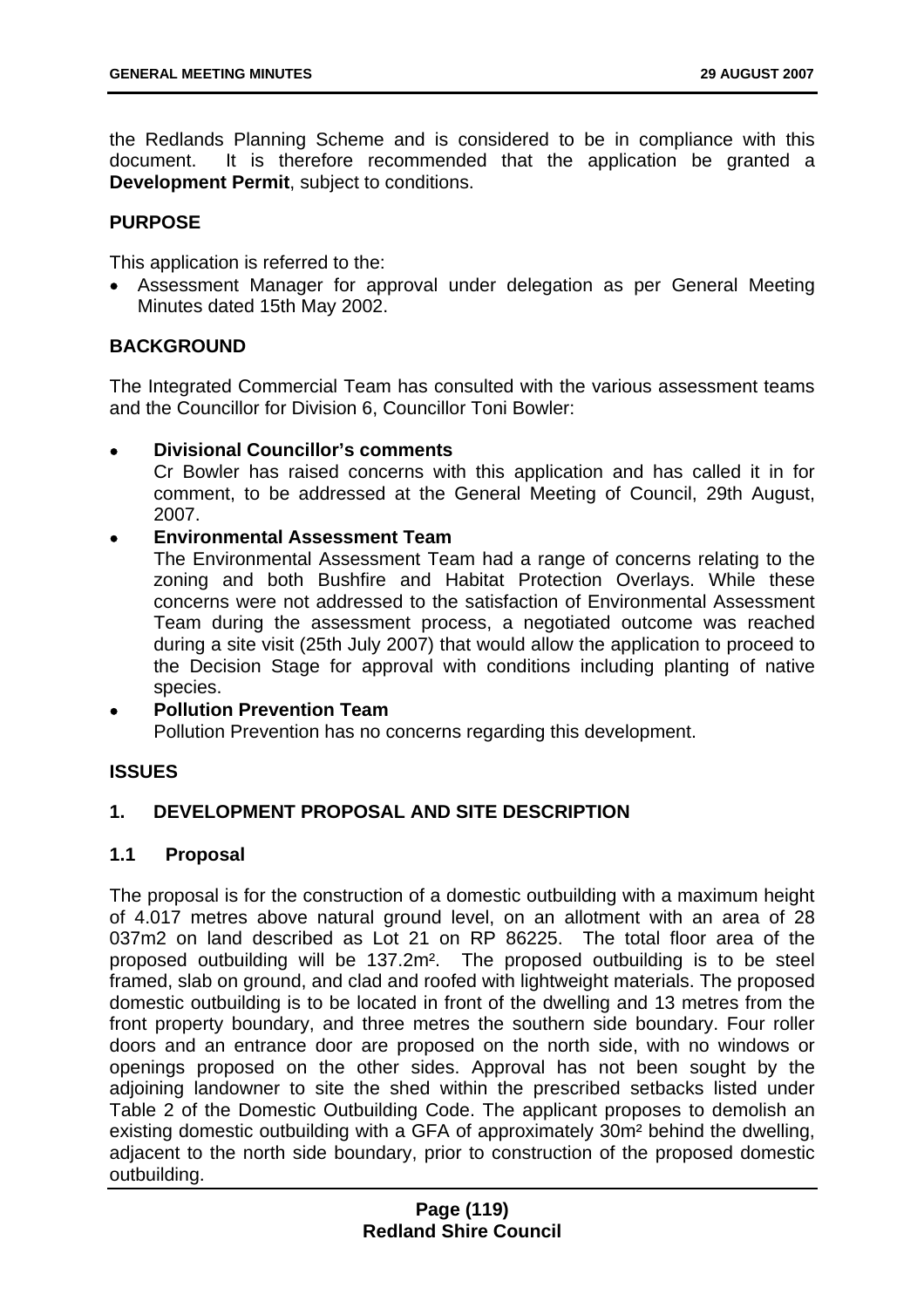the Redlands Planning Scheme and is considered to be in compliance with this document. It is therefore recommended that the application be granted a **Development Permit**, subject to conditions.

## PURPOSE

This application is referred to the:

- Assessment Manager for approval under delegation as per General Meeting Minutes dated 15th May 2002.

## BACKGROUND

The Integrated Commercial Team has consulted with the various assessment teams and the Councillor for Division 6, Councillor Toni Bowler:

- **Divisional Councillor's comments**
  Cr Bowler has raised concerns with this application and has called it in for comment, to be addressed at the General Meeting of Council, 29th August, 2007.
- **Environmental Assessment Team**
  The Environmental Assessment Team had a range of concerns relating to the zoning and both Bushfire and Habitat Protection Overlays. While these concerns were not addressed to the satisfaction of Environmental Assessment Team during the assessment process, a negotiated outcome was reached during a site visit (25th July 2007) that would allow the application to proceed to the Decision Stage for approval with conditions including planting of native species.
- **Pollution Prevention Team**
  Pollution Prevention has no concerns regarding this development.

## ISSUES

### 1. DEVELOPMENT PROPOSAL AND SITE DESCRIPTION

### 1.1 Proposal

The proposal is for the construction of a domestic outbuilding with a maximum height of 4.017 metres above natural ground level, on an allotment with an area of 28 037m2 on land described as Lot 21 on RP 86225. The total floor area of the proposed outbuilding will be 137.2m². The proposed outbuilding is to be steel framed, slab on ground, and clad and roofed with lightweight materials. The proposed domestic outbuilding is to be located in front of the dwelling and 13 metres from the front property boundary, and three metres the southern side boundary. Four roller doors and an entrance door are proposed on the north side, with no windows or openings proposed on the other sides. Approval has not been sought by the adjoining landowner to site the shed within the prescribed setbacks listed under Table 2 of the Domestic Outbuilding Code. The applicant proposes to demolish an existing domestic outbuilding with a GFA of approximately 30m² behind the dwelling, adjacent to the north side boundary, prior to construction of the proposed domestic outbuilding.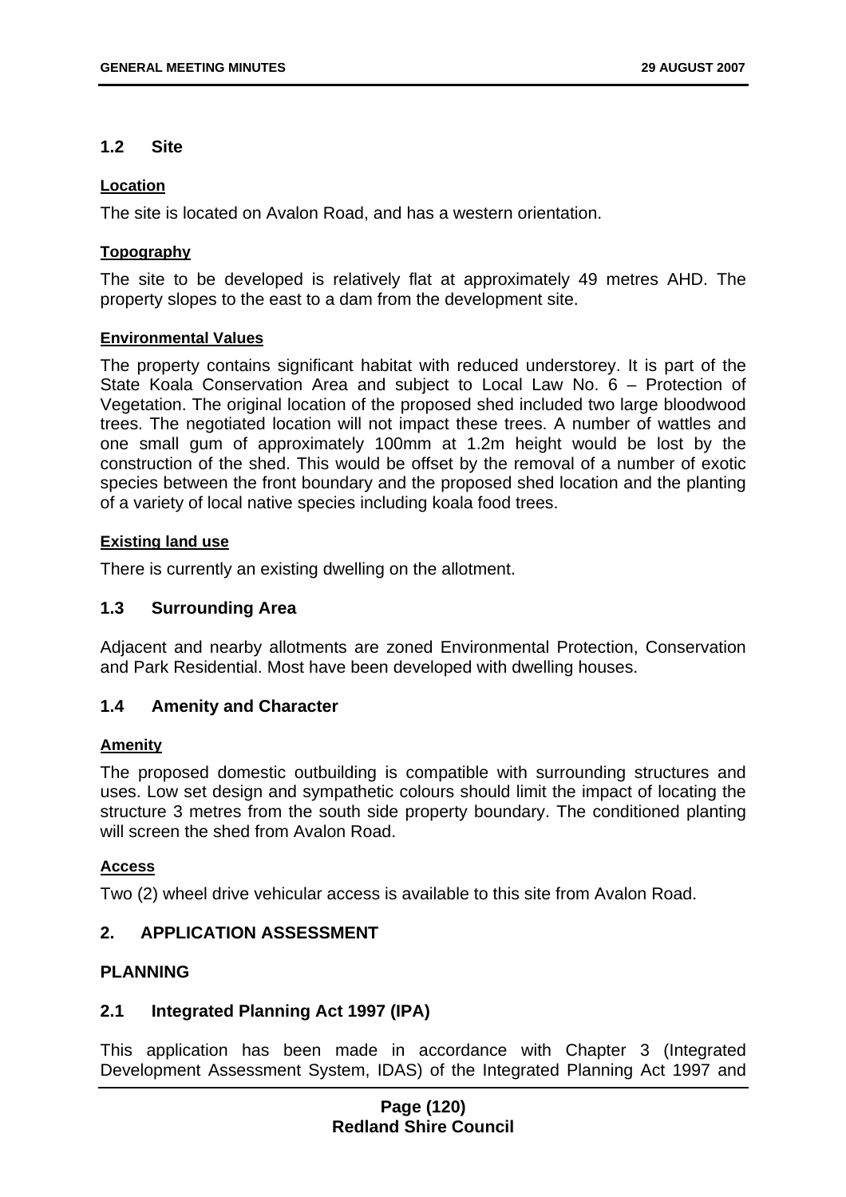### 1.2 Site

#### Location

The site is located on Avalon Road, and has a western orientation.

#### Topography

The site to be developed is relatively flat at approximately 49 metres AHD. The property slopes to the east to a dam from the development site.

#### Environmental Values

The property contains significant habitat with reduced understorey. It is part of the State Koala Conservation Area and subject to Local Law No. 6 – Protection of Vegetation. The original location of the proposed shed included two large bloodwood trees. The negotiated location will not impact these trees. A number of wattles and one small gum of approximately 100mm at 1.2m height would be lost by the construction of the shed. This would be offset by the removal of a number of exotic species between the front boundary and the proposed shed location and the planting of a variety of local native species including koala food trees.

#### Existing land use

There is currently an existing dwelling on the allotment.

### 1.3 Surrounding Area

Adjacent and nearby allotments are zoned Environmental Protection, Conservation and Park Residential. Most have been developed with dwelling houses.

### 1.4 Amenity and Character

#### Amenity

The proposed domestic outbuilding is compatible with surrounding structures and uses. Low set design and sympathetic colours should limit the impact of locating the structure 3 metres from the south side property boundary. The conditioned planting will screen the shed from Avalon Road.

#### Access

Two (2) wheel drive vehicular access is available to this site from Avalon Road.

## 2. APPLICATION ASSESSMENT

## PLANNING

### 2.1 Integrated Planning Act 1997 (IPA)

This application has been made in accordance with Chapter 3 (Integrated Development Assessment System, IDAS) of the Integrated Planning Act 1997 and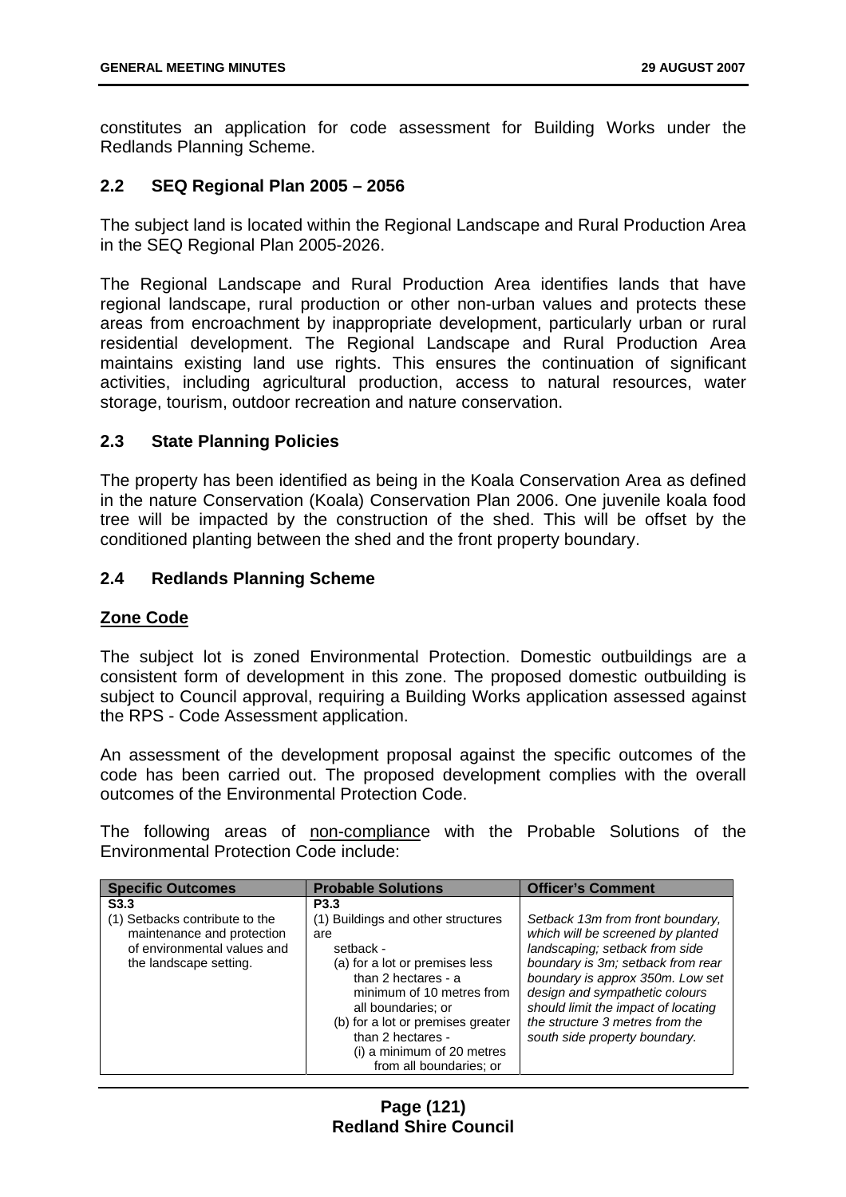constitutes an application for code assessment for Building Works under the Redlands Planning Scheme.

### 2.2 SEQ Regional Plan 2005 – 2056

The subject land is located within the Regional Landscape and Rural Production Area in the SEQ Regional Plan 2005-2026.

The Regional Landscape and Rural Production Area identifies lands that have regional landscape, rural production or other non-urban values and protects these areas from encroachment by inappropriate development, particularly urban or rural residential development. The Regional Landscape and Rural Production Area maintains existing land use rights. This ensures the continuation of significant activities, including agricultural production, access to natural resources, water storage, tourism, outdoor recreation and nature conservation.

### 2.3 State Planning Policies

The property has been identified as being in the Koala Conservation Area as defined in the nature Conservation (Koala) Conservation Plan 2006. One juvenile koala food tree will be impacted by the construction of the shed. This will be offset by the conditioned planting between the shed and the front property boundary.

### 2.4 Redlands Planning Scheme

**Zone Code**

The subject lot is zoned Environmental Protection. Domestic outbuildings are a consistent form of development in this zone. The proposed domestic outbuilding is subject to Council approval, requiring a Building Works application assessed against the RPS - Code Assessment application.

An assessment of the development proposal against the specific outcomes of the code has been carried out. The proposed development complies with the overall outcomes of the Environmental Protection Code.

The following areas of non-compliance with the Probable Solutions of the Environmental Protection Code include:

| Specific Outcomes | Probable Solutions | Officer's Comment |
|---|---|---|
| **S3.3**<br>(1) Setbacks contribute to the maintenance and protection of environmental values and the landscape setting. | **P3.3**<br>(1) Buildings and other structures are setback -<br>(a) for a lot or premises less than 2 hectares - a minimum of 10 metres from all boundaries; or<br>(b) for a lot or premises greater than 2 hectares -<br>(i) a minimum of 20 metres from all boundaries; or | *Setback 13m from front boundary, which will be screened by planted landscaping; setback from side boundary is 3m; setback from rear boundary is approx 350m. Low set design and sympathetic colours should limit the impact of locating the structure 3 metres from the south side property boundary.* |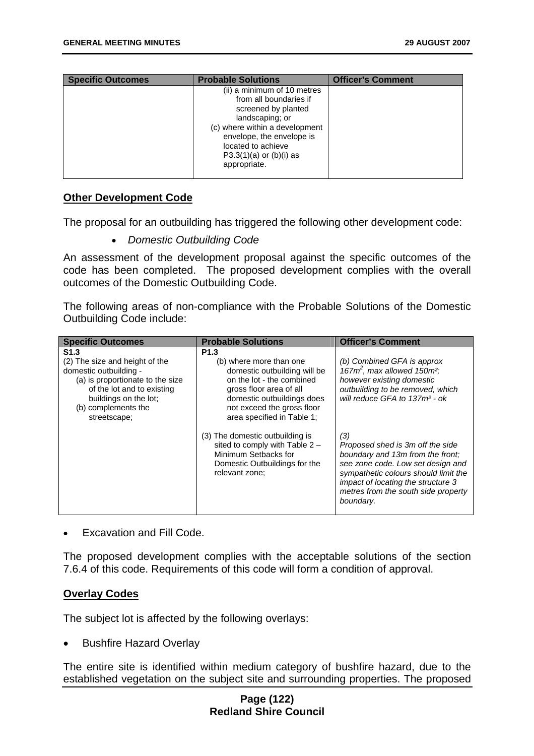| Specific Outcomes | Probable Solutions | Officer's Comment |
|---|---|---|
| | (ii) a minimum of 10 metres from all boundaries if screened by planted landscaping; or<br>(c) where within a development envelope, the envelope is located to achieve P3.3(1)(a) or (b)(i) as appropriate. | |

**Other Development Code**

The proposal for an outbuilding has triggered the following other development code:

- *Domestic Outbuilding Code*

An assessment of the development proposal against the specific outcomes of the code has been completed. The proposed development complies with the overall outcomes of the Domestic Outbuilding Code.

The following areas of non-compliance with the Probable Solutions of the Domestic Outbuilding Code include:

| Specific Outcomes | Probable Solutions | Officer's Comment |
|---|---|---|
| **S1.3**<br>(2) The size and height of the domestic outbuilding -<br>(a) is proportionate to the size of the lot and to existing buildings on the lot;<br>(b) complements the streetscape; | **P1.3**<br>(b) where more than one domestic outbuilding will be on the lot - the combined gross floor area of all domestic outbuildings does not exceed the gross floor area specified in Table 1; | *(b) Combined GFA is approx 167m², max allowed 150m²; however existing domestic outbuilding to be removed, which will reduce GFA to 137m² - ok* |
| | (3) The domestic outbuilding is sited to comply with Table 2 – Minimum Setbacks for Domestic Outbuildings for the relevant zone; | *(3)*<br>*Proposed shed is 3m off the side boundary and 13m from the front; see zone code. Low set design and sympathetic colours should limit the impact of locating the structure 3 metres from the south side property boundary.* |

- Excavation and Fill Code.

The proposed development complies with the acceptable solutions of the section 7.6.4 of this code. Requirements of this code will form a condition of approval.

**Overlay Codes**

The subject lot is affected by the following overlays:

- Bushfire Hazard Overlay

The entire site is identified within medium category of bushfire hazard, due to the established vegetation on the subject site and surrounding properties. The proposed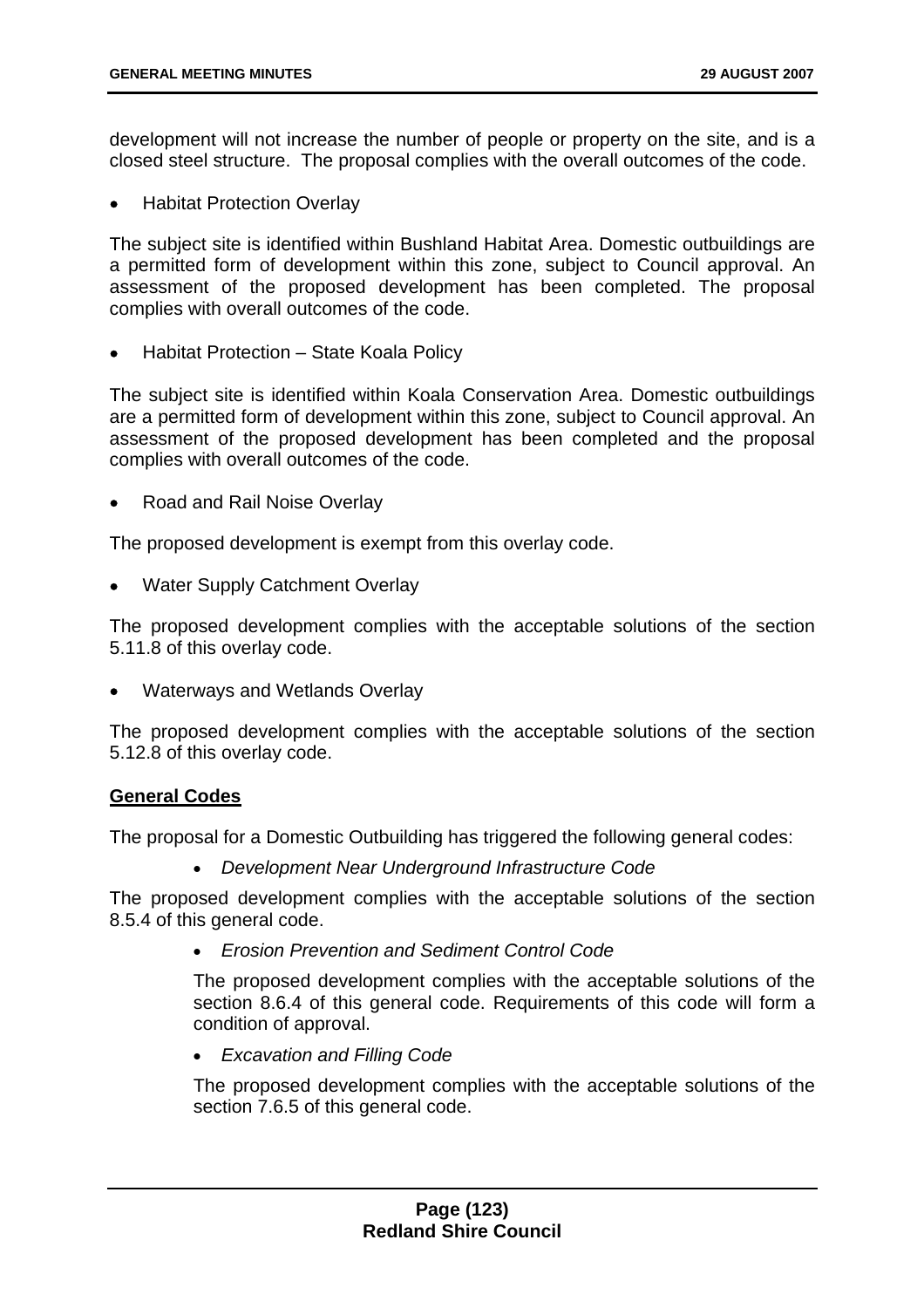development will not increase the number of people or property on the site, and is a closed steel structure. The proposal complies with the overall outcomes of the code.

- Habitat Protection Overlay

The subject site is identified within Bushland Habitat Area. Domestic outbuildings are a permitted form of development within this zone, subject to Council approval. An assessment of the proposed development has been completed. The proposal complies with overall outcomes of the code.

- Habitat Protection – State Koala Policy

The subject site is identified within Koala Conservation Area. Domestic outbuildings are a permitted form of development within this zone, subject to Council approval. An assessment of the proposed development has been completed and the proposal complies with overall outcomes of the code.

- Road and Rail Noise Overlay

The proposed development is exempt from this overlay code.

- Water Supply Catchment Overlay

The proposed development complies with the acceptable solutions of the section 5.11.8 of this overlay code.

- Waterways and Wetlands Overlay

The proposed development complies with the acceptable solutions of the section 5.12.8 of this overlay code.

**General Codes**

The proposal for a Domestic Outbuilding has triggered the following general codes:

- *Development Near Underground Infrastructure Code*

The proposed development complies with the acceptable solutions of the section 8.5.4 of this general code.

- *Erosion Prevention and Sediment Control Code*

  The proposed development complies with the acceptable solutions of the section 8.6.4 of this general code. Requirements of this code will form a condition of approval.

- *Excavation and Filling Code*

  The proposed development complies with the acceptable solutions of the section 7.6.5 of this general code.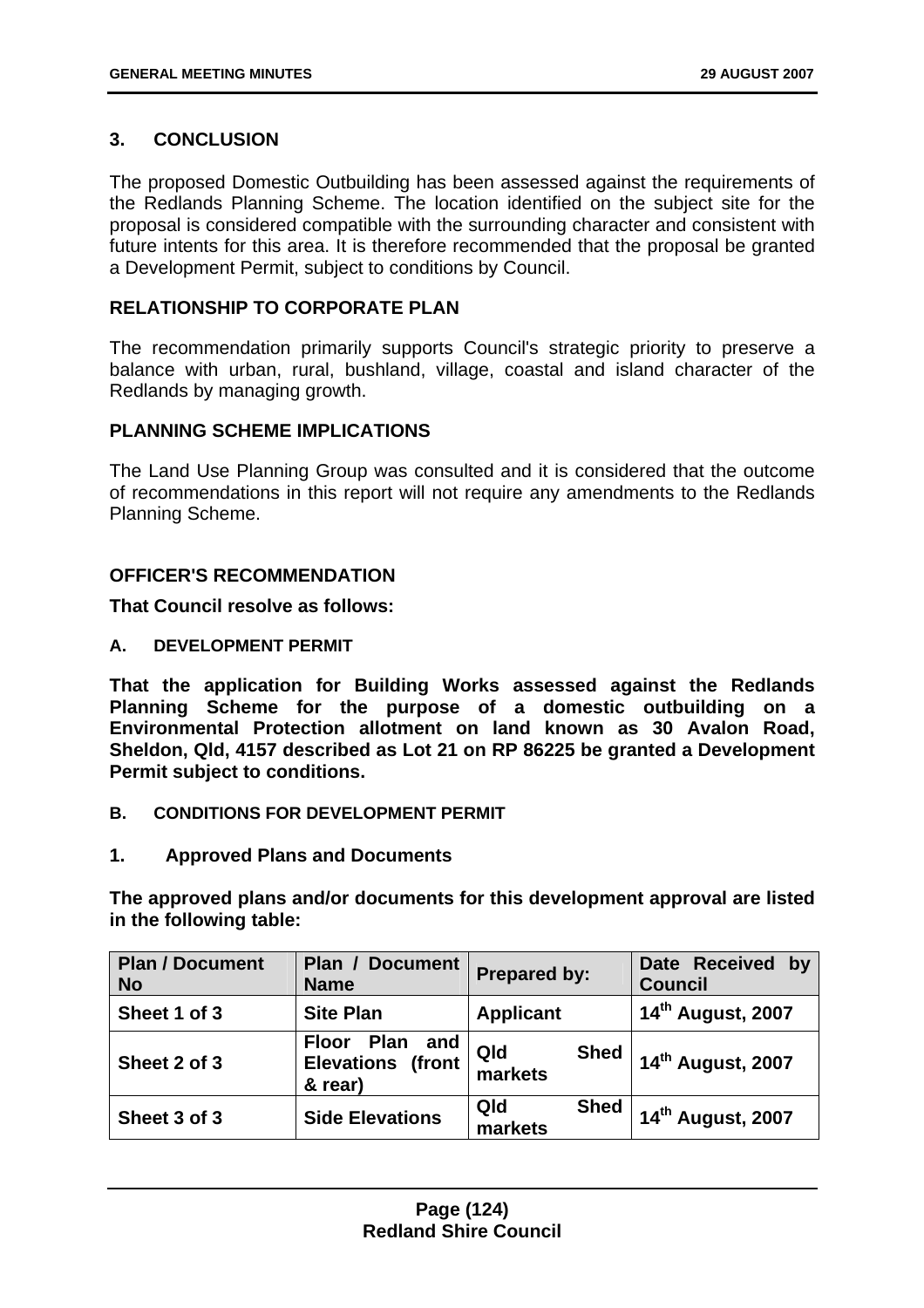## 3. CONCLUSION

The proposed Domestic Outbuilding has been assessed against the requirements of the Redlands Planning Scheme. The location identified on the subject site for the proposal is considered compatible with the surrounding character and consistent with future intents for this area. It is therefore recommended that the proposal be granted a Development Permit, subject to conditions by Council.

## RELATIONSHIP TO CORPORATE PLAN

The recommendation primarily supports Council's strategic priority to preserve a balance with urban, rural, bushland, village, coastal and island character of the Redlands by managing growth.

## PLANNING SCHEME IMPLICATIONS

The Land Use Planning Group was consulted and it is considered that the outcome of recommendations in this report will not require any amendments to the Redlands Planning Scheme.

## OFFICER'S RECOMMENDATION

**That Council resolve as follows:**

### A. DEVELOPMENT PERMIT

**That the application for Building Works assessed against the Redlands Planning Scheme for the purpose of a domestic outbuilding on a Environmental Protection allotment on land known as 30 Avalon Road, Sheldon, Qld, 4157 described as Lot 21 on RP 86225 be granted a Development Permit subject to conditions.**

### B. CONDITIONS FOR DEVELOPMENT PERMIT

### 1. Approved Plans and Documents

**The approved plans and/or documents for this development approval are listed in the following table:**

| Plan / Document No | Plan / Document Name | Prepared by: | Date Received by Council |
|---|---|---|---|
| Sheet 1 of 3 | Site Plan | Applicant | 14th August, 2007 |
| Sheet 2 of 3 | Floor Plan and Elevations (front & rear) | Qld Shed markets | 14th August, 2007 |
| Sheet 3 of 3 | Side Elevations | Qld Shed markets | 14th August, 2007 |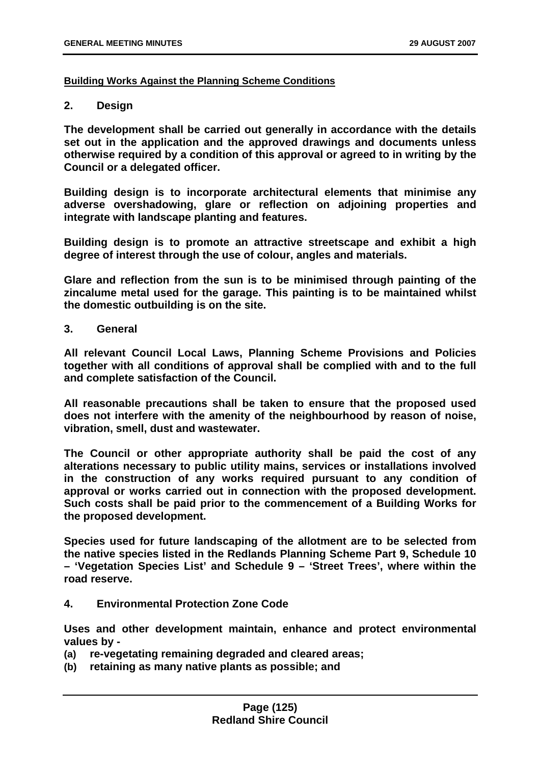**Building Works Against the Planning Scheme Conditions**

**2. Design**

**The development shall be carried out generally in accordance with the details set out in the application and the approved drawings and documents unless otherwise required by a condition of this approval or agreed to in writing by the Council or a delegated officer.**

**Building design is to incorporate architectural elements that minimise any adverse overshadowing, glare or reflection on adjoining properties and integrate with landscape planting and features.**

**Building design is to promote an attractive streetscape and exhibit a high degree of interest through the use of colour, angles and materials.**

**Glare and reflection from the sun is to be minimised through painting of the zincalume metal used for the garage. This painting is to be maintained whilst the domestic outbuilding is on the site.**

**3. General**

**All relevant Council Local Laws, Planning Scheme Provisions and Policies together with all conditions of approval shall be complied with and to the full and complete satisfaction of the Council.**

**All reasonable precautions shall be taken to ensure that the proposed used does not interfere with the amenity of the neighbourhood by reason of noise, vibration, smell, dust and wastewater.**

**The Council or other appropriate authority shall be paid the cost of any alterations necessary to public utility mains, services or installations involved in the construction of any works required pursuant to any condition of approval or works carried out in connection with the proposed development. Such costs shall be paid prior to the commencement of a Building Works for the proposed development.**

**Species used for future landscaping of the allotment are to be selected from the native species listed in the Redlands Planning Scheme Part 9, Schedule 10 – 'Vegetation Species List' and Schedule 9 – 'Street Trees', where within the road reserve.**

**4. Environmental Protection Zone Code**

**Uses and other development maintain, enhance and protect environmental values by -**

**(a) re-vegetating remaining degraded and cleared areas;**
**(b) retaining as many native plants as possible; and**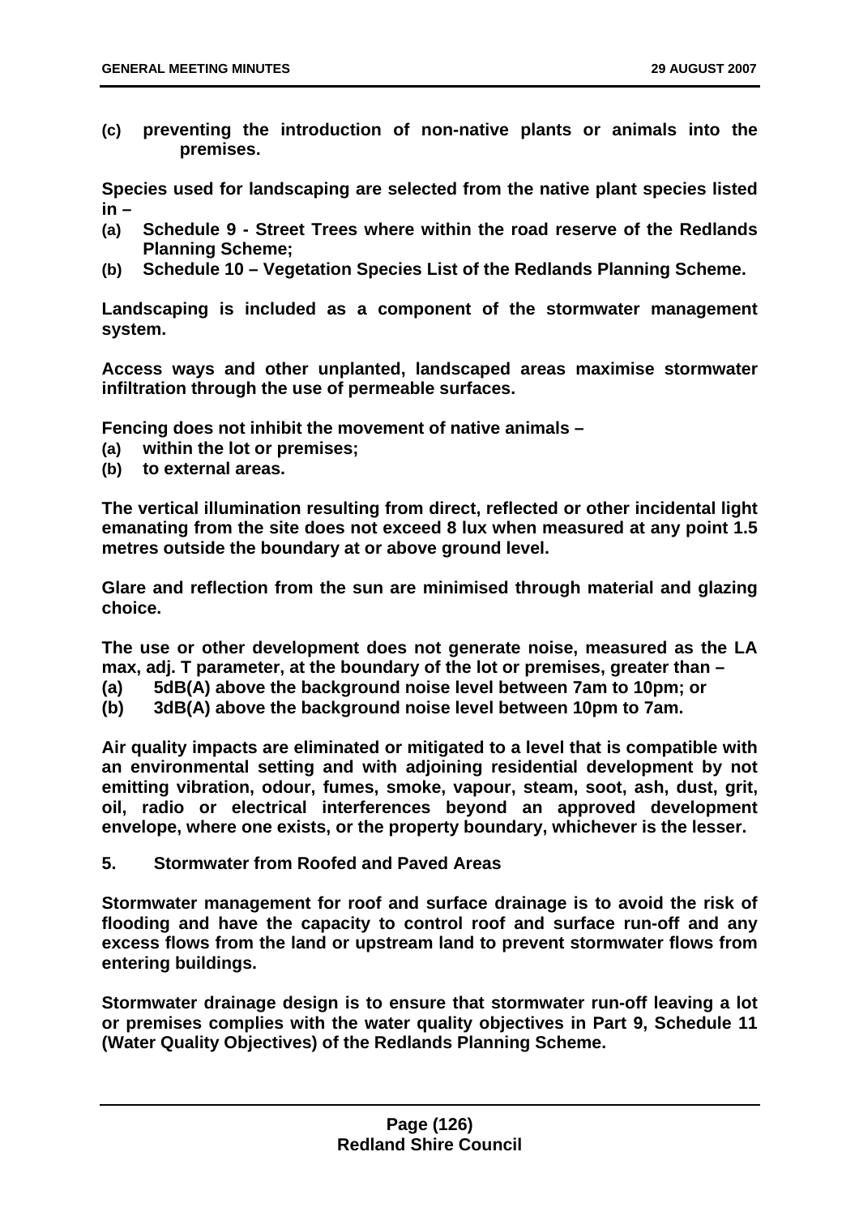**(c) preventing the introduction of non-native plants or animals into the premises.**

**Species used for landscaping are selected from the native plant species listed in –**

**(a) Schedule 9 - Street Trees where within the road reserve of the Redlands Planning Scheme;**

**(b) Schedule 10 – Vegetation Species List of the Redlands Planning Scheme.**

**Landscaping is included as a component of the stormwater management system.**

**Access ways and other unplanted, landscaped areas maximise stormwater infiltration through the use of permeable surfaces.**

**Fencing does not inhibit the movement of native animals –**

**(a) within the lot or premises;**

**(b) to external areas.**

**The vertical illumination resulting from direct, reflected or other incidental light emanating from the site does not exceed 8 lux when measured at any point 1.5 metres outside the boundary at or above ground level.**

**Glare and reflection from the sun are minimised through material and glazing choice.**

**The use or other development does not generate noise, measured as the LA max, adj. T parameter, at the boundary of the lot or premises, greater than –**

**(a) 5dB(A) above the background noise level between 7am to 10pm; or**

**(b) 3dB(A) above the background noise level between 10pm to 7am.**

**Air quality impacts are eliminated or mitigated to a level that is compatible with an environmental setting and with adjoining residential development by not emitting vibration, odour, fumes, smoke, vapour, steam, soot, ash, dust, grit, oil, radio or electrical interferences beyond an approved development envelope, where one exists, or the property boundary, whichever is the lesser.**

**5. Stormwater from Roofed and Paved Areas**

**Stormwater management for roof and surface drainage is to avoid the risk of flooding and have the capacity to control roof and surface run-off and any excess flows from the land or upstream land to prevent stormwater flows from entering buildings.**

**Stormwater drainage design is to ensure that stormwater run-off leaving a lot or premises complies with the water quality objectives in Part 9, Schedule 11 (Water Quality Objectives) of the Redlands Planning Scheme.**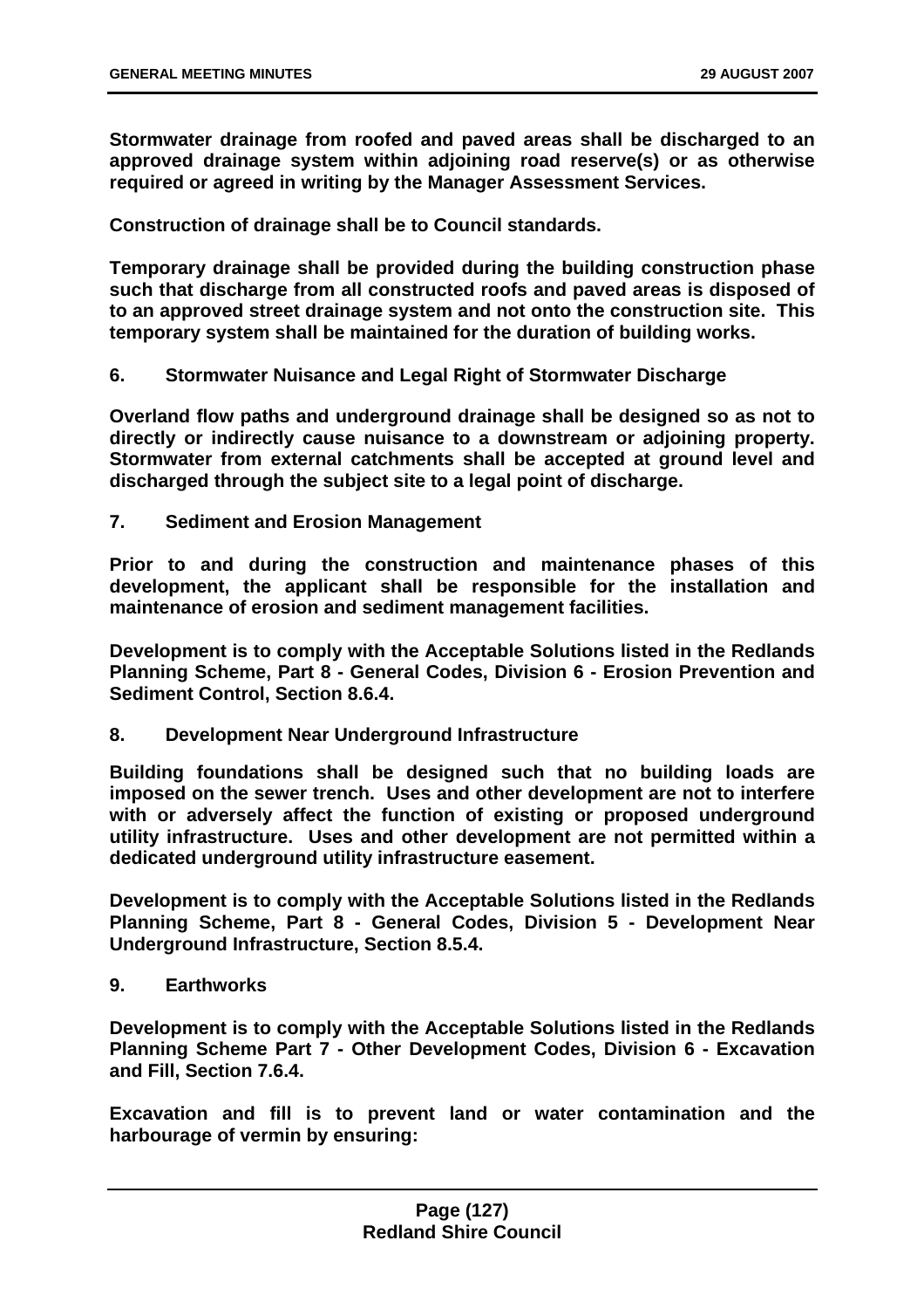**Stormwater drainage from roofed and paved areas shall be discharged to an approved drainage system within adjoining road reserve(s) or as otherwise required or agreed in writing by the Manager Assessment Services.**

**Construction of drainage shall be to Council standards.**

**Temporary drainage shall be provided during the building construction phase such that discharge from all constructed roofs and paved areas is disposed of to an approved street drainage system and not onto the construction site. This temporary system shall be maintained for the duration of building works.**

**6. Stormwater Nuisance and Legal Right of Stormwater Discharge**

**Overland flow paths and underground drainage shall be designed so as not to directly or indirectly cause nuisance to a downstream or adjoining property. Stormwater from external catchments shall be accepted at ground level and discharged through the subject site to a legal point of discharge.**

**7. Sediment and Erosion Management**

**Prior to and during the construction and maintenance phases of this development, the applicant shall be responsible for the installation and maintenance of erosion and sediment management facilities.**

**Development is to comply with the Acceptable Solutions listed in the Redlands Planning Scheme, Part 8 - General Codes, Division 6 - Erosion Prevention and Sediment Control, Section 8.6.4.**

**8. Development Near Underground Infrastructure**

**Building foundations shall be designed such that no building loads are imposed on the sewer trench. Uses and other development are not to interfere with or adversely affect the function of existing or proposed underground utility infrastructure. Uses and other development are not permitted within a dedicated underground utility infrastructure easement.**

**Development is to comply with the Acceptable Solutions listed in the Redlands Planning Scheme, Part 8 - General Codes, Division 5 - Development Near Underground Infrastructure, Section 8.5.4.**

**9. Earthworks**

**Development is to comply with the Acceptable Solutions listed in the Redlands Planning Scheme Part 7 - Other Development Codes, Division 6 - Excavation and Fill, Section 7.6.4.**

**Excavation and fill is to prevent land or water contamination and the harbourage of vermin by ensuring:**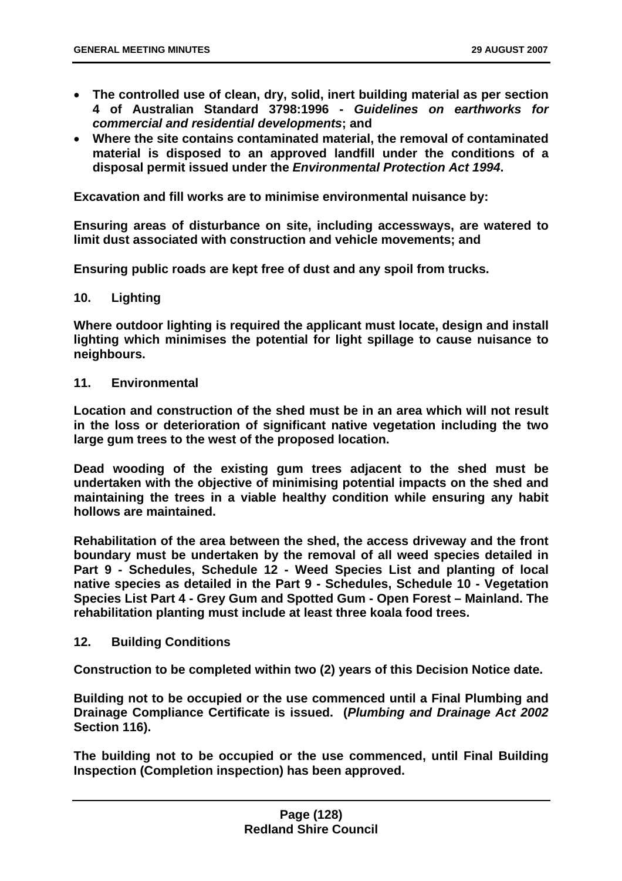- **The controlled use of clean, dry, solid, inert building material as per section 4 of Australian Standard 3798:1996 -** ***Guidelines on earthworks for commercial and residential developments*****; and**
- **Where the site contains contaminated material, the removal of contaminated material is disposed to an approved landfill under the conditions of a disposal permit issued under the** ***Environmental Protection Act 1994*****.**

**Excavation and fill works are to minimise environmental nuisance by:**

**Ensuring areas of disturbance on site, including accessways, are watered to limit dust associated with construction and vehicle movements; and**

**Ensuring public roads are kept free of dust and any spoil from trucks.**

**10. Lighting**

**Where outdoor lighting is required the applicant must locate, design and install lighting which minimises the potential for light spillage to cause nuisance to neighbours.**

**11. Environmental**

**Location and construction of the shed must be in an area which will not result in the loss or deterioration of significant native vegetation including the two large gum trees to the west of the proposed location.**

**Dead wooding of the existing gum trees adjacent to the shed must be undertaken with the objective of minimising potential impacts on the shed and maintaining the trees in a viable healthy condition while ensuring any habit hollows are maintained.**

**Rehabilitation of the area between the shed, the access driveway and the front boundary must be undertaken by the removal of all weed species detailed in Part 9 - Schedules, Schedule 12 - Weed Species List and planting of local native species as detailed in the Part 9 - Schedules, Schedule 10 - Vegetation Species List Part 4 - Grey Gum and Spotted Gum - Open Forest – Mainland. The rehabilitation planting must include at least three koala food trees.**

**12. Building Conditions**

**Construction to be completed within two (2) years of this Decision Notice date.**

**Building not to be occupied or the use commenced until a Final Plumbing and Drainage Compliance Certificate is issued. (*****Plumbing and Drainage Act 2002*** **Section 116).**

**The building not to be occupied or the use commenced, until Final Building Inspection (Completion inspection) has been approved.**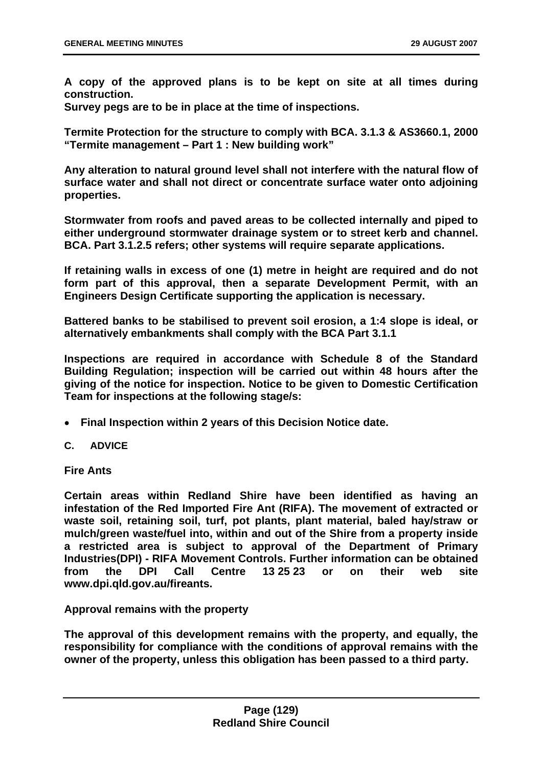**A copy of the approved plans is to be kept on site at all times during construction.**

**Survey pegs are to be in place at the time of inspections.**

**Termite Protection for the structure to comply with BCA. 3.1.3 & AS3660.1, 2000 "Termite management – Part 1 : New building work"**

**Any alteration to natural ground level shall not interfere with the natural flow of surface water and shall not direct or concentrate surface water onto adjoining properties.**

**Stormwater from roofs and paved areas to be collected internally and piped to either underground stormwater drainage system or to street kerb and channel. BCA. Part 3.1.2.5 refers; other systems will require separate applications.**

**If retaining walls in excess of one (1) metre in height are required and do not form part of this approval, then a separate Development Permit, with an Engineers Design Certificate supporting the application is necessary.**

**Battered banks to be stabilised to prevent soil erosion, a 1:4 slope is ideal, or alternatively embankments shall comply with the BCA Part 3.1.1**

**Inspections are required in accordance with Schedule 8 of the Standard Building Regulation; inspection will be carried out within 48 hours after the giving of the notice for inspection. Notice to be given to Domestic Certification Team for inspections at the following stage/s:**

- **Final Inspection within 2 years of this Decision Notice date.**

**C. ADVICE**

**Fire Ants**

**Certain areas within Redland Shire have been identified as having an infestation of the Red Imported Fire Ant (RIFA). The movement of extracted or waste soil, retaining soil, turf, pot plants, plant material, baled hay/straw or mulch/green waste/fuel into, within and out of the Shire from a property inside a restricted area is subject to approval of the Department of Primary Industries(DPI) - RIFA Movement Controls. Further information can be obtained from the DPI Call Centre 13 25 23 or on their web site www.dpi.qld.gov.au/fireants.**

**Approval remains with the property**

**The approval of this development remains with the property, and equally, the responsibility for compliance with the conditions of approval remains with the owner of the property, unless this obligation has been passed to a third party.**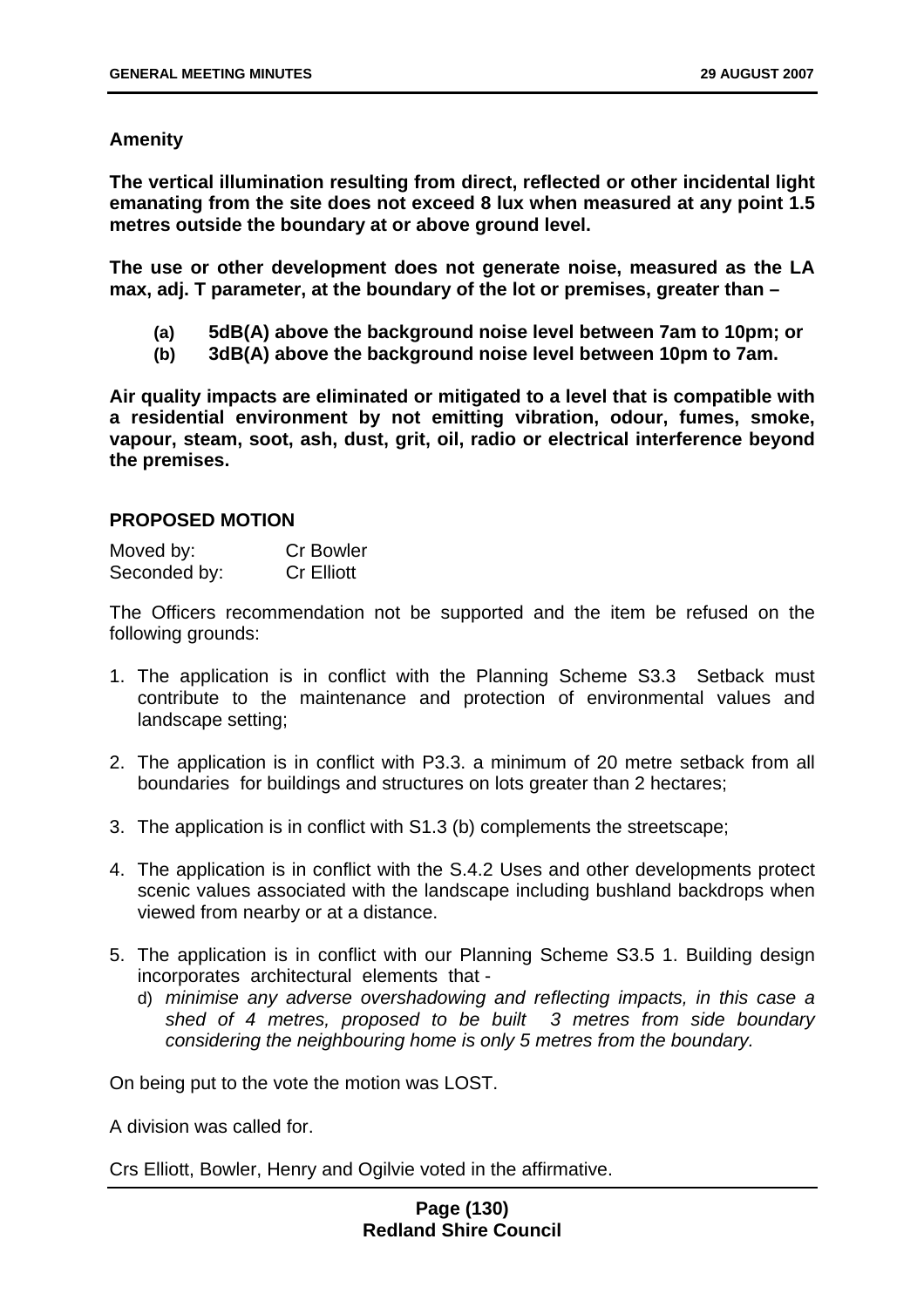**Amenity**

**The vertical illumination resulting from direct, reflected or other incidental light emanating from the site does not exceed 8 lux when measured at any point 1.5 metres outside the boundary at or above ground level.**

**The use or other development does not generate noise, measured as the LA max, adj. T parameter, at the boundary of the lot or premises, greater than –**

- **(a) 5dB(A) above the background noise level between 7am to 10pm; or**
- **(b) 3dB(A) above the background noise level between 10pm to 7am.**

**Air quality impacts are eliminated or mitigated to a level that is compatible with a residential environment by not emitting vibration, odour, fumes, smoke, vapour, steam, soot, ash, dust, grit, oil, radio or electrical interference beyond the premises.**

**PROPOSED MOTION**

Moved by: Cr Bowler
Seconded by: Cr Elliott

The Officers recommendation not be supported and the item be refused on the following grounds:

1. The application is in conflict with the Planning Scheme S3.3 Setback must contribute to the maintenance and protection of environmental values and landscape setting;

2. The application is in conflict with P3.3. a minimum of 20 metre setback from all boundaries for buildings and structures on lots greater than 2 hectares;

3. The application is in conflict with S1.3 (b) complements the streetscape;

4. The application is in conflict with the S.4.2 Uses and other developments protect scenic values associated with the landscape including bushland backdrops when viewed from nearby or at a distance.

5. The application is in conflict with our Planning Scheme S3.5 1. Building design incorporates architectural elements that -
   d) *minimise any adverse overshadowing and reflecting impacts, in this case a shed of 4 metres, proposed to be built 3 metres from side boundary considering the neighbouring home is only 5 metres from the boundary.*

On being put to the vote the motion was LOST.

A division was called for.

Crs Elliott, Bowler, Henry and Ogilvie voted in the affirmative.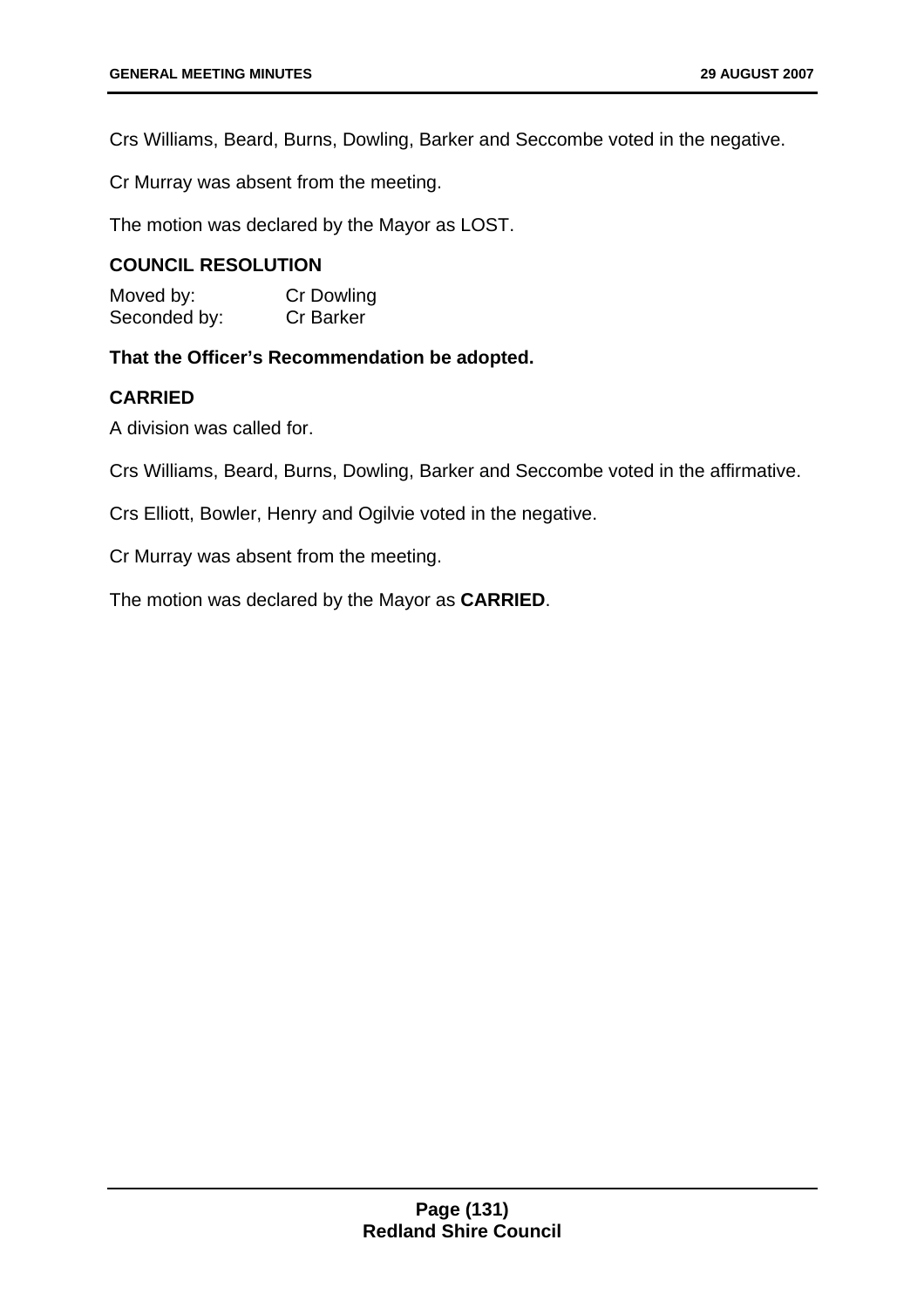Crs Williams, Beard, Burns, Dowling, Barker and Seccombe voted in the negative.

Cr Murray was absent from the meeting.

The motion was declared by the Mayor as LOST.

### COUNCIL RESOLUTION

Moved by: Cr Dowling
Seconded by: Cr Barker

**That the Officer's Recommendation be adopted.**

**CARRIED**

A division was called for.

Crs Williams, Beard, Burns, Dowling, Barker and Seccombe voted in the affirmative.

Crs Elliott, Bowler, Henry and Ogilvie voted in the negative.

Cr Murray was absent from the meeting.

The motion was declared by the Mayor as **CARRIED**.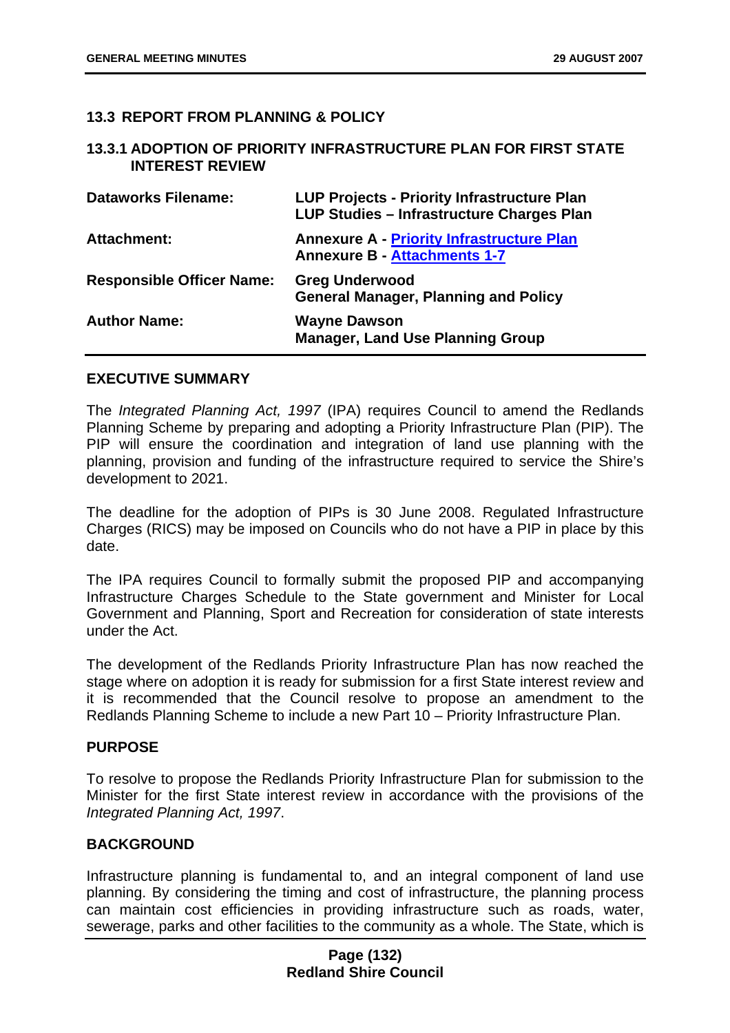## 13.3 REPORT FROM PLANNING & POLICY

### 13.3.1 ADOPTION OF PRIORITY INFRASTRUCTURE PLAN FOR FIRST STATE INTEREST REVIEW

| | |
|---|---|
| **Dataworks Filename:** | **LUP Projects - Priority Infrastructure Plan**<br>**LUP Studies – Infrastructure Charges Plan** |
| **Attachment:** | **Annexure A - Priority Infrastructure Plan**<br>**Annexure B - Attachments 1-7** |
| **Responsible Officer Name:** | **Greg Underwood**<br>**General Manager, Planning and Policy** |
| **Author Name:** | **Wayne Dawson**<br>**Manager, Land Use Planning Group** |

**EXECUTIVE SUMMARY**

The *Integrated Planning Act, 1997* (IPA) requires Council to amend the Redlands Planning Scheme by preparing and adopting a Priority Infrastructure Plan (PIP). The PIP will ensure the coordination and integration of land use planning with the planning, provision and funding of the infrastructure required to service the Shire's development to 2021.

The deadline for the adoption of PIPs is 30 June 2008. Regulated Infrastructure Charges (RICS) may be imposed on Councils who do not have a PIP in place by this date.

The IPA requires Council to formally submit the proposed PIP and accompanying Infrastructure Charges Schedule to the State government and Minister for Local Government and Planning, Sport and Recreation for consideration of state interests under the Act.

The development of the Redlands Priority Infrastructure Plan has now reached the stage where on adoption it is ready for submission for a first State interest review and it is recommended that the Council resolve to propose an amendment to the Redlands Planning Scheme to include a new Part 10 – Priority Infrastructure Plan.

**PURPOSE**

To resolve to propose the Redlands Priority Infrastructure Plan for submission to the Minister for the first State interest review in accordance with the provisions of the *Integrated Planning Act, 1997*.

**BACKGROUND**

Infrastructure planning is fundamental to, and an integral component of land use planning. By considering the timing and cost of infrastructure, the planning process can maintain cost efficiencies in providing infrastructure such as roads, water, sewerage, parks and other facilities to the community as a whole. The State, which is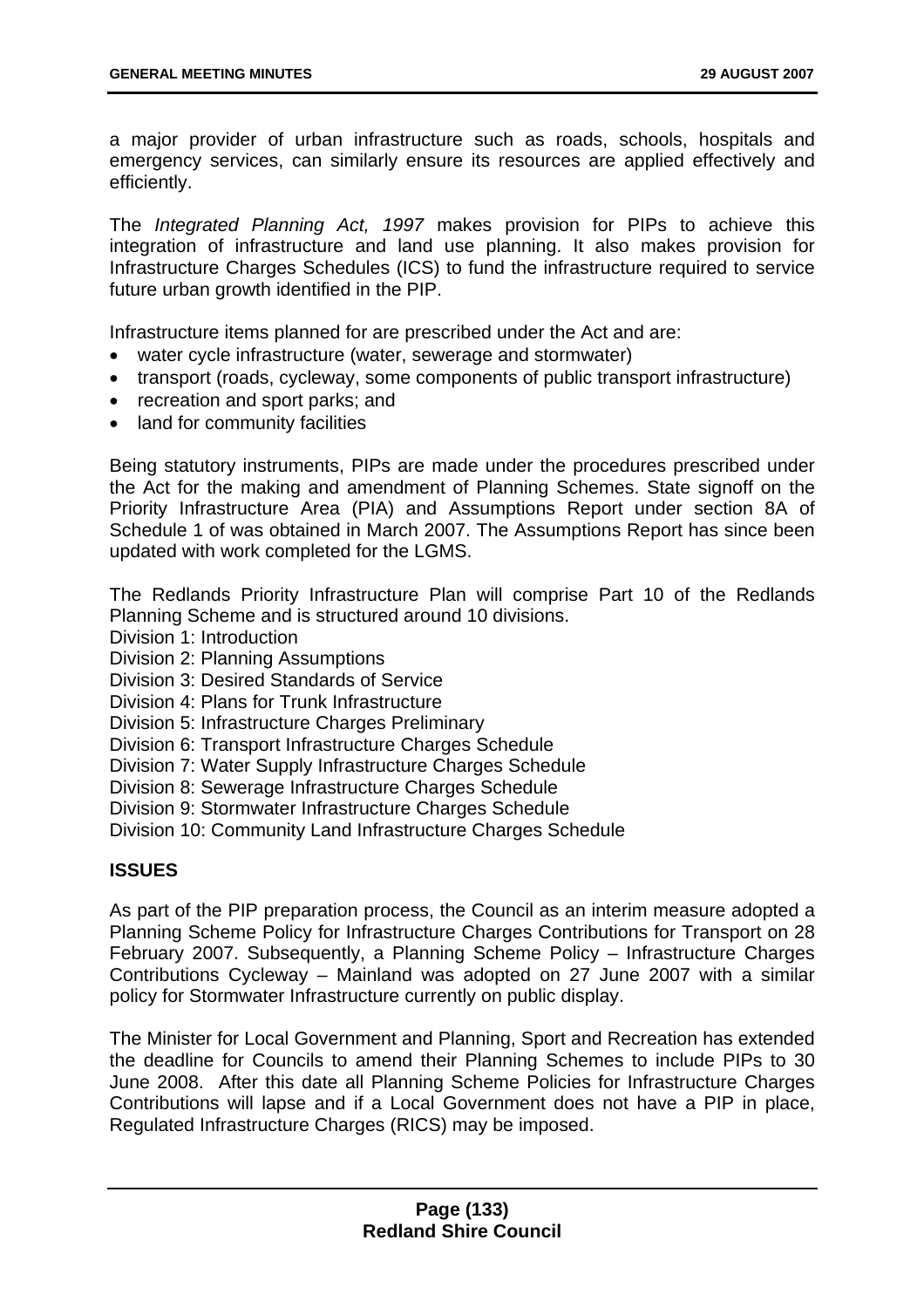a major provider of urban infrastructure such as roads, schools, hospitals and emergency services, can similarly ensure its resources are applied effectively and efficiently.

The *Integrated Planning Act, 1997* makes provision for PIPs to achieve this integration of infrastructure and land use planning. It also makes provision for Infrastructure Charges Schedules (ICS) to fund the infrastructure required to service future urban growth identified in the PIP.

Infrastructure items planned for are prescribed under the Act and are:

- water cycle infrastructure (water, sewerage and stormwater)
- transport (roads, cycleway, some components of public transport infrastructure)
- recreation and sport parks; and
- land for community facilities

Being statutory instruments, PIPs are made under the procedures prescribed under the Act for the making and amendment of Planning Schemes. State signoff on the Priority Infrastructure Area (PIA) and Assumptions Report under section 8A of Schedule 1 of was obtained in March 2007. The Assumptions Report has since been updated with work completed for the LGMS.

The Redlands Priority Infrastructure Plan will comprise Part 10 of the Redlands Planning Scheme and is structured around 10 divisions.

Division 1: Introduction
Division 2: Planning Assumptions
Division 3: Desired Standards of Service
Division 4: Plans for Trunk Infrastructure
Division 5: Infrastructure Charges Preliminary
Division 6: Transport Infrastructure Charges Schedule
Division 7: Water Supply Infrastructure Charges Schedule
Division 8: Sewerage Infrastructure Charges Schedule
Division 9: Stormwater Infrastructure Charges Schedule
Division 10: Community Land Infrastructure Charges Schedule

## ISSUES

As part of the PIP preparation process, the Council as an interim measure adopted a Planning Scheme Policy for Infrastructure Charges Contributions for Transport on 28 February 2007. Subsequently, a Planning Scheme Policy – Infrastructure Charges Contributions Cycleway – Mainland was adopted on 27 June 2007 with a similar policy for Stormwater Infrastructure currently on public display.

The Minister for Local Government and Planning, Sport and Recreation has extended the deadline for Councils to amend their Planning Schemes to include PIPs to 30 June 2008. After this date all Planning Scheme Policies for Infrastructure Charges Contributions will lapse and if a Local Government does not have a PIP in place, Regulated Infrastructure Charges (RICS) may be imposed.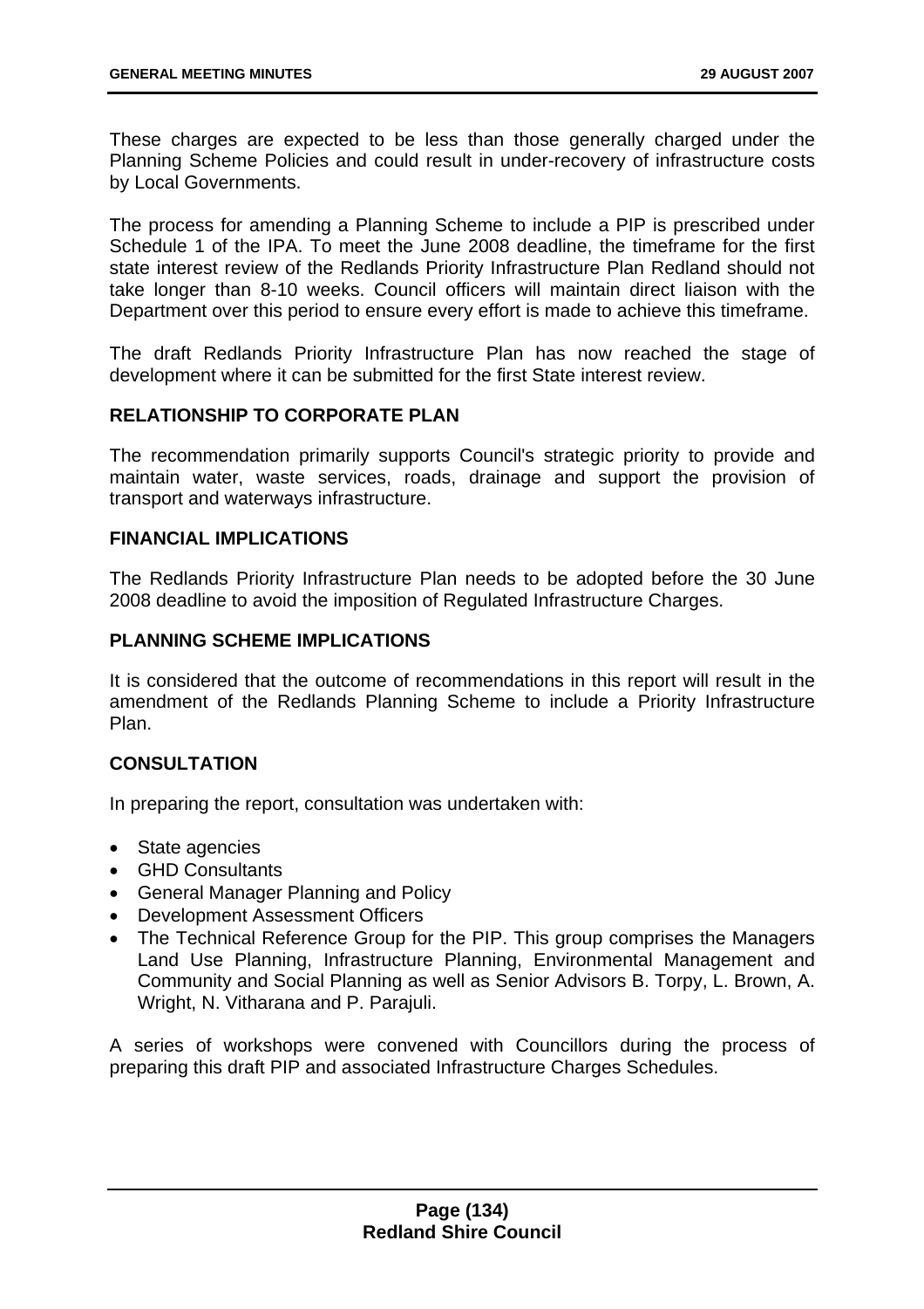These charges are expected to be less than those generally charged under the Planning Scheme Policies and could result in under-recovery of infrastructure costs by Local Governments.

The process for amending a Planning Scheme to include a PIP is prescribed under Schedule 1 of the IPA. To meet the June 2008 deadline, the timeframe for the first state interest review of the Redlands Priority Infrastructure Plan Redland should not take longer than 8-10 weeks. Council officers will maintain direct liaison with the Department over this period to ensure every effort is made to achieve this timeframe.

The draft Redlands Priority Infrastructure Plan has now reached the stage of development where it can be submitted for the first State interest review.

## RELATIONSHIP TO CORPORATE PLAN

The recommendation primarily supports Council's strategic priority to provide and maintain water, waste services, roads, drainage and support the provision of transport and waterways infrastructure.

## FINANCIAL IMPLICATIONS

The Redlands Priority Infrastructure Plan needs to be adopted before the 30 June 2008 deadline to avoid the imposition of Regulated Infrastructure Charges.

## PLANNING SCHEME IMPLICATIONS

It is considered that the outcome of recommendations in this report will result in the amendment of the Redlands Planning Scheme to include a Priority Infrastructure Plan.

## CONSULTATION

In preparing the report, consultation was undertaken with:

- State agencies
- GHD Consultants
- General Manager Planning and Policy
- Development Assessment Officers
- The Technical Reference Group for the PIP. This group comprises the Managers Land Use Planning, Infrastructure Planning, Environmental Management and Community and Social Planning as well as Senior Advisors B. Torpy, L. Brown, A. Wright, N. Vitharana and P. Parajuli.

A series of workshops were convened with Councillors during the process of preparing this draft PIP and associated Infrastructure Charges Schedules.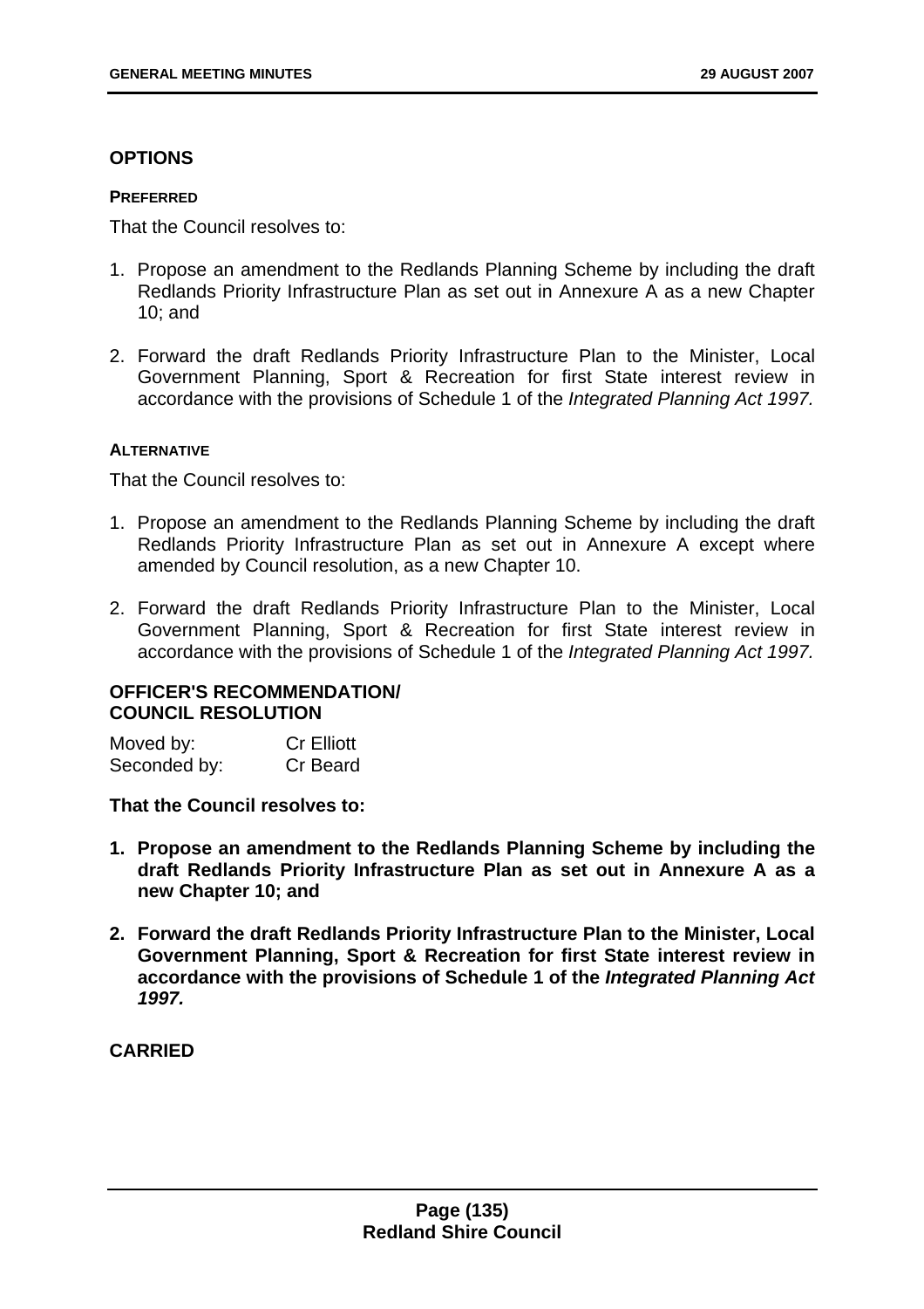## OPTIONS

#### PREFERRED

That the Council resolves to:

1. Propose an amendment to the Redlands Planning Scheme by including the draft Redlands Priority Infrastructure Plan as set out in Annexure A as a new Chapter 10; and

2. Forward the draft Redlands Priority Infrastructure Plan to the Minister, Local Government Planning, Sport & Recreation for first State interest review in accordance with the provisions of Schedule 1 of the *Integrated Planning Act 1997.*

#### ALTERNATIVE

That the Council resolves to:

1. Propose an amendment to the Redlands Planning Scheme by including the draft Redlands Priority Infrastructure Plan as set out in Annexure A except where amended by Council resolution, as a new Chapter 10.

2. Forward the draft Redlands Priority Infrastructure Plan to the Minister, Local Government Planning, Sport & Recreation for first State interest review in accordance with the provisions of Schedule 1 of the *Integrated Planning Act 1997.*

## OFFICER'S RECOMMENDATION/ COUNCIL RESOLUTION

| | |
|---|---|
| Moved by: | Cr Elliott |
| Seconded by: | Cr Beard |

**That the Council resolves to:**

1. **Propose an amendment to the Redlands Planning Scheme by including the draft Redlands Priority Infrastructure Plan as set out in Annexure A as a new Chapter 10; and**

2. **Forward the draft Redlands Priority Infrastructure Plan to the Minister, Local Government Planning, Sport & Recreation for first State interest review in accordance with the provisions of Schedule 1 of the *Integrated Planning Act 1997.***

**CARRIED**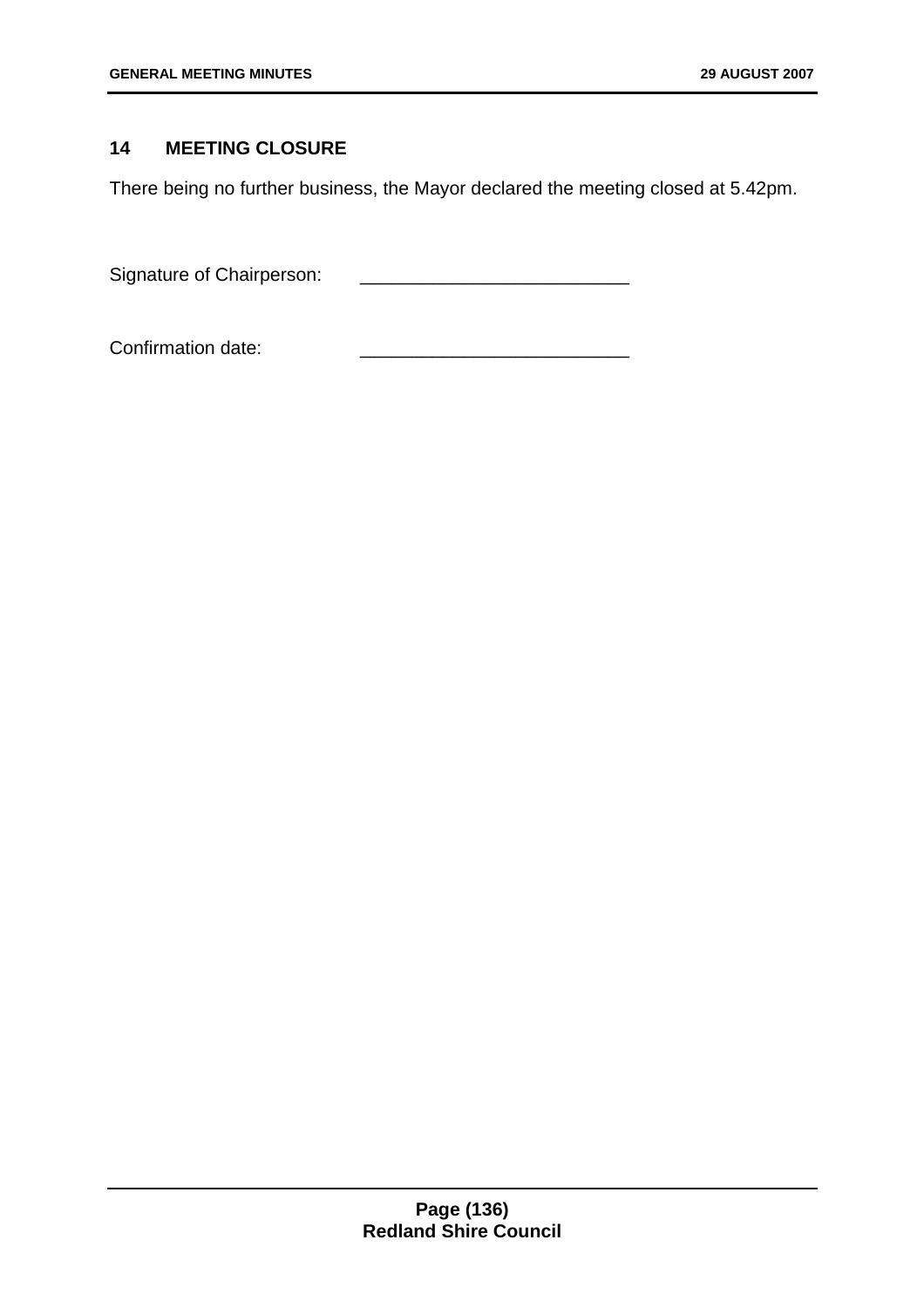## 14 MEETING CLOSURE

There being no further business, the Mayor declared the meeting closed at 5.42pm.

Signature of Chairperson: __________________________

Confirmation date: __________________________